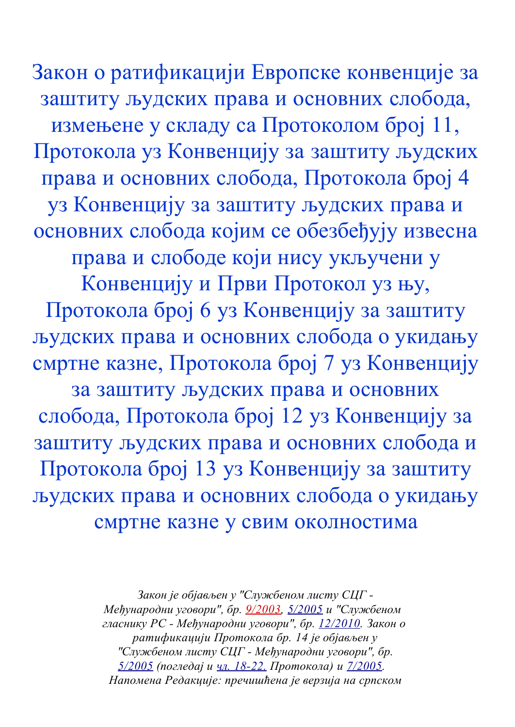# Закон о ратификацији Европске конвенције за заштиту људских права и основних слобода, измењене у складу са Протоколом број 11, Протокола уз Конвенцију за заштиту људских права и основних слобода, Протокола број 4 уз Конвенцију за заштиту људских права и основних слобода којим се обезбеђују извесна права и слободе који нису укључени у Конвенцију и Први Протокол уз њу, Протокола број 6 уз Конвенцију за заштиту људских права и основних слобода о укидању смртне казне, Протокола број 7 уз Конвенцију за заштиту људских права и основних слобода, Протокола број 12 уз Конвенцију за заштиту људских права и основних слобода и Протокола број 13 уз Конвенцију за заштиту људских права и основних слобода о укидању смртне казне у свим околностима

*Закон је објављен у "Службеном листу СЦГ - Међународни уговори", бр. 9/2003, 5/2005 и "Службеном гласнику РС - Међународни уговори", бр. 12/2010. Закон о ратификацији Протокола бр. 14 је објављен у "Службеном листу СЦГ - Међународни уговори", бр. 5/2005 (погледај и чл. 18-22. Протокола) и 7/2005. Напомена Редакције: пречишћена је верзија на српском*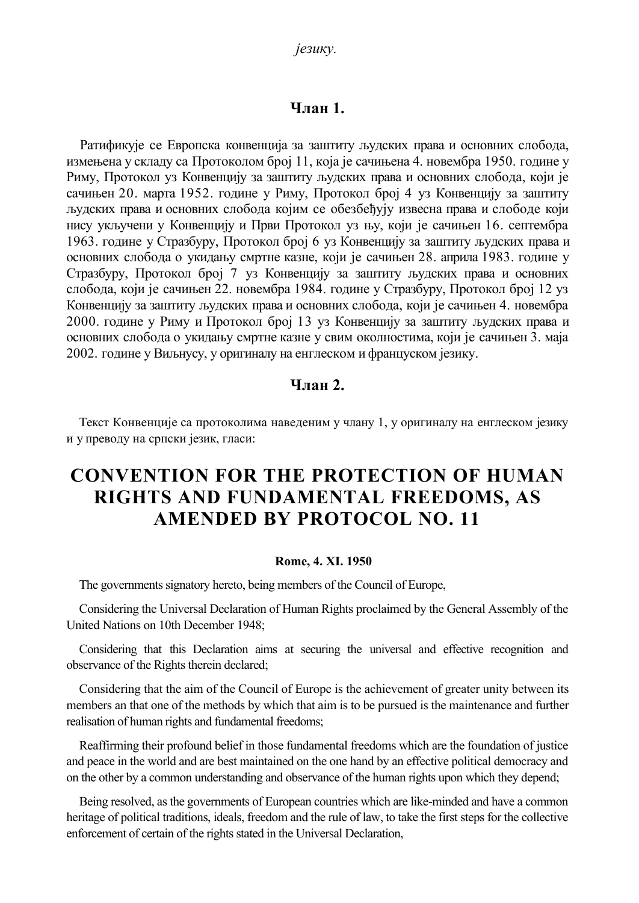*језику.*

## Члан 1.

Ратификује се Европска конвенција за заштиту људских права и основних слобода, измењена у складу са Протоколом број 11, која је сачињена 4. новембра 1950. године у Риму, Протокол уз Конвенцију за заштиту људских права и основних слобода, који је сачињен 20. марта 1952. године у Риму, Протокол број 4 уз Конвенцију за заштиту људских права и основних слобода којим се обезбеђују извесна права и слободе који нису укључени у Конвенцију и Први Протокол уз њу, који је сачињен 16. септембра 1963. године у Стразбуру, Протокол број 6 уз Конвенцију за заштиту људских права и основних слобода о укидању смртне казне, који је сачињен 28. априла 1983. године у Стразбуру, Протокол број 7 уз Конвенцију за заштиту људских права и основних слобода, који је сачињен 22. новембра 1984. године у Стразбуру, Протокол број 12 уз Конвенцију за заштиту људских права и основних слобода, који је сачињен 4. новембра 2000. године у Риму и Протокол број 13 уз Конвенцију за заштиту људских права и основних слобода о укидању смртне казне у свим околностима, који је сачињен 3. маја 2002. године у Виљнусу, у оригиналу на енглеском и француском језику.

## Члан 2.

Текст Конвенције са протоколима наведеним у члану 1, у оригиналу на енглеском језику и у преводу на српски језик, гласи:

# CONVENTION FOR THE PROTECTION OF HUMAN RIGHTS AND FUNDAMENTAL FREEDOMS, AS AMENDED BY PROTOCOL NO. 11

**Rome, 4. XI. 1950**

The governments signatory hereto, being members of the Council of Europe,

Considering the Universal Declaration of Human Rights proclaimed by the General Assembly of the United Nations on 10th December 1948;

Considering that this Declaration aims at securing the universal and effective recognition and observance of the Rights therein declared;

Considering that the aim of the Council of Europe is the achievement of greater unity between its members an that one of the methods by which that aim is to be pursued is the maintenance and further realisation of human rights and fundamental freedoms;

Reaffirming their profound belief in those fundamental freedoms which are the foundation of justice and peace in the world and are best maintained on the one hand by an effective political democracy and on the other by a common understanding and observance of the human rights upon which they depend;

Being resolved, as the governments of European countries which are like-minded and have a common heritage of political traditions, ideals, freedom and the rule of law, to take the first steps for the collective enforcement of certain of the rights stated in the Universal Declaration,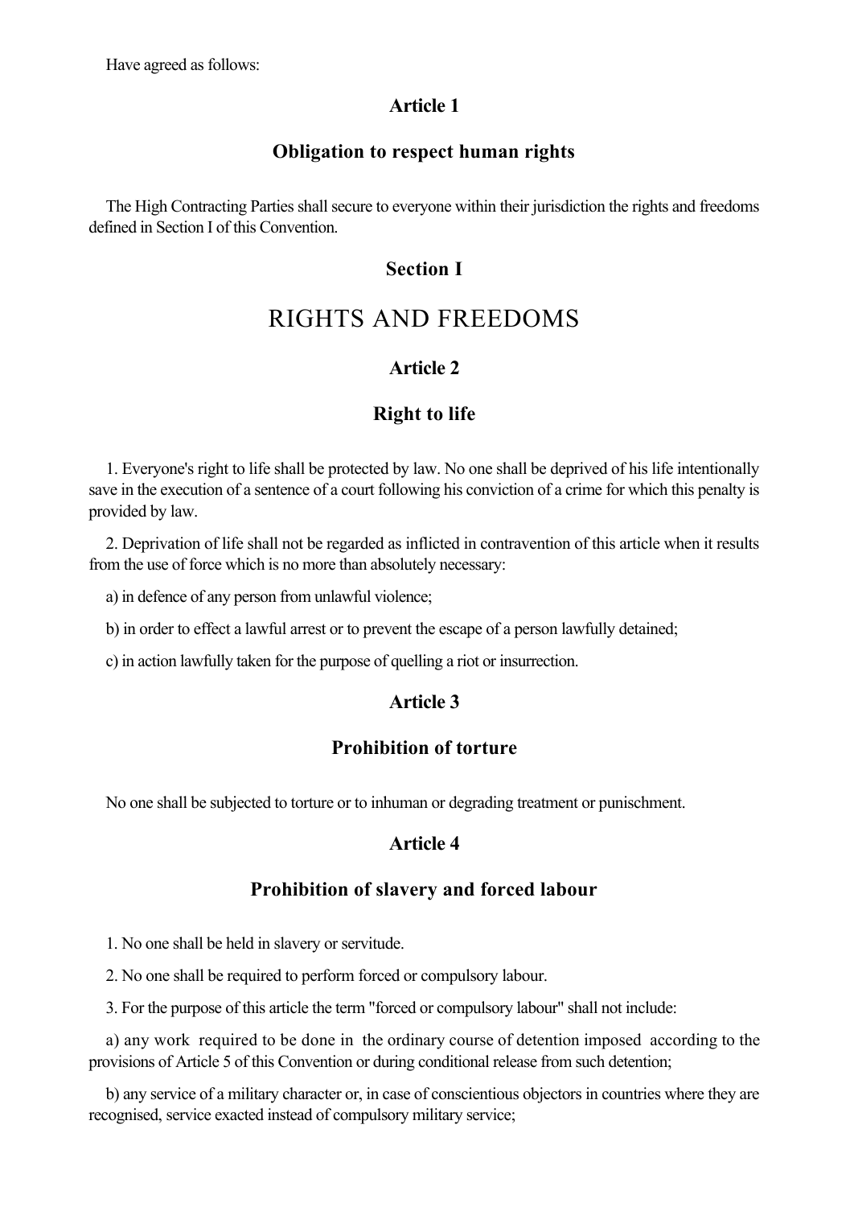Have agreed as follows:

## Article 1

## Obligation to respect human rights

The High Contracting Parties shall secure to everyone within their jurisdiction the rights and freedoms defined in Section I of this Convention.

# Section I

# RIGHTS AND FREEDOMS

## Article 2

## Right to life

1. Everyone's right to life shall be protected by law. No one shall be deprived of his life intentionally save in the execution of a sentence of a court following his conviction of a crime for which this penalty is provided by law.

2. Deprivation of life shall not be regarded as inflicted in contravention of this article when it results from the use of force which is no more than absolutely necessary:

a) in defence of any person from unlawful violence;

b) in order to effect a lawful arrest or to prevent the escape of a person lawfully detained;

c) in action lawfully taken for the purpose of quelling a riot or insurrection.

## Article 3

## Prohibition of torture

No one shall be subjected to torture or to inhuman or degrading treatment or punischment.

## Article 4

## Prohibition of slavery and forced labour

1. No one shall be held in slavery or servitude.

2. No one shall be required to perform forced or compulsory labour.

3. For the purpose of this article the term "forced or compulsory labour" shall not include:

a) any work required to be done in the ordinary course of detention imposed according to the provisions of Article 5 of this Convention or during conditional release from such detention;

b) any service of a military character or, in case of conscientious objectors in countries where they are recognised, service exacted instead of compulsory military service;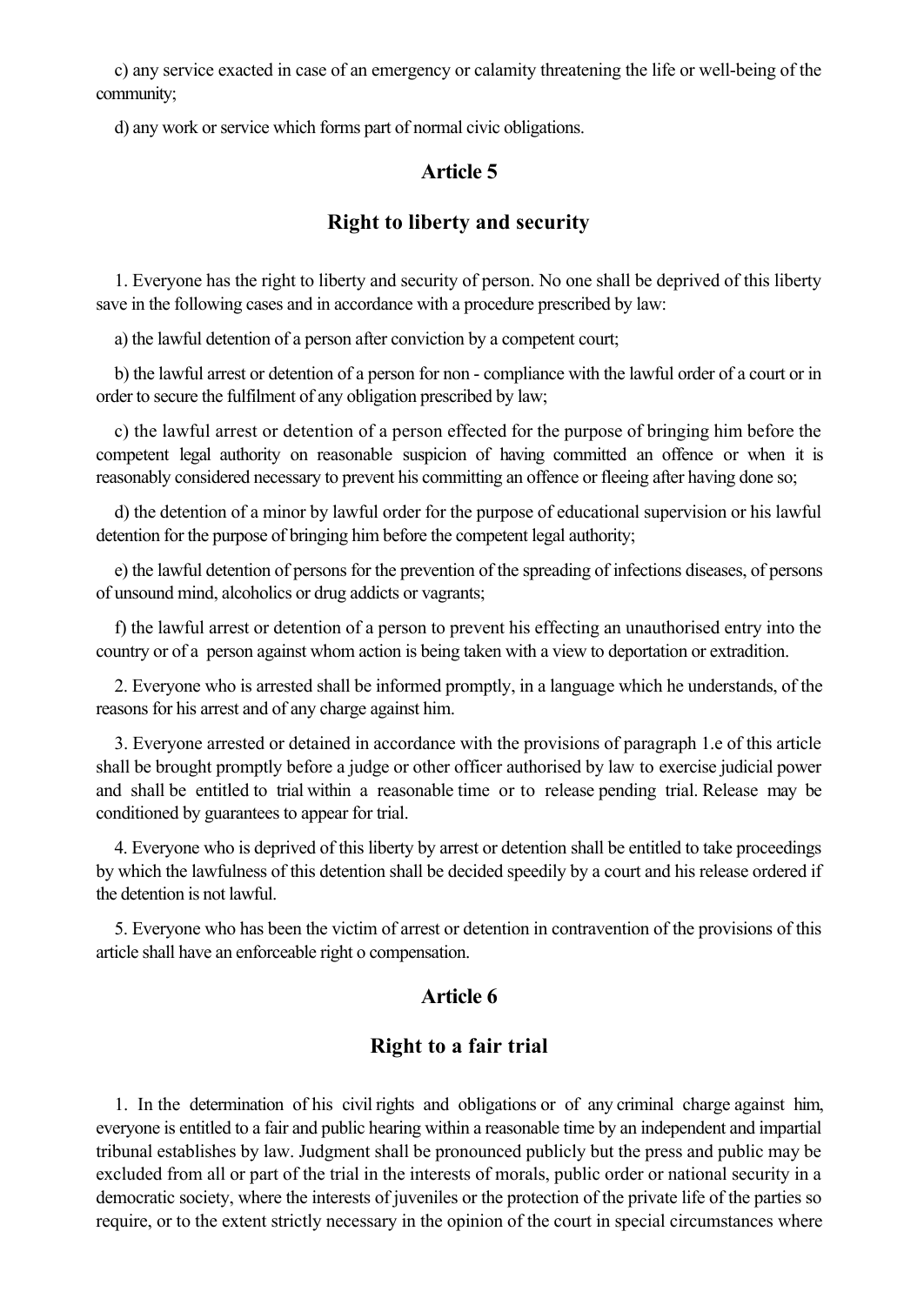c) any service exacted in case of an emergency or calamity threatening the life or well-being of the community;

d) any work or service which forms part of normal civic obligations.

## Article 5

## Right to liberty and security

1. Everyone has the right to liberty and security of person. No one shall be deprived of this liberty save in the following cases and in accordance with a procedure prescribed by law:

a) the lawful detention of a person after conviction by a competent court;

b) the lawful arrest or detention of a person for non - compliance with the lawful order of a court or in order to secure the fulfilment of any obligation prescribed by law;

c) the lawful arrest or detention of a person effected for the purpose of bringing him before the competent legal authority on reasonable suspicion of having committed an offence or when it is reasonably considered necessary to prevent his committing an offence or fleeing after having done so;

d) the detention of a minor by lawful order for the purpose of educational supervision or his lawful detention for the purpose of bringing him before the competent legal authority;

e) the lawful detention of persons for the prevention of the spreading of infections diseases, of persons of unsound mind, alcoholics or drug addicts or vagrants;

f) the lawful arrest or detention of a person to prevent his effecting an unauthorised entry into the country or of a person against whom action is being taken with a view to deportation or extradition.

2. Everyone who is arrested shall be informed promptly, in a language which he understands, of the reasons for his arrest and of any charge against him.

3. Everyone arrested or detained in accordance with the provisions of paragraph 1.e of this article shall be brought promptly before a judge or other officer authorised by law to exercise judicial power and shall be entitled to trial within a reasonable time or to release pending trial. Release may be conditioned by guarantees to appear for trial.

4. Everyone who is deprived of this liberty by arrest or detention shall be entitled to take proceedings by which the lawfulness of this detention shall be decided speedily by a court and his release ordered if the detention is not lawful.

5. Everyone who has been the victim of arrest or detention in contravention of the provisions of this article shall have an enforceable right o compensation.

## Article 6

## Right to a fair trial

1. In the determination of his civil rights and obligations or of any criminal charge against him, everyone is entitled to a fair and public hearing within a reasonable time by an independent and impartial tribunal establishes by law. Judgment shall be pronounced publicly but the press and public may be excluded from all or part of the trial in the interests of morals, public order or national security in a democratic society, where the interests of juveniles or the protection of the private life of the parties so require, or to the extent strictly necessary in the opinion of the court in special circumstances where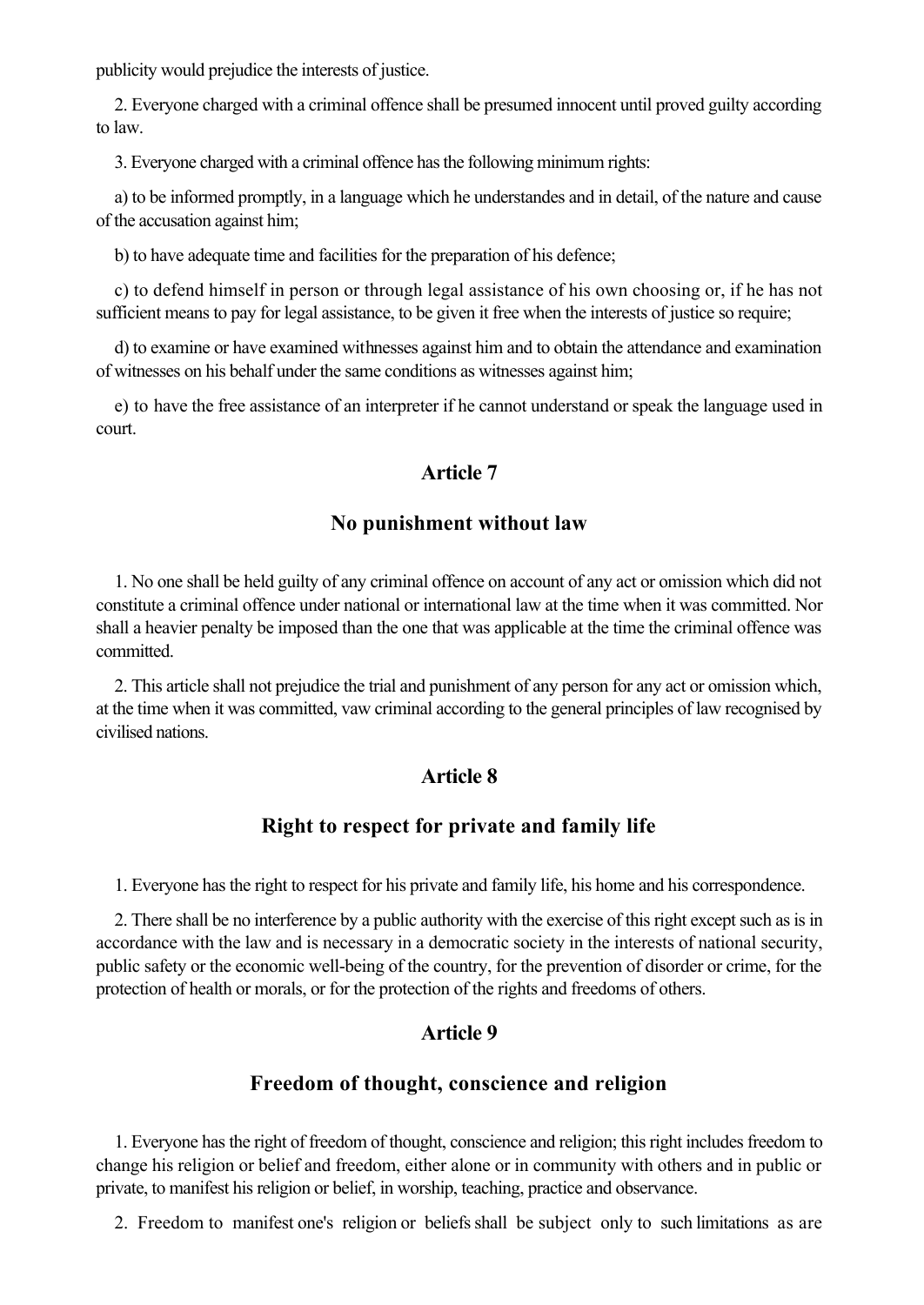publicity would prejudice the interests of justice.

2. Everyone charged with a criminal offence shall be presumed innocent until proved guilty according to law.

3. Everyone charged with a criminal offence has the following minimum rights:

a) to be informed promptly, in a language which he understandes and in detail, of the nature and cause of the accusation against him;

b) to have adequate time and facilities for the preparation of his defence;

c) to defend himself in person or through legal assistance of his own choosing or, if he has not sufficient means to pay for legal assistance, to be given it free when the interests of justice so require;

d) to examine or have examined withnesses against him and to obtain the attendance and examination of witnesses on his behalf under the same conditions as witnesses against him;

e) to have the free assistance of an interpreter if he cannot understand or speak the language used in court.

## Article 7

## No punishment without law

1. No one shall be held guilty of any criminal offence on account of any act or omission which did not constitute a criminal offence under national or international law at the time when it was committed. Nor shall a heavier penalty be imposed than the one that was applicable at the time the criminal offence was committed.

2. This article shall not prejudice the trial and punishment of any person for any act or omission which, at the time when it was committed, vaw criminal according to the general principles of law recognised by civilised nations.

## Article 8

## Right to respect for private and family life

1. Everyone has the right to respect for his private and family life, his home and his correspondence.

2. There shall be no interference by a public authority with the exercise of this right except such as is in accordance with the law and is necessary in a democratic society in the interests of national security, public safety or the economic well-being of the country, for the prevention of disorder or crime, for the protection of health or morals, or for the protection of the rights and freedoms of others.

## Article 9

## Freedom of thought, conscience and religion

1. Everyone has the right of freedom of thought, conscience and religion; this right includes freedom to change his religion or belief and freedom, either alone or in community with others and in public or private, to manifest his religion or belief, in worship, teaching, practice and observance.

2. Freedom to manifest one's religion or beliefs shall be subject only to such limitations as are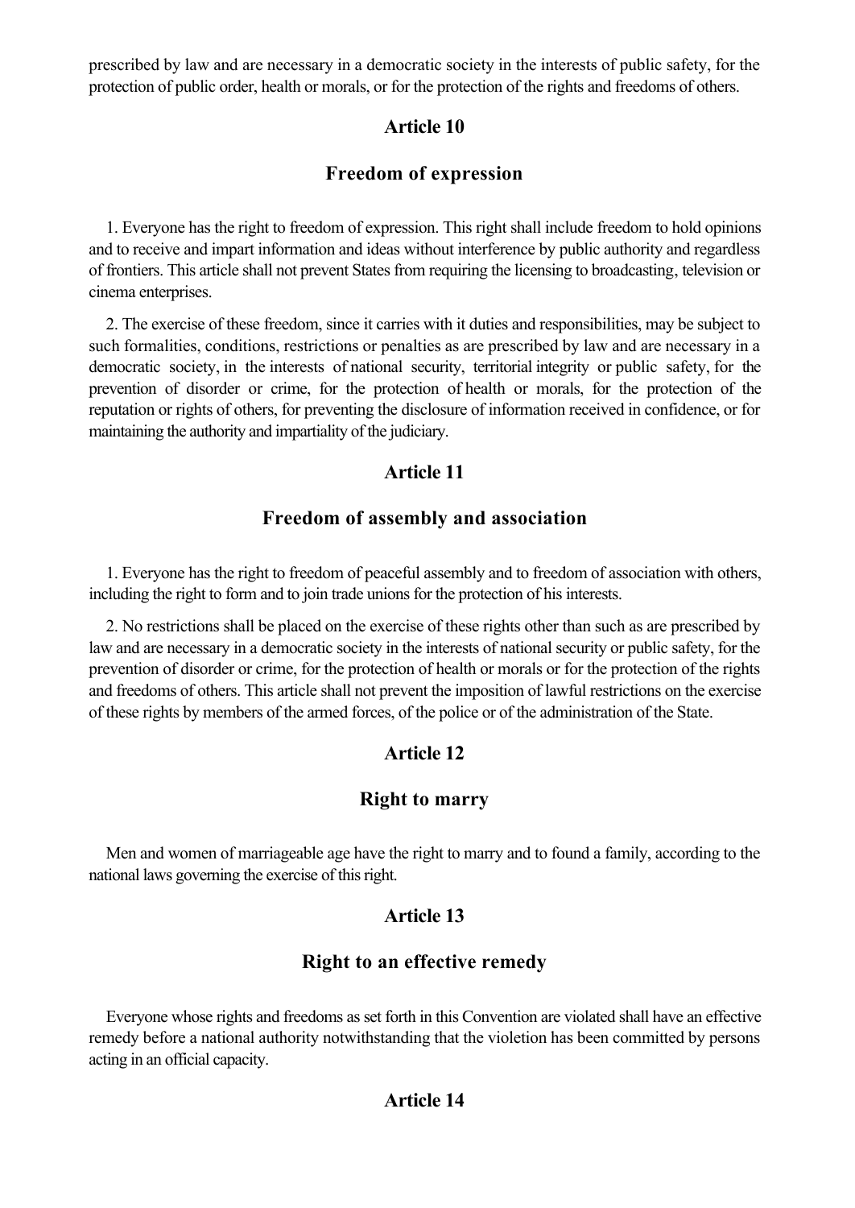prescribed by law and are necessary in a democratic society in the interests of public safety, for the protection of public order, health or morals, or for the protection of the rights and freedoms of others.

## Article 10

## Freedom of expression

1. Everyone has the right to freedom of expression. This right shall include freedom to hold opinions and to receive and impart information and ideas without interference by public authority and regardless of frontiers. This article shall not prevent States from requiring the licensing to broadcasting, television or cinema enterprises.

2. The exercise of these freedom, since it carries with it duties and responsibilities, may be subject to such formalities, conditions, restrictions or penalties as are prescribed by law and are necessary in a democratic society, in the interests of national security, territorial integrity or public safety, for the prevention of disorder or crime, for the protection of health or morals, for the protection of the reputation or rights of others, for preventing the disclosure of information received in confidence, or for maintaining the authority and impartiality of the judiciary.

## Article 11

## Freedom of assembly and association

1. Everyone has the right to freedom of peaceful assembly and to freedom of association with others, including the right to form and to join trade unions for the protection of his interests.

2. No restrictions shall be placed on the exercise of these rights other than such as are prescribed by law and are necessary in a democratic society in the interests of national security or public safety, for the prevention of disorder or crime, for the protection of health or morals or for the protection of the rights and freedoms of others. This article shall not prevent the imposition of lawful restrictions on the exercise of these rights by members of the armed forces, of the police or of the administration of the State.

## Article 12

## Right to marry

Men and women of marriageable age have the right to marry and to found a family, according to the national laws governing the exercise of this right.

## Article 13

## Right to an effective remedy

Everyone whose rights and freedoms as set forth in this Convention are violated shall have an effective remedy before a national authority notwithstanding that the violetion has been committed by persons acting in an official capacity.

## Article 14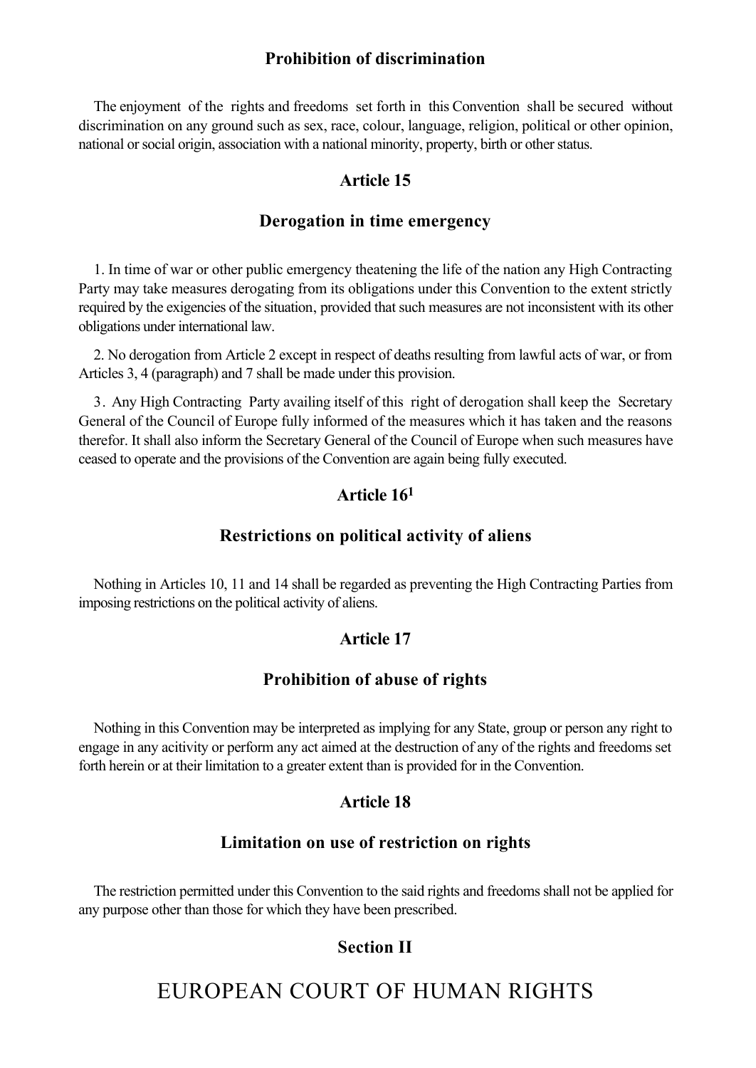### Prohibition of discrimination

The enjoyment of the rights and freedoms set forth in this Convention shall be secured without discrimination on any ground such as sex, race, colour, language, religion, political or other opinion, national or social origin, association with a national minority, property, birth or other status.

### Article 15

### Derogation in time emergency

1. In time of war or other public emergency theatening the life of the nation any High Contracting Party may take measures derogating from its obligations under this Convention to the extent strictly required by the exigencies of the situation, provided that such measures are not inconsistent with its other obligations under international law.

2. No derogation from Article 2 except in respect of deaths resulting from lawful acts of war, or from Articles 3, 4 (paragraph) and 7 shall be made under this provision.

3. Any High Contracting Party availing itself of this right of derogation shall keep the Secretary General of the Council of Europe fully informed of the measures which it has taken and the reasons therefor. It shall also inform the Secretary General of the Council of Europe when such measures have ceased to operate and the provisions of the Convention are again being fully executed.

### Article 16[1]

### Restrictions on political activity of aliens

Nothing in Articles 10, 11 and 14 shall be regarded as preventing the High Contracting Parties from imposing restrictions on the political activity of aliens.

### Article 17

### Prohibition of abuse of rights

Nothing in this Convention may be interpreted as implying for any State, group or person any right to engage in any acitivity or perform any act aimed at the destruction of any of the rights and freedoms set forth herein or at their limitation to a greater extent than is provided for in the Convention.

### Article 18

### Limitation on use of restriction on rights

The restriction permitted under this Convention to the said rights and freedoms shall not be applied for any purpose other than those for which they have been prescribed.

### Section II

# EUROPEAN COURT OF HUMAN RIGHTS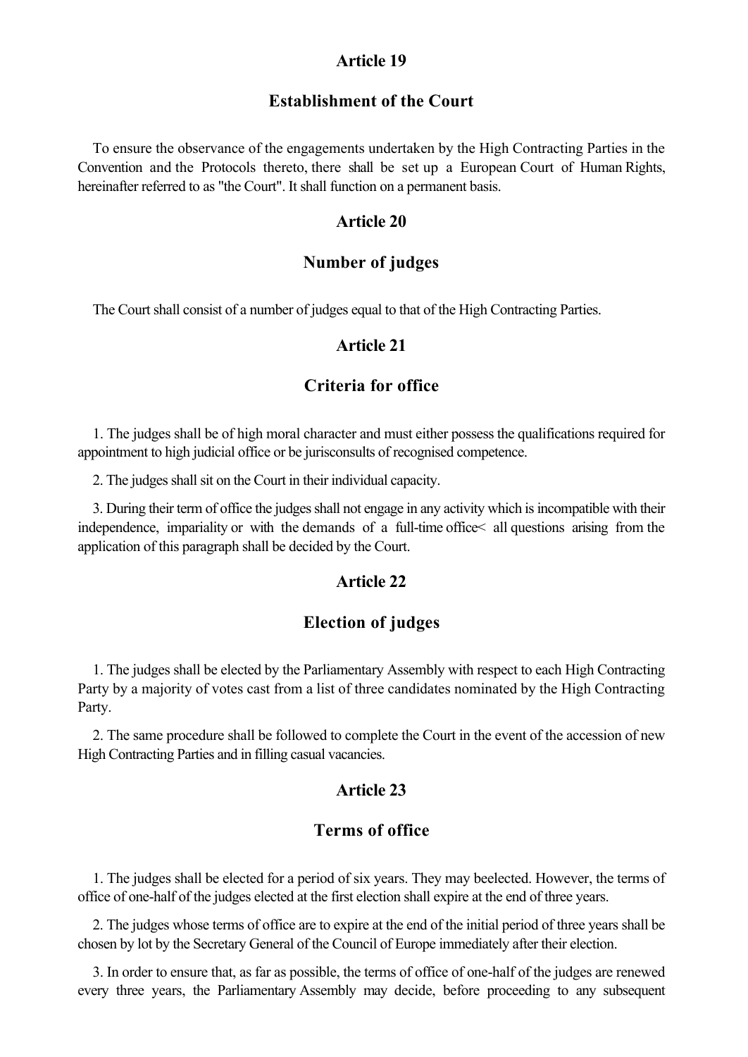## Article 19

### Establishment of the Court

To ensure the observance of the engagements undertaken by the High Contracting Parties in the Convention and the Protocols thereto, there shall be set up a European Court of Human Rights, hereinafter referred to as "the Court". It shall function on a permanent basis.

## Article 20

### Number of judges

The Court shall consist of a number of judges equal to that of the High Contracting Parties.

## Article 21

### Criteria for office

1. The judges shall be of high moral character and must either possess the qualifications required for appointment to high judicial office or be jurisconsults of recognised competence.

2. The judges shall sit on the Court in their individual capacity.

3. During their term of office the judges shall not engage in any activity which is incompatible with their independence, impariality or with the demands of a full-time office< all questions arising from the application of this paragraph shall be decided by the Court.

## Article 22

### Election of judges

1. The judges shall be elected by the Parliamentary Assembly with respect to each High Contracting Party by a majority of votes cast from a list of three candidates nominated by the High Contracting Party.

2. The same procedure shall be followed to complete the Court in the event of the accession of new High Contracting Parties and in filling casual vacancies.

## Article 23

### Terms of office

1. The judges shall be elected for a period of six years. They may beelected. However, the terms of office of one-half of the judges elected at the first election shall expire at the end of three years.

2. The judges whose terms of office are to expire at the end of the initial period of three years shall be chosen by lot by the Secretary General of the Council of Europe immediately after their election.

3. In order to ensure that, as far as possible, the terms of office of one-half of the judges are renewed every three years, the Parliamentary Assembly may decide, before proceeding to any subsequent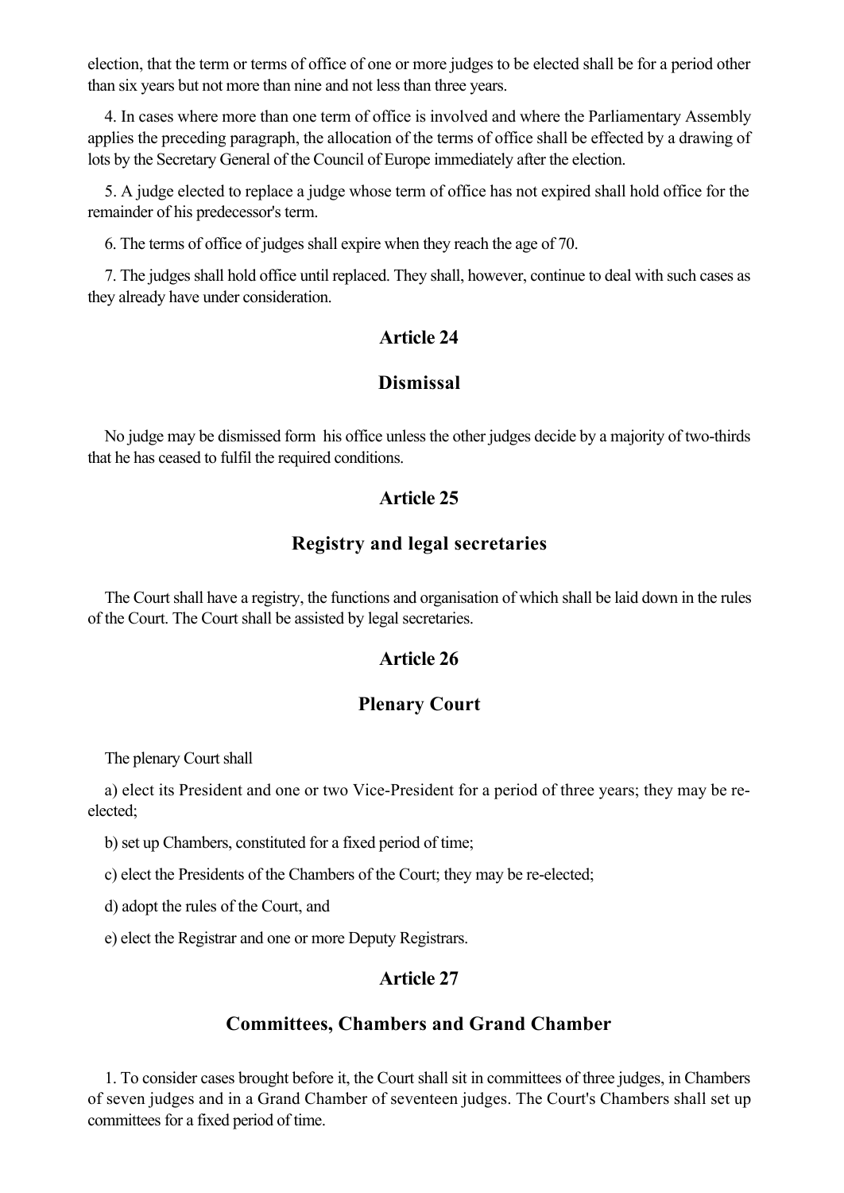election, that the term or terms of office of one or more judges to be elected shall be for a period other than six years but not more than nine and not less than three years.

4. In cases where more than one term of office is involved and where the Parliamentary Assembly applies the preceding paragraph, the allocation of the terms of office shall be effected by a drawing of lots by the Secretary General of the Council of Europe immediately after the election.

5. A judge elected to replace a judge whose term of office has not expired shall hold office for the remainder of his predecessor's term.

6. The terms of office of judges shall expire when they reach the age of 70.

7. The judges shall hold office until replaced. They shall, however, continue to deal with such cases as they already have under consideration.

## Article 24

## Dismissal

No judge may be dismissed form his office unless the other judges decide by a majority of two-thirds that he has ceased to fulfil the required conditions.

## Article 25

## Registry and legal secretaries

The Court shall have a registry, the functions and organisation of which shall be laid down in the rules of the Court. The Court shall be assisted by legal secretaries.

## Article 26

## Plenary Court

The plenary Court shall

a) elect its President and one or two Vice-President for a period of three years; they may be re-elected;

b) set up Chambers, constituted for a fixed period of time;

c) elect the Presidents of the Chambers of the Court; they may be re-elected;

d) adopt the rules of the Court, and

e) elect the Registrar and one or more Deputy Registrars.

## Article 27

## Committees, Chambers and Grand Chamber

1. To consider cases brought before it, the Court shall sit in committees of three judges, in Chambers of seven judges and in a Grand Chamber of seventeen judges. The Court's Chambers shall set up committees for a fixed period of time.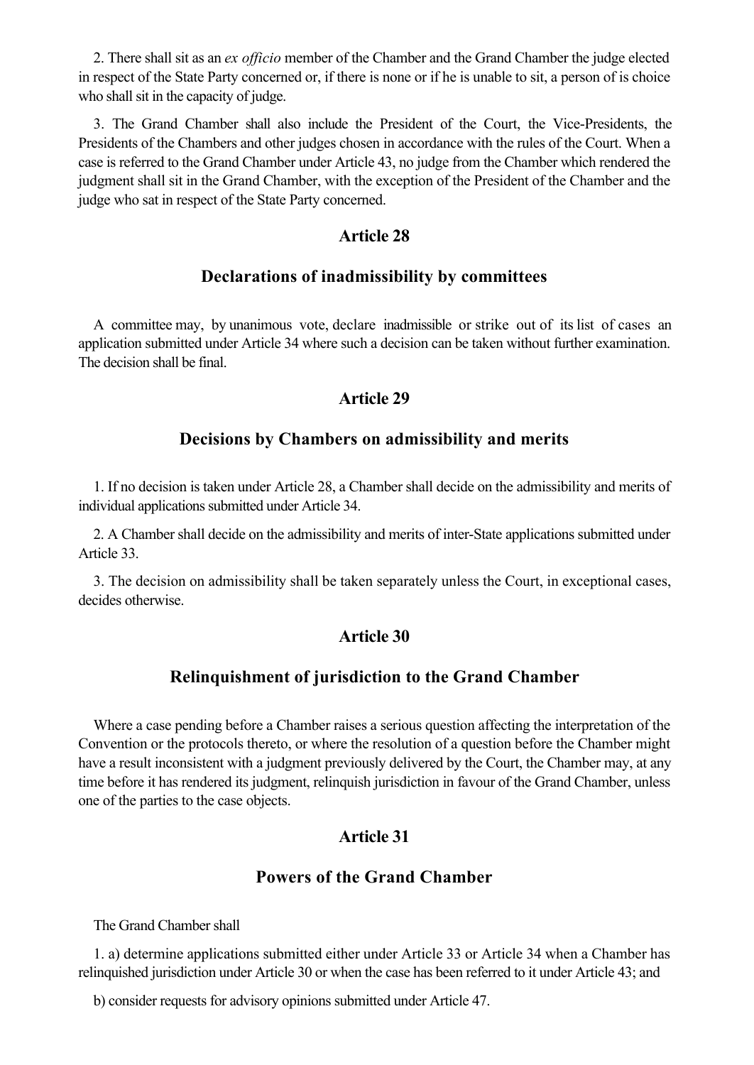2. There shall sit as an *ex officio* member of the Chamber and the Grand Chamber the judge elected in respect of the State Party concerned or, if there is none or if he is unable to sit, a person of is choice who shall sit in the capacity of judge.

3. The Grand Chamber shall also include the President of the Court, the Vice-Presidents, the Presidents of the Chambers and other judges chosen in accordance with the rules of the Court. When a case is referred to the Grand Chamber under Article 43, no judge from the Chamber which rendered the judgment shall sit in the Grand Chamber, with the exception of the President of the Chamber and the judge who sat in respect of the State Party concerned.

### Article 28

### Declarations of inadmissibility by committees

A committee may, by unanimous vote, declare inadmissible or strike out of its list of cases an application submitted under Article 34 where such a decision can be taken without further examination. The decision shall be final.

### Article 29

### Decisions by Chambers on admissibility and merits

1. If no decision is taken under Article 28, a Chamber shall decide on the admissibility and merits of individual applications submitted under Article 34.

2. A Chamber shall decide on the admissibility and merits of inter-State applications submitted under Article 33.

3. The decision on admissibility shall be taken separately unless the Court, in exceptional cases, decides otherwise.

### Article 30

### Relinquishment of jurisdiction to the Grand Chamber

Where a case pending before a Chamber raises a serious question affecting the interpretation of the Convention or the protocols thereto, or where the resolution of a question before the Chamber might have a result inconsistent with a judgment previously delivered by the Court, the Chamber may, at any time before it has rendered its judgment, relinquish jurisdiction in favour of the Grand Chamber, unless one of the parties to the case objects.

### Article 31

### Powers of the Grand Chamber

The Grand Chamber shall

1. a) determine applications submitted either under Article 33 or Article 34 when a Chamber has relinquished jurisdiction under Article 30 or when the case has been referred to it under Article 43; and

b) consider requests for advisory opinions submitted under Article 47.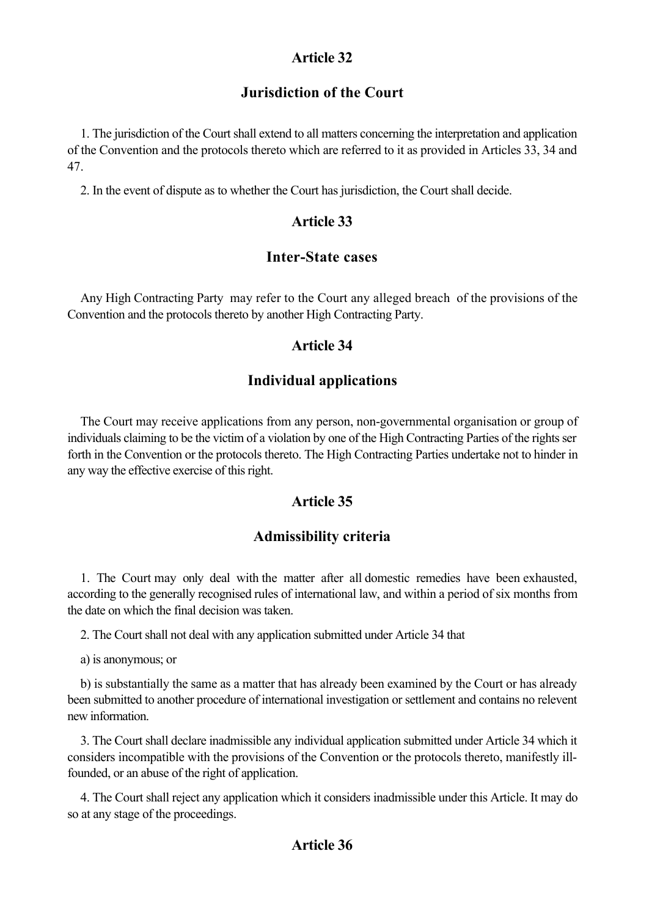## Article 32

### Jurisdiction of the Court

1. The jurisdiction of the Court shall extend to all matters concerning the interpretation and application of the Convention and the protocols thereto which are referred to it as provided in Articles 33, 34 and 47.

2. In the event of dispute as to whether the Court has jurisdiction, the Court shall decide.

## Article 33

### Inter-State cases

Any High Contracting Party may refer to the Court any alleged breach of the provisions of the Convention and the protocols thereto by another High Contracting Party.

## Article 34

### Individual applications

The Court may receive applications from any person, non-governmental organisation or group of individuals claiming to be the victim of a violation by one of the High Contracting Parties of the rights ser forth in the Convention or the protocols thereto. The High Contracting Parties undertake not to hinder in any way the effective exercise of this right.

## Article 35

### Admissibility criteria

1. The Court may only deal with the matter after all domestic remedies have been exhausted, according to the generally recognised rules of international law, and within a period of six months from the date on which the final decision was taken.

2. The Court shall not deal with any application submitted under Article 34 that

a) is anonymous; or

b) is substantially the same as a matter that has already been examined by the Court or has already been submitted to another procedure of international investigation or settlement and contains no relevent new information.

3. The Court shall declare inadmissible any individual application submitted under Article 34 which it considers incompatible with the provisions of the Convention or the protocols thereto, manifestly ill-founded, or an abuse of the right of application.

4. The Court shall reject any application which it considers inadmissible under this Article. It may do so at any stage of the proceedings.

## Article 36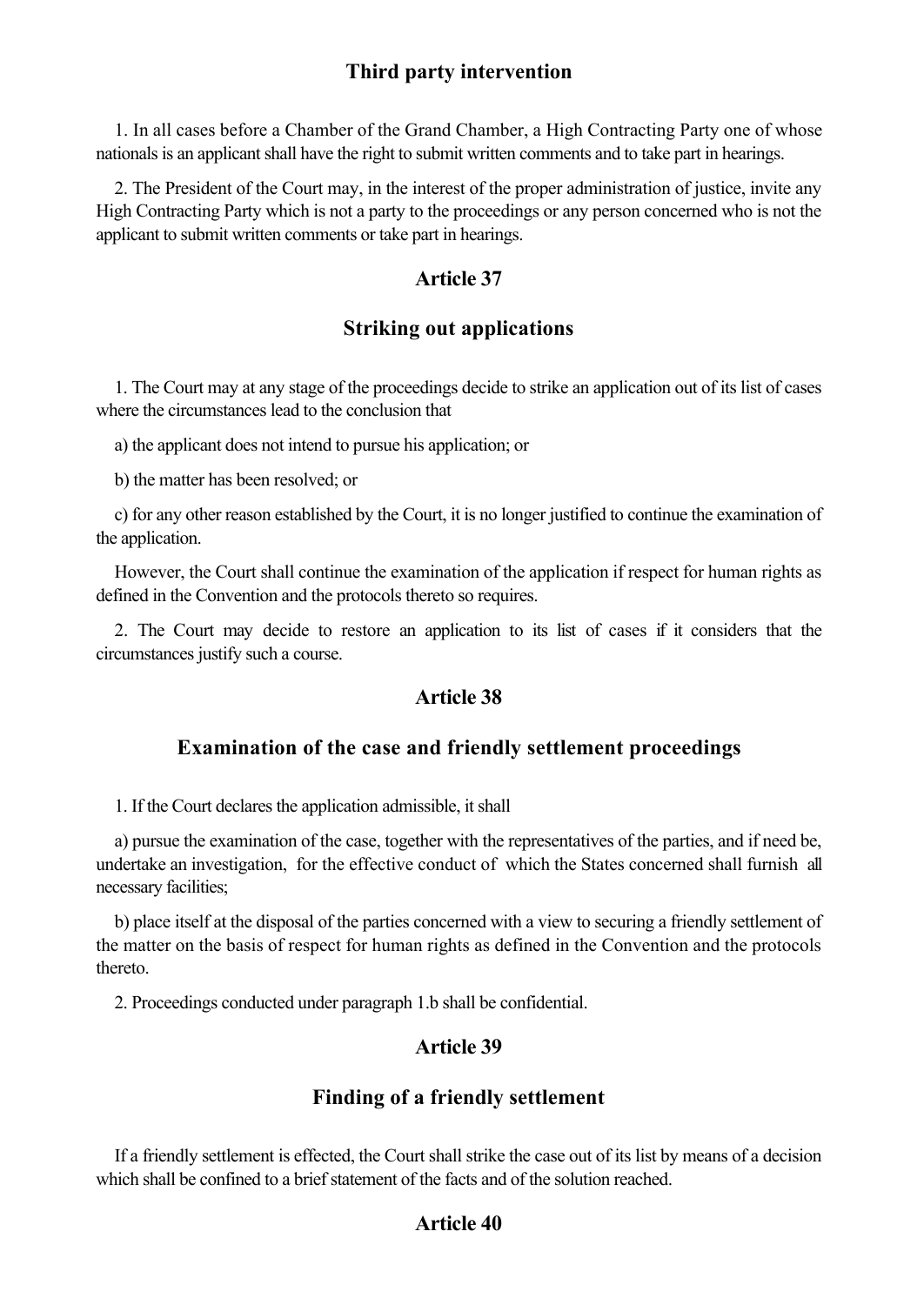## Third party intervention

1. In all cases before a Chamber of the Grand Chamber, a High Contracting Party one of whose nationals is an applicant shall have the right to submit written comments and to take part in hearings.

2. The President of the Court may, in the interest of the proper administration of justice, invite any High Contracting Party which is not a party to the proceedings or any person concerned who is not the applicant to submit written comments or take part in hearings.

## Article 37

## Striking out applications

1. The Court may at any stage of the proceedings decide to strike an application out of its list of cases where the circumstances lead to the conclusion that

a) the applicant does not intend to pursue his application; or

b) the matter has been resolved; or

c) for any other reason established by the Court, it is no longer justified to continue the examination of the application.

However, the Court shall continue the examination of the application if respect for human rights as defined in the Convention and the protocols thereto so requires.

2. The Court may decide to restore an application to its list of cases if it considers that the circumstances justify such a course.

## Article 38

## Examination of the case and friendly settlement proceedings

1. If the Court declares the application admissible, it shall

a) pursue the examination of the case, together with the representatives of the parties, and if need be, undertake an investigation, for the effective conduct of which the States concerned shall furnish all necessary facilities;

b) place itself at the disposal of the parties concerned with a view to securing a friendly settlement of the matter on the basis of respect for human rights as defined in the Convention and the protocols thereto.

2. Proceedings conducted under paragraph 1.b shall be confidential.

## Article 39

## Finding of a friendly settlement

If a friendly settlement is effected, the Court shall strike the case out of its list by means of a decision which shall be confined to a brief statement of the facts and of the solution reached.

## Article 40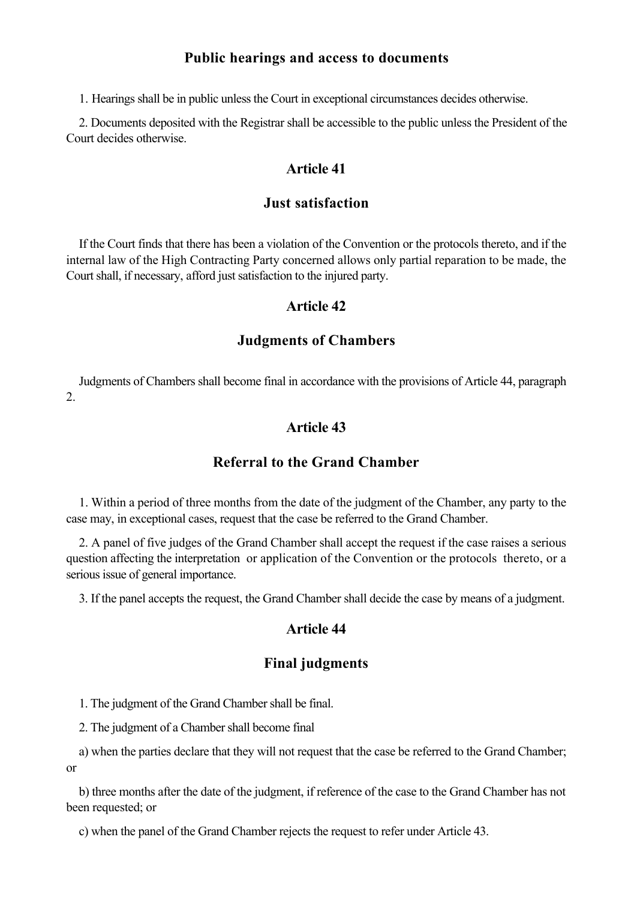### Public hearings and access to documents

1. Hearings shall be in public unless the Court in exceptional circumstances decides otherwise.

2. Documents deposited with the Registrar shall be accessible to the public unless the President of the Court decides otherwise.

## Article 41

### Just satisfaction

If the Court finds that there has been a violation of the Convention or the protocols thereto, and if the internal law of the High Contracting Party concerned allows only partial reparation to be made, the Court shall, if necessary, afford just satisfaction to the injured party.

## Article 42

### Judgments of Chambers

Judgments of Chambers shall become final in accordance with the provisions of Article 44, paragraph 2.

## Article 43

### Referral to the Grand Chamber

1. Within a period of three months from the date of the judgment of the Chamber, any party to the case may, in exceptional cases, request that the case be referred to the Grand Chamber.

2. A panel of five judges of the Grand Chamber shall accept the request if the case raises a serious question affecting the interpretation or application of the Convention or the protocols thereto, or a serious issue of general importance.

3. If the panel accepts the request, the Grand Chamber shall decide the case by means of a judgment.

## Article 44

### Final judgments

1. The judgment of the Grand Chamber shall be final.

2. The judgment of a Chamber shall become final

a) when the parties declare that they will not request that the case be referred to the Grand Chamber; or

b) three months after the date of the judgment, if reference of the case to the Grand Chamber has not been requested; or

c) when the panel of the Grand Chamber rejects the request to refer under Article 43.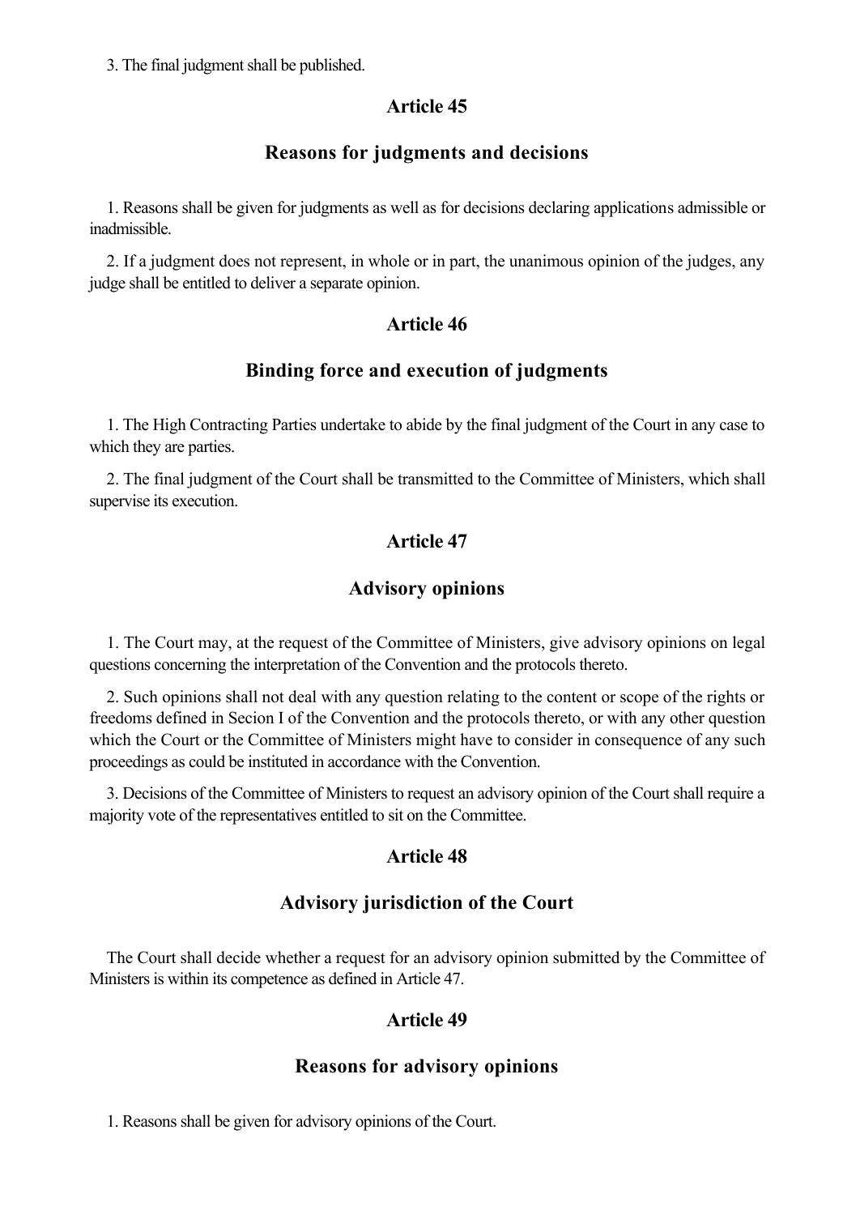3. The final judgment shall be published.

## Article 45

## Reasons for judgments and decisions

1. Reasons shall be given for judgments as well as for decisions declaring applications admissible or inadmissible.

2. If a judgment does not represent, in whole or in part, the unanimous opinion of the judges, any judge shall be entitled to deliver a separate opinion.

## Article 46

## Binding force and execution of judgments

1. The High Contracting Parties undertake to abide by the final judgment of the Court in any case to which they are parties.

2. The final judgment of the Court shall be transmitted to the Committee of Ministers, which shall supervise its execution.

## Article 47

## Advisory opinions

1. The Court may, at the request of the Committee of Ministers, give advisory opinions on legal questions concerning the interpretation of the Convention and the protocols thereto.

2. Such opinions shall not deal with any question relating to the content or scope of the rights or freedoms defined in Secion I of the Convention and the protocols thereto, or with any other question which the Court or the Committee of Ministers might have to consider in consequence of any such proceedings as could be instituted in accordance with the Convention.

3. Decisions of the Committee of Ministers to request an advisory opinion of the Court shall require a majority vote of the representatives entitled to sit on the Committee.

## Article 48

## Advisory jurisdiction of the Court

The Court shall decide whether a request for an advisory opinion submitted by the Committee of Ministers is within its competence as defined in Article 47.

## Article 49

## Reasons for advisory opinions

1. Reasons shall be given for advisory opinions of the Court.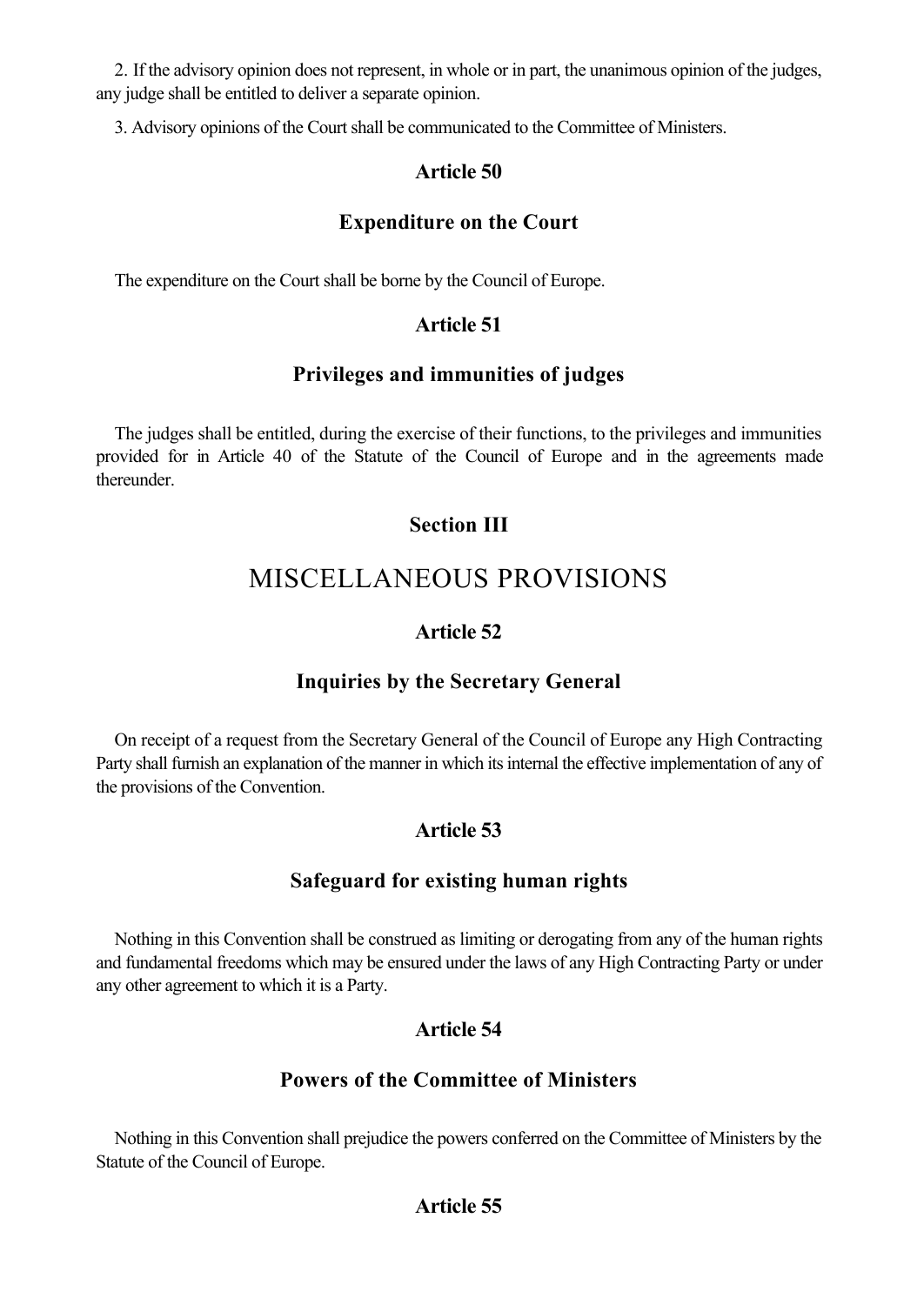2. If the advisory opinion does not represent, in whole or in part, the unanimous opinion of the judges, any judge shall be entitled to deliver a separate opinion.

3. Advisory opinions of the Court shall be communicated to the Committee of Ministers.

### Article 50

### Expenditure on the Court

The expenditure on the Court shall be borne by the Council of Europe.

### Article 51

### Privileges and immunities of judges

The judges shall be entitled, during the exercise of their functions, to the privileges and immunities provided for in Article 40 of the Statute of the Council of Europe and in the agreements made thereunder.

### Section III

## MISCELLANEOUS PROVISIONS

### Article 52

### Inquiries by the Secretary General

On receipt of a request from the Secretary General of the Council of Europe any High Contracting Party shall furnish an explanation of the manner in which its internal the effective implementation of any of the provisions of the Convention.

### Article 53

### Safeguard for existing human rights

Nothing in this Convention shall be construed as limiting or derogating from any of the human rights and fundamental freedoms which may be ensured under the laws of any High Contracting Party or under any other agreement to which it is a Party.

### Article 54

### Powers of the Committee of Ministers

Nothing in this Convention shall prejudice the powers conferred on the Committee of Ministers by the Statute of the Council of Europe.

### Article 55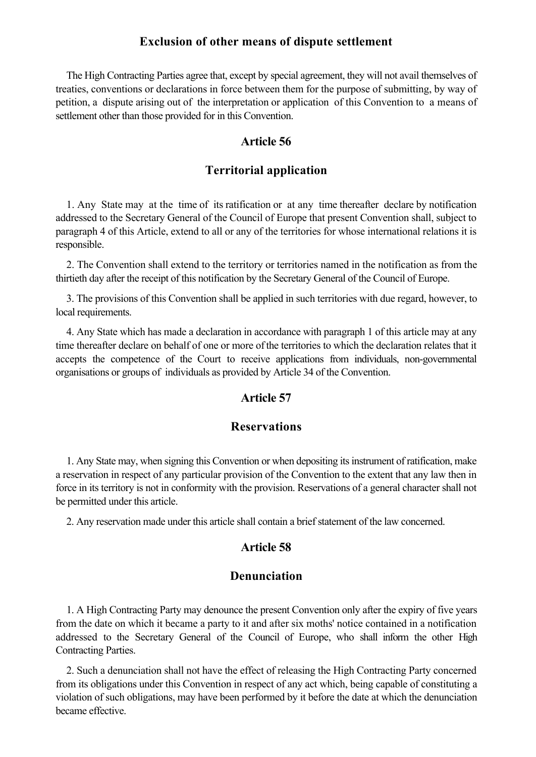### Exclusion of other means of dispute settlement

The High Contracting Parties agree that, except by special agreement, they will not avail themselves of treaties, conventions or declarations in force between them for the purpose of submitting, by way of petition, a dispute arising out of the interpretation or application of this Convention to a means of settlement other than those provided for in this Convention.

## Article 56

### Territorial application

1. Any State may at the time of its ratification or at any time thereafter declare by notification addressed to the Secretary General of the Council of Europe that present Convention shall, subject to paragraph 4 of this Article, extend to all or any of the territories for whose international relations it is responsible.

2. The Convention shall extend to the territory or territories named in the notification as from the thirtieth day after the receipt of this notification by the Secretary General of the Council of Europe.

3. The provisions of this Convention shall be applied in such territories with due regard, however, to local requirements.

4. Any State which has made a declaration in accordance with paragraph 1 of this article may at any time thereafter declare on behalf of one or more of the territories to which the declaration relates that it accepts the competence of the Court to receive applications from individuals, non-governmental organisations or groups of individuals as provided by Article 34 of the Convention.

## Article 57

### Reservations

1. Any State may, when signing this Convention or when depositing its instrument of ratification, make a reservation in respect of any particular provision of the Convention to the extent that any law then in force in its territory is not in conformity with the provision. Reservations of a general character shall not be permitted under this article.

2. Any reservation made under this article shall contain a brief statement of the law concerned.

## Article 58

### Denunciation

1. A High Contracting Party may denounce the present Convention only after the expiry of five years from the date on which it became a party to it and after six moths' notice contained in a notification addressed to the Secretary General of the Council of Europe, who shall inform the other High Contracting Parties.

2. Such a denunciation shall not have the effect of releasing the High Contracting Party concerned from its obligations under this Convention in respect of any act which, being capable of constituting a violation of such obligations, may have been performed by it before the date at which the denunciation became effective.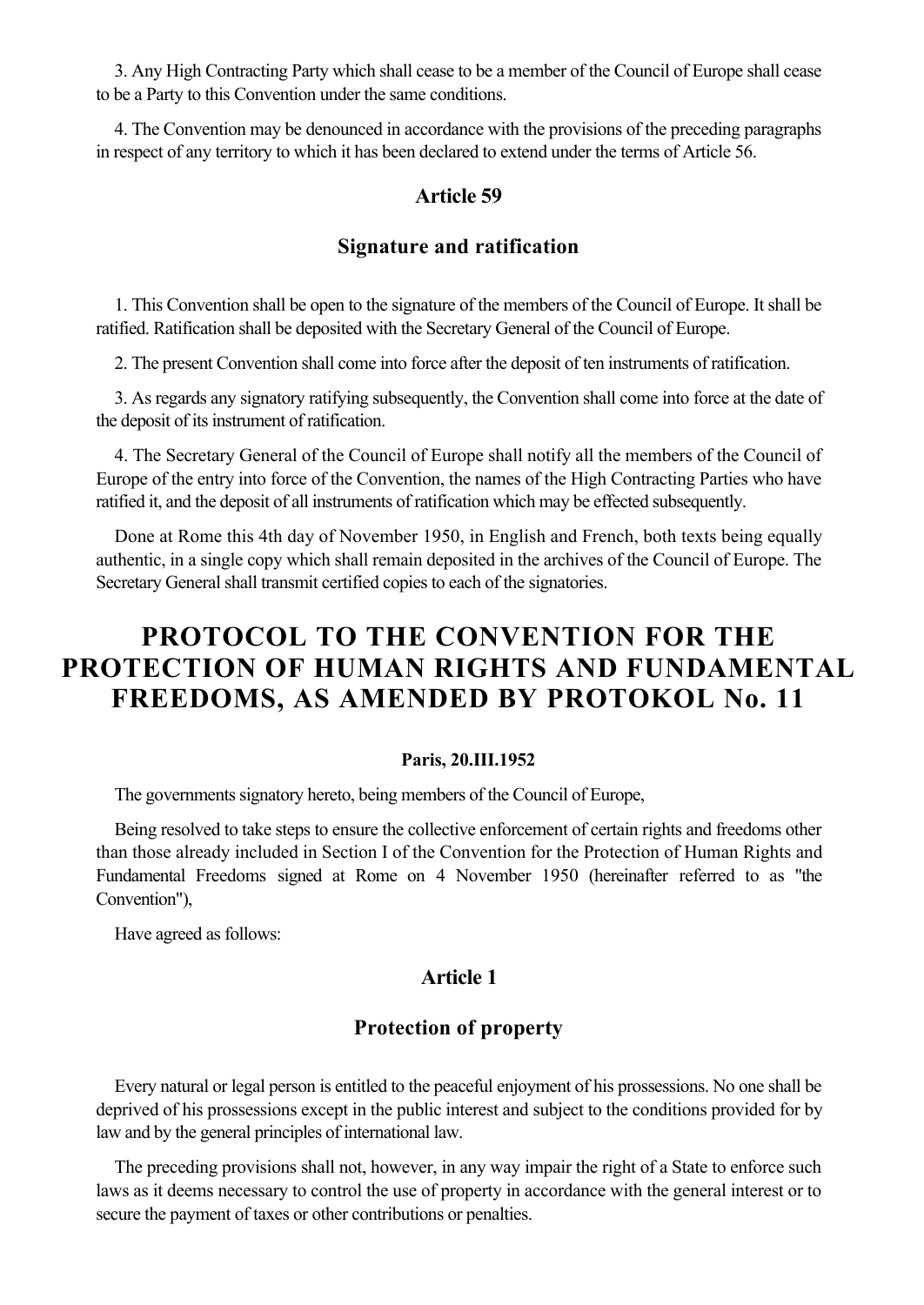3. Any High Contracting Party which shall cease to be a member of the Council of Europe shall cease to be a Party to this Convention under the same conditions.

4. The Convention may be denounced in accordance with the provisions of the preceding paragraphs in respect of any territory to which it has been declared to extend under the terms of Article 56.

### Article 59

### Signature and ratification

1. This Convention shall be open to the signature of the members of the Council of Europe. It shall be ratified. Ratification shall be deposited with the Secretary General of the Council of Europe.

2. The present Convention shall come into force after the deposit of ten instruments of ratification.

3. As regards any signatory ratifying subsequently, the Convention shall come into force at the date of the deposit of its instrument of ratification.

4. The Secretary General of the Council of Europe shall notify all the members of the Council of Europe of the entry into force of the Convention, the names of the High Contracting Parties who have ratified it, and the deposit of all instruments of ratification which may be effected subsequently.

Done at Rome this 4th day of November 1950, in English and French, both texts being equally authentic, in a single copy which shall remain deposited in the archives of the Council of Europe. The Secretary General shall transmit certified copies to each of the signatories.

# PROTOCOL TO THE CONVENTION FOR THE PROTECTION OF HUMAN RIGHTS AND FUNDAMENTAL FREEDOMS, AS AMENDED BY PROTOKOL No. 11

**Paris, 20.III.1952**

The governments signatory hereto, being members of the Council of Europe,

Being resolved to take steps to ensure the collective enforcement of certain rights and freedoms other than those already included in Section I of the Convention for the Protection of Human Rights and Fundamental Freedoms signed at Rome on 4 November 1950 (hereinafter referred to as "the Convention"),

Have agreed as follows:

### Article 1

### Protection of property

Every natural or legal person is entitled to the peaceful enjoyment of his prossessions. No one shall be deprived of his prossessions except in the public interest and subject to the conditions provided for by law and by the general principles of international law.

The preceding provisions shall not, however, in any way impair the right of a State to enforce such laws as it deems necessary to control the use of property in accordance with the general interest or to secure the payment of taxes or other contributions or penalties.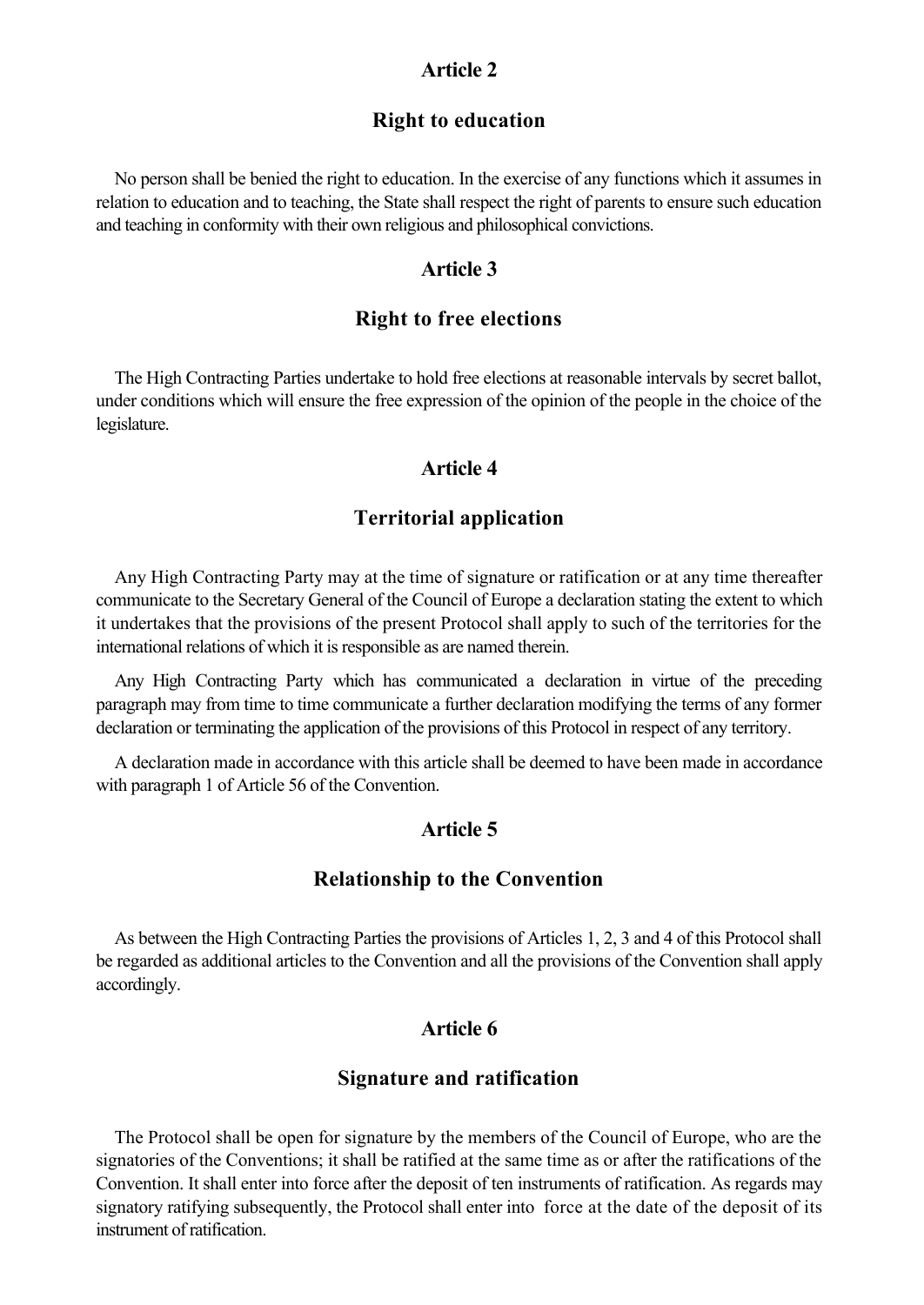## Article 2

### Right to education

No person shall be benied the right to education. In the exercise of any functions which it assumes in relation to education and to teaching, the State shall respect the right of parents to ensure such education and teaching in conformity with their own religious and philosophical convictions.

## Article 3

### Right to free elections

The High Contracting Parties undertake to hold free elections at reasonable intervals by secret ballot, under conditions which will ensure the free expression of the opinion of the people in the choice of the legislature.

## Article 4

### Territorial application

Any High Contracting Party may at the time of signature or ratification or at any time thereafter communicate to the Secretary General of the Council of Europe a declaration stating the extent to which it undertakes that the provisions of the present Protocol shall apply to such of the territories for the international relations of which it is responsible as are named therein.

Any High Contracting Party which has communicated a declaration in virtue of the preceding paragraph may from time to time communicate a further declaration modifying the terms of any former declaration or terminating the application of the provisions of this Protocol in respect of any territory.

A declaration made in accordance with this article shall be deemed to have been made in accordance with paragraph 1 of Article 56 of the Convention.

## Article 5

### Relationship to the Convention

As between the High Contracting Parties the provisions of Articles 1, 2, 3 and 4 of this Protocol shall be regarded as additional articles to the Convention and all the provisions of the Convention shall apply accordingly.

## Article 6

### Signature and ratification

The Protocol shall be open for signature by the members of the Council of Europe, who are the signatories of the Conventions; it shall be ratified at the same time as or after the ratifications of the Convention. It shall enter into force after the deposit of ten instruments of ratification. As regards may signatory ratifying subsequently, the Protocol shall enter into force at the date of the deposit of its instrument of ratification.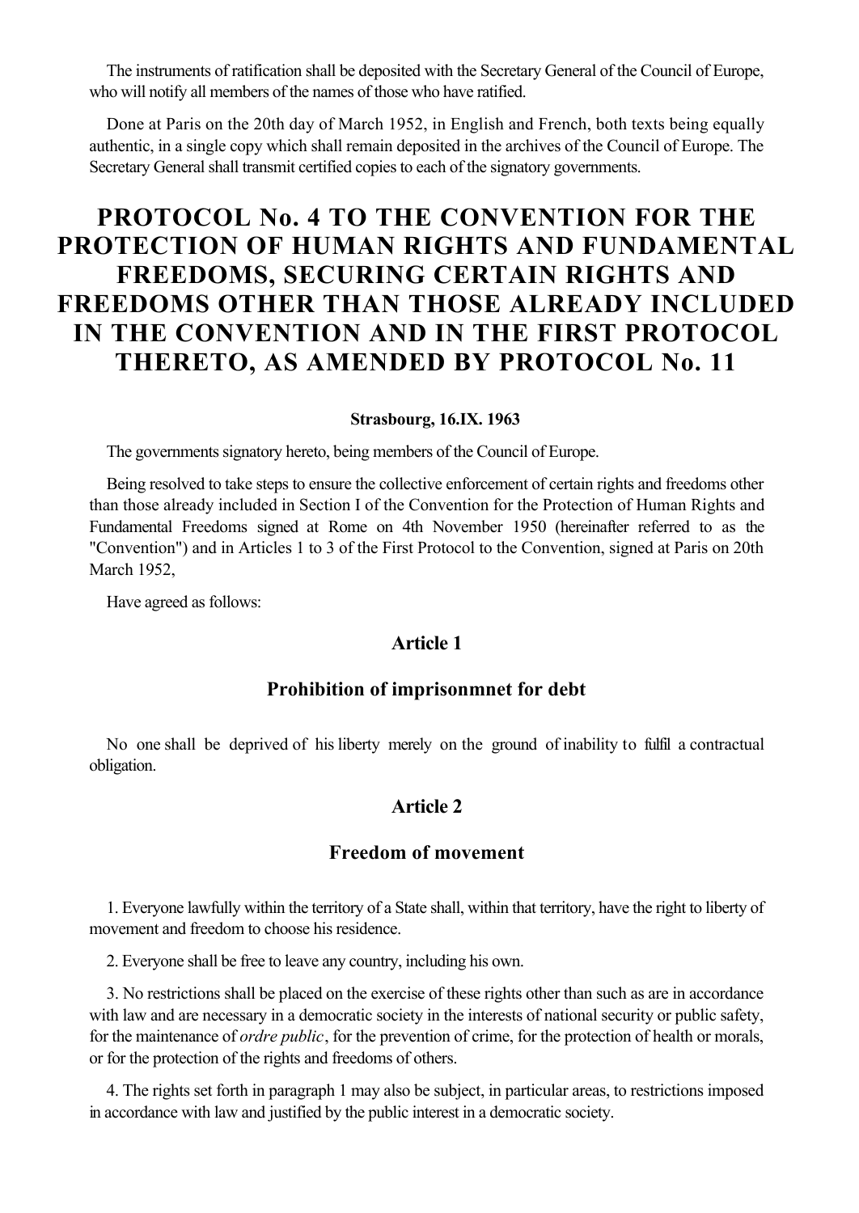The instruments of ratification shall be deposited with the Secretary General of the Council of Europe, who will notify all members of the names of those who have ratified.

Done at Paris on the 20th day of March 1952, in English and French, both texts being equally authentic, in a single copy which shall remain deposited in the archives of the Council of Europe. The Secretary General shall transmit certified copies to each of the signatory governments.

# PROTOCOL No. 4 TO THE CONVENTION FOR THE PROTECTION OF HUMAN RIGHTS AND FUNDAMENTAL FREEDOMS, SECURING CERTAIN RIGHTS AND FREEDOMS OTHER THAN THOSE ALREADY INCLUDED IN THE CONVENTION AND IN THE FIRST PROTOCOL THERETO, AS AMENDED BY PROTOCOL No. 11

**Strasbourg, 16.IX. 1963**

The governments signatory hereto, being members of the Council of Europe.

Being resolved to take steps to ensure the collective enforcement of certain rights and freedoms other than those already included in Section I of the Convention for the Protection of Human Rights and Fundamental Freedoms signed at Rome on 4th November 1950 (hereinafter referred to as the "Convention") and in Articles 1 to 3 of the First Protocol to the Convention, signed at Paris on 20th March 1952,

Have agreed as follows:

### Article 1

### Prohibition of imprisonmnet for debt

No one shall be deprived of his liberty merely on the ground of inability to fulfil a contractual obligation.

### Article 2

### Freedom of movement

1. Everyone lawfully within the territory of a State shall, within that territory, have the right to liberty of movement and freedom to choose his residence.

2. Everyone shall be free to leave any country, including his own.

3. No restrictions shall be placed on the exercise of these rights other than such as are in accordance with law and are necessary in a democratic society in the interests of national security or public safety, for the maintenance of *ordre public*, for the prevention of crime, for the protection of health or morals, or for the protection of the rights and freedoms of others.

4. The rights set forth in paragraph 1 may also be subject, in particular areas, to restrictions imposed in accordance with law and justified by the public interest in a democratic society.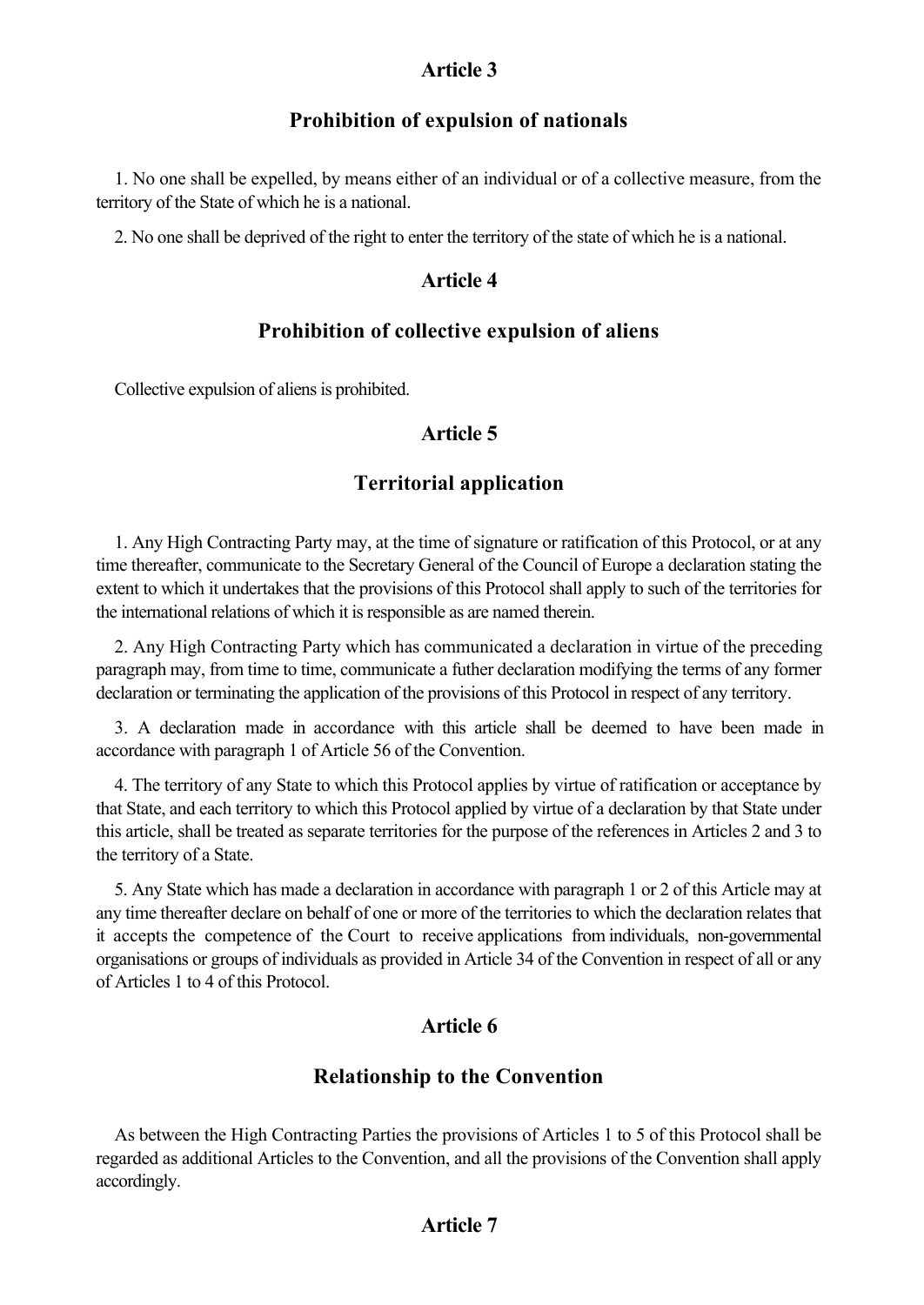## Article 3

## Prohibition of expulsion of nationals

1. No one shall be expelled, by means either of an individual or of a collective measure, from the territory of the State of which he is a national.

2. No one shall be deprived of the right to enter the territory of the state of which he is a national.

## Article 4

## Prohibition of collective expulsion of aliens

Collective expulsion of aliens is prohibited.

## Article 5

## Territorial application

1. Any High Contracting Party may, at the time of signature or ratification of this Protocol, or at any time thereafter, communicate to the Secretary General of the Council of Europe a declaration stating the extent to which it undertakes that the provisions of this Protocol shall apply to such of the territories for the international relations of which it is responsible as are named therein.

2. Any High Contracting Party which has communicated a declaration in virtue of the preceding paragraph may, from time to time, communicate a futher declaration modifying the terms of any former declaration or terminating the application of the provisions of this Protocol in respect of any territory.

3. A declaration made in accordance with this article shall be deemed to have been made in accordance with paragraph 1 of Article 56 of the Convention.

4. The territory of any State to which this Protocol applies by virtue of ratification or acceptance by that State, and each territory to which this Protocol applied by virtue of a declaration by that State under this article, shall be treated as separate territories for the purpose of the references in Articles 2 and 3 to the territory of a State.

5. Any State which has made a declaration in accordance with paragraph 1 or 2 of this Article may at any time thereafter declare on behalf of one or more of the territories to which the declaration relates that it accepts the competence of the Court to receive applications from individuals, non-governmental organisations or groups of individuals as provided in Article 34 of the Convention in respect of all or any of Articles 1 to 4 of this Protocol.

## Article 6

## Relationship to the Convention

As between the High Contracting Parties the provisions of Articles 1 to 5 of this Protocol shall be regarded as additional Articles to the Convention, and all the provisions of the Convention shall apply accordingly.

## Article 7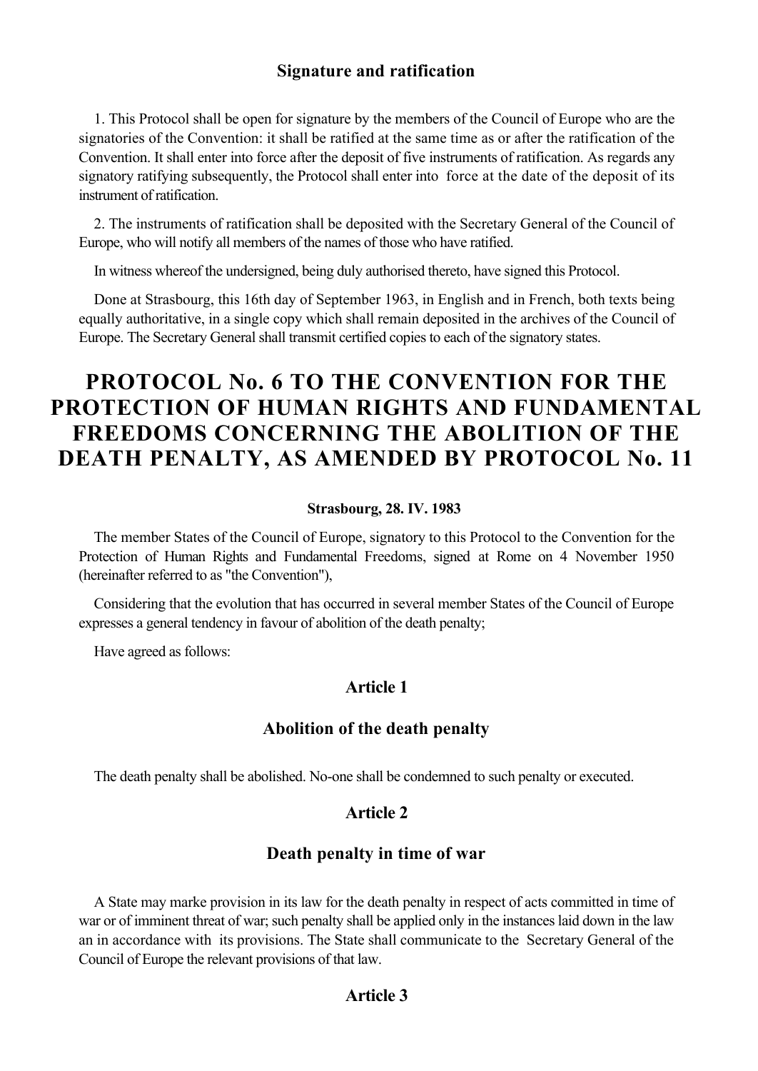### Signature and ratification

1. This Protocol shall be open for signature by the members of the Council of Europe who are the signatories of the Convention: it shall be ratified at the same time as or after the ratification of the Convention. It shall enter into force after the deposit of five instruments of ratification. As regards any signatory ratifying subsequently, the Protocol shall enter into force at the date of the deposit of its instrument of ratification.

2. The instruments of ratification shall be deposited with the Secretary General of the Council of Europe, who will notify all members of the names of those who have ratified.

In witness whereof the undersigned, being duly authorised thereto, have signed this Protocol.

Done at Strasbourg, this 16th day of September 1963, in English and in French, both texts being equally authoritative, in a single copy which shall remain deposited in the archives of the Council of Europe. The Secretary General shall transmit certified copies to each of the signatory states.

# PROTOCOL No. 6 TO THE CONVENTION FOR THE PROTECTION OF HUMAN RIGHTS AND FUNDAMENTAL FREEDOMS CONCERNING THE ABOLITION OF THE DEATH PENALTY, AS AMENDED BY PROTOCOL No. 11

**Strasbourg, 28. IV. 1983**

The member States of the Council of Europe, signatory to this Protocol to the Convention for the Protection of Human Rights and Fundamental Freedoms, signed at Rome on 4 November 1950 (hereinafter referred to as "the Convention"),

Considering that the evolution that has occurred in several member States of the Council of Europe expresses a general tendency in favour of abolition of the death penalty;

Have agreed as follows:

### Article 1

### Abolition of the death penalty

The death penalty shall be abolished. No-one shall be condemned to such penalty or executed.

### Article 2

### Death penalty in time of war

A State may marke provision in its law for the death penalty in respect of acts committed in time of war or of imminent threat of war; such penalty shall be applied only in the instances laid down in the law an in accordance with its provisions. The State shall communicate to the Secretary General of the Council of Europe the relevant provisions of that law.

### Article 3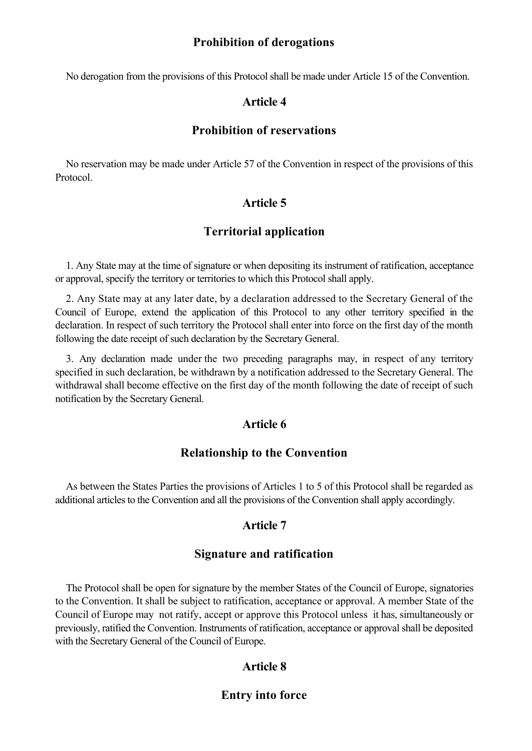## Prohibition of derogations

No derogation from the provisions of this Protocol shall be made under Article 15 of the Convention.

## Article 4

## Prohibition of reservations

No reservation may be made under Article 57 of the Convention in respect of the provisions of this Protocol.

## Article 5

## Territorial application

1. Any State may at the time of signature or when depositing its instrument of ratification, acceptance or approval, specify the territory or territories to which this Protocol shall apply.

2. Any State may at any later date, by a declaration addressed to the Secretary General of the Council of Europe, extend the application of this Protocol to any other territory specified in the declaration. In respect of such territory the Protocol shall enter into force on the first day of the month following the date receipt of such declaration by the Secretary General.

3. Any declaration made under the two preceding paragraphs may, in respect of any territory specified in such declaration, be withdrawn by a notification addressed to the Secretary General. The withdrawal shall become effective on the first day of the month following the date of receipt of such notification by the Secretary General.

## Article 6

## Relationship to the Convention

As between the States Parties the provisions of Articles 1 to 5 of this Protocol shall be regarded as additional articles to the Convention and all the provisions of the Convention shall apply accordingly.

## Article 7

## Signature and ratification

The Protocol shall be open for signature by the member States of the Council of Europe, signatories to the Convention. It shall be subject to ratification, acceptance or approval. A member State of the Council of Europe may not ratify, accept or approve this Protocol unless it has, simultaneously or previously, ratified the Convention. Instruments of ratification, acceptance or approval shall be deposited with the Secretary General of the Council of Europe.

## Article 8

## Entry into force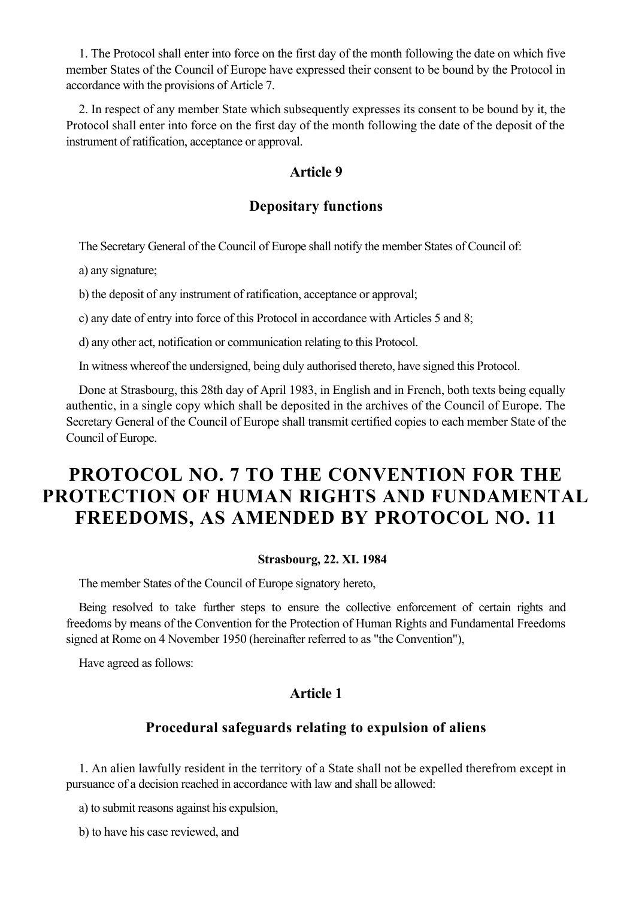1. The Protocol shall enter into force on the first day of the month following the date on which five member States of the Council of Europe have expressed their consent to be bound by the Protocol in accordance with the provisions of Article 7.

2. In respect of any member State which subsequently expresses its consent to be bound by it, the Protocol shall enter into force on the first day of the month following the date of the deposit of the instrument of ratification, acceptance or approval.

### Article 9

### Depositary functions

The Secretary General of the Council of Europe shall notify the member States of Council of:

a) any signature;

b) the deposit of any instrument of ratification, acceptance or approval;

c) any date of entry into force of this Protocol in accordance with Articles 5 and 8;

d) any other act, notification or communication relating to this Protocol.

In witness whereof the undersigned, being duly authorised thereto, have signed this Protocol.

Done at Strasbourg, this 28th day of April 1983, in English and in French, both texts being equally authentic, in a single copy which shall be deposited in the archives of the Council of Europe. The Secretary General of the Council of Europe shall transmit certified copies to each member State of the Council of Europe.

# PROTOCOL NO. 7 TO THE CONVENTION FOR THE PROTECTION OF HUMAN RIGHTS AND FUNDAMENTAL FREEDOMS, AS AMENDED BY PROTOCOL NO. 11

**Strasbourg, 22. XI. 1984**

The member States of the Council of Europe signatory hereto,

Being resolved to take further steps to ensure the collective enforcement of certain rights and freedoms by means of the Convention for the Protection of Human Rights and Fundamental Freedoms signed at Rome on 4 November 1950 (hereinafter referred to as "the Convention"),

Have agreed as follows:

### Article 1

### Procedural safeguards relating to expulsion of aliens

1. An alien lawfully resident in the territory of a State shall not be expelled therefrom except in pursuance of a decision reached in accordance with law and shall be allowed:

a) to submit reasons against his expulsion,

b) to have his case reviewed, and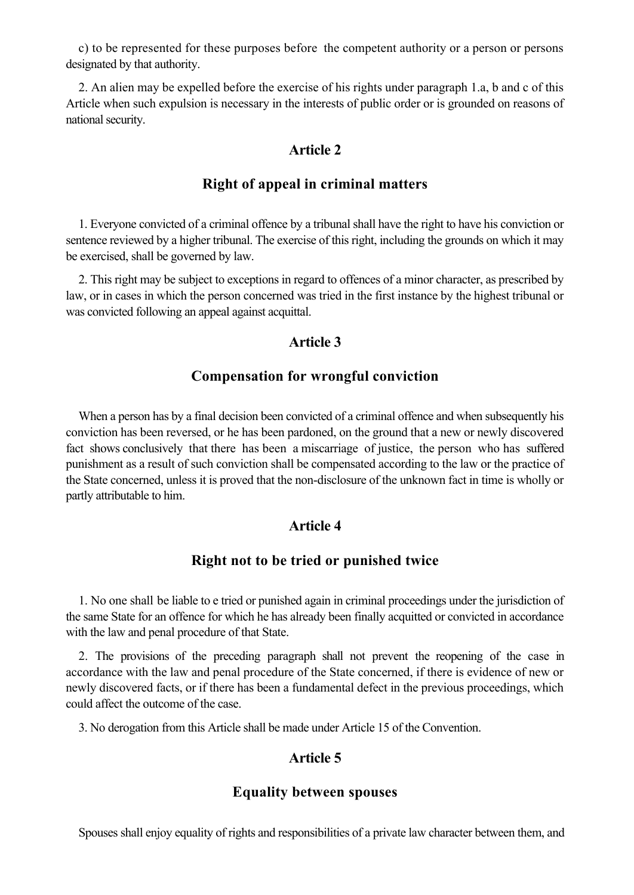c) to be represented for these purposes before the competent authority or a person or persons designated by that authority.

2. An alien may be expelled before the exercise of his rights under paragraph 1.a, b and c of this Article when such expulsion is necessary in the interests of public order or is grounded on reasons of national security.

## Article 2

## Right of appeal in criminal matters

1. Everyone convicted of a criminal offence by a tribunal shall have the right to have his conviction or sentence reviewed by a higher tribunal. The exercise of this right, including the grounds on which it may be exercised, shall be governed by law.

2. This right may be subject to exceptions in regard to offences of a minor character, as prescribed by law, or in cases in which the person concerned was tried in the first instance by the highest tribunal or was convicted following an appeal against acquittal.

## Article 3

## Compensation for wrongful conviction

When a person has by a final decision been convicted of a criminal offence and when subsequently his conviction has been reversed, or he has been pardoned, on the ground that a new or newly discovered fact shows conclusively that there has been a miscarriage of justice, the person who has suffered punishment as a result of such conviction shall be compensated according to the law or the practice of the State concerned, unless it is proved that the non-disclosure of the unknown fact in time is wholly or partly attributable to him.

## Article 4

## Right not to be tried or punished twice

1. No one shall be liable to e tried or punished again in criminal proceedings under the jurisdiction of the same State for an offence for which he has already been finally acquitted or convicted in accordance with the law and penal procedure of that State.

2. The provisions of the preceding paragraph shall not prevent the reopening of the case in accordance with the law and penal procedure of the State concerned, if there is evidence of new or newly discovered facts, or if there has been a fundamental defect in the previous proceedings, which could affect the outcome of the case.

3. No derogation from this Article shall be made under Article 15 of the Convention.

## Article 5

## Equality between spouses

Spouses shall enjoy equality of rights and responsibilities of a private law character between them, and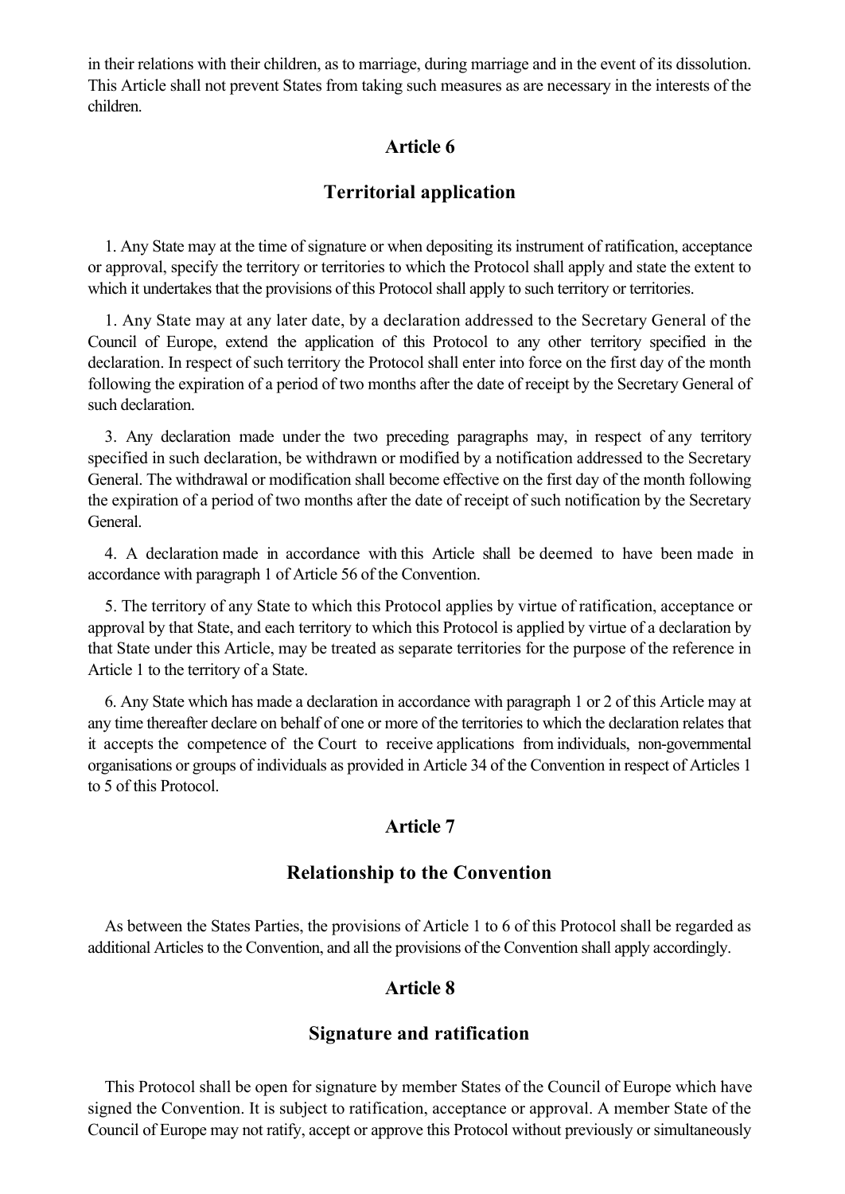in their relations with their children, as to marriage, during marriage and in the event of its dissolution. This Article shall not prevent States from taking such measures as are necessary in the interests of the children.

### Article 6

### Territorial application

1. Any State may at the time of signature or when depositing its instrument of ratification, acceptance or approval, specify the territory or territories to which the Protocol shall apply and state the extent to which it undertakes that the provisions of this Protocol shall apply to such territory or territories.

1. Any State may at any later date, by a declaration addressed to the Secretary General of the Council of Europe, extend the application of this Protocol to any other territory specified in the declaration. In respect of such territory the Protocol shall enter into force on the first day of the month following the expiration of a period of two months after the date of receipt by the Secretary General of such declaration.

3. Any declaration made under the two preceding paragraphs may, in respect of any territory specified in such declaration, be withdrawn or modified by a notification addressed to the Secretary General. The withdrawal or modification shall become effective on the first day of the month following the expiration of a period of two months after the date of receipt of such notification by the Secretary General.

4. A declaration made in accordance with this Article shall be deemed to have been made in accordance with paragraph 1 of Article 56 of the Convention.

5. The territory of any State to which this Protocol applies by virtue of ratification, acceptance or approval by that State, and each territory to which this Protocol is applied by virtue of a declaration by that State under this Article, may be treated as separate territories for the purpose of the reference in Article 1 to the territory of a State.

6. Any State which has made a declaration in accordance with paragraph 1 or 2 of this Article may at any time thereafter declare on behalf of one or more of the territories to which the declaration relates that it accepts the competence of the Court to receive applications from individuals, non-governmental organisations or groups of individuals as provided in Article 34 of the Convention in respect of Articles 1 to 5 of this Protocol.

### Article 7

### Relationship to the Convention

As between the States Parties, the provisions of Article 1 to 6 of this Protocol shall be regarded as additional Articles to the Convention, and all the provisions of the Convention shall apply accordingly.

### Article 8

### Signature and ratification

This Protocol shall be open for signature by member States of the Council of Europe which have signed the Convention. It is subject to ratification, acceptance or approval. A member State of the Council of Europe may not ratify, accept or approve this Protocol without previously or simultaneously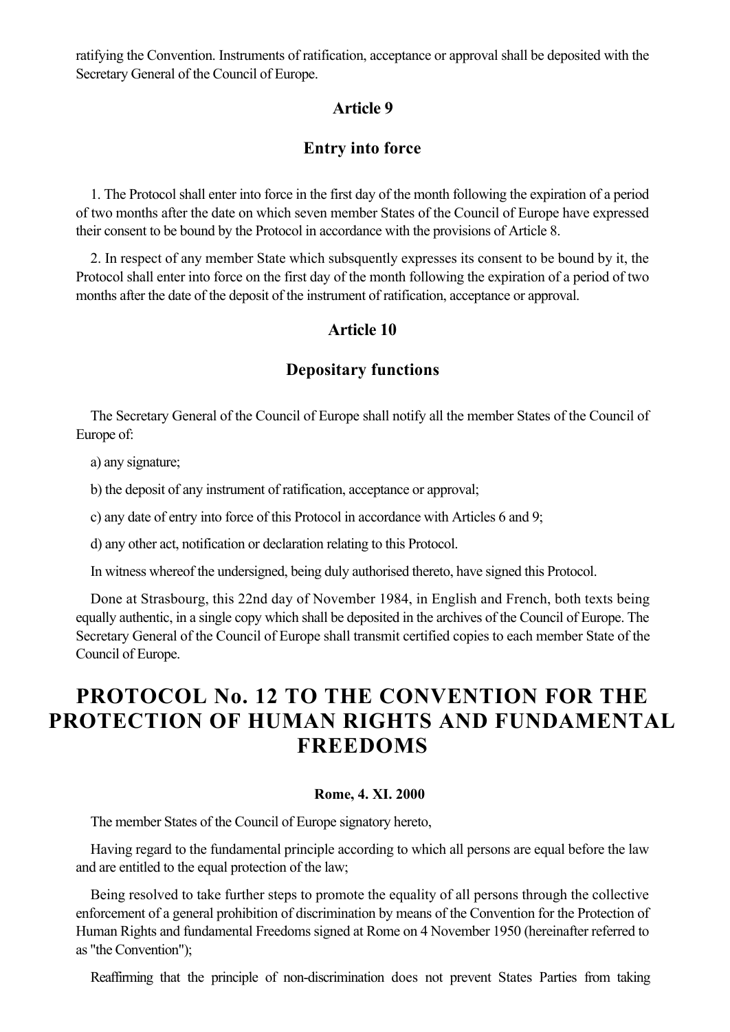ratifying the Convention. Instruments of ratification, acceptance or approval shall be deposited with the Secretary General of the Council of Europe.

### Article 9

### Entry into force

1. The Protocol shall enter into force in the first day of the month following the expiration of a period of two months after the date on which seven member States of the Council of Europe have expressed their consent to be bound by the Protocol in accordance with the provisions of Article 8.

2. In respect of any member State which subsquently expresses its consent to be bound by it, the Protocol shall enter into force on the first day of the month following the expiration of a period of two months after the date of the deposit of the instrument of ratification, acceptance or approval.

### Article 10

### Depositary functions

The Secretary General of the Council of Europe shall notify all the member States of the Council of Europe of:

a) any signature;

b) the deposit of any instrument of ratification, acceptance or approval;

c) any date of entry into force of this Protocol in accordance with Articles 6 and 9;

d) any other act, notification or declaration relating to this Protocol.

In witness whereof the undersigned, being duly authorised thereto, have signed this Protocol.

Done at Strasbourg, this 22nd day of November 1984, in English and French, both texts being equally authentic, in a single copy which shall be deposited in the archives of the Council of Europe. The Secretary General of the Council of Europe shall transmit certified copies to each member State of the Council of Europe.

# PROTOCOL No. 12 TO THE CONVENTION FOR THE PROTECTION OF HUMAN RIGHTS AND FUNDAMENTAL FREEDOMS

**Rome, 4. XI. 2000**

The member States of the Council of Europe signatory hereto,

Having regard to the fundamental principle according to which all persons are equal before the law and are entitled to the equal protection of the law;

Being resolved to take further steps to promote the equality of all persons through the collective enforcement of a general prohibition of discrimination by means of the Convention for the Protection of Human Rights and fundamental Freedoms signed at Rome on 4 November 1950 (hereinafter referred to as "the Convention");

Reaffirming that the principle of non-discrimination does not prevent States Parties from taking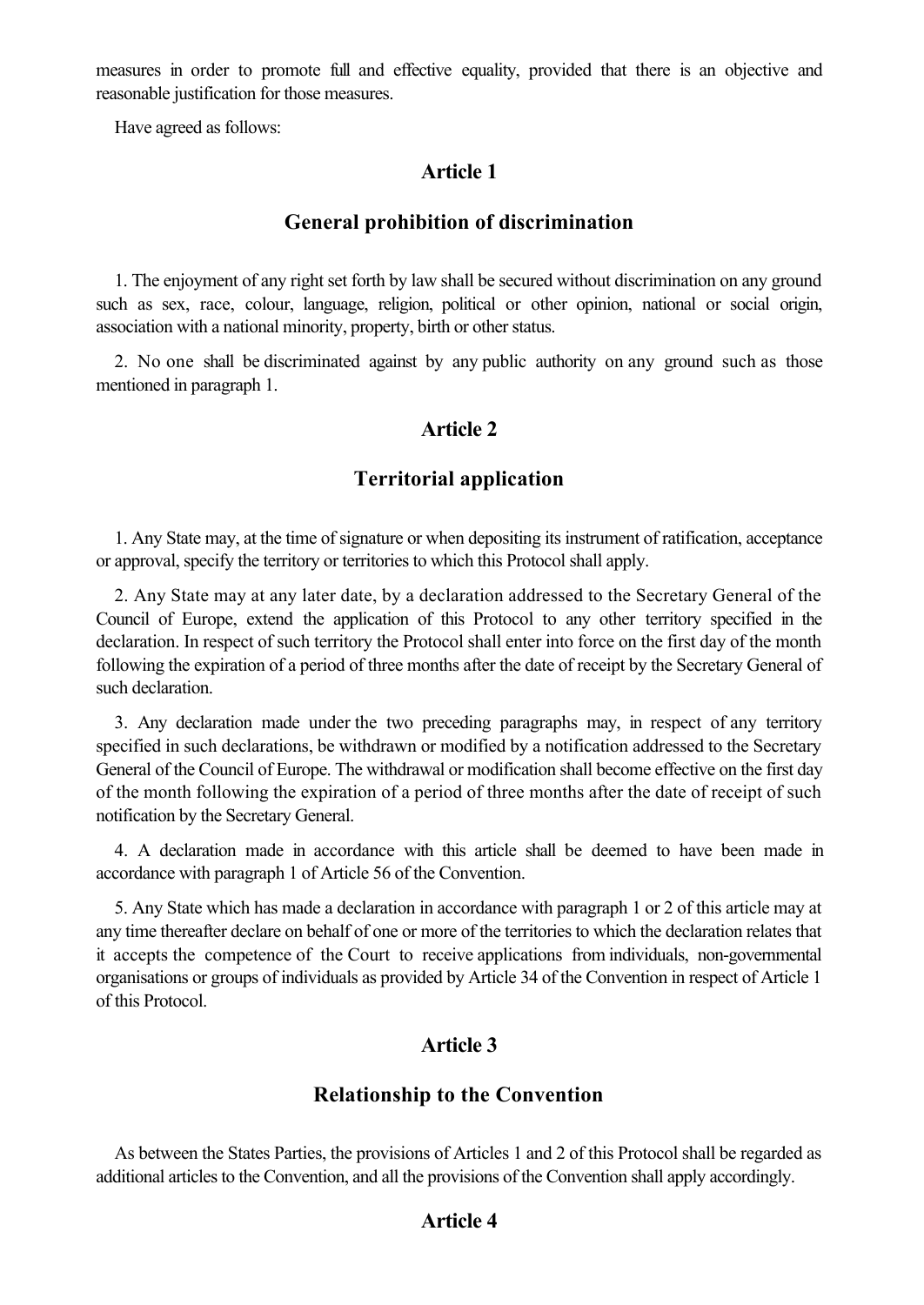measures in order to promote full and effective equality, provided that there is an objective and reasonable justification for those measures.

Have agreed as follows:

## Article 1

## General prohibition of discrimination

1. The enjoyment of any right set forth by law shall be secured without discrimination on any ground such as sex, race, colour, language, religion, political or other opinion, national or social origin, association with a national minority, property, birth or other status.

2. No one shall be discriminated against by any public authority on any ground such as those mentioned in paragraph 1.

## Article 2

## Territorial application

1. Any State may, at the time of signature or when depositing its instrument of ratification, acceptance or approval, specify the territory or territories to which this Protocol shall apply.

2. Any State may at any later date, by a declaration addressed to the Secretary General of the Council of Europe, extend the application of this Protocol to any other territory specified in the declaration. In respect of such territory the Protocol shall enter into force on the first day of the month following the expiration of a period of three months after the date of receipt by the Secretary General of such declaration.

3. Any declaration made under the two preceding paragraphs may, in respect of any territory specified in such declarations, be withdrawn or modified by a notification addressed to the Secretary General of the Council of Europe. The withdrawal or modification shall become effective on the first day of the month following the expiration of a period of three months after the date of receipt of such notification by the Secretary General.

4. A declaration made in accordance with this article shall be deemed to have been made in accordance with paragraph 1 of Article 56 of the Convention.

5. Any State which has made a declaration in accordance with paragraph 1 or 2 of this article may at any time thereafter declare on behalf of one or more of the territories to which the declaration relates that it accepts the competence of the Court to receive applications from individuals, non-governmental organisations or groups of individuals as provided by Article 34 of the Convention in respect of Article 1 of this Protocol.

## Article 3

## Relationship to the Convention

As between the States Parties, the provisions of Articles 1 and 2 of this Protocol shall be regarded as additional articles to the Convention, and all the provisions of the Convention shall apply accordingly.

## Article 4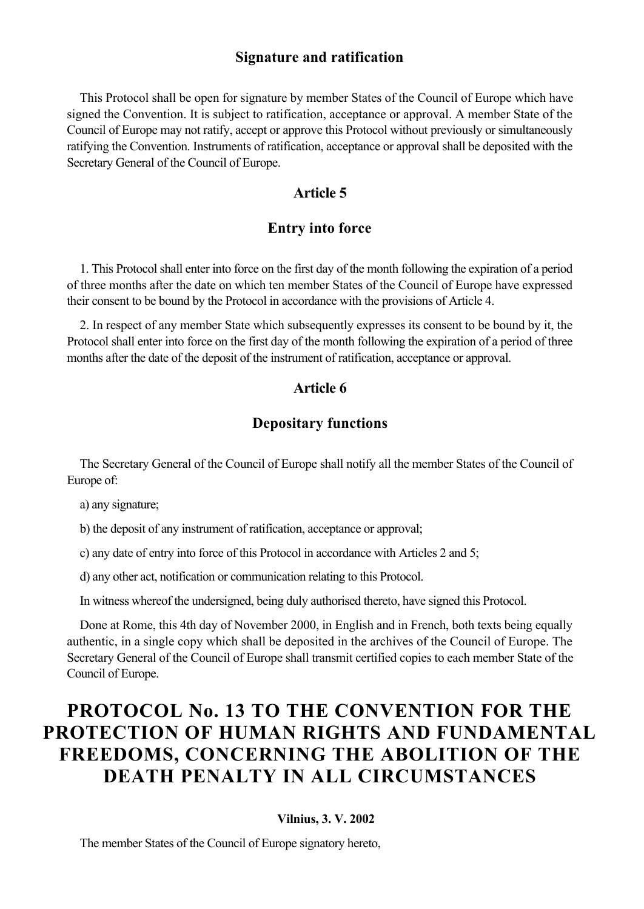### Signature and ratification

This Protocol shall be open for signature by member States of the Council of Europe which have signed the Convention. It is subject to ratification, acceptance or approval. A member State of the Council of Europe may not ratify, accept or approve this Protocol without previously or simultaneously ratifying the Convention. Instruments of ratification, acceptance or approval shall be deposited with the Secretary General of the Council of Europe.

### Article 5

### Entry into force

1. This Protocol shall enter into force on the first day of the month following the expiration of a period of three months after the date on which ten member States of the Council of Europe have expressed their consent to be bound by the Protocol in accordance with the provisions of Article 4.

2. In respect of any member State which subsequently expresses its consent to be bound by it, the Protocol shall enter into force on the first day of the month following the expiration of a period of three months after the date of the deposit of the instrument of ratification, acceptance or approval.

### Article 6

### Depositary functions

The Secretary General of the Council of Europe shall notify all the member States of the Council of Europe of:

a) any signature;

b) the deposit of any instrument of ratification, acceptance or approval;

c) any date of entry into force of this Protocol in accordance with Articles 2 and 5;

d) any other act, notification or communication relating to this Protocol.

In witness whereof the undersigned, being duly authorised thereto, have signed this Protocol.

Done at Rome, this 4th day of November 2000, in English and in French, both texts being equally authentic, in a single copy which shall be deposited in the archives of the Council of Europe. The Secretary General of the Council of Europe shall transmit certified copies to each member State of the Council of Europe.

# PROTOCOL No. 13 TO THE CONVENTION FOR THE PROTECTION OF HUMAN RIGHTS AND FUNDAMENTAL FREEDOMS, CONCERNING THE ABOLITION OF THE DEATH PENALTY IN ALL CIRCUMSTANCES

**Vilnius, 3. V. 2002**

The member States of the Council of Europe signatory hereto,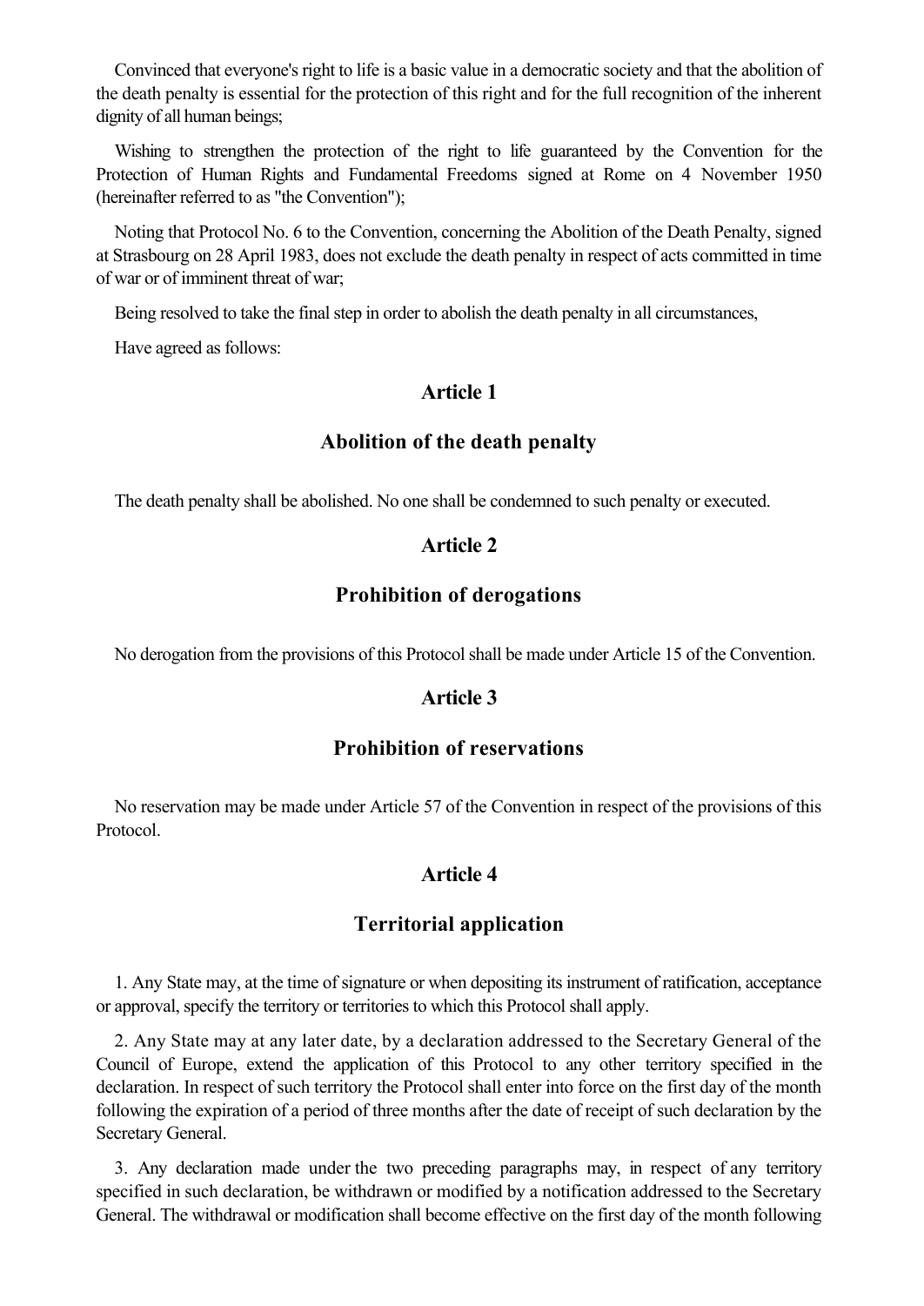Convinced that everyone's right to life is a basic value in a democratic society and that the abolition of the death penalty is essential for the protection of this right and for the full recognition of the inherent dignity of all human beings;

Wishing to strengthen the protection of the right to life guaranteed by the Convention for the Protection of Human Rights and Fundamental Freedoms signed at Rome on 4 November 1950 (hereinafter referred to as "the Convention");

Noting that Protocol No. 6 to the Convention, concerning the Abolition of the Death Penalty, signed at Strasbourg on 28 April 1983, does not exclude the death penalty in respect of acts committed in time of war or of imminent threat of war;

Being resolved to take the final step in order to abolish the death penalty in all circumstances,

Have agreed as follows:

### Article 1

### Abolition of the death penalty

The death penalty shall be abolished. No one shall be condemned to such penalty or executed.

### Article 2

### Prohibition of derogations

No derogation from the provisions of this Protocol shall be made under Article 15 of the Convention.

### Article 3

### Prohibition of reservations

No reservation may be made under Article 57 of the Convention in respect of the provisions of this Protocol.

### Article 4

### Territorial application

1. Any State may, at the time of signature or when depositing its instrument of ratification, acceptance or approval, specify the territory or territories to which this Protocol shall apply.

2. Any State may at any later date, by a declaration addressed to the Secretary General of the Council of Europe, extend the application of this Protocol to any other territory specified in the declaration. In respect of such territory the Protocol shall enter into force on the first day of the month following the expiration of a period of three months after the date of receipt of such declaration by the Secretary General.

3. Any declaration made under the two preceding paragraphs may, in respect of any territory specified in such declaration, be withdrawn or modified by a notification addressed to the Secretary General. The withdrawal or modification shall become effective on the first day of the month following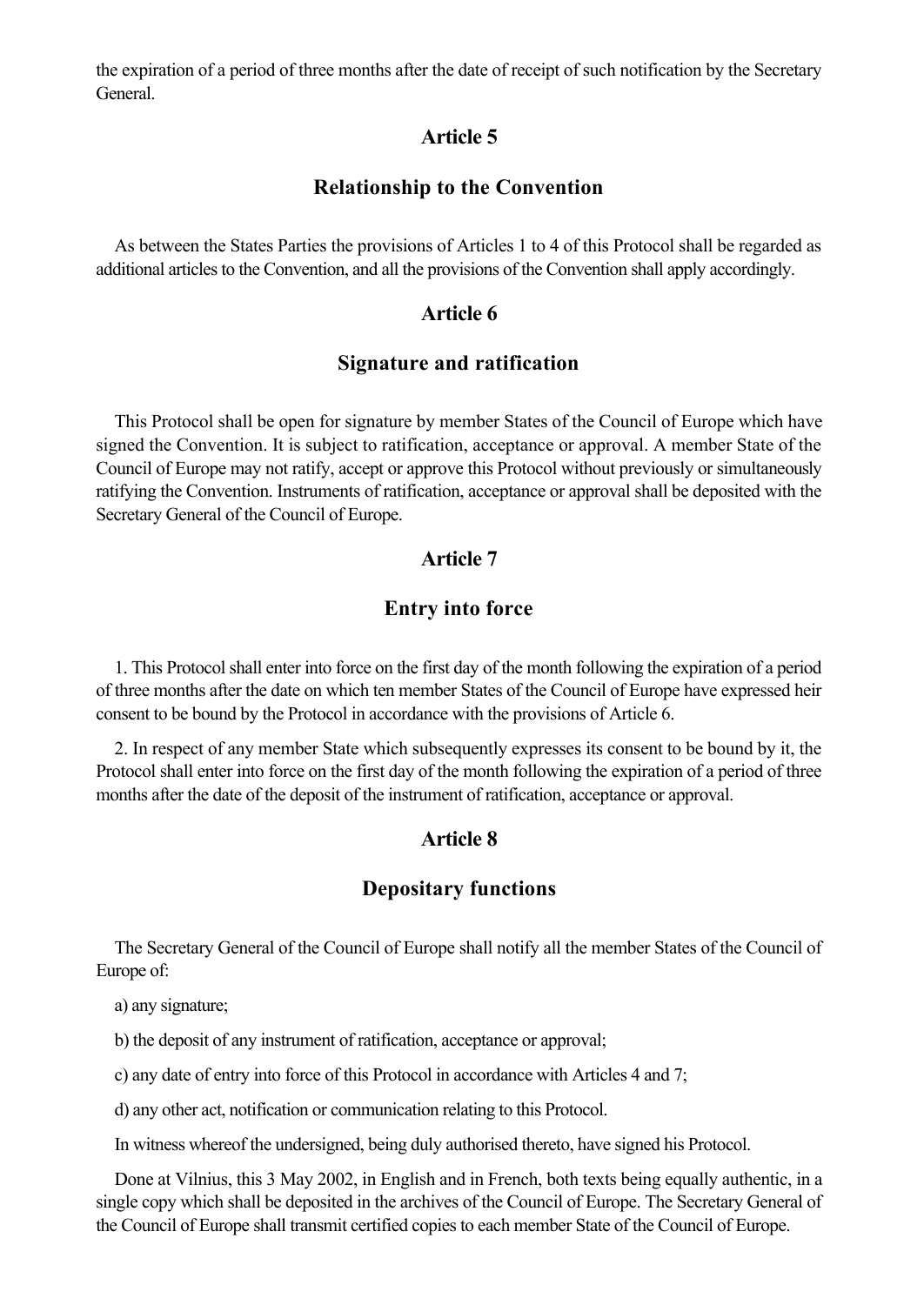the expiration of a period of three months after the date of receipt of such notification by the Secretary General.

## Article 5

## Relationship to the Convention

As between the States Parties the provisions of Articles 1 to 4 of this Protocol shall be regarded as additional articles to the Convention, and all the provisions of the Convention shall apply accordingly.

## Article 6

## Signature and ratification

This Protocol shall be open for signature by member States of the Council of Europe which have signed the Convention. It is subject to ratification, acceptance or approval. A member State of the Council of Europe may not ratify, accept or approve this Protocol without previously or simultaneously ratifying the Convention. Instruments of ratification, acceptance or approval shall be deposited with the Secretary General of the Council of Europe.

## Article 7

## Entry into force

1. This Protocol shall enter into force on the first day of the month following the expiration of a period of three months after the date on which ten member States of the Council of Europe have expressed heir consent to be bound by the Protocol in accordance with the provisions of Article 6.

2. In respect of any member State which subsequently expresses its consent to be bound by it, the Protocol shall enter into force on the first day of the month following the expiration of a period of three months after the date of the deposit of the instrument of ratification, acceptance or approval.

## Article 8

## Depositary functions

The Secretary General of the Council of Europe shall notify all the member States of the Council of Europe of:

a) any signature;

b) the deposit of any instrument of ratification, acceptance or approval;

c) any date of entry into force of this Protocol in accordance with Articles 4 and 7;

d) any other act, notification or communication relating to this Protocol.

In witness whereof the undersigned, being duly authorised thereto, have signed his Protocol.

Done at Vilnius, this 3 May 2002, in English and in French, both texts being equally authentic, in a single copy which shall be deposited in the archives of the Council of Europe. The Secretary General of the Council of Europe shall transmit certified copies to each member State of the Council of Europe.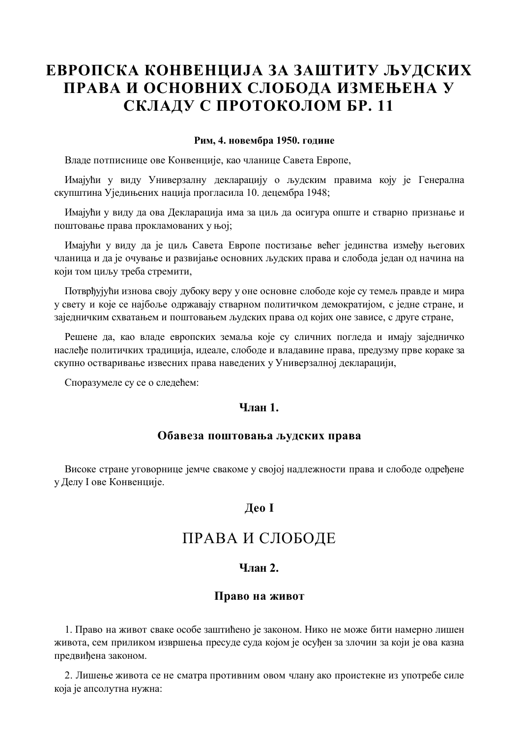# ЕВРОПСКА КОНВЕНЦИЈА ЗА ЗАШТИТУ ЉУДСКИХ ПРАВА И ОСНОВНИХ СЛОБОДА ИЗМЕЊЕНА У СКЛАДУ С ПРОТОКОЛОМ БР. 11

**Рим, 4. новембра 1950. године**

Владе потписнице ове Конвенције, као чланице Савета Европе,

Имајући у виду Универзалну декларацију о људским правима коју је Генерална скупштина Уједињених нација прогласила 10. децембра 1948;

Имајући у виду да ова Декларација има за циљ да осигура опште и стварно признање и поштовање права прокламованих у њој;

Имајући у виду да је циљ Савета Европе постизање већег јединства између његових чланица и да је очување и развијање основних људских права и слобода један од начина на који том циљу треба стремити,

Потврђујући изнова своју дубоку веру у оне основне слободе које су темељ правде и мира у свету и које се најбоље одржавају стварном политичком демократијом, с једне стране, и заједничким схватањем и поштовањем људских права од којих оне зависе, с друге стране,

Решене да, као владе европских земаља које су сличних погледа и имају заједничко наслеђе политичких традиција, идеале, слободе и владавине права, предузму прве кораке за скупно остваривање извесних права наведених у Универзалној декларацији,

Споразумеле су се о следећем:

### Члан 1.

### Обавеза поштовања људских права

Високе стране уговорнице јемче свакоме у својој надлежности права и слободе одређене у Делу I ове Конвенције.

## Део I

## ПРАВА И СЛОБОДЕ

### Члан 2.

### Право на живот

1. Право на живот сваке особе заштићено је законом. Нико не може бити намерно лишен живота, сем приликом извршења пресуде суда којом је осуђен за злочин за који је ова казна предвиђена законом.

2. Лишење живота се не сматра противним овом члану ако проистекне из употребе силе која је апсолутна нужна: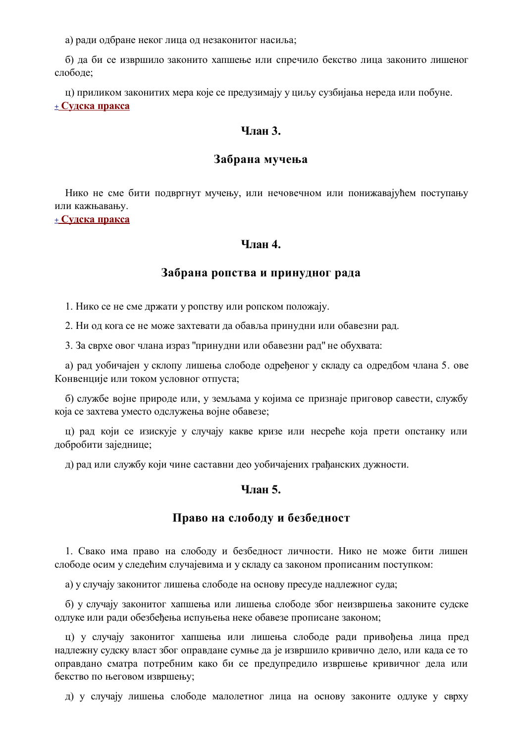а) ради одбране неког лица од незаконитог насиља;

б) да би се извршило законито хапшење или спречило бекство лица законито лишеног слободе;

ц) приликом законитих мера које се предузимају у циљу сузбијања нереда или побуне.

**+ Судска пракса**

## Члан 3.

## Забрана мучења

Нико не сме бити подвргнут мучењу, или нечовечном или понижавајућем поступању или кажњавању.

**+ Судска пракса**

## Члан 4.

## Забрана ропства и принудног рада

1. Нико се не сме држати у ропству или ропском положају.

2. Ни од кога се не може захтевати да обавља принудни или обавезни рад.

3. За сврхе овог члана израз "принудни или обавезни рад" не обухвата:

а) рад уобичајен у склопу лишења слободе одређеног у складу са одредбом члана 5. ове Конвенције или током условног отпуста;

б) службе војне природе или, у земљама у којима се признаје приговор савести, службу која се захтева уместо одслужења војне обавезе;

ц) рад који се изискује у случају какве кризе или несреће која прети опстанку или добробити заједнице;

д) рад или службу који чине саставни део уобичајених грађанских дужности.

## Члан 5.

## Право на слободу и безбедност

1. Свако има право на слободу и безбедност личности. Нико не може бити лишен слободе осим у следећим случајевима и у складу са законом прописаним поступком:

а) у случају законитог лишења слободе на основу пресуде надлежног суда;

б) у случају законитог хапшења или лишења слободе због неизвршења законите судске одлуке или ради обезбеђења испуњења неке обавезе прописане законом;

ц) у случају законитог хапшења или лишења слободе ради привођења лица пред надлежну судску власт због оправдане сумње да је извршило кривично дело, или када се то оправдано сматра потребним како би се предупредило извршење кривичног дела или бекство по његовом извршењу;

д) у случају лишења слободе малолетног лица на основу законите одлуке у сврху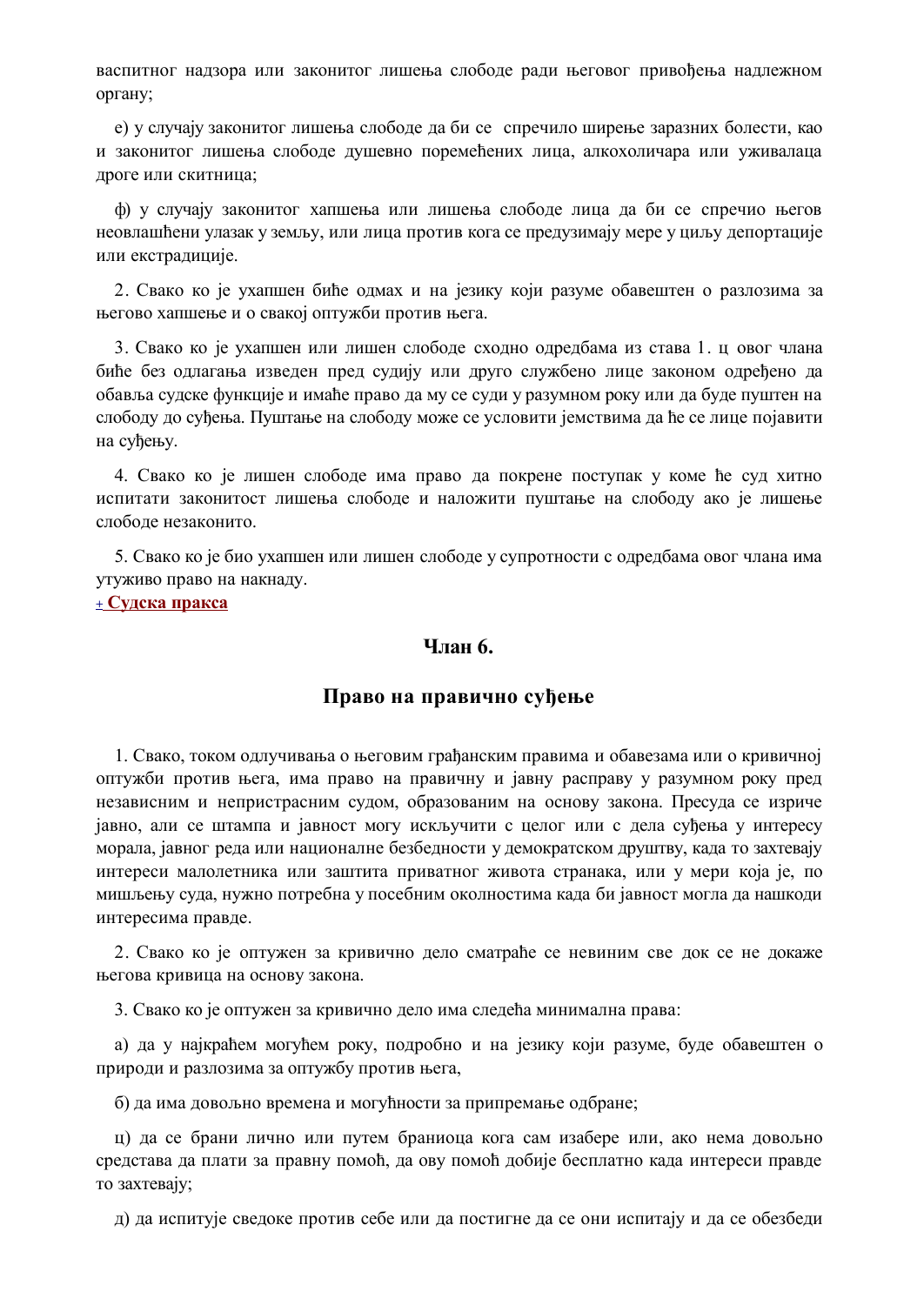васпитног надзора или законитог лишења слободе ради његовог привођења надлежном органу;

е) у случају законитог лишења слободе да би се спречило ширење заразних болести, као и законитог лишења слободе душевно поремећених лица, алкохоличара или уживалаца дроге или скитница;

ф) у случају законитог хапшења или лишења слободе лица да би се спречио његов неовлашћени улазак у земљу, или лица против кога се предузимају мере у циљу депортације или екстрадиције.

2. Свако ко је ухапшен биће одмах и на језику који разуме обавештен о разлозима за његово хапшење и о свакој оптужби против њега.

3. Свако ко је ухапшен или лишен слободе сходно одредбама из става 1. ц овог члана биће без одлагања изведен пред судију или друго службено лице законом одређено да обавља судске функције и имаће право да му се суди у разумном року или да буде пуштен на слободу до суђења. Пуштање на слободу може се условити јемствима да ће се лице појавити на суђењу.

4. Свако ко је лишен слободе има право да покрене поступак у коме ће суд хитно испитати законитост лишења слободе и наложити пуштање на слободу ако је лишење слободе незаконито.

5. Свако ко је био ухапшен или лишен слободе у супротности с одредбама овог члана има утуживо право на накнаду.

+ **Судска пракса**

## Члан 6.

## Право на правично суђење

1. Свако, током одлучивања о његовим грађанским правима и обавезама или о кривичној оптужби против њега, има право на правичну и јавну расправу у разумном року пред независним и непристрасним судом, образованим на основу закона. Пресуда се изриче јавно, али се штампа и јавност могу искључити с целог или с дела суђења у интересу морала, јавног реда или националне безбедности у демократском друштву, када то захтевају интереси малолетника или заштита приватног живота странака, или у мери која је, по мишљењу суда, нужно потребна у посебним околностима када би јавност могла да нашкоди интересима правде.

2. Свако ко је оптужен за кривично дело сматраће се невиним све док се не докаже његова кривица на основу закона.

3. Свако ко је оптужен за кривично дело има следећа минимална права:

а) да у најкраћем могућем року, подробно и на језику који разуме, буде обавештен о природи и разлозима за оптужбу против њега,

б) да има довољно времена и могућности за припремање одбране;

ц) да се брани лично или путем браниоца кога сам изабере или, ако нема довољно средстава да плати за правну помоћ, да ову помоћ добије бесплатно када интереси правде то захтевају;

д) да испитује сведоке против себе или да постигне да се они испитају и да се обезбеди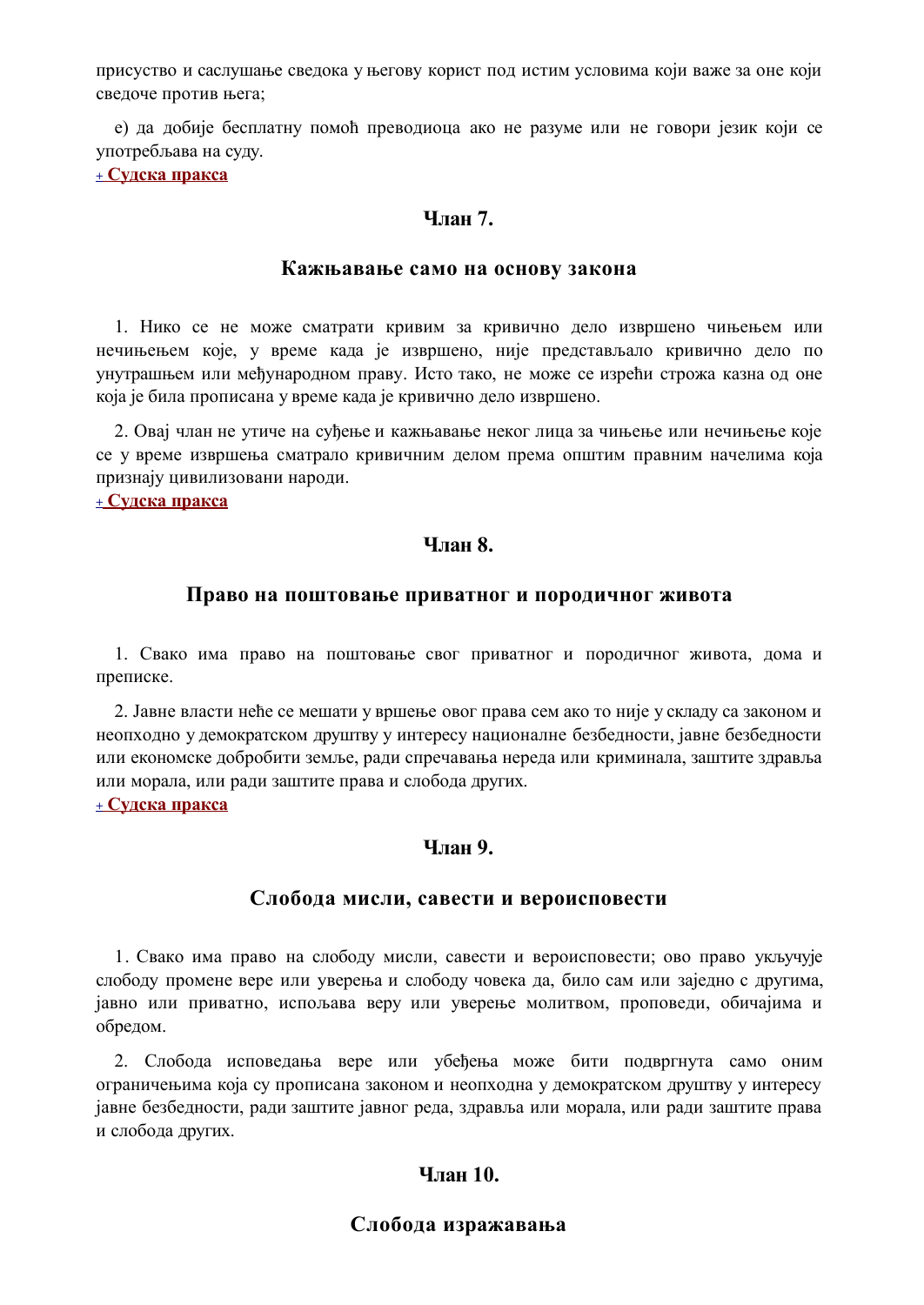присуство и саслушање сведока у његову корист под истим условима који важе за оне који сведоче против њега;

е) да добије бесплатну помоћ преводиоца ако не разуме или не говори језик који се употребљава на суду.

+ **Судска пракса**

### Члан 7.

### Кажњавање само на основу закона

1. Нико се не може сматрати кривим за кривично дело извршено чињењем или нечињењем које, у време када је извршено, није представљало кривично дело по унутрашњем или међународном праву. Исто тако, не може се изрећи строжа казна од оне која је била прописана у време када је кривично дело извршено.

2. Овај члан не утиче на суђење и кажњавање неког лица за чињење или нечињење које се у време извршења сматрало кривичним делом према општим правним начелима која признају цивилизовани народи.

+ **Судска пракса**

### Члан 8.

### Право на поштовање приватног и породичног живота

1. Свако има право на поштовање свог приватног и породичног живота, дома и преписке.

2. Јавне власти неће се мешати у вршење овог права сем ако то није у складу са законом и неопходно у демократском друштву у интересу националне безбедности, јавне безбедности или економске добробити земље, ради спречавања нереда или криминала, заштите здравља или морала, или ради заштите права и слобода других.

+ **Судска пракса**

### Члан 9.

### Слобода мисли, савести и вероисповести

1. Свако има право на слободу мисли, савести и вероисповести; ово право укључује слободу промене вере или уверења и слободу човека да, било сам или заједно с другима, јавно или приватно, испољава веру или уверење молитвом, проповеди, обичајима и обредом.

2. Слобода исповедања вере или убеђења може бити подвргнута само оним ограничењима која су прописана законом и неопходна у демократском друштву у интересу јавне безбедности, ради заштите јавног реда, здравља или морала, или ради заштите права и слобода других.

### Члан 10.

### Слобода изражавања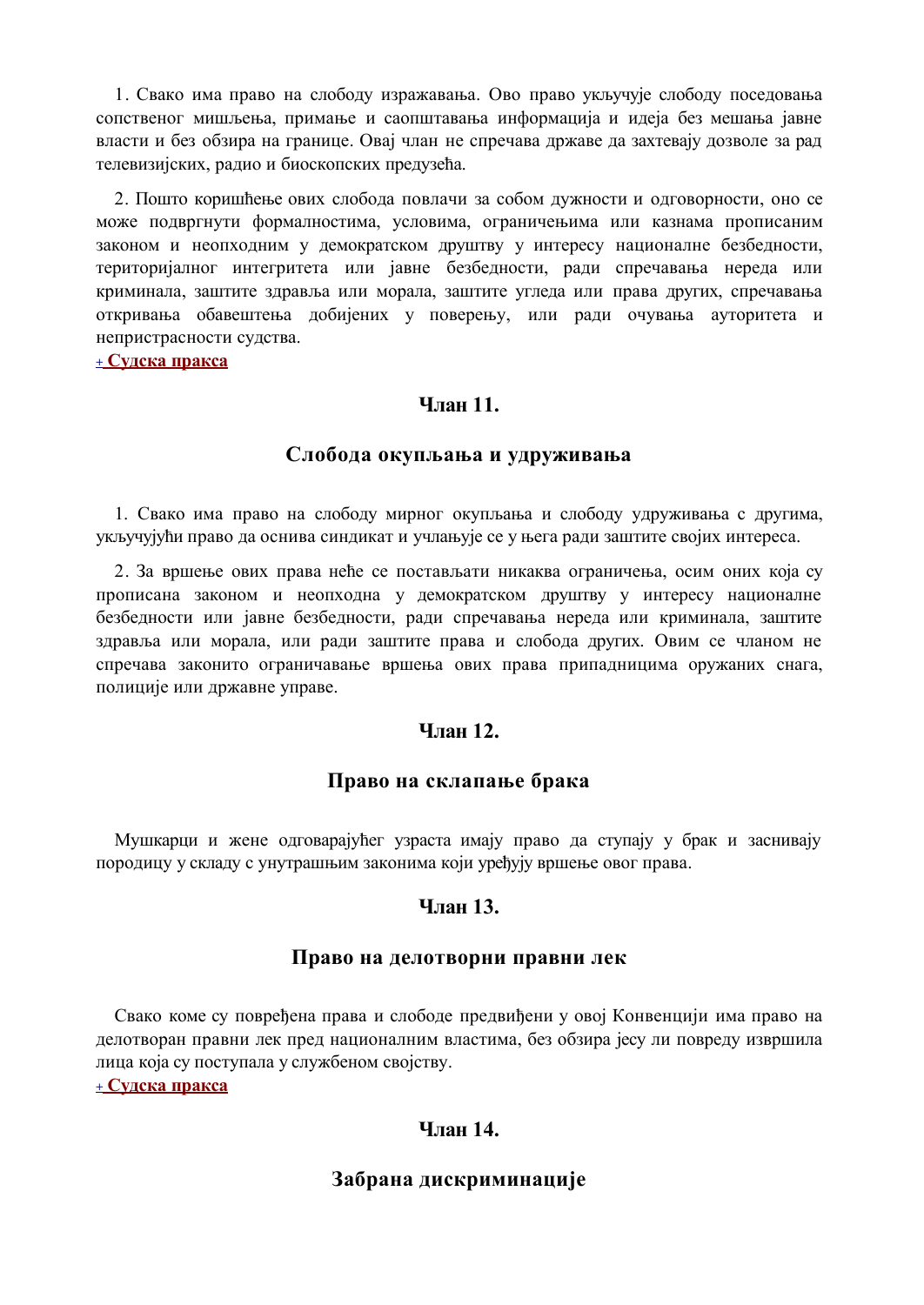1. Свако има право на слободу изражавања. Ово право укључује слободу поседовања сопственог мишљења, примање и саопштавања информација и идеја без мешања јавне власти и без обзира на границе. Овај члан не спречава државе да захтевају дозволе за рад телевизијских, радио и биоскопских предузећа.

2. Пошто коришћење ових слобода повлачи за собом дужности и одговорности, оно се може подвргнути формалностима, условима, ограничењима или казнама прописаним законом и неопходним у демократском друштву у интересу националне безбедности, територијалног интегритета или јавне безбедности, ради спречавања нереда или криминала, заштите здравља или морала, заштите угледа или права других, спречавања откривања обавештења добијених у поверењу, или ради очувања ауторитета и непристрасности судства.

+ **Судска пракса**

### Члан 11.

### Слобода окупљања и удруживања

1. Свако има право на слободу мирног окупљања и слободу удруживања с другима, укључујући право да оснива синдикат и учлањује се у њега ради заштите својих интереса.

2. За вршење ових права неће се постављати никаква ограничења, осим оних која су прописана законом и неопходна у демократском друштву у интересу националне безбедности или јавне безбедности, ради спречавања нереда или криминала, заштите здравља или морала, или ради заштите права и слобода других. Овим се чланом не спречава законито ограничавање вршења ових права припадницима оружаних снага, полиције или државне управе.

### Члан 12.

### Право на склапање брака

Мушкарци и жене одговарајућег узраста имају право да ступају у брак и заснивају породицу у складу с унутрашњим законима који уређују вршење овог права.

### Члан 13.

### Право на делотворни правни лек

Свако коме су повређена права и слободе предвиђени у овој Конвенцији има право на делотворан правни лек пред националним властима, без обзира јесу ли повреду извршила лица која су поступала у службеном својству.

+ **Судска пракса**

### Члан 14.

### Забрана дискриминације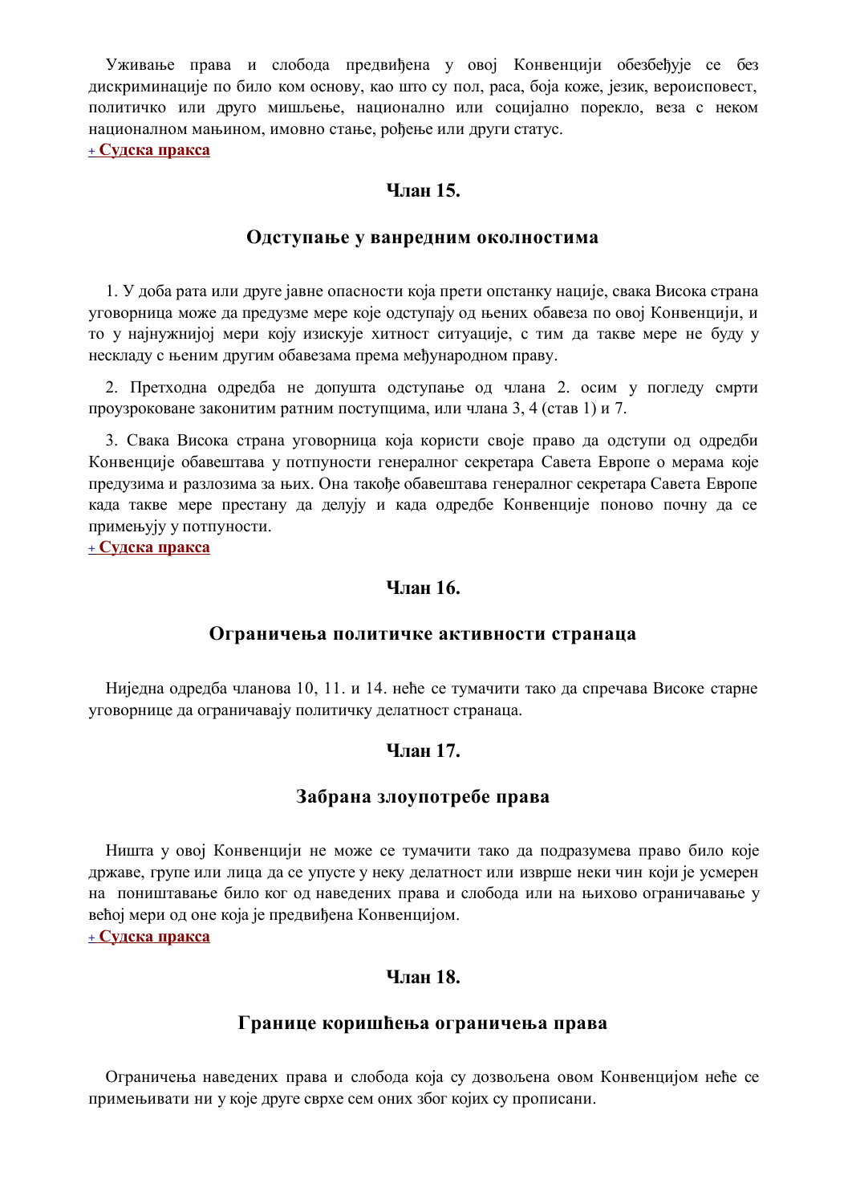Уживање права и слобода предвиђена у овој Конвенцији обезбеђује се без дискриминације по било ком основу, као што су пол, раса, боја коже, језик, вероисповест, политичко или друго мишљење, национално или социјално порекло, веза с неком националном мањином, имовно стање, рођење или други статус.

+ **Судска пракса**

### Члан 15.

### Одступање у ванредним околностима

1. У доба рата или друге јавне опасности која прети опстанку нације, свака Висока страна уговорница може да предузме мере које одступају од њених обавеза по овој Конвенцији, и то у најнужнијој мери коју изискује хитност ситуације, с тим да такве мере не буду у нескладу с њеним другим обавезама према међународном праву.

2. Претходна одредба не допушта одступање од члана 2. осим у погледу смрти проузроковане законитим ратним поступцима, или члана 3, 4 (став 1) и 7.

3. Свака Висока страна уговорница која користи своје право да одступи од одредби Конвенције обавештава у потпуности генералног секретара Савета Европе о мерама које предузима и разлозима за њих. Она такође обавештава генералног секретара Савета Европе када такве мере престану да делују и када одредбе Конвенције поново почну да се примењују у потпуности.

+ **Судска пракса**

### Члан 16.

### Ограничења политичке активности странаца

Ниједна одредба чланова 10, 11. и 14. неће се тумачити тако да спречава Високе старне уговорнице да ограничавају политичку делатност странаца.

### Члан 17.

### Забрана злоупотребе права

Ништа у овој Конвенцији не може се тумачити тако да подразумева право било које државе, групе или лица да се упусте у неку делатност или изврше неки чин који је усмерен на поништавање било ког од наведених права и слобода или на њихово ограничавање у већој мери од оне која је предвиђена Конвенцијом.

+ **Судска пракса**

### Члан 18.

### Границе коришћења ограничења права

Ограничења наведених права и слобода која су дозвољена овом Конвенцијом неће се примењивати ни у које друге сврхе сем оних због којих су прописани.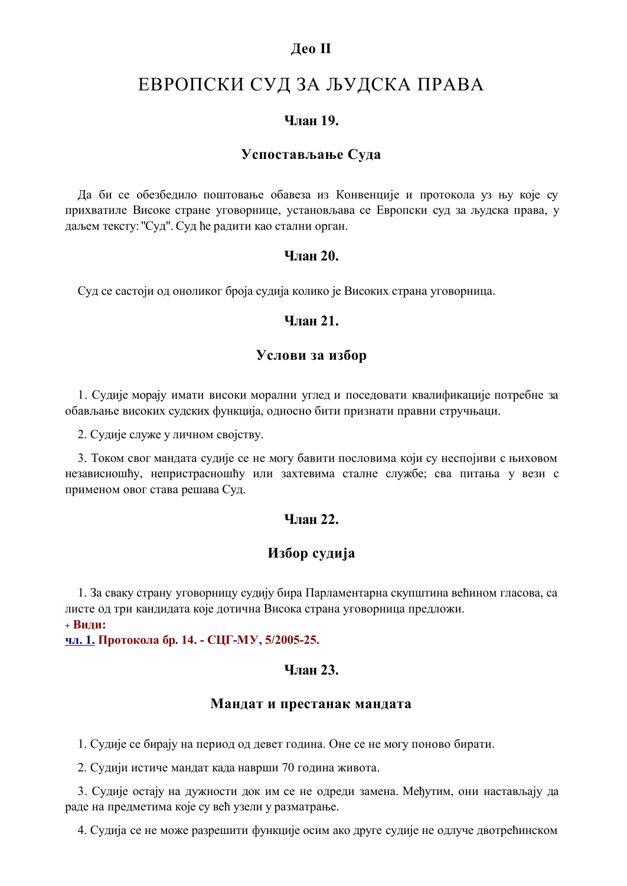## Део II

# ЕВРОПСКИ СУД ЗА ЉУДСКА ПРАВА

### Члан 19.

### Успостављање Суда

Да би се обезбедило поштовање обавеза из Конвенције и протокола уз њу које су прихватиле Високе стране уговорнице, установљава се Европски суд за људска права, у даљем тексту: "Суд". Суд ће радити као стални орган.

### Члан 20.

Суд се састоји од оноликог броја судија колико је Високих страна уговорница.

### Члан 21.

### Услови за избор

1. Судије морају имати високи морални углед и поседовати квалификације потребне за обављање високих судских функција, односно бити признати правни стручњаци.

2. Судије служе у личном својству.

3. Током свог мандата судије се не могу бавити пословима који су неспојиви с њиховом независношћу, непристрасношћу или захтевима сталне службе; сва питања у вези с применом овог става решава Суд.

### Члан 22.

### Избор судија

1. За сваку страну уговорницу судију бира Парламентарна скупштина већином гласова, са листе од три кандидата које дотична Висока страна уговорница предложи.

+ **Види:**
**чл. 1. Протокола бр. 14. - СЦГ-МУ, 5/2005-25.**

### Члан 23.

### Мандат и престанак мандата

1. Судије се бирају на период од девет година. Оне се не могу поново бирати.

2. Судији истиче мандат када наврши 70 година живота.

3. Судије остају на дужности док им се не одреди замена. Међутим, они настављају да раде на предметима које су већ узели у разматрање.

4. Судија се не може разрешити функције осим ако друге судије не одлуче двотрећинском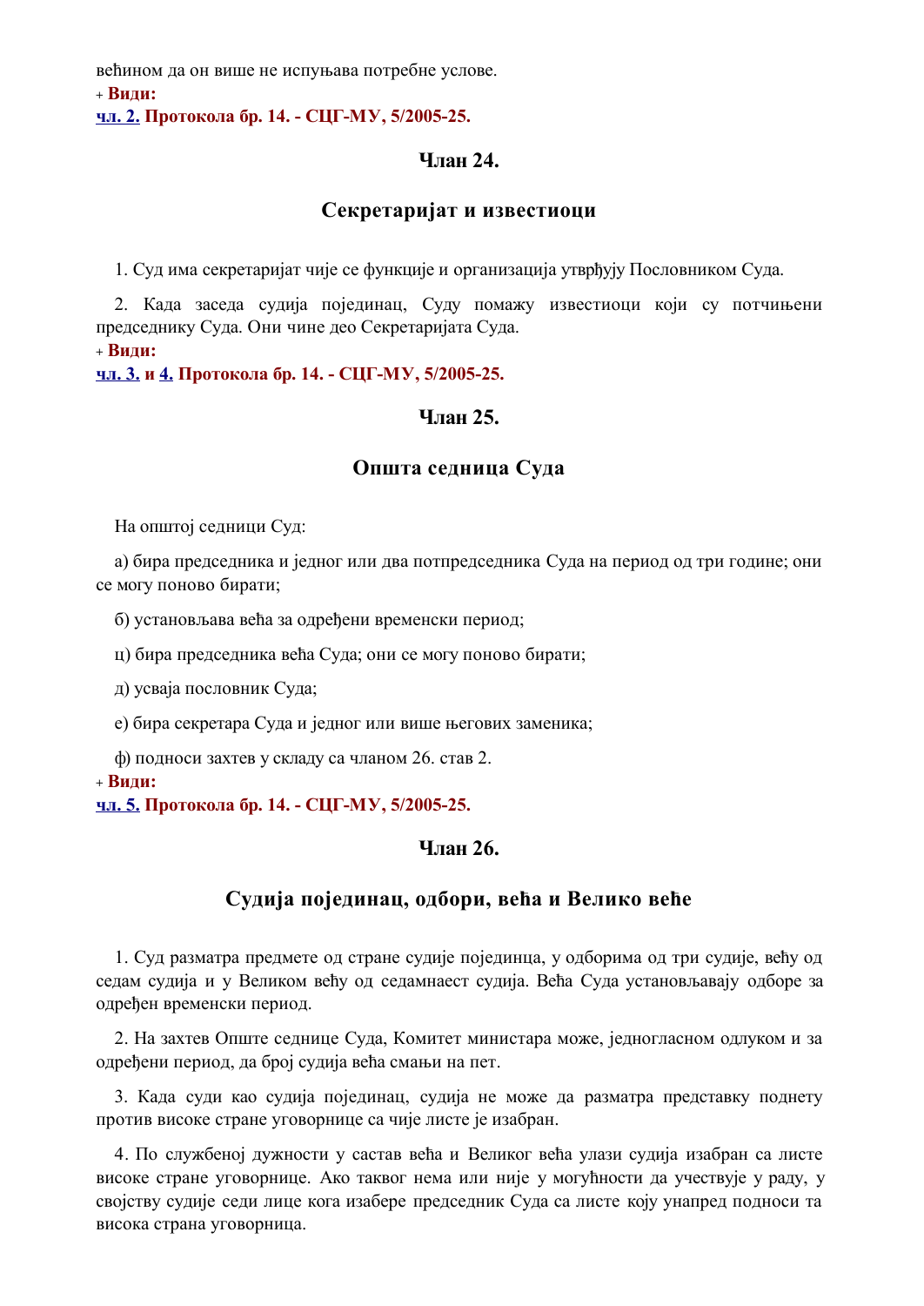већином да он више не испуњава потребне услове.

\+ **Види:**

**чл. 2. Протокола бр. 14. - СЦГ-МУ, 5/2005-25.**

### Члан 24.

### Секретаријат и известиоци

1. Суд има секретаријат чије се функције и организација утврђују Пословником Суда.

2. Када заседа судија појединац, Суду помажу известиоци који су потчињени председнику Суда. Они чине део Секретаријата Суда.

\+ **Види:**

**чл. 3. и 4. Протокола бр. 14. - СЦГ-МУ, 5/2005-25.**

### Члан 25.

### Општа седница Суда

На општој седници Суд:

а) бира председника и једног или два потпредседника Суда на период од три године; они се могу поново бирати;

б) установљава већа за одређени временски период;

ц) бира председника већа Суда; они се могу поново бирати;

д) усваја пословник Суда;

е) бира секретара Суда и једног или више његових заменика;

ф) подноси захтев у складу са чланом 26. став 2.

\+ **Види:**

**чл. 5. Протокола бр. 14. - СЦГ-МУ, 5/2005-25.**

### Члан 26.

### Судија појединац, одбори, већа и Велико веће

1. Суд разматра предмете од стране судије појединца, у одборима од три судије, већу од седам судија и у Великом већу од седамнаест судија. Већа Суда установљавају одборе за одређен временски период.

2. На захтев Опште седнице Суда, Комитет министара може, једногласном одлуком и за одређени период, да број судија већа смањи на пет.

3. Када суди као судија појединац, судија не може да разматра представку поднету против високе стране уговорнице са чије листе је изабран.

4. По службеној дужности у састав већа и Великог већа улази судија изабран са листе високе стране уговорнице. Ако таквог нема или није у могућности да учествује у раду, у својству судије седи лице кога изабере председник Суда са листе коју унапред подноси та висока страна уговорница.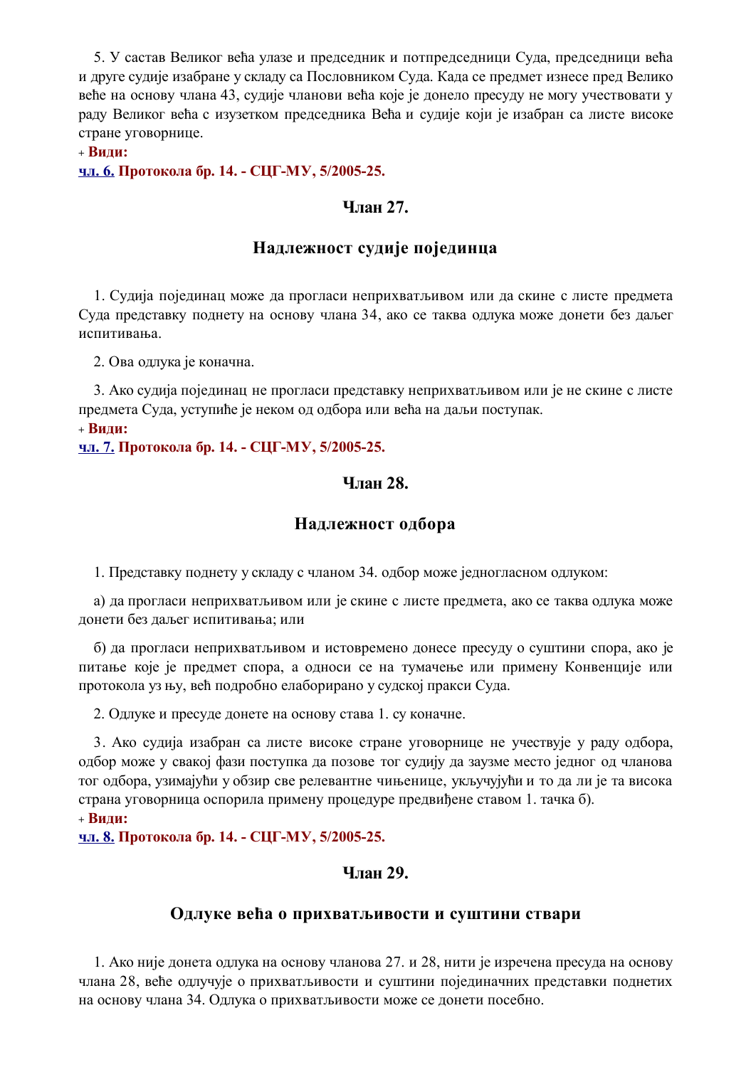5. У састав Великог већа улазе и председник и потпредседници Суда, председници већа и друге судије изабране у складу са Пословником Суда. Када се предмет изнесе пред Велико веће на основу члана 43, судије чланови већа које је донело пресуду не могу учествовати у раду Великог већа с изузетком председника Већа и судије који је изабран са листе високе стране уговорнице.

+ **Види:**

**чл. 6. Протокола бр. 14. - СЦГ-МУ, 5/2005-25.**

### Члан 27.

### Надлежност судије појединца

1. Судија појединац може да прогласи неприхватљивом или да скине с листе предмета Суда представку поднету на основу члана 34, ако се таква одлука може донети без даљег испитивања.

2. Ова одлука је коначна.

3. Ако судија појединац не прогласи представку неприхватљивом или је не скине с листе предмета Суда, уступиће је неком од одбора или већа на даљи поступак.

+ **Види:**

**чл. 7. Протокола бр. 14. - СЦГ-МУ, 5/2005-25.**

### Члан 28.

### Надлежност одбора

1. Представку поднету у складу с чланом 34. одбор може једногласном одлуком:

а) да прогласи неприхватљивом или је скине с листе предмета, ако се таква одлука може донети без даљег испитивања; или

б) да прогласи неприхватљивом и истовремено донесе пресуду о суштини спора, ако је питање које је предмет спора, а односи се на тумачење или примену Конвенције или протокола уз њу, већ подробно елаборирано у судској пракси Суда.

2. Одлуке и пресуде донете на основу става 1. су коначне.

3. Ако судија изабран са листе високе стране уговорнице не учествује у раду одбора, одбор може у свакој фази поступка да позове тог судију да заузме место једног од чланова тог одбора, узимајући у обзир све релевантне чињенице, укључујући и то да ли је та висока страна уговорница оспорила примену процедуре предвиђене ставом 1. тачка б).

+ **Види:**

**чл. 8. Протокола бр. 14. - СЦГ-МУ, 5/2005-25.**

### Члан 29.

### Одлуке већа о прихватљивости и суштини ствари

1. Ако није донета одлука на основу чланова 27. и 28, нити је изречена пресуда на основу члана 28, веће одлучује о прихватљивости и суштини појединачних представки поднетих на основу члана 34. Одлука о прихватљивости може се донети посебно.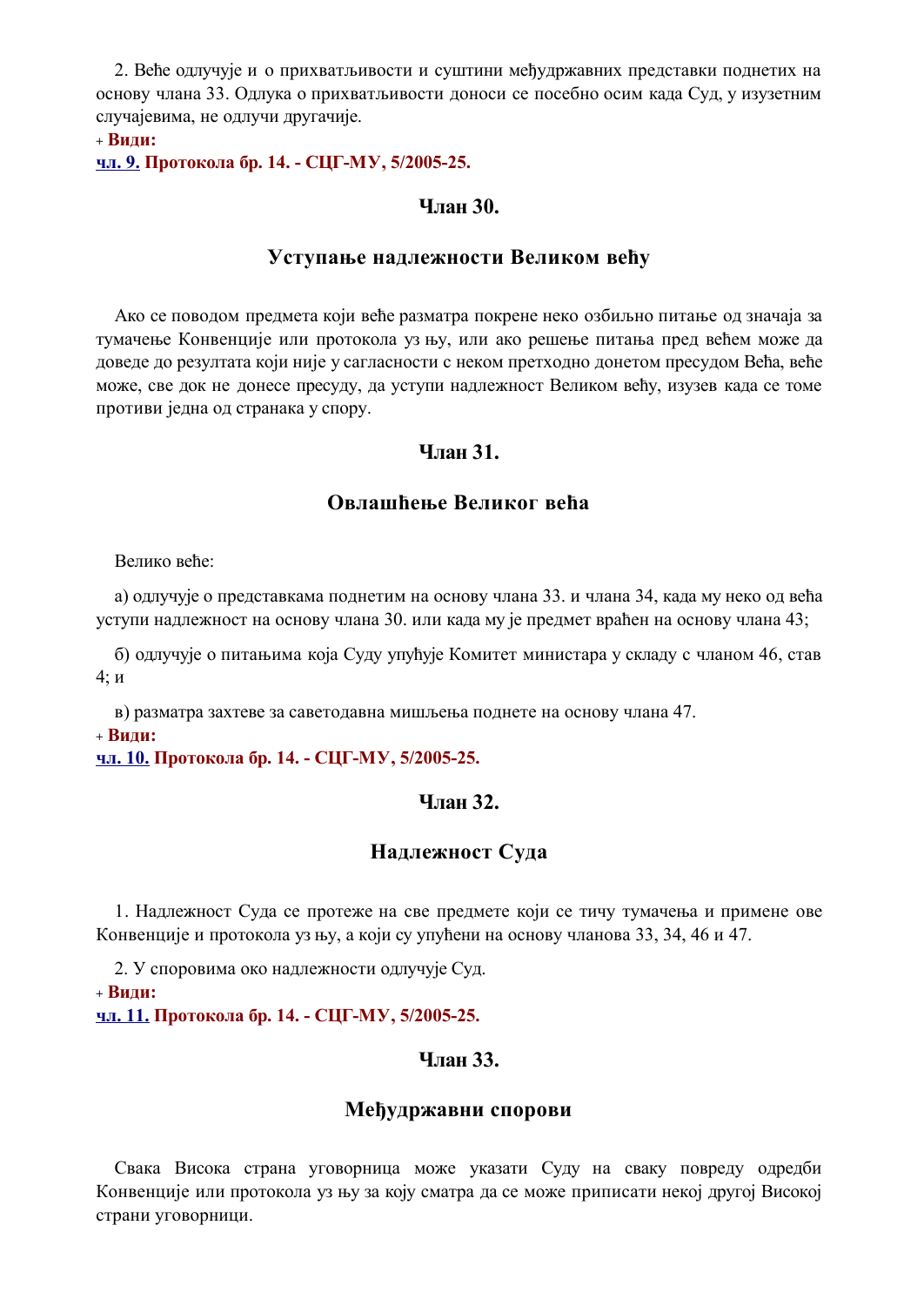2. Веће одлучује и о прихватљивости и суштини међудржавних представки поднетих на основу члана 33. Одлука о прихватљивости доноси се посебно осим када Суд, у изузетним случајевима, не одлучи другачије.

+ **Види:**

**чл. 9. Протокола бр. 14. - СЦГ-МУ, 5/2005-25.**

### Члан 30.

### Уступање надлежности Великом већу

Ако се поводом предмета који веће разматра покрене неко озбиљно питање од значаја за тумачење Конвенције или протокола уз њу, или ако решење питања пред већем може да доведе до резултата који није у сагласности с неком претходно донетом пресудом Већа, веће може, све док не донесе пресуду, да уступи надлежност Великом већу, изузев када се томе противи једна од странака у спору.

### Члан 31.

### Овлашћење Великог већа

Велико веће:

а) одлучује о представкама поднетим на основу члана 33. и члана 34, када му неко од већа уступи надлежност на основу члана 30. или када му је предмет враћен на основу члана 43;

б) одлучује о питањима која Суду упућује Комитет министара у складу с чланом 46, став 4; и

в) разматра захтеве за саветодавна мишљења поднете на основу члана 47.

+ **Види:**

**чл. 10. Протокола бр. 14. - СЦГ-МУ, 5/2005-25.**

### Члан 32.

### Надлежност Суда

1. Надлежност Суда се протеже на све предмете који се тичу тумачења и примене ове Конвенције и протокола уз њу, а који су упућени на основу чланова 33, 34, 46 и 47.

2. У споровима око надлежности одлучује Суд.

+ **Види:**

**чл. 11. Протокола бр. 14. - СЦГ-МУ, 5/2005-25.**

### Члан 33.

### Међудржавни спорови

Свака Висока страна уговорница може указати Суду на сваку повреду одредби Конвенције или протокола уз њу за коју сматра да се може приписати некој другој Високој страни уговорници.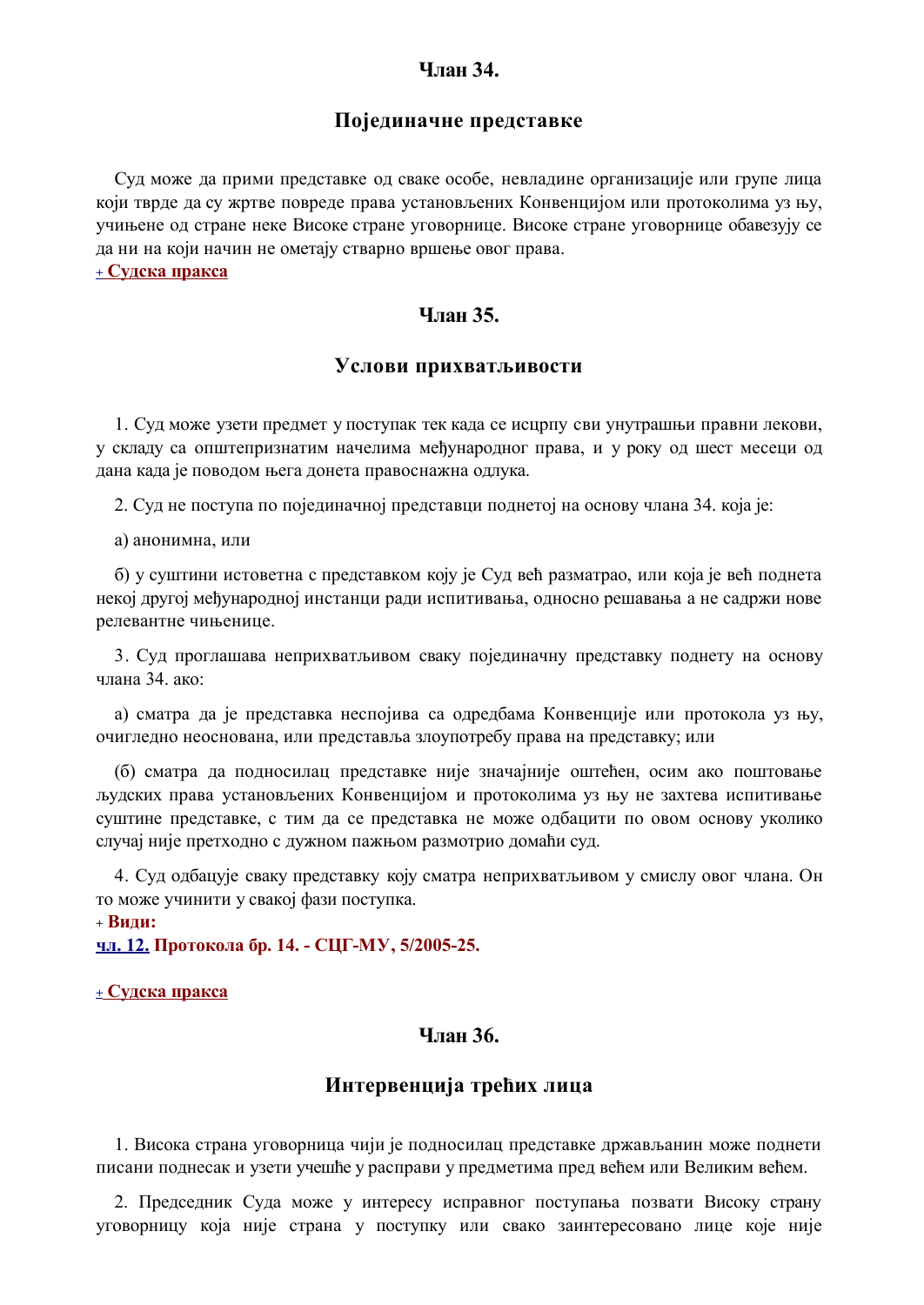### Члан 34.

### Појединачне представке

Суд може да прими представке од сваке особе, невладине организације или групе лица који тврде да су жртве повреде права установљених Конвенцијом или протоколима уз њу, учињене од стране неке Високе стране уговорнице. Високе стране уговорнице обавезују се да ни на који начин не ометају стварно вршење овог права.

+ **Судска пракса**

### Члан 35.

### Услови прихватљивости

1. Суд може узети предмет у поступак тек када се исцрпу сви унутрашњи правни лекови, у складу са општепризнатим начелима међународног права, и у року од шест месеци од дана када је поводом њега донета правоснажна одлука.

2. Суд не поступа по појединачној представци поднетој на основу члана 34. која је:

а) анонимна, или

б) у суштини истоветна с представком коју је Суд већ разматрао, или која је већ поднета некој другој међународној инстанци ради испитивања, односно решавања а не садржи нове релевантне чињенице.

3. Суд проглашава неприхватљивом сваку појединачну представку поднету на основу члана 34. ако:

а) сматра да је представка неспојива са одредбама Конвенције или протокола уз њу, очигледно неоснована, или представља злоупотребу права на представку; или

(б) сматра да подносилац представке није значајније оштећен, осим ако поштовање људских права установљених Конвенцијом и протоколима уз њу не захтева испитивање суштине представке, с тим да се представка не може одбацити по овом основу уколико случај није претходно с дужном пажњом размотрио домаћи суд.

4. Суд одбацује сваку представку коју сматра неприхватљивом у смислу овог члана. Он то може учинити у свакој фази поступка.

+ **Види:**

**чл. 12. Протокола бр. 14. - СЦГ-МУ, 5/2005-25.**

+ **Судска пракса**

### Члан 36.

### Интервенција трећих лица

1. Висока страна уговорница чији је подносилац представке држављанин може поднети писани поднесак и узети учешће у расправи у предметима пред већем или Великим већем.

2. Председник Суда може у интересу исправног поступања позвати Високу страну уговорницу која није страна у поступку или свако заинтересовано лице које није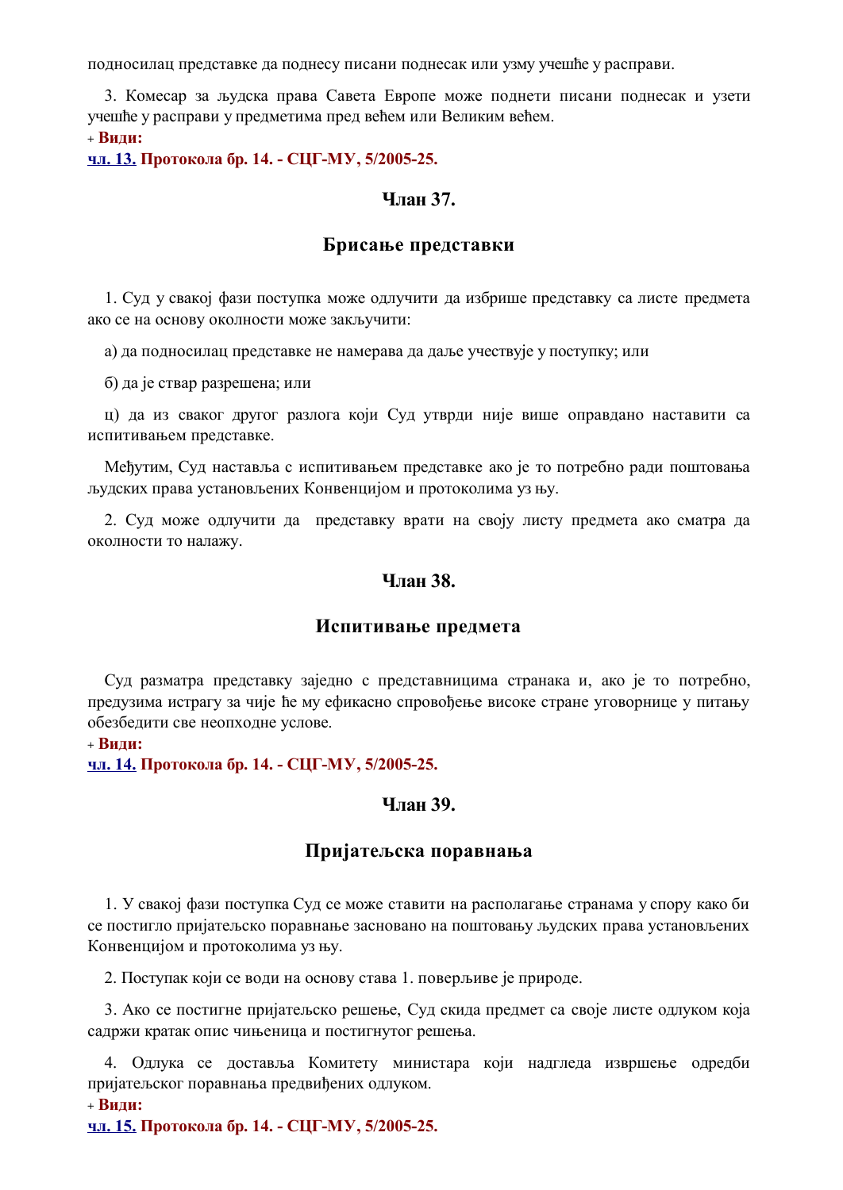подносилац представке да поднесу писани поднесак или узму учешће у расправи.

3. Комесар за људска права Савета Европе може поднети писани поднесак и узети учешће у расправи у предметима пред већем или Великим већем.

\+ **Види:**

**чл. 13. Протокола бр. 14. - СЦГ-МУ, 5/2005-25.**

### Члан 37.

### Брисање представки

1. Суд у свакој фази поступка може одлучити да избрише представку са листе предмета ако се на основу околности може закључити:

а) да подносилац представке не намерава да даље учествује у поступку; или

б) да је ствар разрешена; или

ц) да из сваког другог разлога који Суд утврди није више оправдано наставити са испитивањем представке.

Међутим, Суд наставља с испитивањем представке ако је то потребно ради поштовања људских права установљених Конвенцијом и протоколима уз њу.

2. Суд може одлучити да представку врати на своју листу предмета ако сматра да околности то налажу.

### Члан 38.

### Испитивање предмета

Суд разматра представку заједно с представницима странака и, ако је то потребно, предузима истрагу за чије ће му ефикасно спровођење високе стране уговорнице у питању обезбедити све неопходне услове.

\+ **Види:**

**чл. 14. Протокола бр. 14. - СЦГ-МУ, 5/2005-25.**

### Члан 39.

### Пријатељска поравнања

1. У свакој фази поступка Суд се може ставити на располагање странама у спору како би се постигло пријатељско поравнање засновано на поштовању људских права установљених Конвенцијом и протоколима уз њу.

2. Поступак који се води на основу става 1. поверљиве је природе.

3. Ако се постигне пријатељско решење, Суд скида предмет са своје листе одлуком која садржи кратак опис чињеница и постигнутог решења.

4. Одлука се доставља Комитету министара који надгледа извршење одредби пријатељског поравнања предвиђених одлуком.

\+ **Види:**

**чл. 15. Протокола бр. 14. - СЦГ-МУ, 5/2005-25.**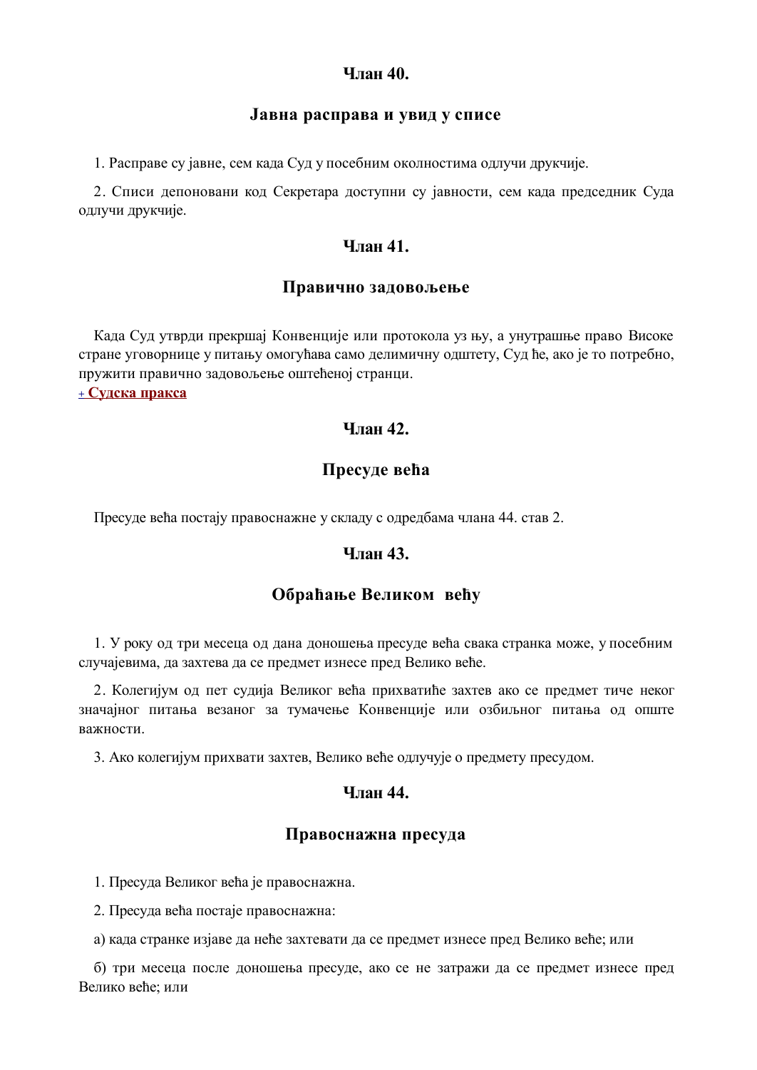### Члан 40.

### Јавна расправа и увид у списе

1. Расправе су јавне, сем када Суд у посебним околностима одлучи друкчије.

2. Списи депоновани код Секретара доступни су јавности, сем када председник Суда одлучи друкчије.

### Члан 41.

### Правично задовољење

Када Суд утврди прекршај Конвенције или протокола уз њу, а унутрашње право Високе стране уговорнице у питању омогућава само делимичну одштету, Суд ће, ако је то потребно, пружити правично задовољење оштећеној странци.

+ **Судска пракса**

### Члан 42.

### Пресуде већа

Пресуде већа постају правоснажне у складу с одредбама члана 44. став 2.

### Члан 43.

### Обраћање Великом већу

1. У року од три месеца од дана доношења пресуде већа свака странка може, у посебним случајевима, да захтева да се предмет изнесе пред Велико веће.

2. Колегијум од пет судија Великог већа прихватиће захтев ако се предмет тиче неког значајног питања везаног за тумачење Конвенције или озбиљног питања од опште важности.

3. Ако колегијум прихвати захтев, Велико веће одлучује о предмету пресудом.

### Члан 44.

### Правоснажна пресуда

1. Пресуда Великог већа је правоснажна.

2. Пресуда већа постаје правоснажна:

а) када странке изјаве да неће захтевати да се предмет изнесе пред Велико веће; или

б) три месеца после доношења пресуде, ако се не затражи да се предмет изнесе пред Велико веће; или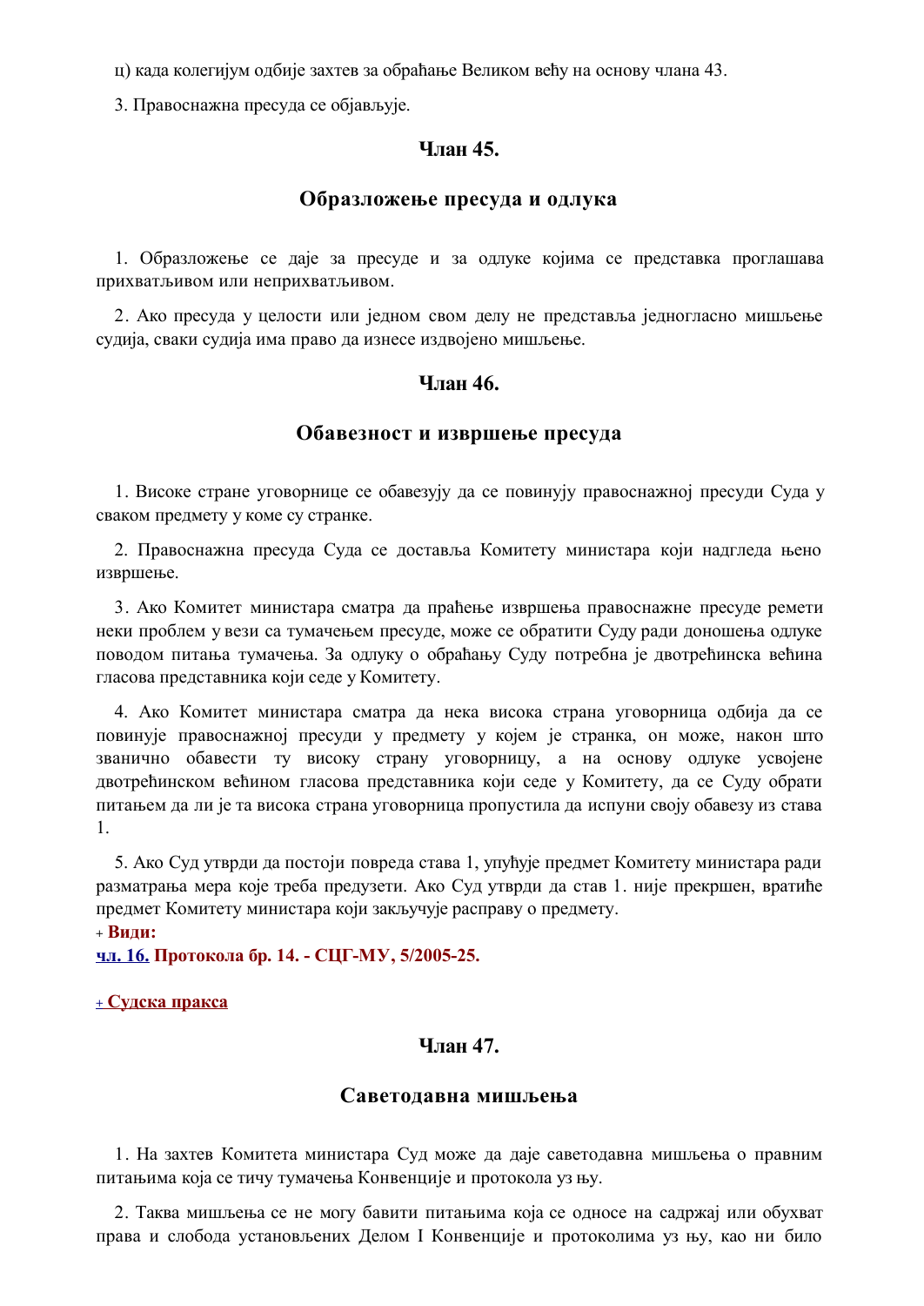ц) када колегијум одбије захтев за обраћање Великом већу на основу члана 43.

3. Правоснажна пресуда се објављује.

### Члан 45.

### Образложење пресуда и одлука

1. Образложење се даје за пресуде и за одлуке којима се представка проглашава прихватљивом или неприхватљивом.

2. Ако пресуда у целости или једном свом делу не представља једногласно мишљење судија, сваки судија има право да изнесе издвојено мишљење.

### Члан 46.

### Обавезност и извршење пресуда

1. Високе стране уговорнице се обавезују да се повинују правоснажној пресуди Суда у сваком предмету у коме су странке.

2. Правоснажна пресуда Суда се доставља Комитету министара који надгледа њено извршење.

3. Ако Комитет министара сматра да праћење извршења правоснажне пресуде ремети неки проблем у вези са тумачењем пресуде, може се обратити Суду ради доношења одлуке поводом питања тумачења. За одлуку о обраћању Суду потребна је двотрећинска већина гласова представника који седе у Комитету.

4. Ако Комитет министара сматра да нека висока страна уговорница одбија да се повинује правоснажној пресуди у предмету у којем је странка, он може, након што званично обавести ту високу страну уговорницу, а на основу одлуке усвојене двотрећинском већином гласова представника који седе у Комитету, да се Суду обрати питањем да ли је та висока страна уговорница пропустила да испуни своју обавезу из става 1.

5. Ако Суд утврди да постоји повреда става 1, упућује предмет Комитету министара ради разматрања мера које треба предузети. Ако Суд утврди да став 1. није прекршен, вратиће предмет Комитету министара који закључује расправу о предмету.

+ **Види:**
**чл. 16. Протокола бр. 14. - СЦГ-МУ, 5/2005-25.**

+ **Судска пракса**

### Члан 47.

### Саветодавна мишљења

1. На захтев Комитета министара Суд може да даје саветодавна мишљења о правним питањима која се тичу тумачења Конвенције и протокола уз њу.

2. Таква мишљења се не могу бавити питањима која се односе на садржај или обухват права и слобода установљених Делом I Конвенције и протоколима уз њу, као ни било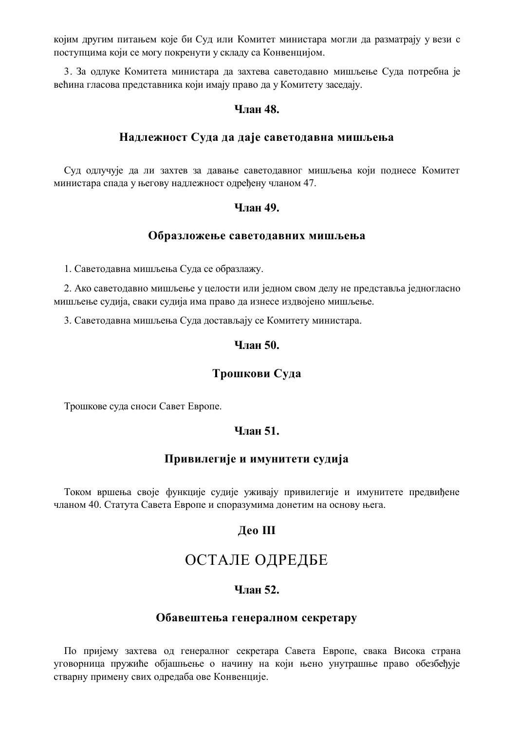којим другим питањем које би Суд или Комитет министара могли да разматрају у вези с поступцима који се могу покренути у складу са Конвенцијом.

3. За одлуке Комитета министара да захтева саветодавно мишљење Суда потребна је већина гласова представника који имају право да у Комитету заседају.

### Члан 48.

### Надлежност Суда да даје саветодавна мишљења

Суд одлучује да ли захтев за давање саветодавног мишљења који поднесе Комитет министара спада у његову надлежност одређену чланом 47.

### Члан 49.

### Образложење саветодавних мишљења

1. Саветодавна мишљења Суда се образлажу.

2. Ако саветодавно мишљење у целости или једном свом делу не представља једногласно мишљење судија, сваки судија има право да изнесе издвојено мишљење.

3. Саветодавна мишљења Суда достављају се Комитету министара.

### Члан 50.

### Трошкови Суда

Трошкове суда сноси Савет Европе.

### Члан 51.

### Привилегије и имунитети судија

Током вршења своје функције судије уживају привилегије и имунитете предвиђене чланом 40. Статута Савета Европе и споразумима донетим на основу њега.

## Део III

# ОСТАЛЕ ОДРЕДБЕ

### Члан 52.

### Обавештења генералном секретару

По пријему захтева од генералног секретара Савета Европе, свака Висока страна уговорница пружиће објашњење о начину на који њено унутрашње право обезбеђује стварну примену свих одредаба ове Конвенције.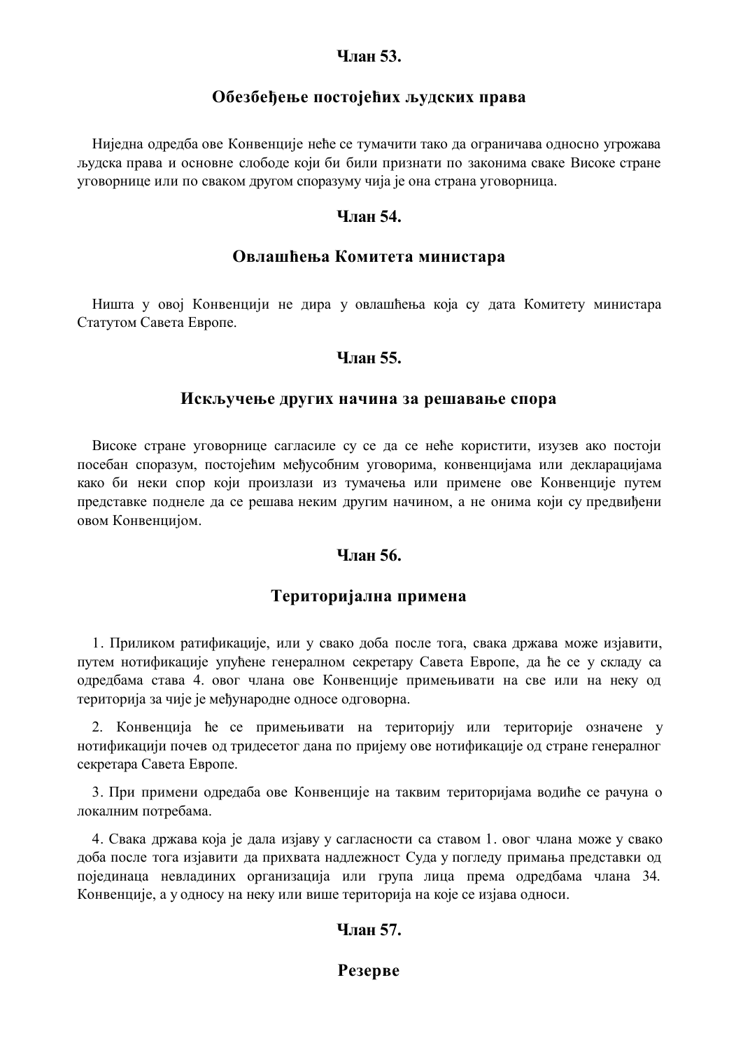### Члан 53.

### Обезбеђење постојећих људских права

Ниједна одредба ове Конвенције неће се тумачити тако да ограничава односно угрожава људска права и основне слободе који би били признати по законима сваке Високе стране уговорнице или по сваком другом споразуму чија је она страна уговорница.

### Члан 54.

### Овлашћења Комитета министара

Ништа у овој Конвенцији не дира у овлашћења која су дата Комитету министара Статутом Савета Европе.

### Члан 55.

### Искључење других начина за решавање спора

Високе стране уговорнице сагласиле су се да се неће користити, изузев ако постоји посебан споразум, постојећим међусобним уговорима, конвенцијама или декларацијама како би неки спор који произлази из тумачења или примене ове Конвенције путем представке поднеле да се решава неким другим начином, а не онима који су предвиђени овом Конвенцијом.

### Члан 56.

### Територијална примена

1. Приликом ратификације, или у свако доба после тога, свака држава може изјавити, путем нотификације упућене генералном секретару Савета Европе, да ће се у складу са одредбама става 4. овог члана ове Конвенције примењивати на све или на неку од територија за чије је међународне односе одговорна.

2. Конвенција ће се примењивати на територију или територије означене у нотификацији почев од тридесетог дана по пријему ове нотификације од стране генералног секретара Савета Европе.

3. При примени одредаба ове Конвенције на таквим територијама водиће се рачуна о локалним потребама.

4. Свака држава која је дала изјаву у сагласности са ставом 1. овог члана може у свако доба после тога изјавити да прихвата надлежност Суда у погледу примања представки од појединаца невладиних организација или група лица према одредбама члана 34. Конвенције, а у односу на неку или више територија на које се изјава односи.

### Члан 57.

### Резерве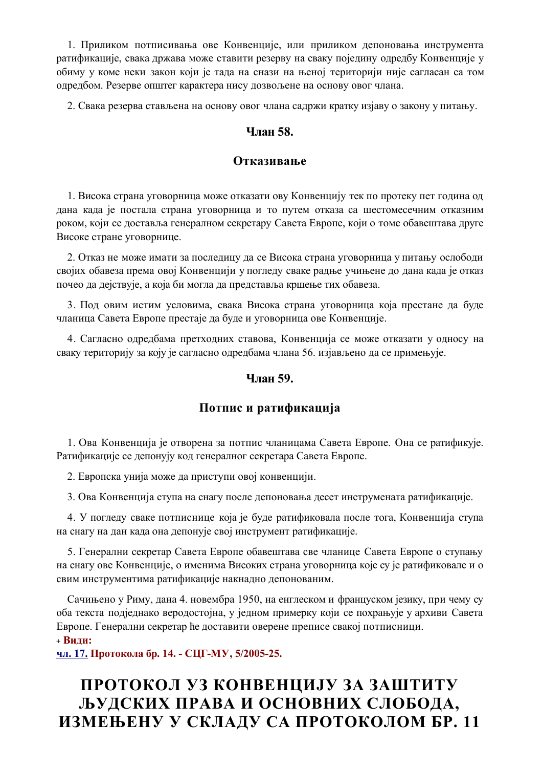1. Приликом потписивања ове Конвенције, или приликом депоновања инструмента ратификације, свака држава може ставити резерву на сваку појединy одредбу Конвенције у обиму у коме неки закон који је тада на снази на њеној територији није сагласан са том одредбом. Резерве општег карактера нису дозвољене на основу овог члана.

2. Свака резерва стављена на основу овог члана садржи кратку изјаву о закону у питању.

### Члан 58.

### Отказивање

1. Висока страна уговорница може отказати ову Конвенцију тек по протеку пет година од дана када је постала страна уговорница и то путем отказа са шестомесечним отказним роком, који се доставља генералном секретару Савета Европе, који о томе обавештава друге Високе стране уговорнице.

2. Отказ не може имати за последицу да се Висока страна уговорница у питању ослободи својих обавеза према овој Конвенцији у погледу сваке радње учињене до дана када је отказ почео да дејствује, а која би могла да представља кршење тих обавеза.

3. Под овим истим условима, свака Висока страна уговорница која престане да буде чланица Савета Европе престаје да буде и уговорница ове Конвенције.

4. Сагласно одредбама претходних ставова, Конвенција се може отказати у односу на сваку територију за коју је сагласно одредбама члана 56. изјављено да се примењује.

### Члан 59.

### Потпис и ратификација

1. Ова Конвенција је отворена за потпис чланицама Савета Европе. Она се ратификује. Ратификације се депонују код генералног секретара Савета Европе.

2. Европска унија може да приступи овој конвенцији.

3. Ова Конвенција ступа на снагу после депоновања десет инструмената ратификације.

4. У погледу сваке потписнице која је буде ратификовала после тога, Конвенција ступа на снагу на дан када она депонује свој инструмент ратификације.

5. Генерални секретар Савета Европе обавештава све чланице Савета Европе о ступању на снагу ове Конвенције, о именима Високих страна уговорница које су је ратификовале и о свим инструментима ратификације накнадно депонованим.

Сачињено у Риму, дана 4. новембра 1950, на енглеском и француском језику, при чему су оба текста подједнако веродостојна, у једном примерку који се похрањује у архиви Савета Европе. Генерални секретар ће доставити оверене преписе свакој потписници.

+ **Види:**
**чл. 17. Протокола бр. 14. - СЦГ-МУ, 5/2005-25.**

# ПРОТОКОЛ УЗ КОНВЕНЦИЈУ ЗА ЗАШТИТУ ЉУДСКИХ ПРАВА И ОСНОВНИХ СЛОБОДА, ИЗМЕЊЕНУ У СКЛАДУ СА ПРОТОКОЛОМ БР. 11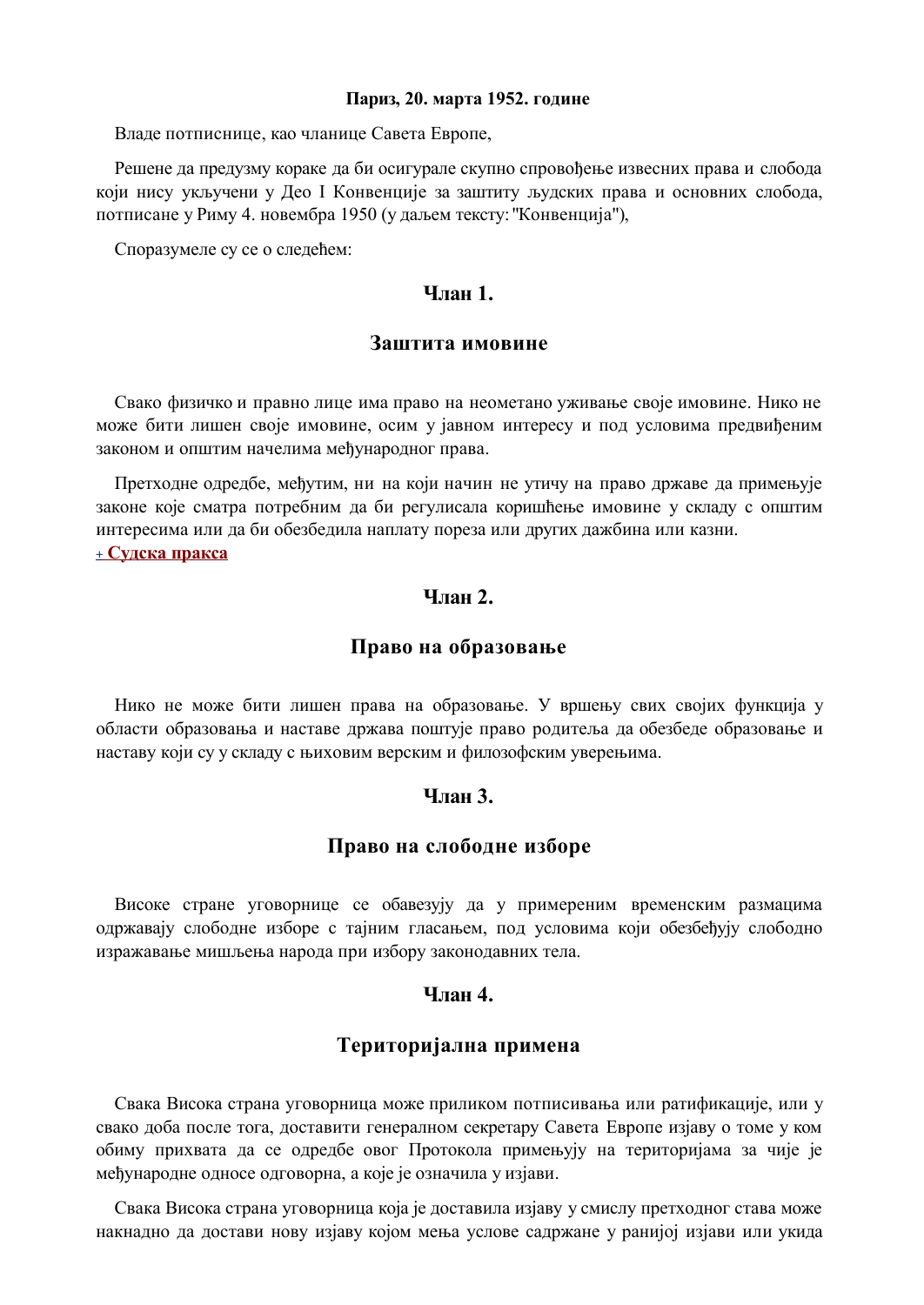**Париз, 20. марта 1952. године**

Владе потписнице, као чланице Савета Европе,

Решене да предузму кораке да би осигурале скупно спровођење извесних права и слобода који нису укључени у Део I Конвенције за заштиту људских права и основних слобода, потписане у Риму 4. новембра 1950 (у даљем тексту: "Конвенција"),

Споразумеле су се о следећем:

## Члан 1.

## Заштита имовине

Свако физичко и правно лице има право на неометано уживање своје имовине. Нико не може бити лишен своје имовине, осим у јавном интересу и под условима предвиђеним законом и општим начелима међународног права.

Претходне одредбе, међутим, ни на који начин не утичу на право државе да примењује законе које сматра потребним да би регулисала коришћење имовине у складу с општим интересима или да би обезбедила наплату пореза или других дажбина или казни.

+ **Судска пракса**

## Члан 2.

## Право на образовање

Нико не може бити лишен права на образовање. У вршењу свих својих функција у области образовања и наставе држава поштује право родитеља да обезбеде образовање и наставу који су у складу с њиховим верским и филозофским уверењима.

## Члан 3.

## Право на слободне изборе

Високе стране уговорнице се обавезују да у примереним временским размацима одржавају слободне изборе с тајним гласањем, под условима који обезбеђују слободно изражавање мишљења народа при избору законодавних тела.

## Члан 4.

## Територијална примена

Свака Висока страна уговорница може приликом потписивања или ратификације, или у свако доба после тога, доставити генералном секретару Савета Европе изјаву о томе у ком обиму прихвата да се одредбе овог Протокола примењују на територијама за чије је међународне односе одговорна, а које је означила у изјави.

Свака Висока страна уговорница која је доставила изјаву у смислу претходног става може накнадно да достави нову изјаву којом мења услове садржане у ранијој изјави или укида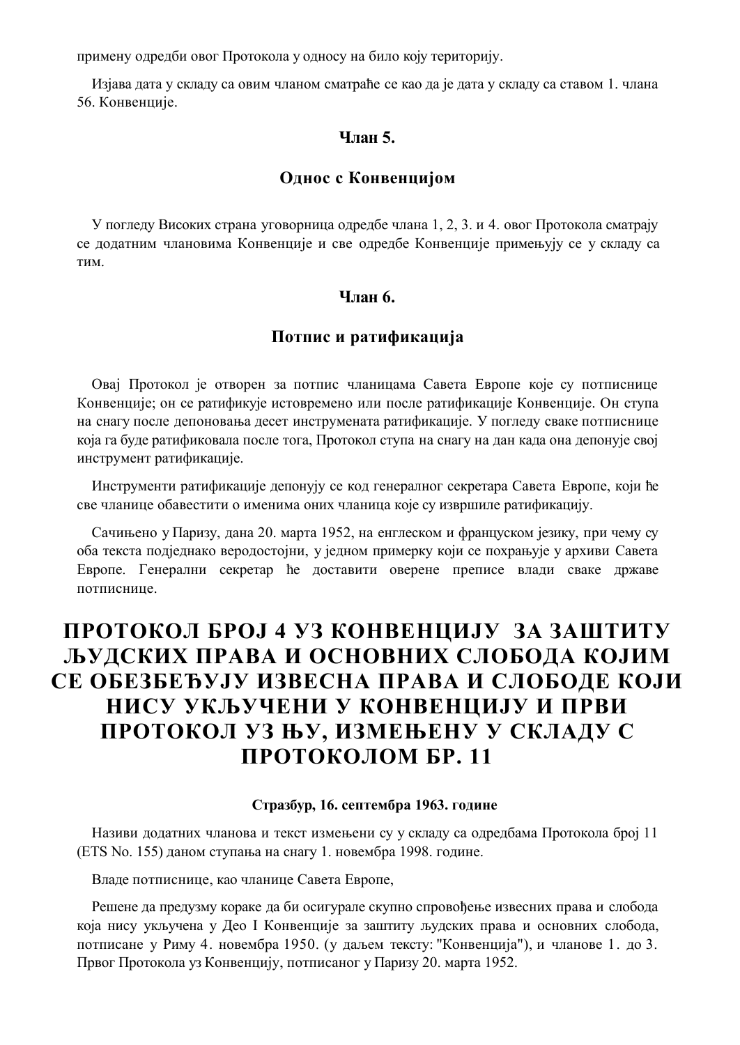примену одредби овог Протокола у односу на било коју територију.

Изјава дата у складу са овим чланом сматраће се као да је дата у складу са ставом 1. члана 56. Конвенције.

### Члан 5.

### Однос с Конвенцијом

У погледу Високих страна уговорница одредбе члана 1, 2, 3. и 4. овог Протокола сматрају се додатним члановима Конвенције и све одредбе Конвенције примењују се у складу са тим.

### Члан 6.

### Потпис и ратификација

Овај Протокол је отворен за потпис чланицама Савета Европе које су потписнице Конвенције; он се ратификује истовремено или после ратификације Конвенције. Он ступа на снагу после депоновања десет инструмената ратификације. У погледу сваке потписнице која га буде ратификовала после тога, Протокол ступа на снагу на дан када она депонује свој инструмент ратификације.

Инструменти ратификације депонују се код генералног секретара Савета Европе, који ће све чланице обавестити о именима оних чланица које су извршиле ратификацију.

Сачињено у Паризу, дана 20. марта 1952, на енглеском и француском језику, при чему су оба текста подједнако веродостојни, у једном примерку који се похрањује у архиви Савета Европе. Генерални секретар ће доставити оверене преписе влади сваке државе потписнице.

# ПРОТОКОЛ БРОЈ 4 УЗ КОНВЕНЦИЈУ ЗА ЗАШТИТУ ЉУДСКИХ ПРАВА И ОСНОВНИХ СЛОБОДА КОЈИМ СЕ ОБЕЗБЕЂУЈУ ИЗВЕСНА ПРАВА И СЛОБОДЕ КОЈИ НИСУ УКЉУЧЕНИ У КОНВЕНЦИЈУ И ПРВИ ПРОТОКОЛ УЗ ЊУ, ИЗМЕЊЕНУ У СКЛАДУ С ПРОТОКОЛОМ БР. 11

**Стразбур, 16. септембра 1963. године**

Називи додатних чланова и текст измењени су у складу са одредбама Протокола број 11 (ETS No. 155) даном ступања на снагу 1. новембра 1998. године.

Владе потписнице, као чланице Савета Европе,

Решене да предузму кораке да би осигурале скупно спровођење извесних права и слобода која нису укључена у Део I Конвенције за заштиту људских права и основних слобода, потписане у Риму 4. новембра 1950. (у даљем тексту: "Конвенција"), и чланове 1. до 3. Првог Протокола уз Конвенцију, потписаног у Паризу 20. марта 1952.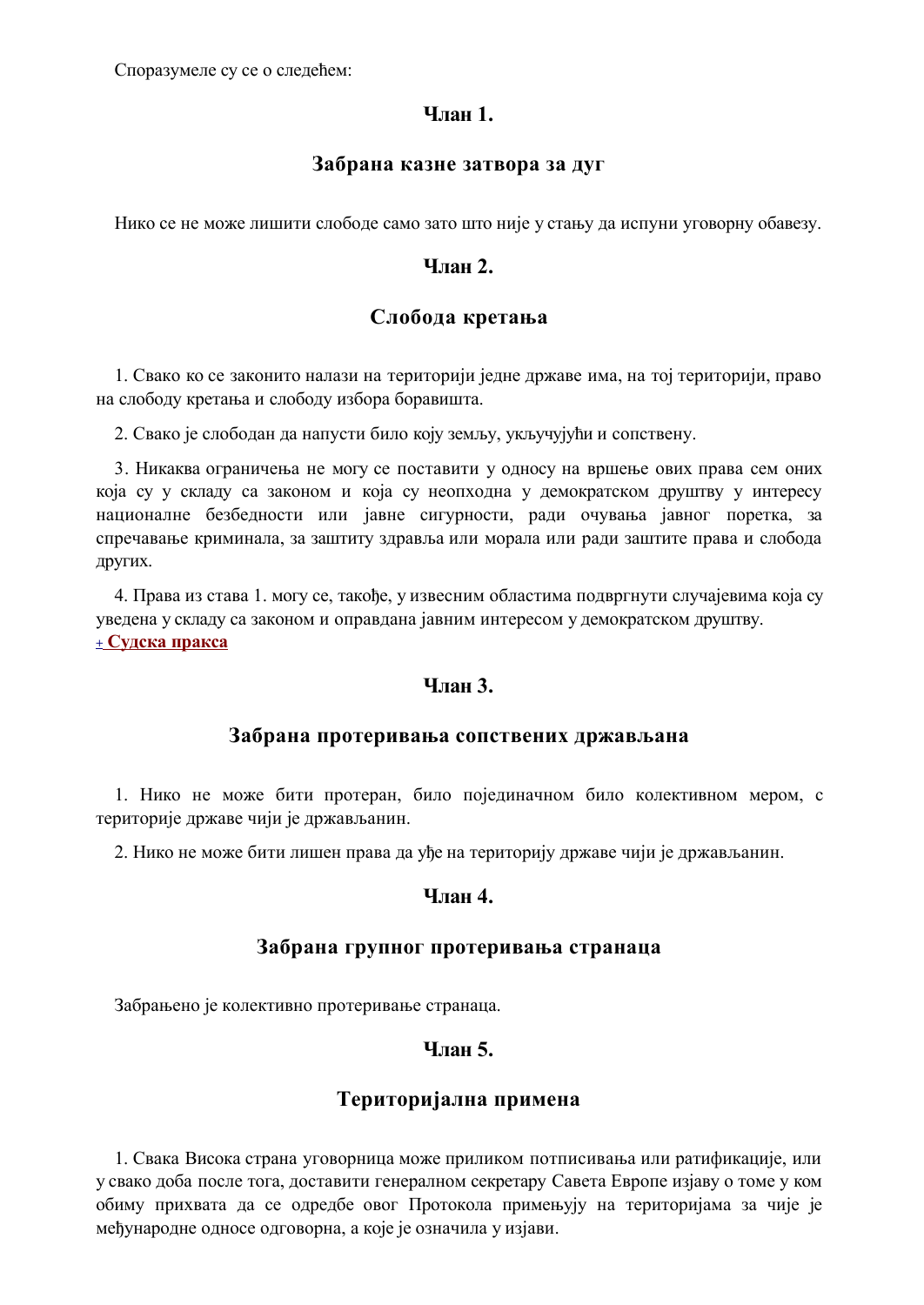Споразумеле су се о следећем:

### Члан 1.

### Забрана казне затвора за дуг

Нико се не може лишити слободе само зато што није у стању да испуни уговорну обавезу.

### Члан 2.

### Слобода кретања

1. Свако ко се законито налази на територији једне државе има, на тој територији, право на слободу кретања и слободу избора боравишта.

2. Свако је слободан да напусти било коју земљу, укључујући и сопствену.

3. Никаква ограничења не могу се поставити у односу на вршење ових права сем оних која су у складу са законом и која су неопходна у демократском друштву у интересу националне безбедности или јавне сигурности, ради очувања јавног поретка, за спречавање криминала, за заштиту здравља или морала или ради заштите права и слобода других.

4. Права из става 1. могу се, такође, у извесним областима подвргнути случајевима која су уведена у складу са законом и оправдана јавним интересом у демократском друштву.

+ **Судска пракса**

### Члан 3.

### Забрана протеривања сопствених држављана

1. Нико не може бити протеран, било појединачном било колективном мером, с територије државе чији је држављанин.

2. Нико не може бити лишен права да уђе на територију државе чији је држављанин.

### Члан 4.

### Забрана групног протеривања странаца

Забрањено је колективно протеривање странаца.

### Члан 5.

### Територијална примена

1. Свака Висока страна уговорница може приликом потписивања или ратификације, или у свако доба после тога, доставити генералном секретару Савета Европе изјаву о томе у ком обиму прихвата да се одредбе овог Протокола примењују на територијама за чије је међународне односе одговорна, а које је означила у изјави.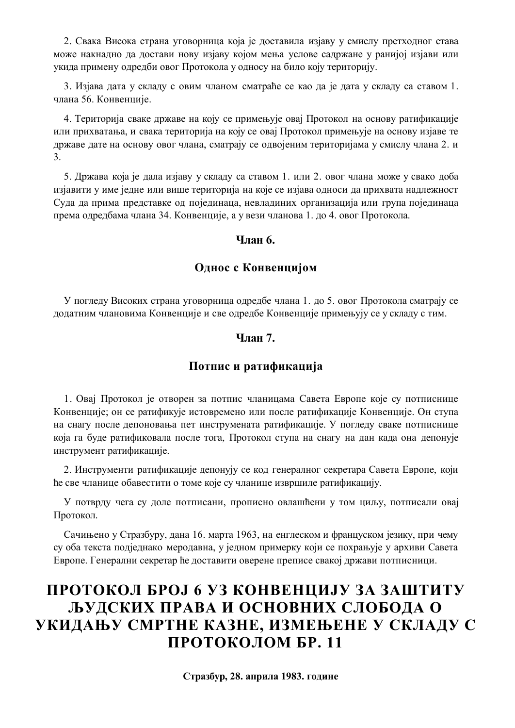2. Свака Висока страна уговорница која је доставила изјаву у смислу претходног става може накнадно да достави нову изјаву којом мења услове садржане у ранијој изјави или укида примену одредби овог Протокола у односу на било коју територију.

3. Изјава дата у складу с овим чланом сматраће се као да је дата у складу са ставом 1. члана 56. Конвенције.

4. Територија сваке државе на коју се примењује овај Протокол на основу ратификације или прихватања, и свака територија на коју се овај Протокол примењује на основу изјаве те државе дате на основу овог члана, сматрају се одвојеним територијама у смислу члана 2. и 3.

5. Држава која је дала изјаву у складу са ставом 1. или 2. овог члана може у свако доба изјавити у име једне или више територија на које се изјава односи да прихвата надлежност Суда да прима представке од појединаца, невладиних организација или група појединаца према одредбама члана 34. Конвенције, а у вези чланова 1. до 4. овог Протокола.

**Члан 6.**

**Однос с Конвенцијом**

У погледу Високих страна уговорница одредбе члана 1. до 5. овог Протокола сматрају се додатним члановима Конвенције и све одредбе Конвенције примењују се у складу с тим.

**Члан 7.**

**Потпис и ратификација**

1. Овај Протокол је отворен за потпис чланицама Савета Европе које су потписнице Конвенције; он се ратификује истовремено или после ратификације Конвенције. Он ступа на снагу после депоновања пет инструмената ратификације. У погледу сваке потписнице која га буде ратификовала после тога, Протокол ступа на снагу на дан када она депонује инструмент ратификације.

2. Инструменти ратификације депонују се код генералног секретара Савета Европе, који ће све чланице обавестити о томе које су чланице извршиле ратификацију.

У потврду чега су доле потписани, прописно овлашћени у том циљу, потписали овај Протокол.

Сачињено у Стразбуру, дана 16. марта 1963, на енглеском и француском језику, при чему су оба текста подједнако меродавна, у једном примерку који се похрањује у архиви Савета Европе. Генерални секретар ће доставити оверене преписе свакој држави потписници.

# ПРОТОКОЛ БРОЈ 6 УЗ КОНВЕНЦИЈУ ЗА ЗАШТИТУ ЉУДСКИХ ПРАВА И ОСНОВНИХ СЛОБОДА О УКИДАЊУ СМРТНЕ КАЗНЕ, ИЗМЕЊЕНЕ У СКЛАДУ С ПРОТОКОЛОМ БР. 11

**Стразбур, 28. априла 1983. године**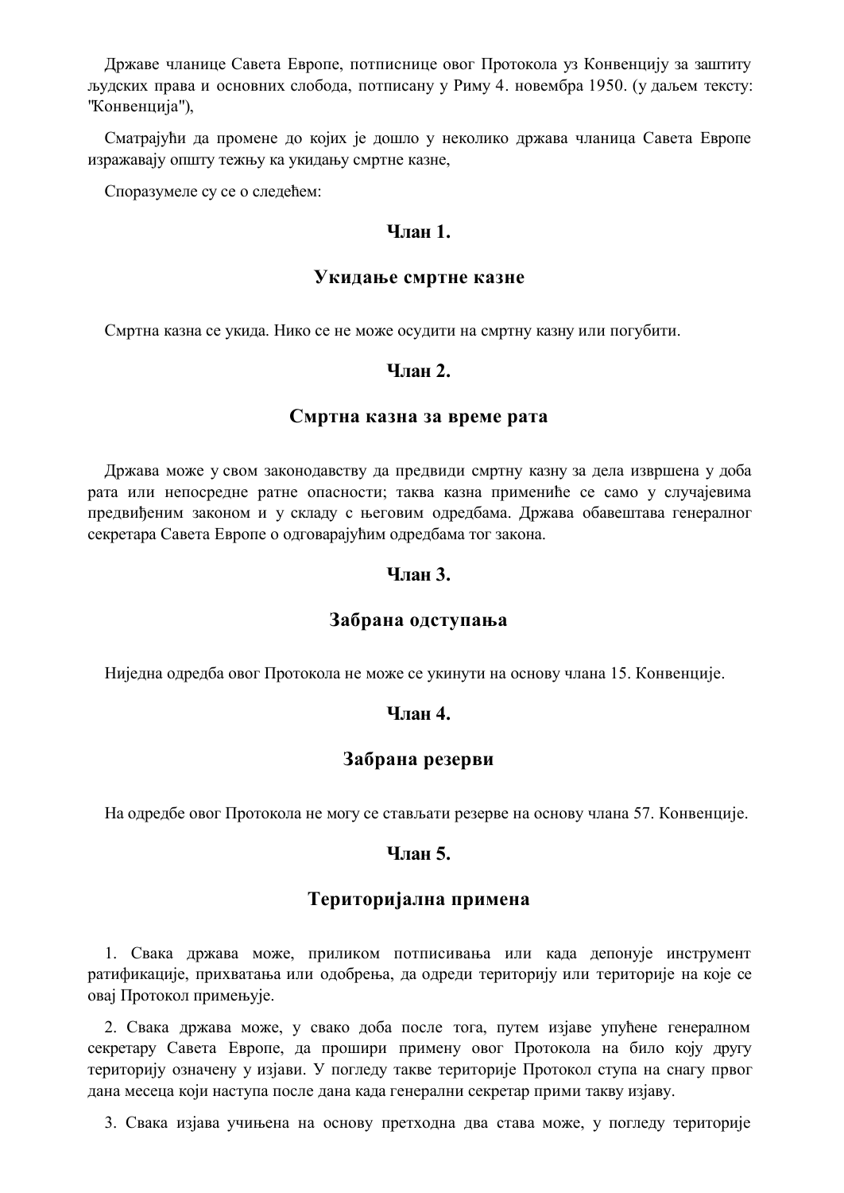Државе чланице Савета Европе, потписнице овог Протокола уз Конвенцију за заштиту људских права и основних слобода, потписану у Риму 4. новембра 1950. (у даљем тексту: "Конвенција"),

Сматрајући да промене до којих је дошло у неколико држава чланица Савета Европе изражавају општу тежњу ка укидању смртне казне,

Споразумеле су се о следећем:

**Члан 1.**

**Укидање смртне казне**

Смртна казна се укида. Нико се не може осудити на смртну казну или погубити.

**Члан 2.**

**Смртна казна за време рата**

Држава може у свом законодавству да предвиди смртну казну за дела извршена у доба рата или непосредне ратне опасности; таква казна примениће се само у случајевима предвиђеним законом и у складу с његовим одредбама. Држава обавештава генералног секретара Савета Европе о одговарајућим одредбама тог закона.

**Члан 3.**

**Забрана одступања**

Ниједна одредба овог Протокола не може се укинути на основу члана 15. Конвенције.

**Члан 4.**

**Забрана резерви**

На одредбе овог Протокола не могу се стављати резерве на основу члана 57. Конвенције.

**Члан 5.**

**Територијална примена**

1. Свака држава може, приликом потписивања или када депонује инструмент ратификације, прихватања или одобрења, да одреди територију или територије на које се овај Протокол примењује.

2. Свака држава може, у свако доба после тога, путем изјаве упућене генералном секретару Савета Европе, да прошири примену овог Протокола на било коју другу територију означену у изјави. У погледу такве територије Протокол ступа на снагу првог дана месеца који наступа после дана када генерални секретар прими такву изјаву.

3. Свака изјава учињена на основу претходна два става може, у погледу територије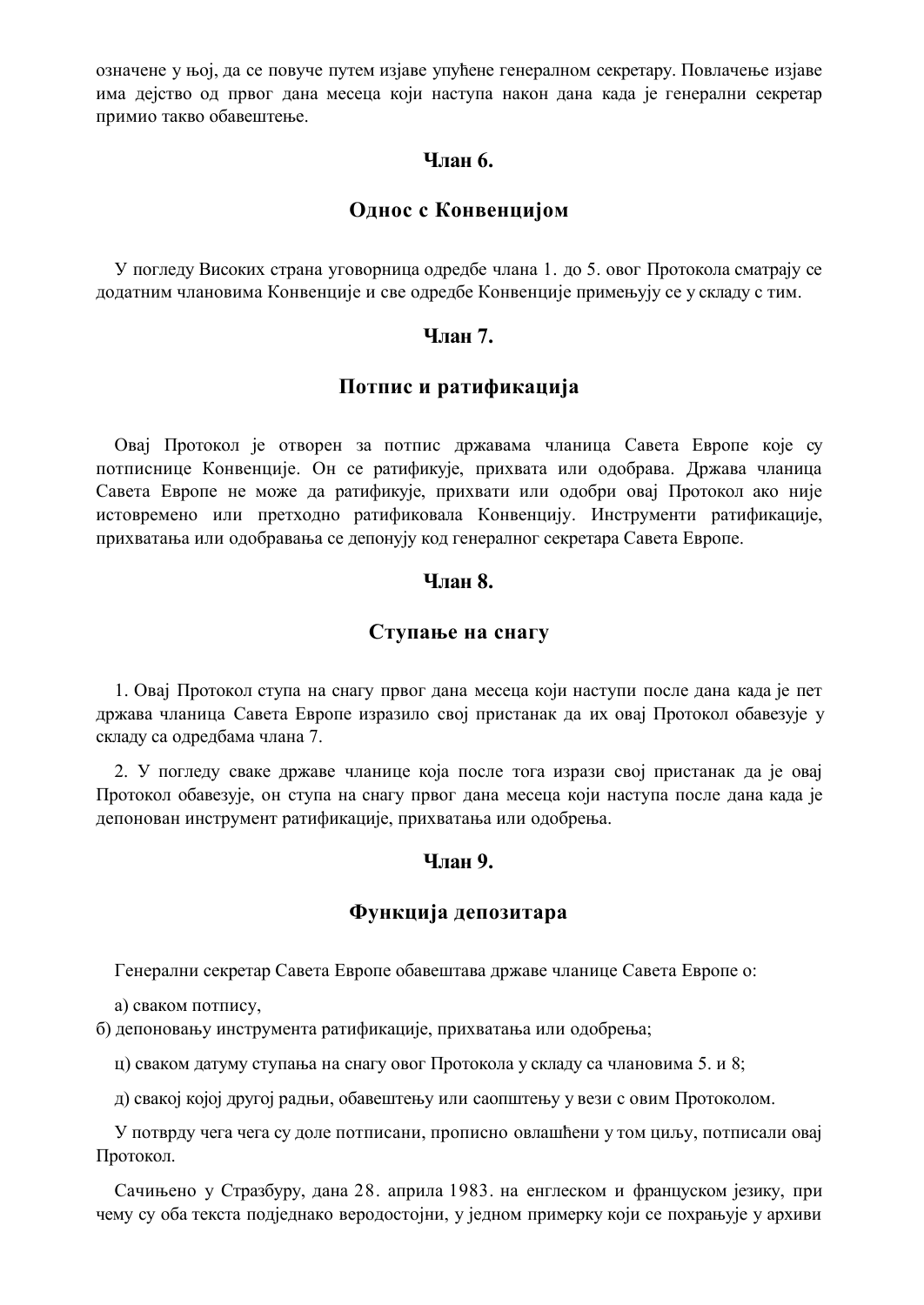означене у њој, да се повуче путем изјаве упућене генералном секретару. Повлачење изјаве има дејство од првог дана месеца који наступа након дана када је генерални секретар примио такво обавештење.

### Члан 6.

### Однос с Конвенцијом

У погледу Високих страна уговорница одредбе члана 1. до 5. овог Протокола сматрају се додатним члановима Конвенције и све одредбе Конвенције примењују се у складу с тим.

### Члан 7.

### Потпис и ратификација

Овај Протокол је отворен за потпис државама чланица Савета Европе које су потписнице Конвенције. Он се ратификује, прихвата или одобрава. Држава чланица Савета Европе не може да ратификује, прихвати или одобри овај Протокол ако није истовремено или претходно ратификовала Конвенцију. Инструменти ратификације, прихватања или одобравања се депонују код генералног секретара Савета Европе.

### Члан 8.

### Ступање на снагу

1. Овај Протокол ступа на снагу првог дана месеца који наступи после дана када је пет држава чланица Савета Европе изразило свој пристанак да их овај Протокол обавезује у складу са одредбама члана 7.

2. У погледу сваке државе чланице која после тога изрази свој пристанак да је овај Протокол обавезује, он ступа на снагу првог дана месеца који наступа после дана када је депонован инструмент ратификације, прихватања или одобрења.

### Члан 9.

### Функција депозитара

Генерални секретар Савета Европе обавештава државе чланице Савета Европе о:

а) сваком потпису,

б) депоновању инструмента ратификације, прихватања или одобрења;

ц) сваком датуму ступања на снагу овог Протокола у складу са члановима 5. и 8;

д) свакој којој другој радњи, обавештењу или саопштењу у вези с овим Протоколом.

У потврду чега чега су доле потписани, прописно овлашћени у том циљу, потписали овај Протокол.

Сачињено у Стразбуру, дана 28. априла 1983. на енглеском и француском језику, при чему су оба текста подједнако веродостојни, у једном примерку који се похрањује у архиви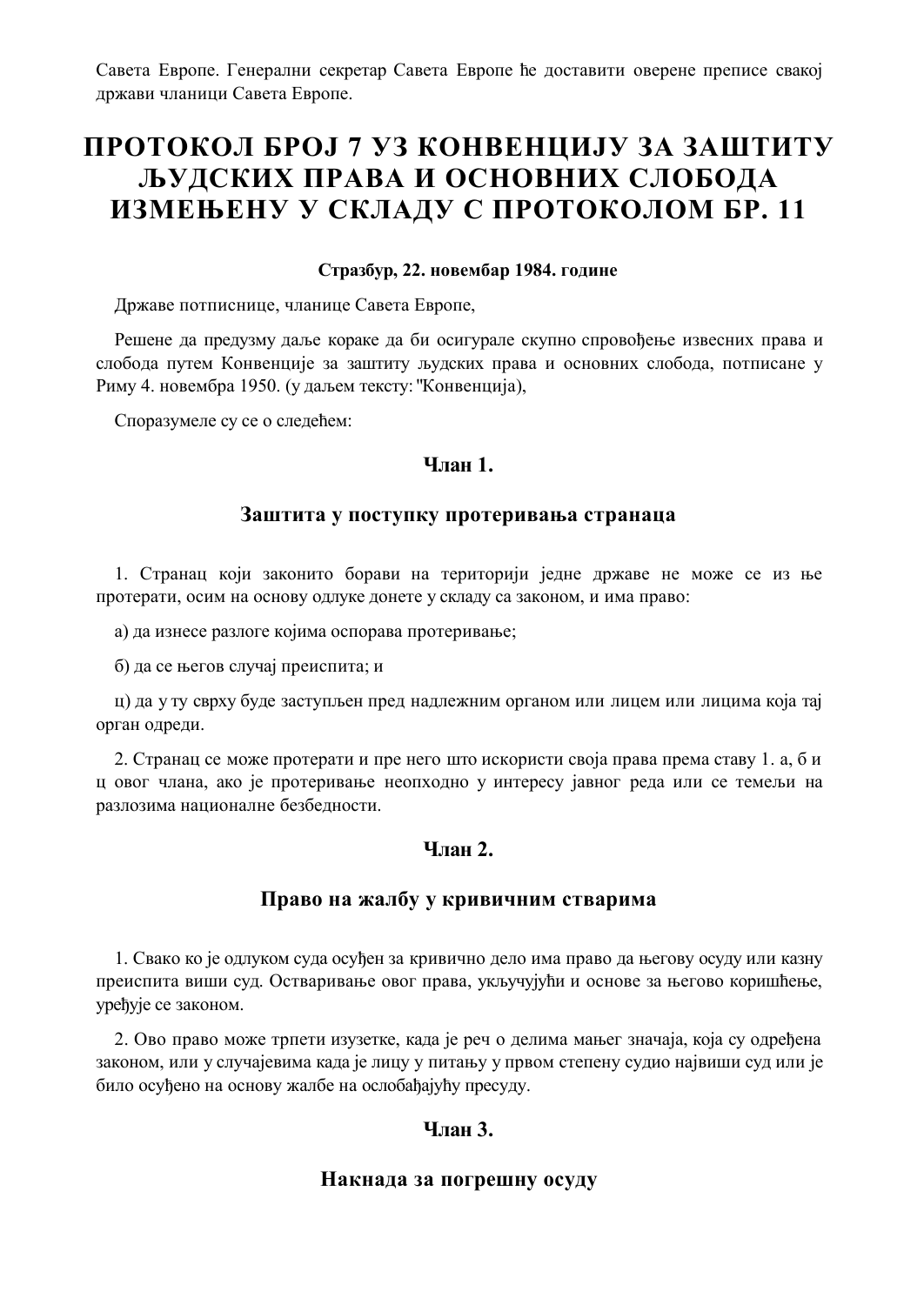Савета Европе. Генерални секретар Савета Европе ће доставити оверене преписе свакој држави чланици Савета Европе.

# ПРОТОКОЛ БРОЈ 7 УЗ КОНВЕНЦИЈУ ЗА ЗАШТИТУ ЉУДСКИХ ПРАВА И ОСНОВНИХ СЛОБОДА ИЗМЕЊЕНУ У СКЛАДУ С ПРОТОКОЛОМ БР. 11

**Стразбур, 22. новембар 1984. године**

Државе потписнице, чланице Савета Европе,

Решене да предузму даље кораке да би осигурале скупно спровођење извесних права и слобода путем Конвенције за заштиту људских права и основних слобода, потписане у Риму 4. новембра 1950. (у даљем тексту: "Конвенција),

Споразумеле су се о следећем:

### Члан 1.

### Заштита у поступку протеривања странаца

1. Странац који законито борави на територији једне државе не може се из ње протерати, осим на основу одлуке донете у складу са законом, и има право:

а) да изнесе разлоге којима оспорава протеривање;

б) да се његов случај преиспита; и

ц) да у ту сврху буде заступљен пред надлежним органом или лицем или лицима која тај орган одреди.

2. Странац се може протерати и пре него што искористи своја права према ставу 1. а, б и ц овог члана, ако је протеривање неопходно у интересу јавног реда или се темељи на разлозима националне безбедности.

### Члан 2.

### Право на жалбу у кривичним стварима

1. Свако ко је одлуком суда осуђен за кривично дело има право да његову осуду или казну преиспита виши суд. Остваривање овог права, укључујући и основе за његово коришћење, уређује се законом.

2. Ово право може трпети изузетке, када је реч о делима мањег значаја, која су одређена законом, или у случајевима када је лицу у питању у првом степену судио највиши суд или је било осуђено на основу жалбе на ослобађајућу пресуду.

### Члан 3.

### Накнада за погрешну осуду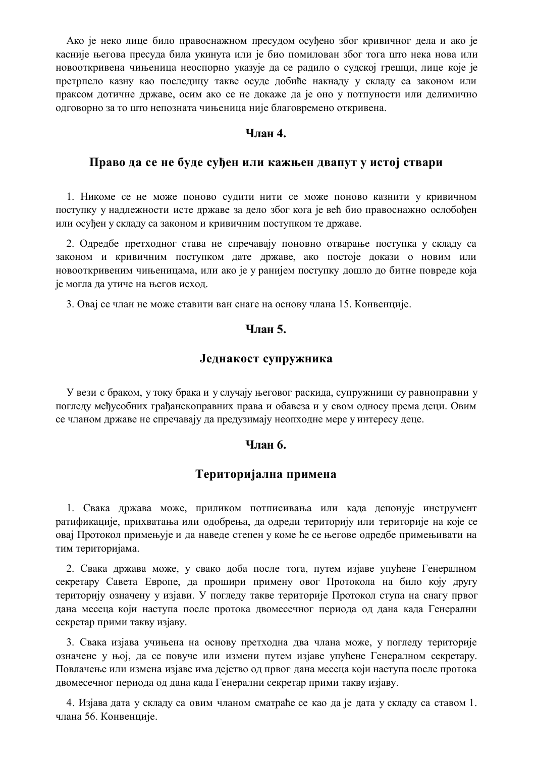Ако је неко лице било правоснажном пресудом осуђено због кривичног дела и ако је касније његова пресуда била укинута или је био помилован због тога што нека нова или новооткривена чињеница неоспорно указује да се радило о судској грешци, лице које је претрпело казну као последицу такве осуде добиће накнаду у складу са законом или праксом дотичне државе, осим ако се не докаже да је оно у потпуности или делимично одговорно за то што непозната чињеница није благовремено откривена.

### Члан 4.

### Право да се не буде суђен или кажњен двапут у истој ствари

1. Никоме се не може поново судити нити се може поново казнити у кривичном поступку у надлежности исте државе за дело због кога је већ био правоснажно ослобођен или осуђен у складу са законом и кривичним поступком те државе.

2. Одредбе претходног става не спречавају поновно отварање поступка у складу са законом и кривичним поступком дате државе, ако постоје докази о новим или новооткривеним чињеницама, или ако је у ранијем поступку дошло до битне повреде која је могла да утиче на његов исход.

3. Овај се члан не може ставити ван снаге на основу члана 15. Конвенције.

### Члан 5.

### Једнакост супружника

У вези с браком, у току брака и у случају његовог раскида, супружници су равноправни у погледу међусобних грађанскоправних права и обавеза и у свом односу према деци. Овим се чланом државе не спречавају да предузимају неопходне мере у интересу деце.

### Члан 6.

### Територијална примена

1. Свака држава може, приликом потписивања или када депонује инструмент ратификације, прихватања или одобрења, да одреди територију или територије на које се овај Протокол примењује и да наведе степен у коме ће се његове одредбе примењивати на тим територијама.

2. Свака држава може, у свако доба после тога, путем изјаве упућене Генералном секретару Савета Европе, да прошири примену овог Протокола на било коју другу територију означену у изјави. У погледу такве територије Протокол ступа на снагу првог дана месеца који наступа после протока двомесечног периода од дана када Генерални секретар прими такву изјаву.

3. Свака изјава учињена на основу претходна два члана може, у погледу територије означене у њој, да се повуче или измени путем изјаве упућене Генералном секретару. Повлачење или измена изјаве има дејство од првог дана месеца који наступа после протока двомесечног периода од дана када Генерални секретар прими такву изјаву.

4. Изјава дата у складу са овим чланом сматраће се као да је дата у складу са ставом 1. члана 56. Конвенције.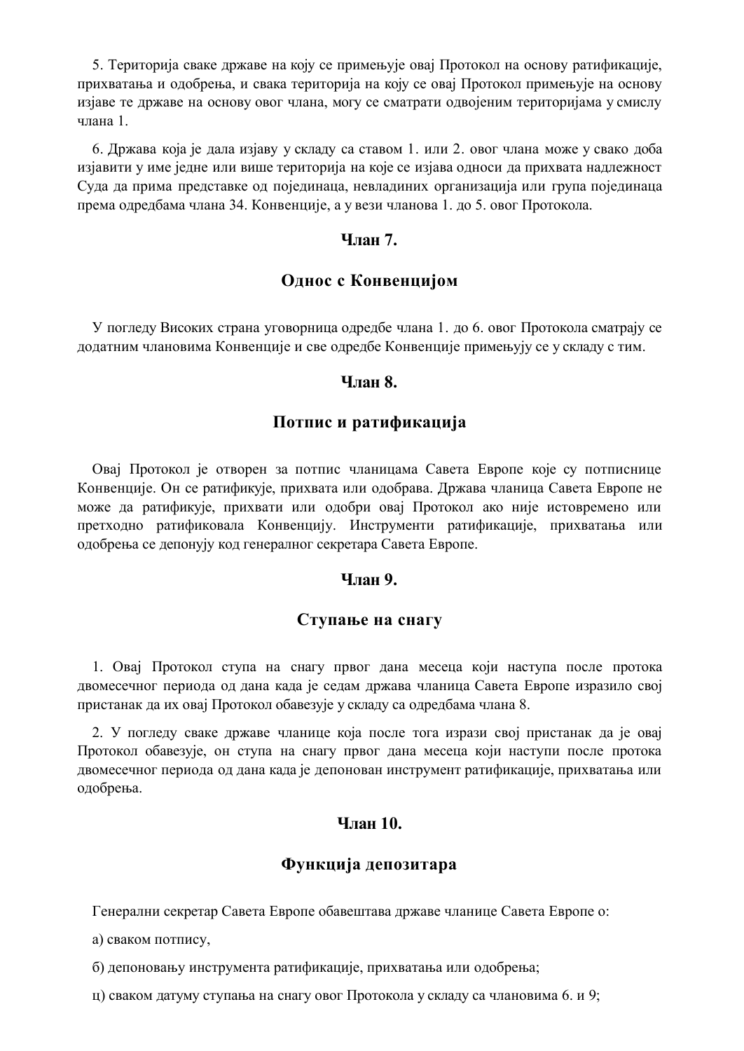5. Територија сваке државе на коју се примењује овај Протокол на основу ратификације, прихватања и одобрења, и свака територија на коју се овај Протокол примењује на основу изјаве те државе на основу овог члана, могу се сматрати одвојеним територијама у смислу члана 1.

6. Држава која је дала изјаву у складу са ставом 1. или 2. овог члана може у свако доба изјавити у име једне или више територија на које се изјава односи да прихвата надлежност Суда да прима представке од појединаца, невладиних организација или група појединаца према одредбама члана 34. Конвенције, а у вези чланова 1. до 5. овог Протокола.

### Члан 7.

### Однос с Конвенцијом

У погледу Високих страна уговорница одредбе члана 1. до 6. овог Протокола сматрају се додатним члановима Конвенције и све одредбе Конвенције примењују се у складу с тим.

### Члан 8.

### Потпис и ратификација

Овај Протокол је отворен за потпис чланицама Савета Европе које су потписнице Конвенције. Он се ратификује, прихвата или одобрава. Држава чланица Савета Европе не може да ратификује, прихвати или одобри овај Протокол ако није истовремено или претходно ратификовала Конвенцију. Инструменти ратификације, прихватања или одобрења се депонују код генералног секретара Савета Европе.

### Члан 9.

### Ступање на снагу

1. Овај Протокол ступа на снагу првог дана месеца који наступа после протока двомесечног периода од дана када је седам држава чланица Савета Европе изразило свој пристанак да их овај Протокол обавезује у складу са одредбама члана 8.

2. У погледу сваке државе чланице која после тога изрази свој пристанак да је овај Протокол обавезује, он ступа на снагу првог дана месеца који наступи после протока двомесечног периода од дана када је депонован инструмент ратификације, прихватања или одобрења.

### Члан 10.

### Функција депозитара

Генерални секретар Савета Европе обавештава државе чланице Савета Европе о:

а) сваком потпису,

б) депоновању инструмента ратификације, прихватања или одобрења;

ц) сваком датуму ступања на снагу овог Протокола у складу са члановима 6. и 9;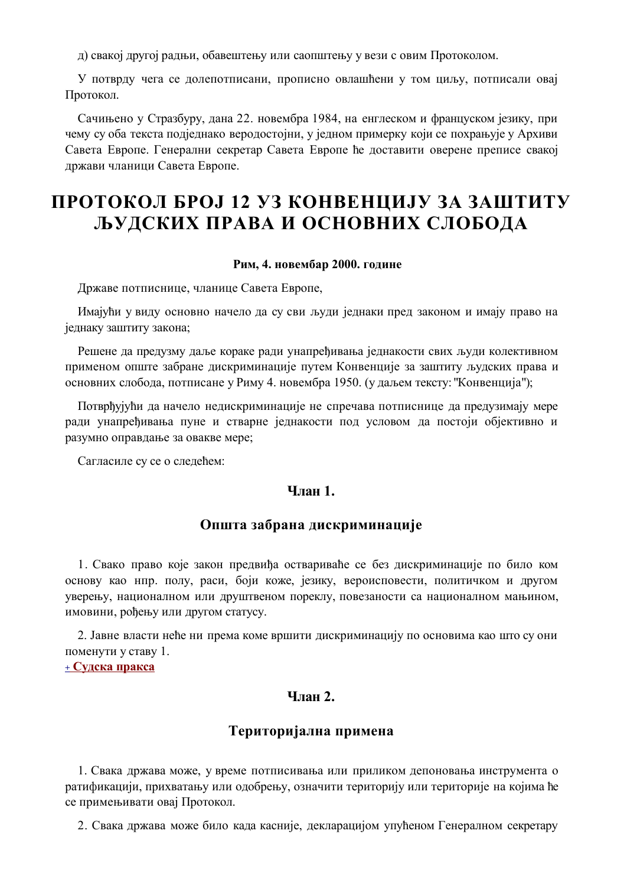д) свакој другој радњи, обавештењу или саопштењу у вези с овим Протоколом.

У потврду чега се долепотписани, прописно овлашћени у том циљу, потписали овај Протокол.

Сачињено у Стразбуру, дана 22. новембра 1984, на енглеском и француском језику, при чему су оба текста подједнако веродостојни, у једном примерку који се похрањује у Архиви Савета Европе. Генерални секретар Савета Европе ће доставити оверене преписе свакој држави чланици Савета Европе.

# ПРОТОКОЛ БРОЈ 12 УЗ КОНВЕНЦИЈУ ЗА ЗАШТИТУ ЉУДСКИХ ПРАВА И ОСНОВНИХ СЛОБОДА

**Рим, 4. новембар 2000. године**

Државе потписнице, чланице Савета Европе,

Имајући у виду основно начело да су сви људи једнаки пред законом и имају право на једнаку заштиту закона;

Решене да предузму даље кораке ради унапређивања једнакости свих људи колективном применом опште забране дискриминације путем Конвенције за заштиту људских права и основних слобода, потписане у Риму 4. новембра 1950. (у даљем тексту: "Конвенција");

Потврђујући да начело недискриминације не спречава потписнице да предузимају мере ради унапређивања пуне и стварне једнакости под условом да постоји објективно и разумно оправдање за овакве мере;

Сагласиле су се о следећем:

### Члан 1.

### Општа забрана дискриминације

1. Свако право које закон предвиђа оствариваће се без дискриминације по било ком основу као нпр. полу, раси, боји коже, језику, вероисповести, политичком и другом уверењу, националном или друштвеном пореклу, повезаности са националном мањином, имовини, рођењу или другом статусу.

2. Јавне власти неће ни према коме вршити дискриминацију по основима као што су они поменути у ставу 1.

+ **Судска пракса**

### Члан 2.

### Територијална примена

1. Свака држава може, у време потписивања или приликом депоновања инструмента о ратификацији, прихватању или одобрењу, означити територију или територије на којима ће се примењивати овај Протокол.

2. Свака држава може било када касније, декларацијом упућеном Генералном секретару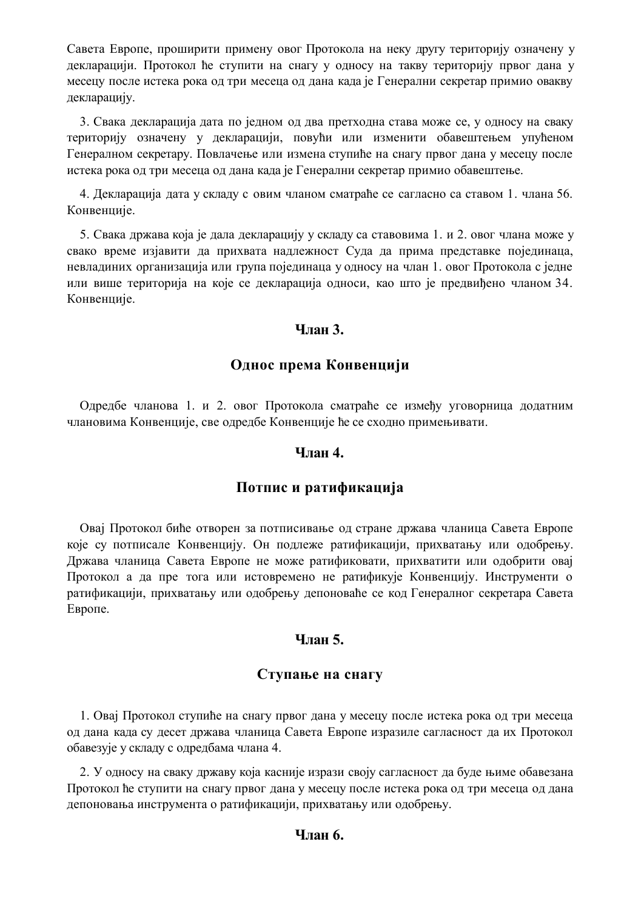Савета Европе, проширити примену овог Протокола на неку другу територију означену у декларацији. Протокол ће ступити на снагу у односу на такву територију првог дана у месецу после истека рока од три месеца од дана када је Генерални секретар примио овакву декларацију.

3. Свака декларација дата по једном од два претходна става може се, у односу на сваку територију означену у декларацији, повући или изменити обавештењем упућеном Генералном секретару. Повлачење или измена ступиће на снагу првог дана у месецу после истека рока од три месеца од дана када је Генерални секретар примио обавештење.

4. Декларација дата у складу с овим чланом сматраће се сагласно са ставом 1. члана 56. Конвенције.

5. Свака држава која је дала декларацију у складу са ставовима 1. и 2. овог члана може у свако време изјавити да прихвата надлежност Суда да прима представке појединаца, невладиних организација или група појединаца у односу на члан 1. овог Протокола с једне или више територија на које се декларација односи, као што је предвиђено чланом 34. Конвенције.

## Члан 3.

## Однос према Конвенцији

Одредбе чланова 1. и 2. овог Протокола сматраће се између уговорница додатним члановима Конвенције, све одредбе Конвенције ће се сходно примењивати.

## Члан 4.

## Потпис и ратификација

Овај Протокол биће отворен за потписивање од стране држава чланица Савета Европе које су потписале Конвенцију. Он подлеже ратификацији, прихватању или одобрењу. Држава чланица Савета Европе не може ратификовати, прихватити или одобрити овај Протокол а да пре тога или истовремено не ратификује Конвенцију. Инструменти о ратификацији, прихватању или одобрењу депоноваће се код Генералног секретара Савета Европе.

## Члан 5.

## Ступање на снагу

1. Овај Протокол ступиће на снагу првог дана у месецу после истека рока од три месеца од дана када су десет држава чланица Савета Европе изразиле сагласност да их Протокол обавезује у складу с одредбама члана 4.

2. У односу на сваку државу која касније изрази своју сагласност да буде њиме обавезана Протокол ће ступити на снагу првог дана у месецу после истека рока од три месеца од дана депоновања инструмента о ратификацији, прихватању или одобрењу.

## Члан 6.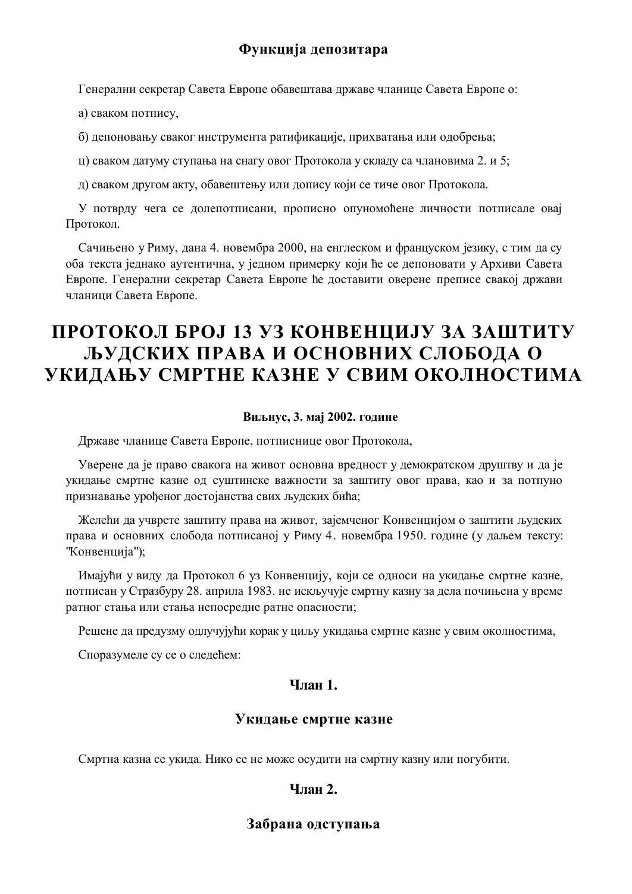### Функција депозитара

Генерални секретар Савета Европе обавештава државе чланице Савета Европе о:

а) сваком потпису,

б) депоновању сваког инструмента ратификације, прихватања или одобрења;

ц) сваком датуму ступања на снагу овог Протокола у складу са члановима 2. и 5;

д) сваком другом акту, обавештењу или допису који се тиче овог Протокола.

У потврду чега се долепотписани, прописно опуномоћене личности потписале овај Протокол.

Сачињено у Риму, дана 4. новембра 2000, на енглеском и француском језику, с тим да су оба текста једнако аутентична, у једном примерку који ће се депоновати у Архиви Савета Европе. Генерални секретар Савета Европе ће доставити оверене преписе свакој држави чланици Савета Европе.

# ПРОТОКОЛ БРОЈ 13 УЗ КОНВЕНЦИЈУ ЗА ЗАШТИТУ ЉУДСКИХ ПРАВА И ОСНОВНИХ СЛОБОДА О УКИДАЊУ СМРТНЕ КАЗНЕ У СВИМ ОКОЛНОСТИМА

**Виљнус, 3. мај 2002. године**

Државе чланице Савета Европе, потписнице овог Протокола,

Уверене да је право свакога на живот основна вредност у демократском друштву и да је укидање смртне казне од суштинске важности за заштиту овог права, као и за потпуно признавање урођеног достојанства свих људских бића;

Желећи да учврсте заштиту права на живот, зајемченог Конвенцијом о заштити људских права и основних слобода потписаној у Риму 4. новембра 1950. године (у даљем тексту: "Конвенција");

Имајући у виду да Протокол 6 уз Конвенцију, који се односи на укидање смртне казне, потписан у Стразбуру 28. априла 1983. не искључује смртну казну за дела почињена у време ратног стања или стања непосредне ратне опасности;

Решене да предузму одлучујући корак у циљу укидања смртне казне у свим околностима,

Споразумеле су се о следећем:

### Члан 1.

### Укидање смртне казне

Смртна казна се укида. Нико се не може осудити на смртну казну или погубити.

### Члан 2.

### Забрана одступања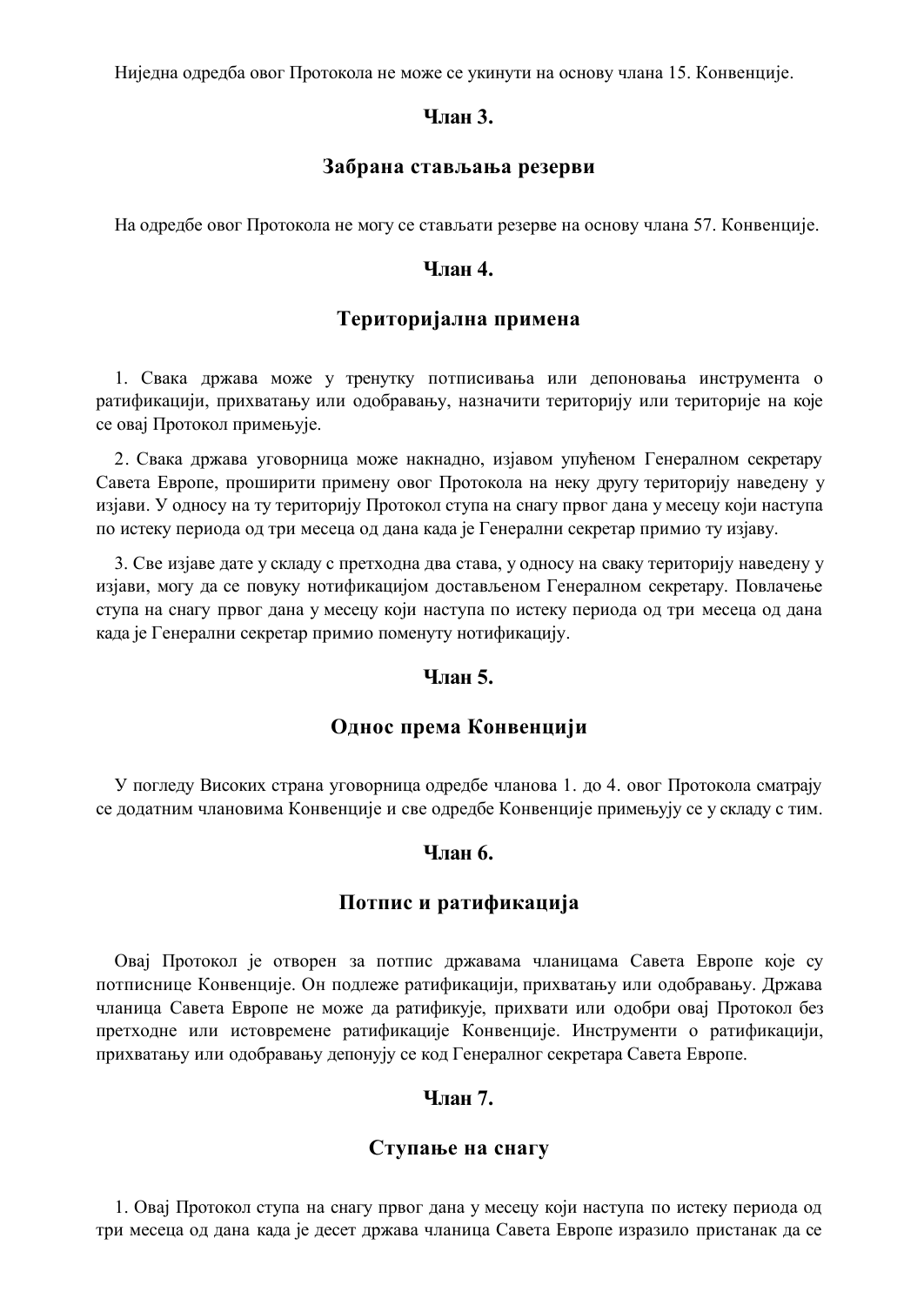Ниједна одредба овог Протокола не може се укинути на основу члана 15. Конвенције.

### Члан 3.

### Забрана стављања резерви

На одредбе овог Протокола не могу се стављати резерве на основу члана 57. Конвенције.

### Члан 4.

### Територијална примена

1. Свака држава може у тренутку потписивања или депоновања инструмента о ратификацији, прихватању или одобравању, назначити територију или територије на које се овај Протокол примењује.

2. Свака држава уговорница може накнадно, изјавом упућеном Генералном секретару Савета Европе, проширити примену овог Протокола на неку другу територију наведену у изјави. У односу на ту територију Протокол ступа на снагу првог дана у месецу који наступа по истеку периода од три месеца од дана када је Генерални секретар примио ту изјаву.

3. Све изјаве дате у складу с претходна два става, у односу на сваку територију наведену у изјави, могу да се повуку нотификацијом достављеном Генералном секретару. Повлачење ступа на снагу првог дана у месецу који наступа по истеку периода од три месеца од дана када је Генерални секретар примио поменуту нотификацију.

### Члан 5.

### Однос према Конвенцији

У погледу Високих страна уговорница одредбе чланова 1. до 4. овог Протокола сматрају се додатним члановима Конвенције и све одредбе Конвенције примењују се у складу с тим.

### Члан 6.

### Потпис и ратификација

Овај Протокол је отворен за потпис државама чланицама Савета Европе које су потписнице Конвенције. Он подлеже ратификацији, прихватању или одобравању. Држава чланица Савета Европе не може да ратификује, прихвати или одобри овај Протокол без претходне или истовремене ратификације Конвенције. Инструменти о ратификацији, прихватању или одобравању депонују се код Генералног секретара Савета Европе.

### Члан 7.

### Ступање на снагу

1. Овај Протокол ступа на снагу првог дана у месецу који наступа по истеку периода од три месеца од дана када је десет држава чланица Савета Европе изразило пристанак да се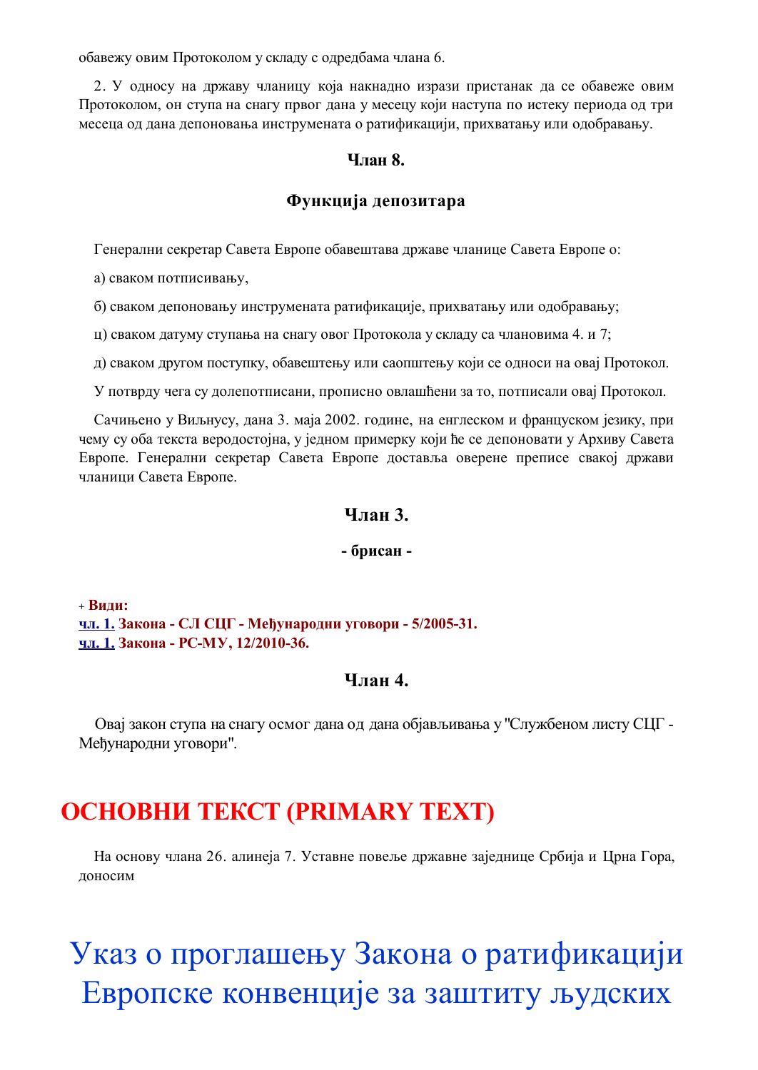обавежу овим Протоколом у складу с одредбама члана 6.

2. У односу на државу чланицу која накнадно изрази пристанак да се обавеже овим Протоколом, он ступа на снагу првог дана у месецу који наступа по истеку периода од три месеца од дана депоновања инструмената о ратификацији, прихватању или одобравању.

### Члан 8.

### Функција депозитара

Генерални секретар Савета Европе обавештава државе чланице Савета Европе о:

а) сваком потписивању,

б) сваком депоновању инструмената ратификације, прихватању или одобравању;

ц) сваком датуму ступања на снагу овог Протокола у складу са члановима 4. и 7;

д) сваком другом поступку, обавештењу или саопштењу који се односи на овај Протокол.

У потврду чега су долепотписани, прописно овлашћени за то, потписали овај Протокол.

Сачињено у Виљнусу, дана 3. маја 2002. године, на енглеском и француском језику, при чему су оба текста веродостојна, у једном примерку који ће се депоновати у Архиву Савета Европе. Генерални секретар Савета Европе доставља оверене преписе свакој држави чланици Савета Европе.

### Члан 3.

**- брисан -**

+ **Види:**
**чл. 1. Закона - СЛ СЦГ - Међународни уговори - 5/2005-31.**
**чл. 1. Закона - РС-МУ, 12/2010-36.**

### Члан 4.

Овај закон ступа на снагу осмог дана од дана објављивања у "Службеном листу СЦГ - Међународни уговори".

## ОСНОВНИ ТЕКСТ (PRIMARY TEXT)

На основу члана 26. алинеја 7. Уставне повеље државне заједнице Србија и Црна Гора, доносим

# Указ о проглашењу Закона о ратификацији Европске конвенције за заштиту људских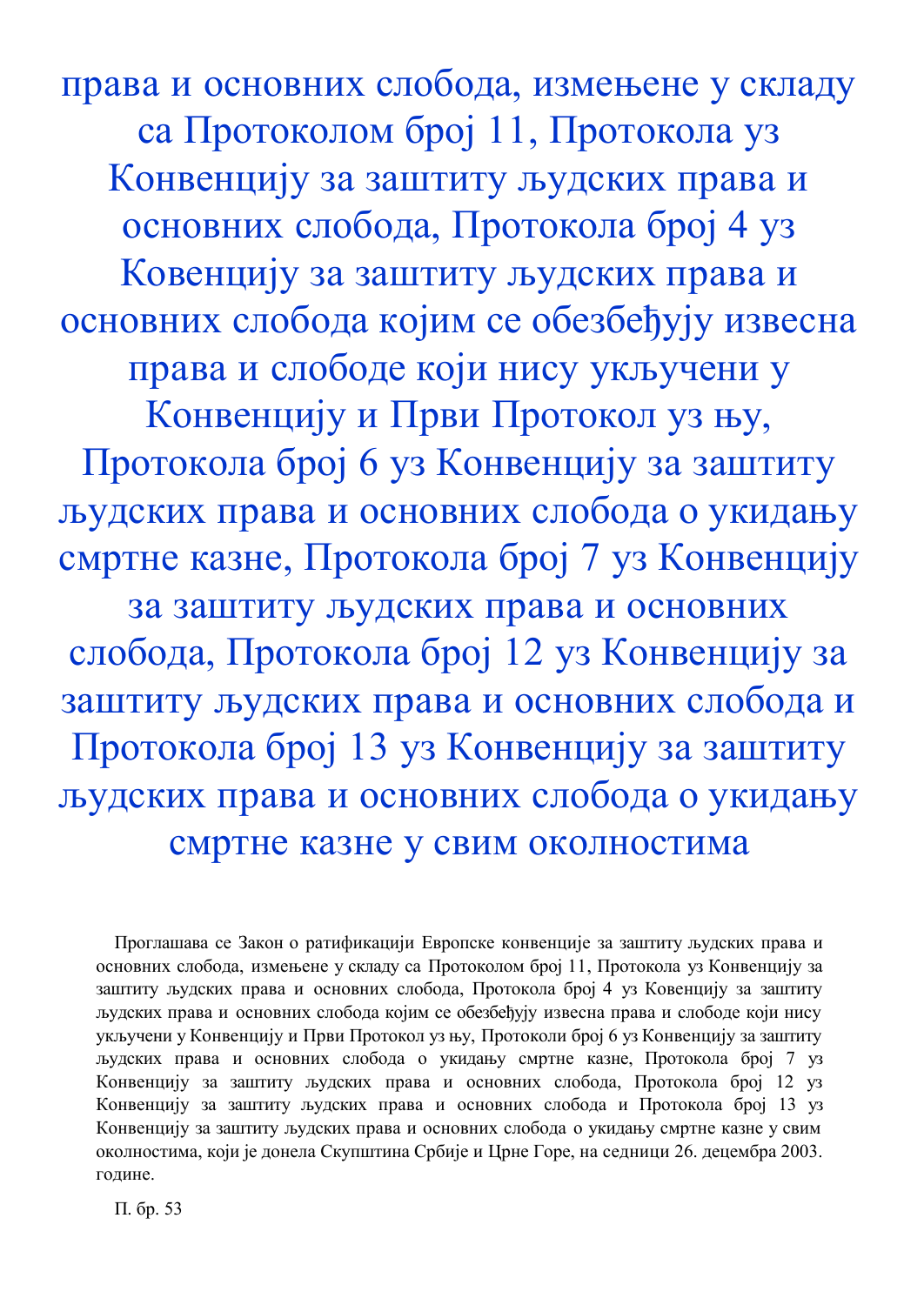# права и основних слобода, измењене у складу са Протоколом број 11, Протокола уз Конвенцију за заштиту људских права и основних слобода, Протокола број 4 уз Ковенцију за заштиту људских права и основних слобода којим се обезбеђују извесна права и слободе који нису укључени у Конвенцију и Први Протокол уз њу, Протокола број 6 уз Конвенцију за заштиту људских права и основних слобода о укидању смртне казне, Протокола број 7 уз Конвенцију за заштиту људских права и основних слобода, Протокола број 12 уз Конвенцију за заштиту људских права и основних слобода и Протокола број 13 уз Конвенцију за заштиту људских права и основних слобода о укидању смртне казне у свим околностима

Проглашава се Закон о ратификацији Европске конвенције за заштиту људских права и основних слобода, измењене у складу са Протоколом број 11, Протокола уз Конвенцију за заштиту људских права и основних слобода, Протокола број 4 уз Ковенцију за заштиту људских права и основних слобода којим се обезбеђују извесна права и слободе који нису укључени у Конвенцију и Први Протокол уз њу, Протоколи број 6 уз Конвенцију за заштиту људских права и основних слобода о укидању смртне казне, Протокола број 7 уз Конвенцију за заштиту људских права и основних слобода, Протокола број 12 уз Конвенцију за заштиту људских права и основних слобода и Протокола број 13 уз Конвенцију за заштиту људских права и основних слобода о укидању смртне казне у свим околностима, који је донела Скупштина Србије и Црне Горе, на седници 26. децембра 2003. године.

П. бр. 53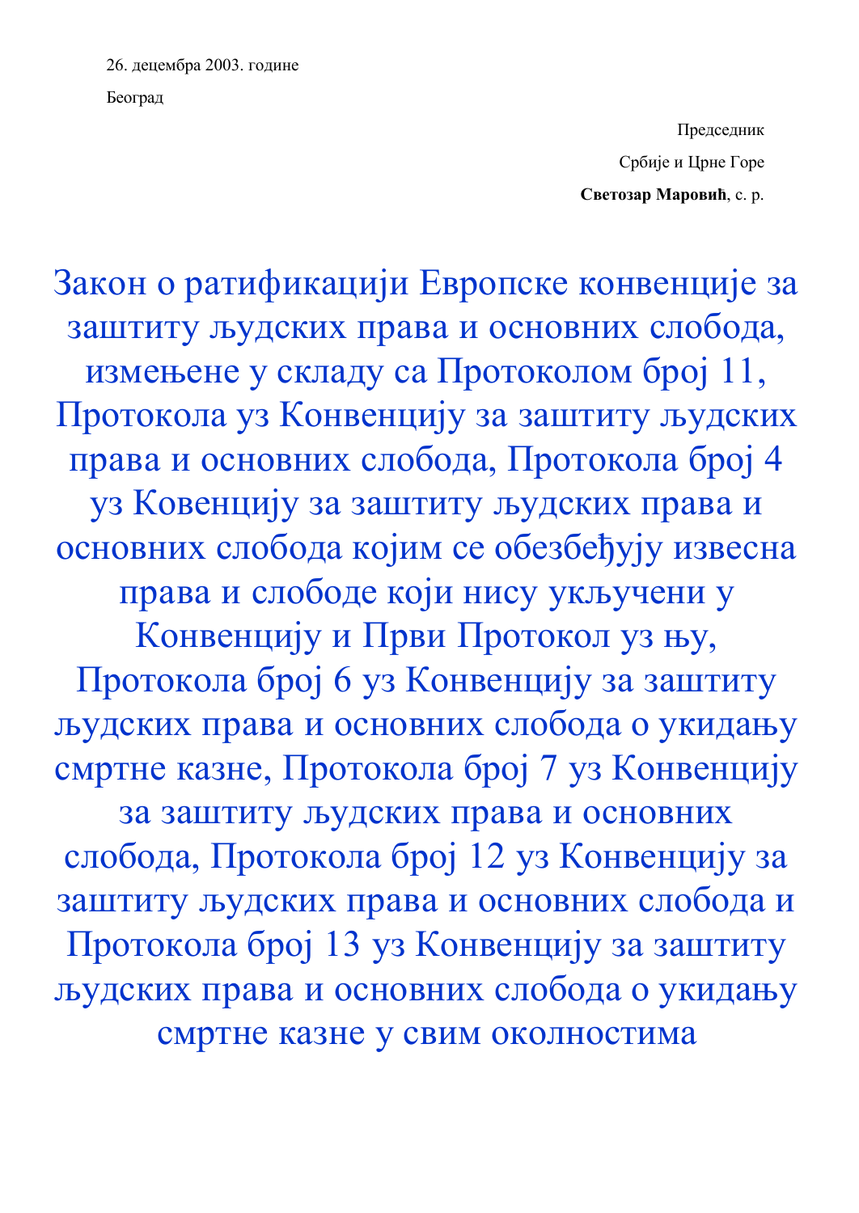26. децембра 2003. године

Београд

Председник

Србије и Црне Горе

**Светозар Маровић**, с. р.

# Закон о ратификацији Европске конвенције за заштиту људских права и основних слобода, измењене у складу са Протоколом број 11, Протокола уз Конвенцију за заштиту људских права и основних слобода, Протокола број 4 уз Ковенцију за заштиту људских права и основних слобода којим се обезбеђују извесна права и слободе који нису укључени у Конвенцију и Први Протокол уз њу, Протокола број 6 уз Конвенцију за заштиту људских права и основних слобода о укидању смртне казне, Протокола број 7 уз Конвенцију за заштиту људских права и основних слобода, Протокола број 12 уз Конвенцију за заштиту људских права и основних слобода и Протокола број 13 уз Конвенцију за заштиту људских права и основних слобода о укидању смртне казне у свим околностима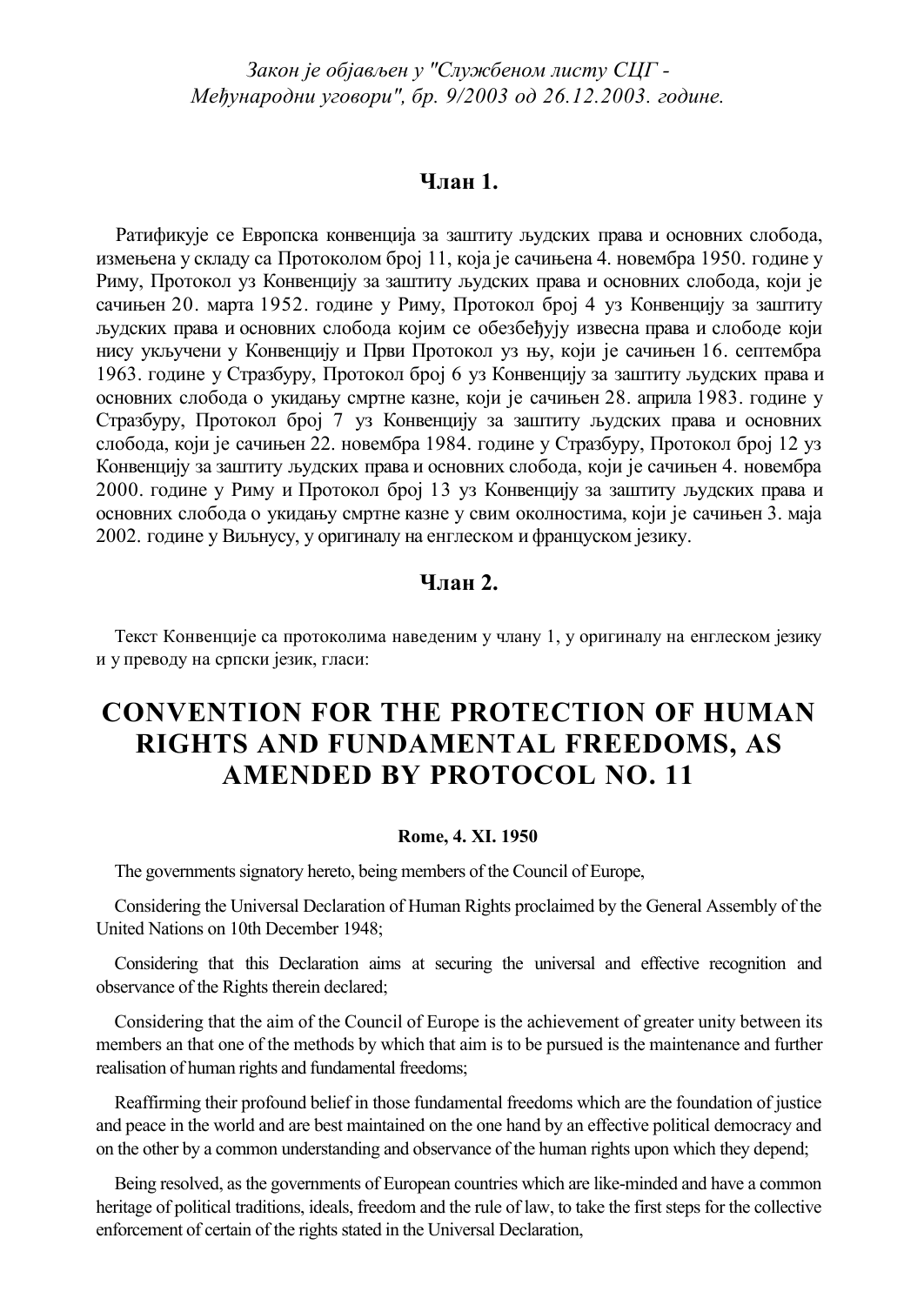*Закон је објављен у "Службеном листу СЦГ - Међународни уговори", бр. 9/2003 од 26.12.2003. године.*

### Члан 1.

Ратификује се Европска конвенција за заштиту људских права и основних слобода, измењена у складу са Протоколом број 11, која је сачињена 4. новембра 1950. године у Риму, Протокол уз Конвенцију за заштиту људских права и основних слобода, који је сачињен 20. марта 1952. године у Риму, Протокол број 4 уз Конвенцију за заштиту људских права и основних слобода којим се обезбеђују извесна права и слободе који нису укључени у Конвенцију и Први Протокол уз њу, који је сачињен 16. септембра 1963. године у Стразбуру, Протокол број 6 уз Конвенцију за заштиту људских права и основних слобода о укидању смртне казне, који је сачињен 28. априла 1983. године у Стразбуру, Протокол број 7 уз Конвенцију за заштиту људских права и основних слобода, који је сачињен 22. новембра 1984. године у Стразбуру, Протокол број 12 уз Конвенцију за заштиту људских права и основних слобода, који је сачињен 4. новембра 2000. године у Риму и Протокол број 13 уз Конвенцију за заштиту људских права и основних слобода о укидању смртне казне у свим околностима, који је сачињен 3. маја 2002. године у Виљнусу, у оригиналу на енглеском и француском језику.

### Члан 2.

Текст Конвенције са протоколима наведеним у члану 1, у оригиналу на енглеском језику и у преводу на српски језик, гласи:

# CONVENTION FOR THE PROTECTION OF HUMAN RIGHTS AND FUNDAMENTAL FREEDOMS, AS AMENDED BY PROTOCOL NO. 11

**Rome, 4. XI. 1950**

The governments signatory hereto, being members of the Council of Europe,

Considering the Universal Declaration of Human Rights proclaimed by the General Assembly of the United Nations on 10th December 1948;

Considering that this Declaration aims at securing the universal and effective recognition and observance of the Rights therein declared;

Considering that the aim of the Council of Europe is the achievement of greater unity between its members an that one of the methods by which that aim is to be pursued is the maintenance and further realisation of human rights and fundamental freedoms;

Reaffirming their profound belief in those fundamental freedoms which are the foundation of justice and peace in the world and are best maintained on the one hand by an effective political democracy and on the other by a common understanding and observance of the human rights upon which they depend;

Being resolved, as the governments of European countries which are like-minded and have a common heritage of political traditions, ideals, freedom and the rule of law, to take the first steps for the collective enforcement of certain of the rights stated in the Universal Declaration,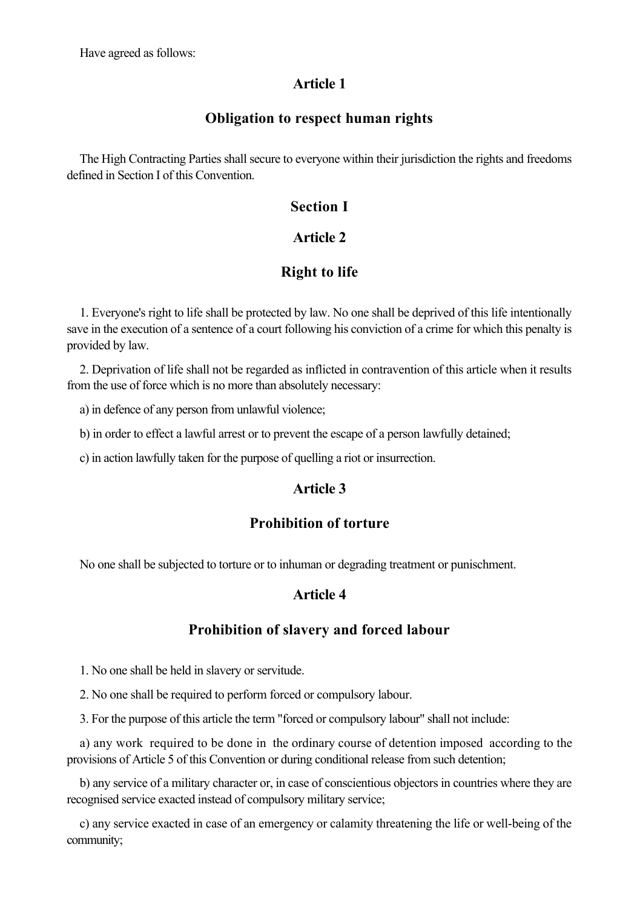Have agreed as follows:

## Article 1

## Obligation to respect human rights

The High Contracting Parties shall secure to everyone within their jurisdiction the rights and freedoms defined in Section I of this Convention.

## Section I

## Article 2

## Right to life

1. Everyone's right to life shall be protected by law. No one shall be deprived of this life intentionally save in the execution of a sentence of a court following his conviction of a crime for which this penalty is provided by law.

2. Deprivation of life shall not be regarded as inflicted in contravention of this article when it results from the use of force which is no more than absolutely necessary:

a) in defence of any person from unlawful violence;

b) in order to effect a lawful arrest or to prevent the escape of a person lawfully detained;

c) in action lawfully taken for the purpose of quelling a riot or insurrection.

## Article 3

## Prohibition of torture

No one shall be subjected to torture or to inhuman or degrading treatment or punischment.

## Article 4

## Prohibition of slavery and forced labour

1. No one shall be held in slavery or servitude.

2. No one shall be required to perform forced or compulsory labour.

3. For the purpose of this article the term "forced or compulsory labour" shall not include:

a) any work required to be done in the ordinary course of detention imposed according to the provisions of Article 5 of this Convention or during conditional release from such detention;

b) any service of a military character or, in case of conscientious objectors in countries where they are recognised service exacted instead of compulsory military service;

c) any service exacted in case of an emergency or calamity threatening the life or well-being of the community;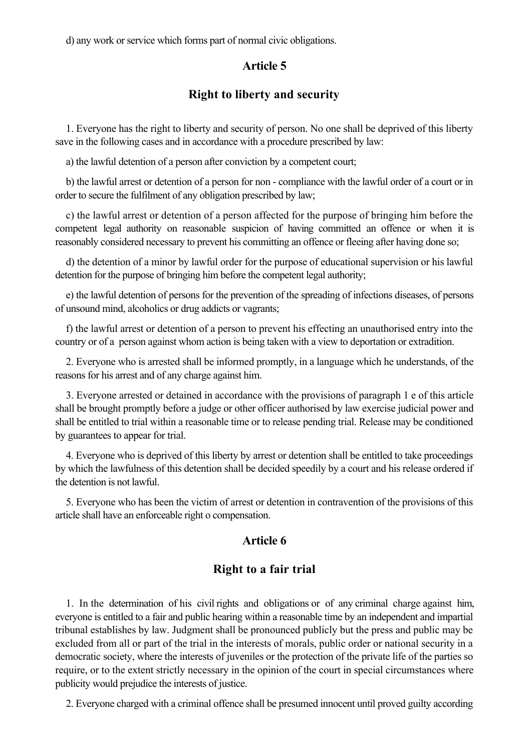d) any work or service which forms part of normal civic obligations.

## Article 5

## Right to liberty and security

1. Everyone has the right to liberty and security of person. No one shall be deprived of this liberty save in the following cases and in accordance with a procedure prescribed by law:

a) the lawful detention of a person after conviction by a competent court;

b) the lawful arrest or detention of a person for non - compliance with the lawful order of a court or in order to secure the fulfilment of any obligation prescribed by law;

c) the lawful arrest or detention of a person affected for the purpose of bringing him before the competent legal authority on reasonable suspicion of having committed an offence or when it is reasonably considered necessary to prevent his committing an offence or fleeing after having done so;

d) the detention of a minor by lawful order for the purpose of educational supervision or his lawful detention for the purpose of bringing him before the competent legal authority;

e) the lawful detention of persons for the prevention of the spreading of infections diseases, of persons of unsound mind, alcoholics or drug addicts or vagrants;

f) the lawful arrest or detention of a person to prevent his effecting an unauthorised entry into the country or of a person against whom action is being taken with a view to deportation or extradition.

2. Everyone who is arrested shall be informed promptly, in a language which he understands, of the reasons for his arrest and of any charge against him.

3. Everyone arrested or detained in accordance with the provisions of paragraph 1 e of this article shall be brought promptly before a judge or other officer authorised by law exercise judicial power and shall be entitled to trial within a reasonable time or to release pending trial. Release may be conditioned by guarantees to appear for trial.

4. Everyone who is deprived of this liberty by arrest or detention shall be entitled to take proceedings by which the lawfulness of this detention shall be decided speedily by a court and his release ordered if the detention is not lawful.

5. Everyone who has been the victim of arrest or detention in contravention of the provisions of this article shall have an enforceable right o compensation.

## Article 6

## Right to a fair trial

1. In the determination of his civil rights and obligations or of any criminal charge against him, everyone is entitled to a fair and public hearing within a reasonable time by an independent and impartial tribunal establishes by law. Judgment shall be pronounced publicly but the press and public may be excluded from all or part of the trial in the interests of morals, public order or national security in a democratic society, where the interests of juveniles or the protection of the private life of the parties so require, or to the extent strictly necessary in the opinion of the court in special circumstances where publicity would prejudice the interests of justice.

2. Everyone charged with a criminal offence shall be presumed innocent until proved guilty according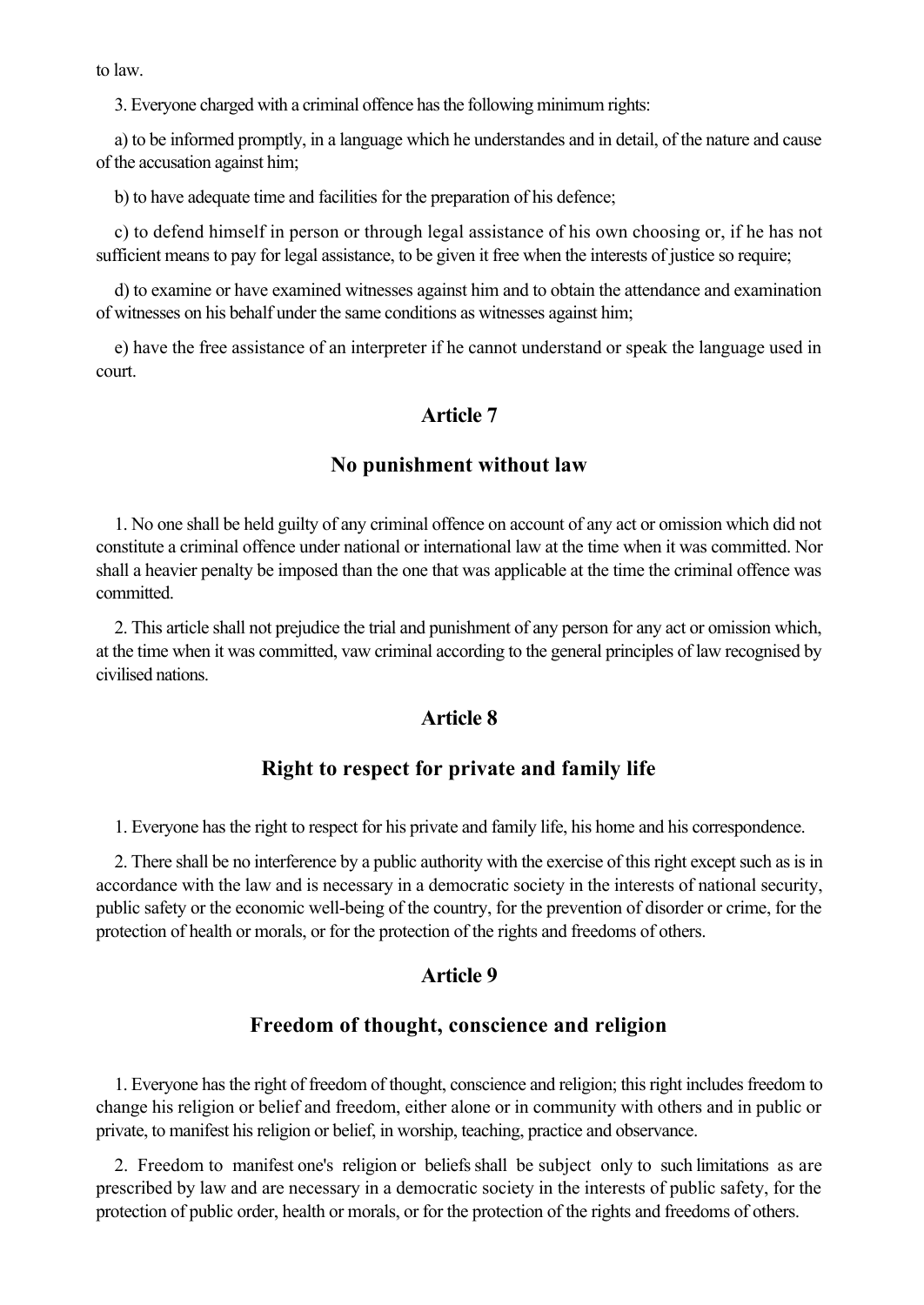to law.

3. Everyone charged with a criminal offence has the following minimum rights:

a) to be informed promptly, in a language which he understandes and in detail, of the nature and cause of the accusation against him;

b) to have adequate time and facilities for the preparation of his defence;

c) to defend himself in person or through legal assistance of his own choosing or, if he has not sufficient means to pay for legal assistance, to be given it free when the interests of justice so require;

d) to examine or have examined witnesses against him and to obtain the attendance and examination of witnesses on his behalf under the same conditions as witnesses against him;

e) have the free assistance of an interpreter if he cannot understand or speak the language used in court.

## Article 7

## No punishment without law

1. No one shall be held guilty of any criminal offence on account of any act or omission which did not constitute a criminal offence under national or international law at the time when it was committed. Nor shall a heavier penalty be imposed than the one that was applicable at the time the criminal offence was committed.

2. This article shall not prejudice the trial and punishment of any person for any act or omission which, at the time when it was committed, vaw criminal according to the general principles of law recognised by civilised nations.

## Article 8

## Right to respect for private and family life

1. Everyone has the right to respect for his private and family life, his home and his correspondence.

2. There shall be no interference by a public authority with the exercise of this right except such as is in accordance with the law and is necessary in a democratic society in the interests of national security, public safety or the economic well-being of the country, for the prevention of disorder or crime, for the protection of health or morals, or for the protection of the rights and freedoms of others.

## Article 9

## Freedom of thought, conscience and religion

1. Everyone has the right of freedom of thought, conscience and religion; this right includes freedom to change his religion or belief and freedom, either alone or in community with others and in public or private, to manifest his religion or belief, in worship, teaching, practice and observance.

2. Freedom to manifest one's religion or beliefs shall be subject only to such limitations as are prescribed by law and are necessary in a democratic society in the interests of public safety, for the protection of public order, health or morals, or for the protection of the rights and freedoms of others.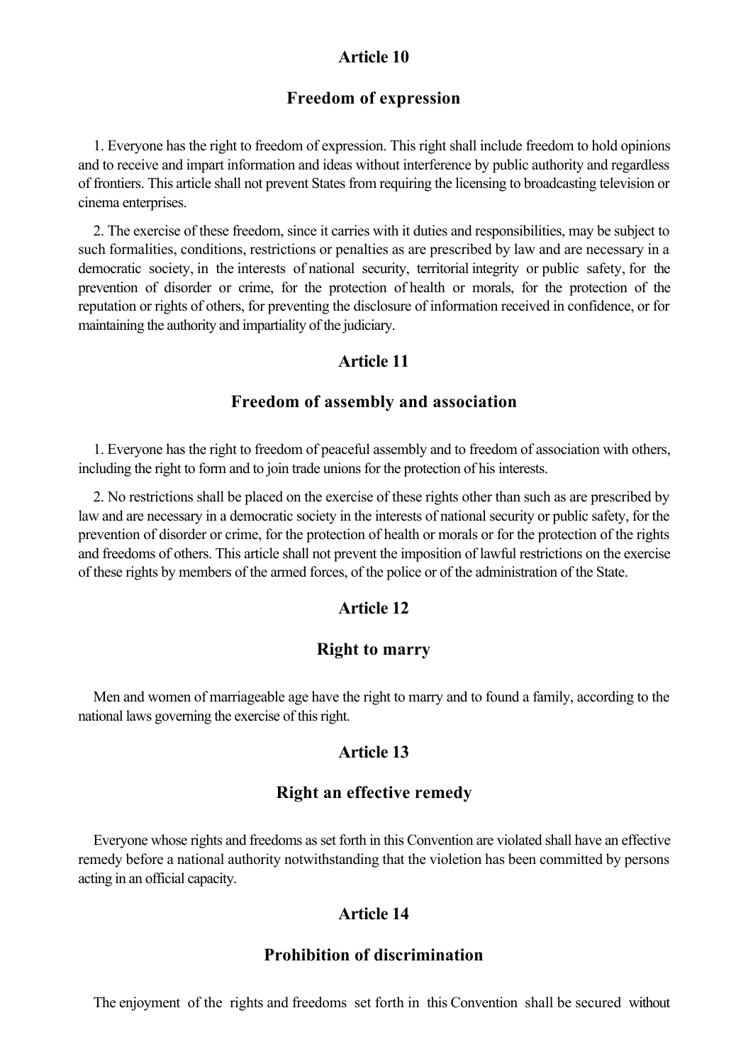## Article 10

### Freedom of expression

1. Everyone has the right to freedom of expression. This right shall include freedom to hold opinions and to receive and impart information and ideas without interference by public authority and regardless of frontiers. This article shall not prevent States from requiring the licensing to broadcasting television or cinema enterprises.

2. The exercise of these freedom, since it carries with it duties and responsibilities, may be subject to such formalities, conditions, restrictions or penalties as are prescribed by law and are necessary in a democratic society, in the interests of national security, territorial integrity or public safety, for the prevention of disorder or crime, for the protection of health or morals, for the protection of the reputation or rights of others, for preventing the disclosure of information received in confidence, or for maintaining the authority and impartiality of the judiciary.

## Article 11

### Freedom of assembly and association

1. Everyone has the right to freedom of peaceful assembly and to freedom of association with others, including the right to form and to join trade unions for the protection of his interests.

2. No restrictions shall be placed on the exercise of these rights other than such as are prescribed by law and are necessary in a democratic society in the interests of national security or public safety, for the prevention of disorder or crime, for the protection of health or morals or for the protection of the rights and freedoms of others. This article shall not prevent the imposition of lawful restrictions on the exercise of these rights by members of the armed forces, of the police or of the administration of the State.

## Article 12

### Right to marry

Men and women of marriageable age have the right to marry and to found a family, according to the national laws governing the exercise of this right.

## Article 13

### Right an effective remedy

Everyone whose rights and freedoms as set forth in this Convention are violated shall have an effective remedy before a national authority notwithstanding that the violetion has been committed by persons acting in an official capacity.

## Article 14

### Prohibition of discrimination

The enjoyment of the rights and freedoms set forth in this Convention shall be secured without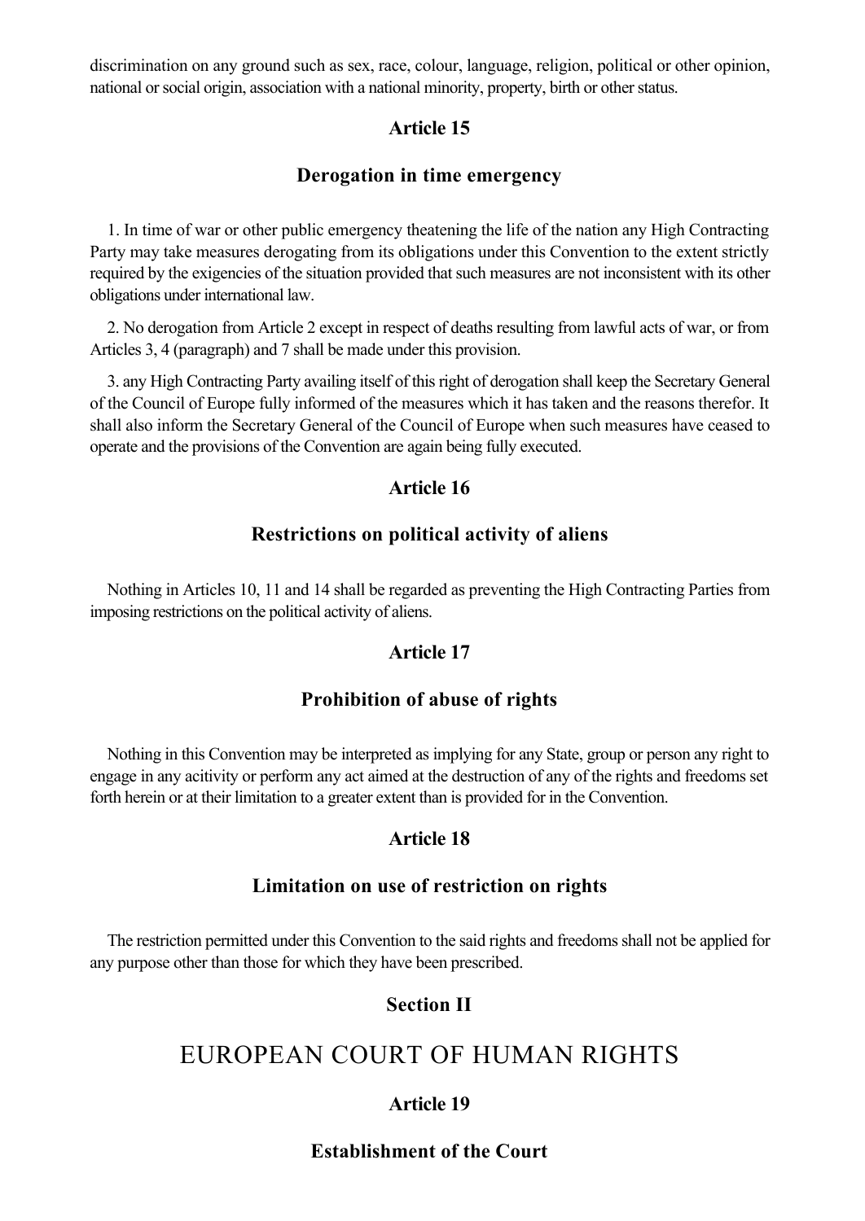discrimination on any ground such as sex, race, colour, language, religion, political or other opinion, national or social origin, association with a national minority, property, birth or other status.

### Article 15

### Derogation in time emergency

1. In time of war or other public emergency theatening the life of the nation any High Contracting Party may take measures derogating from its obligations under this Convention to the extent strictly required by the exigencies of the situation provided that such measures are not inconsistent with its other obligations under international law.

2. No derogation from Article 2 except in respect of deaths resulting from lawful acts of war, or from Articles 3, 4 (paragraph) and 7 shall be made under this provision.

3. any High Contracting Party availing itself of this right of derogation shall keep the Secretary General of the Council of Europe fully informed of the measures which it has taken and the reasons therefor. It shall also inform the Secretary General of the Council of Europe when such measures have ceased to operate and the provisions of the Convention are again being fully executed.

### Article 16

### Restrictions on political activity of aliens

Nothing in Articles 10, 11 and 14 shall be regarded as preventing the High Contracting Parties from imposing restrictions on the political activity of aliens.

### Article 17

### Prohibition of abuse of rights

Nothing in this Convention may be interpreted as implying for any State, group or person any right to engage in any acitivity or perform any act aimed at the destruction of any of the rights and freedoms set forth herein or at their limitation to a greater extent than is provided for in the Convention.

### Article 18

### Limitation on use of restriction on rights

The restriction permitted under this Convention to the said rights and freedoms shall not be applied for any purpose other than those for which they have been prescribed.

### Section II

## EUROPEAN COURT OF HUMAN RIGHTS

### Article 19

### Establishment of the Court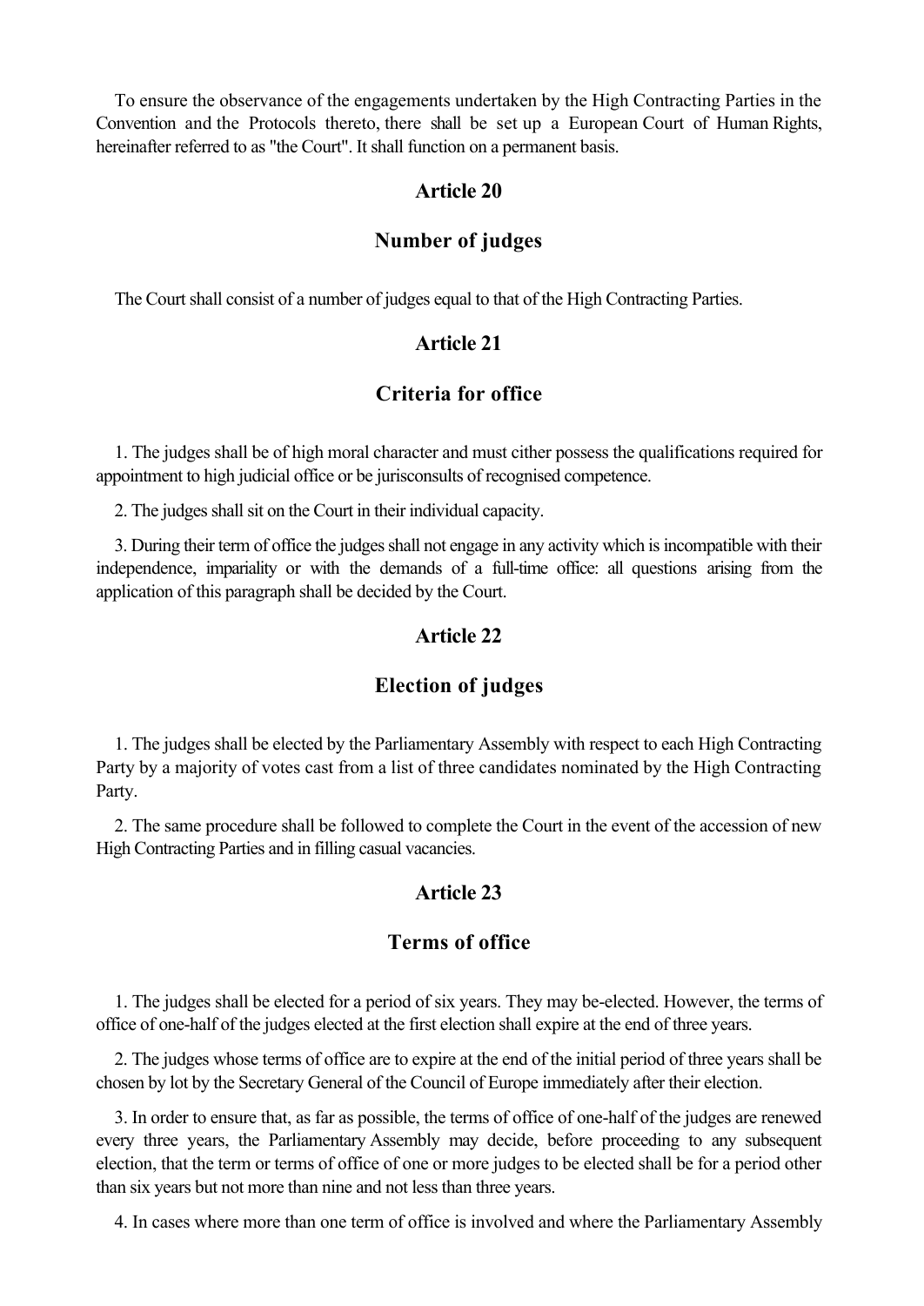To ensure the observance of the engagements undertaken by the High Contracting Parties in the Convention and the Protocols thereto, there shall be set up a European Court of Human Rights, hereinafter referred to as "the Court". It shall function on a permanent basis.

## Article 20

## Number of judges

The Court shall consist of a number of judges equal to that of the High Contracting Parties.

## Article 21

## Criteria for office

1. The judges shall be of high moral character and must cither possess the qualifications required for appointment to high judicial office or be jurisconsults of recognised competence.

2. The judges shall sit on the Court in their individual capacity.

3. During their term of office the judges shall not engage in any activity which is incompatible with their independence, impariality or with the demands of a full-time office: all questions arising from the application of this paragraph shall be decided by the Court.

## Article 22

## Election of judges

1. The judges shall be elected by the Parliamentary Assembly with respect to each High Contracting Party by a majority of votes cast from a list of three candidates nominated by the High Contracting Party.

2. The same procedure shall be followed to complete the Court in the event of the accession of new High Contracting Parties and in filling casual vacancies.

## Article 23

## Terms of office

1. The judges shall be elected for a period of six years. They may be-elected. However, the terms of office of one-half of the judges elected at the first election shall expire at the end of three years.

2. The judges whose terms of office are to expire at the end of the initial period of three years shall be chosen by lot by the Secretary General of the Council of Europe immediately after their election.

3. In order to ensure that, as far as possible, the terms of office of one-half of the judges are renewed every three years, the Parliamentary Assembly may decide, before proceeding to any subsequent election, that the term or terms of office of one or more judges to be elected shall be for a period other than six years but not more than nine and not less than three years.

4. In cases where more than one term of office is involved and where the Parliamentary Assembly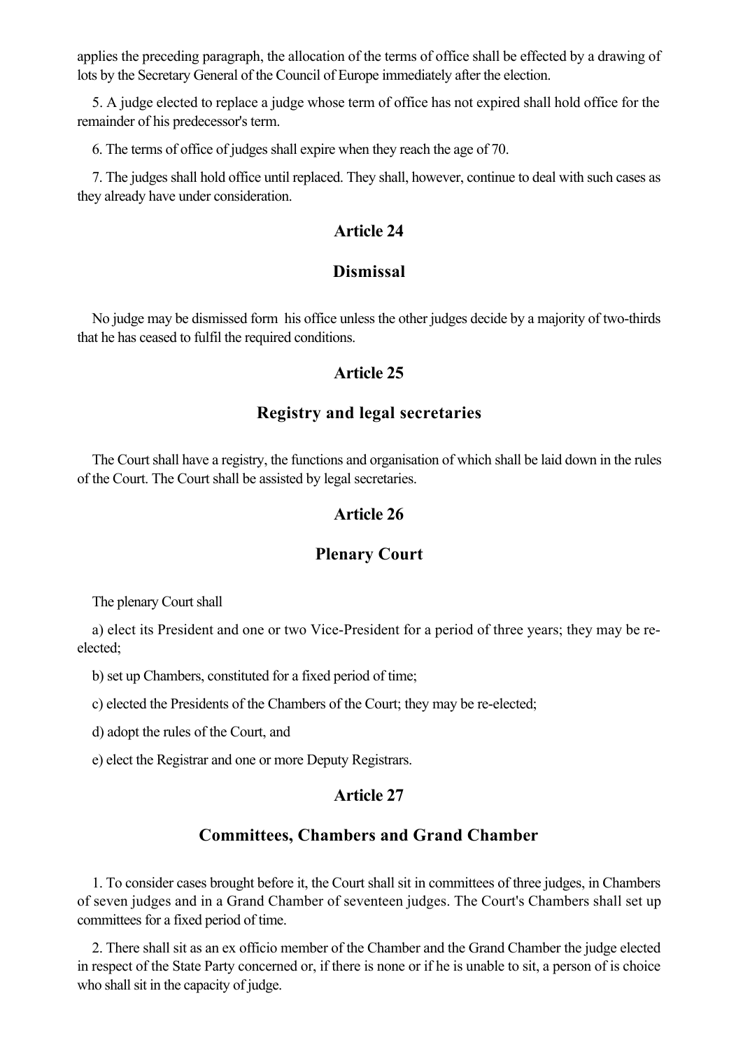applies the preceding paragraph, the allocation of the terms of office shall be effected by a drawing of lots by the Secretary General of the Council of Europe immediately after the election.

5. A judge elected to replace a judge whose term of office has not expired shall hold office for the remainder of his predecessor's term.

6. The terms of office of judges shall expire when they reach the age of 70.

7. The judges shall hold office until replaced. They shall, however, continue to deal with such cases as they already have under consideration.

## Article 24

## Dismissal

No judge may be dismissed form his office unless the other judges decide by a majority of two-thirds that he has ceased to fulfil the required conditions.

## Article 25

## Registry and legal secretaries

The Court shall have a registry, the functions and organisation of which shall be laid down in the rules of the Court. The Court shall be assisted by legal secretaries.

## Article 26

## Plenary Court

The plenary Court shall

a) elect its President and one or two Vice-President for a period of three years; they may be re-elected;

b) set up Chambers, constituted for a fixed period of time;

c) elected the Presidents of the Chambers of the Court; they may be re-elected;

d) adopt the rules of the Court, and

e) elect the Registrar and one or more Deputy Registrars.

## Article 27

## Committees, Chambers and Grand Chamber

1. To consider cases brought before it, the Court shall sit in committees of three judges, in Chambers of seven judges and in a Grand Chamber of seventeen judges. The Court's Chambers shall set up committees for a fixed period of time.

2. There shall sit as an ex officio member of the Chamber and the Grand Chamber the judge elected in respect of the State Party concerned or, if there is none or if he is unable to sit, a person of is choice who shall sit in the capacity of judge.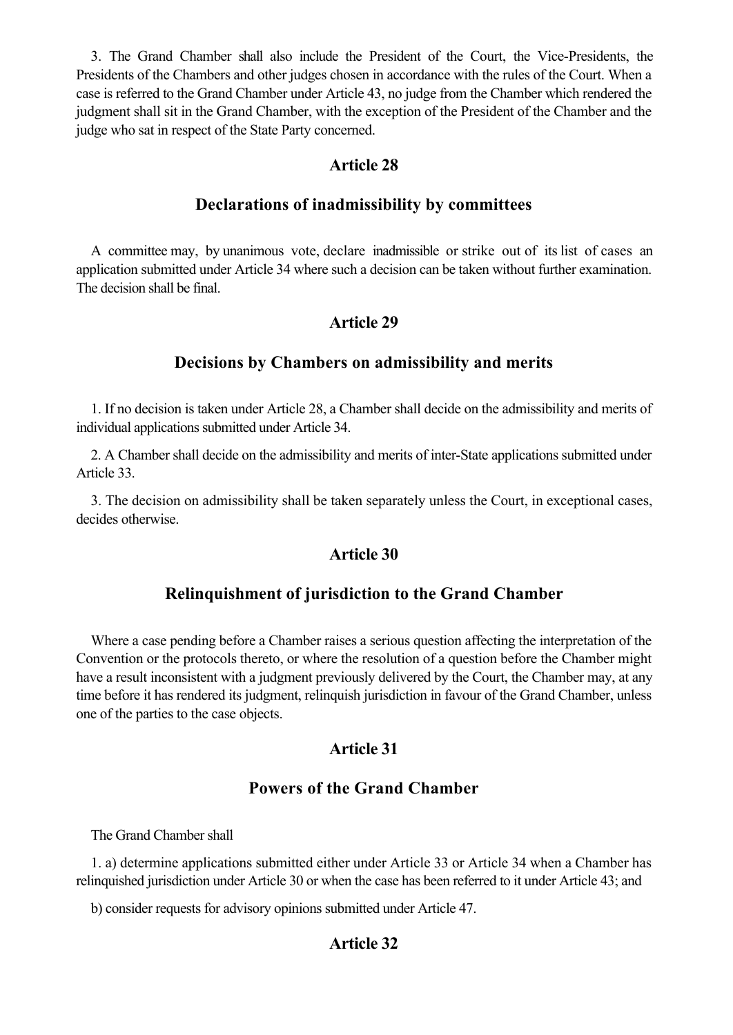3. The Grand Chamber shall also include the President of the Court, the Vice-Presidents, the Presidents of the Chambers and other judges chosen in accordance with the rules of the Court. When a case is referred to the Grand Chamber under Article 43, no judge from the Chamber which rendered the judgment shall sit in the Grand Chamber, with the exception of the President of the Chamber and the judge who sat in respect of the State Party concerned.

## Article 28

## Declarations of inadmissibility by committees

A committee may, by unanimous vote, declare inadmissible or strike out of its list of cases an application submitted under Article 34 where such a decision can be taken without further examination. The decision shall be final.

## Article 29

## Decisions by Chambers on admissibility and merits

1. If no decision is taken under Article 28, a Chamber shall decide on the admissibility and merits of individual applications submitted under Article 34.

2. A Chamber shall decide on the admissibility and merits of inter-State applications submitted under Article 33.

3. The decision on admissibility shall be taken separately unless the Court, in exceptional cases, decides otherwise.

## Article 30

## Relinquishment of jurisdiction to the Grand Chamber

Where a case pending before a Chamber raises a serious question affecting the interpretation of the Convention or the protocols thereto, or where the resolution of a question before the Chamber might have a result inconsistent with a judgment previously delivered by the Court, the Chamber may, at any time before it has rendered its judgment, relinquish jurisdiction in favour of the Grand Chamber, unless one of the parties to the case objects.

## Article 31

## Powers of the Grand Chamber

The Grand Chamber shall

1. a) determine applications submitted either under Article 33 or Article 34 when a Chamber has relinquished jurisdiction under Article 30 or when the case has been referred to it under Article 43; and

b) consider requests for advisory opinions submitted under Article 47.

## Article 32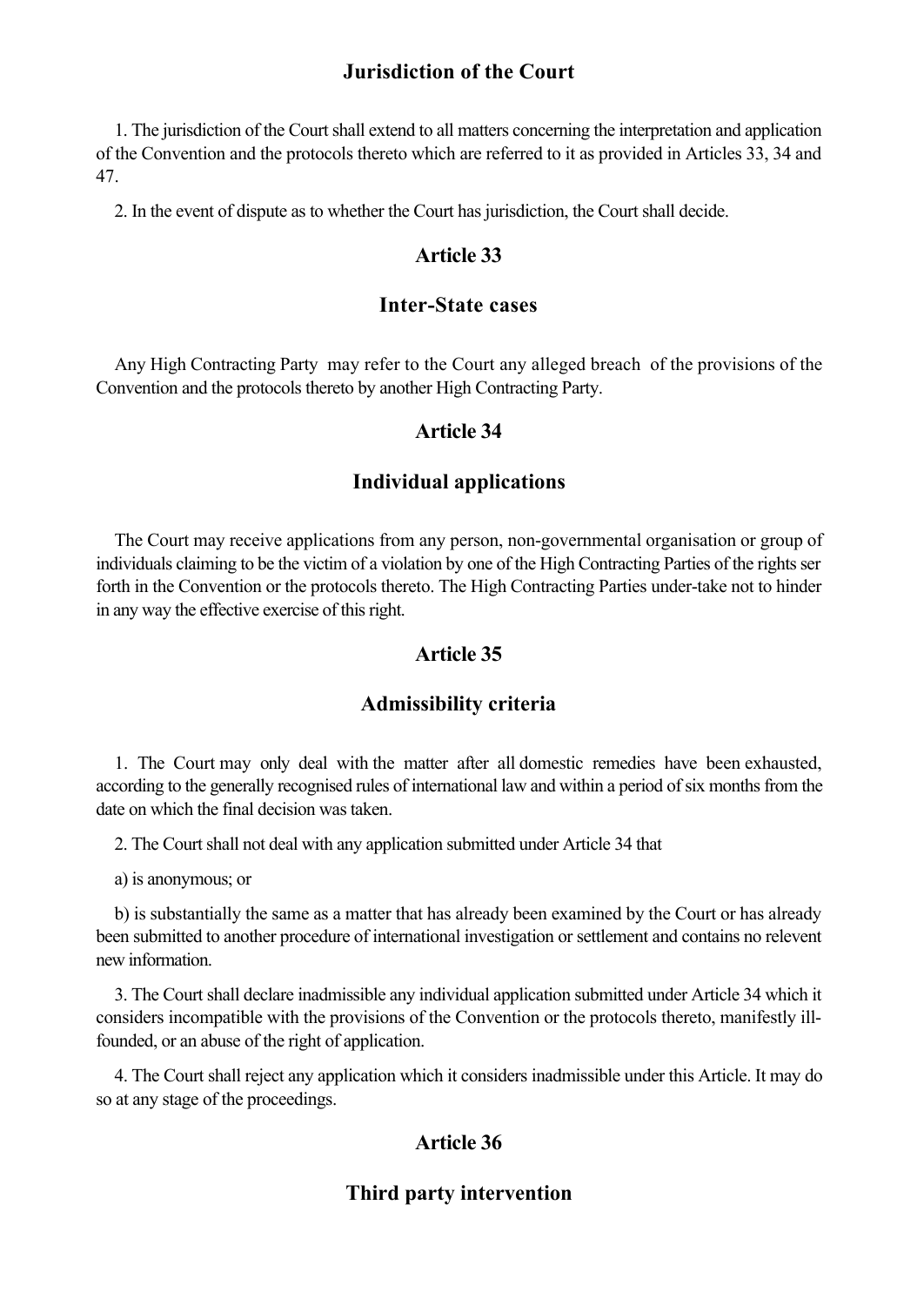## Jurisdiction of the Court

1. The jurisdiction of the Court shall extend to all matters concerning the interpretation and application of the Convention and the protocols thereto which are referred to it as provided in Articles 33, 34 and 47.

2. In the event of dispute as to whether the Court has jurisdiction, the Court shall decide.

## Article 33

## Inter-State cases

Any High Contracting Party may refer to the Court any alleged breach of the provisions of the Convention and the protocols thereto by another High Contracting Party.

## Article 34

## Individual applications

The Court may receive applications from any person, non-governmental organisation or group of individuals claiming to be the victim of a violation by one of the High Contracting Parties of the rights ser forth in the Convention or the protocols thereto. The High Contracting Parties under-take not to hinder in any way the effective exercise of this right.

## Article 35

## Admissibility criteria

1. The Court may only deal with the matter after all domestic remedies have been exhausted, according to the generally recognised rules of international law and within a period of six months from the date on which the final decision was taken.

2. The Court shall not deal with any application submitted under Article 34 that

a) is anonymous; or

b) is substantially the same as a matter that has already been examined by the Court or has already been submitted to another procedure of international investigation or settlement and contains no relevent new information.

3. The Court shall declare inadmissible any individual application submitted under Article 34 which it considers incompatible with the provisions of the Convention or the protocols thereto, manifestly ill-founded, or an abuse of the right of application.

4. The Court shall reject any application which it considers inadmissible under this Article. It may do so at any stage of the proceedings.

## Article 36

## Third party intervention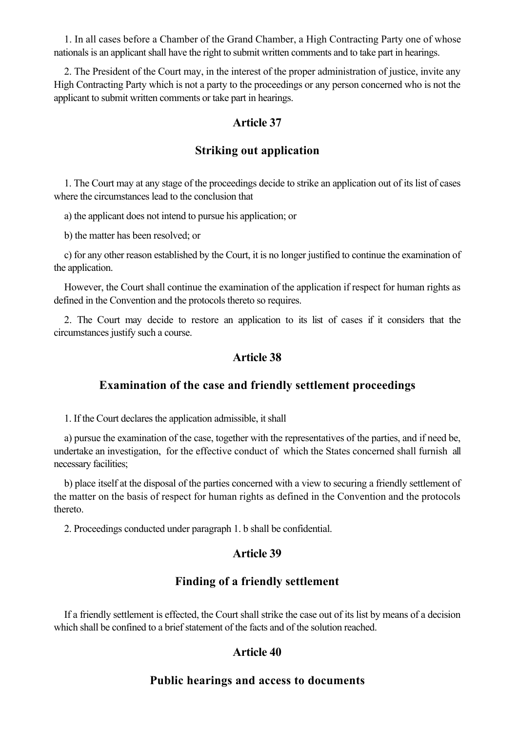1. In all cases before a Chamber of the Grand Chamber, a High Contracting Party one of whose nationals is an applicant shall have the right to submit written comments and to take part in hearings.

2. The President of the Court may, in the interest of the proper administration of justice, invite any High Contracting Party which is not a party to the proceedings or any person concerned who is not the applicant to submit written comments or take part in hearings.

## Article 37

## Striking out application

1. The Court may at any stage of the proceedings decide to strike an application out of its list of cases where the circumstances lead to the conclusion that

a) the applicant does not intend to pursue his application; or

b) the matter has been resolved; or

c) for any other reason established by the Court, it is no longer justified to continue the examination of the application.

However, the Court shall continue the examination of the application if respect for human rights as defined in the Convention and the protocols thereto so requires.

2. The Court may decide to restore an application to its list of cases if it considers that the circumstances justify such a course.

## Article 38

## Examination of the case and friendly settlement proceedings

1. If the Court declares the application admissible, it shall

a) pursue the examination of the case, together with the representatives of the parties, and if need be, undertake an investigation, for the effective conduct of which the States concerned shall furnish all necessary facilities;

b) place itself at the disposal of the parties concerned with a view to securing a friendly settlement of the matter on the basis of respect for human rights as defined in the Convention and the protocols thereto.

2. Proceedings conducted under paragraph 1. b shall be confidential.

## Article 39

## Finding of a friendly settlement

If a friendly settlement is effected, the Court shall strike the case out of its list by means of a decision which shall be confined to a brief statement of the facts and of the solution reached.

## Article 40

## Public hearings and access to documents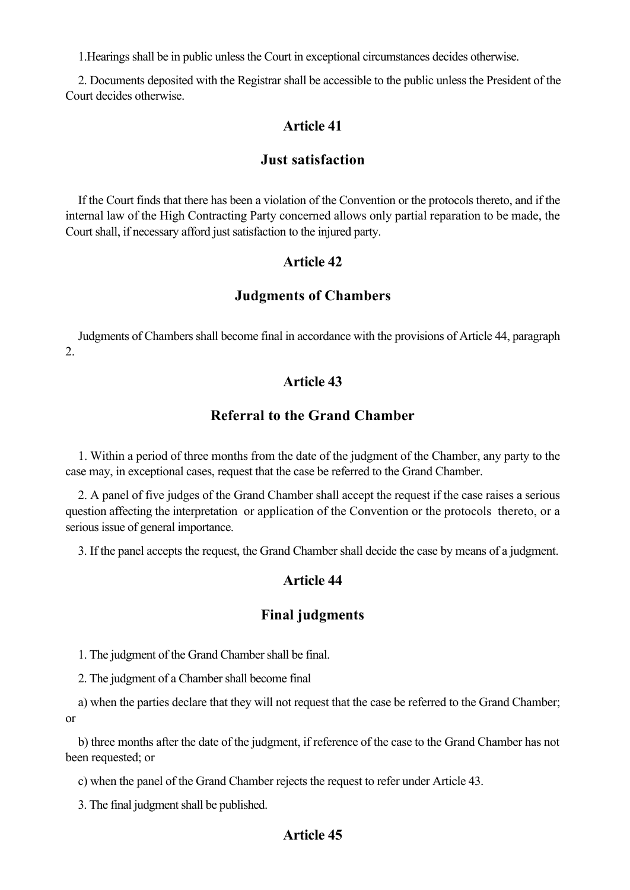1.Hearings shall be in public unless the Court in exceptional circumstances decides otherwise.

2. Documents deposited with the Registrar shall be accessible to the public unless the President of the Court decides otherwise.

## Article 41

## Just satisfaction

If the Court finds that there has been a violation of the Convention or the protocols thereto, and if the internal law of the High Contracting Party concerned allows only partial reparation to be made, the Court shall, if necessary afford just satisfaction to the injured party.

## Article 42

## Judgments of Chambers

Judgments of Chambers shall become final in accordance with the provisions of Article 44, paragraph 2.

## Article 43

## Referral to the Grand Chamber

1. Within a period of three months from the date of the judgment of the Chamber, any party to the case may, in exceptional cases, request that the case be referred to the Grand Chamber.

2. A panel of five judges of the Grand Chamber shall accept the request if the case raises a serious question affecting the interpretation or application of the Convention or the protocols thereto, or a serious issue of general importance.

3. If the panel accepts the request, the Grand Chamber shall decide the case by means of a judgment.

## Article 44

## Final judgments

1. The judgment of the Grand Chamber shall be final.

2. The judgment of a Chamber shall become final

a) when the parties declare that they will not request that the case be referred to the Grand Chamber; or

b) three months after the date of the judgment, if reference of the case to the Grand Chamber has not been requested; or

c) when the panel of the Grand Chamber rejects the request to refer under Article 43.

3. The final judgment shall be published.

## Article 45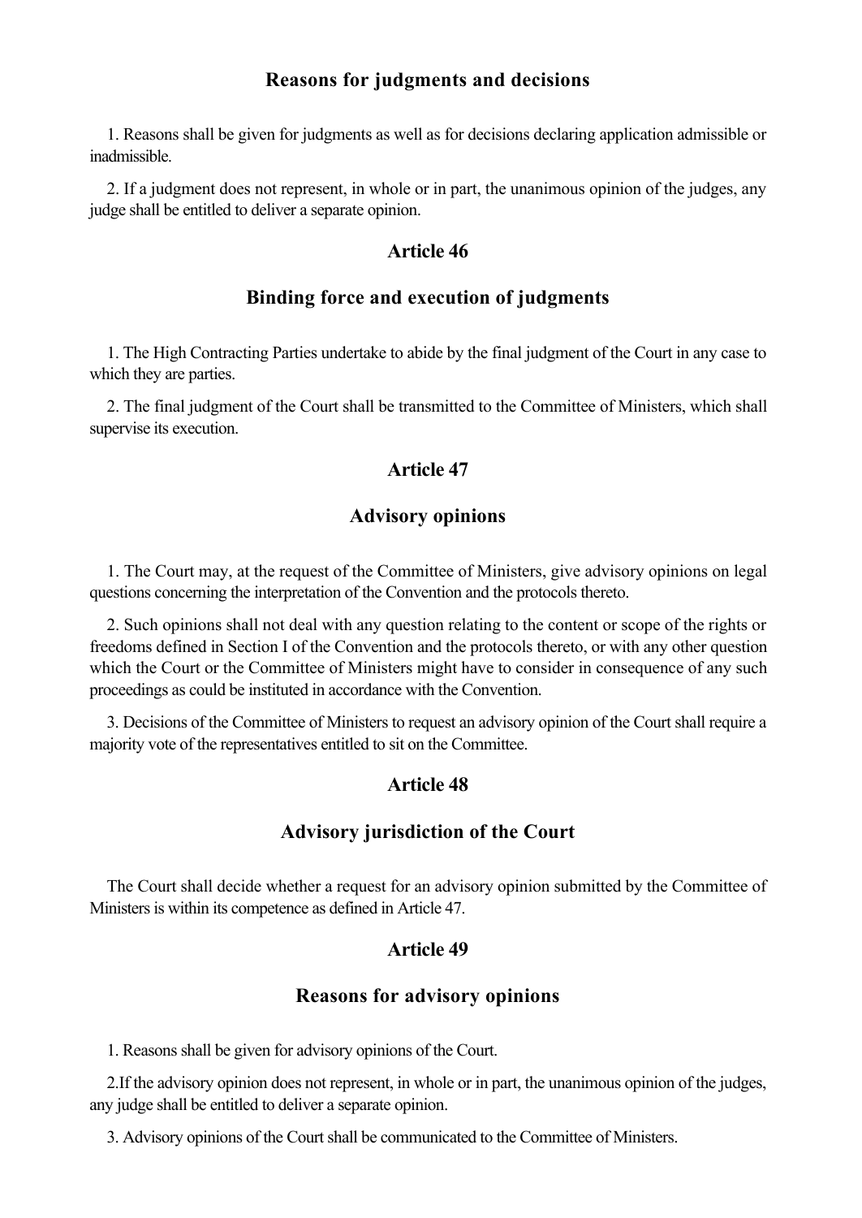## Reasons for judgments and decisions

1. Reasons shall be given for judgments as well as for decisions declaring application admissible or inadmissible.

2. If a judgment does not represent, in whole or in part, the unanimous opinion of the judges, any judge shall be entitled to deliver a separate opinion.

## Article 46

## Binding force and execution of judgments

1. The High Contracting Parties undertake to abide by the final judgment of the Court in any case to which they are parties.

2. The final judgment of the Court shall be transmitted to the Committee of Ministers, which shall supervise its execution.

## Article 47

## Advisory opinions

1. The Court may, at the request of the Committee of Ministers, give advisory opinions on legal questions concerning the interpretation of the Convention and the protocols thereto.

2. Such opinions shall not deal with any question relating to the content or scope of the rights or freedoms defined in Section I of the Convention and the protocols thereto, or with any other question which the Court or the Committee of Ministers might have to consider in consequence of any such proceedings as could be instituted in accordance with the Convention.

3. Decisions of the Committee of Ministers to request an advisory opinion of the Court shall require a majority vote of the representatives entitled to sit on the Committee.

## Article 48

## Advisory jurisdiction of the Court

The Court shall decide whether a request for an advisory opinion submitted by the Committee of Ministers is within its competence as defined in Article 47.

## Article 49

## Reasons for advisory opinions

1. Reasons shall be given for advisory opinions of the Court.

2.If the advisory opinion does not represent, in whole or in part, the unanimous opinion of the judges, any judge shall be entitled to deliver a separate opinion.

3. Advisory opinions of the Court shall be communicated to the Committee of Ministers.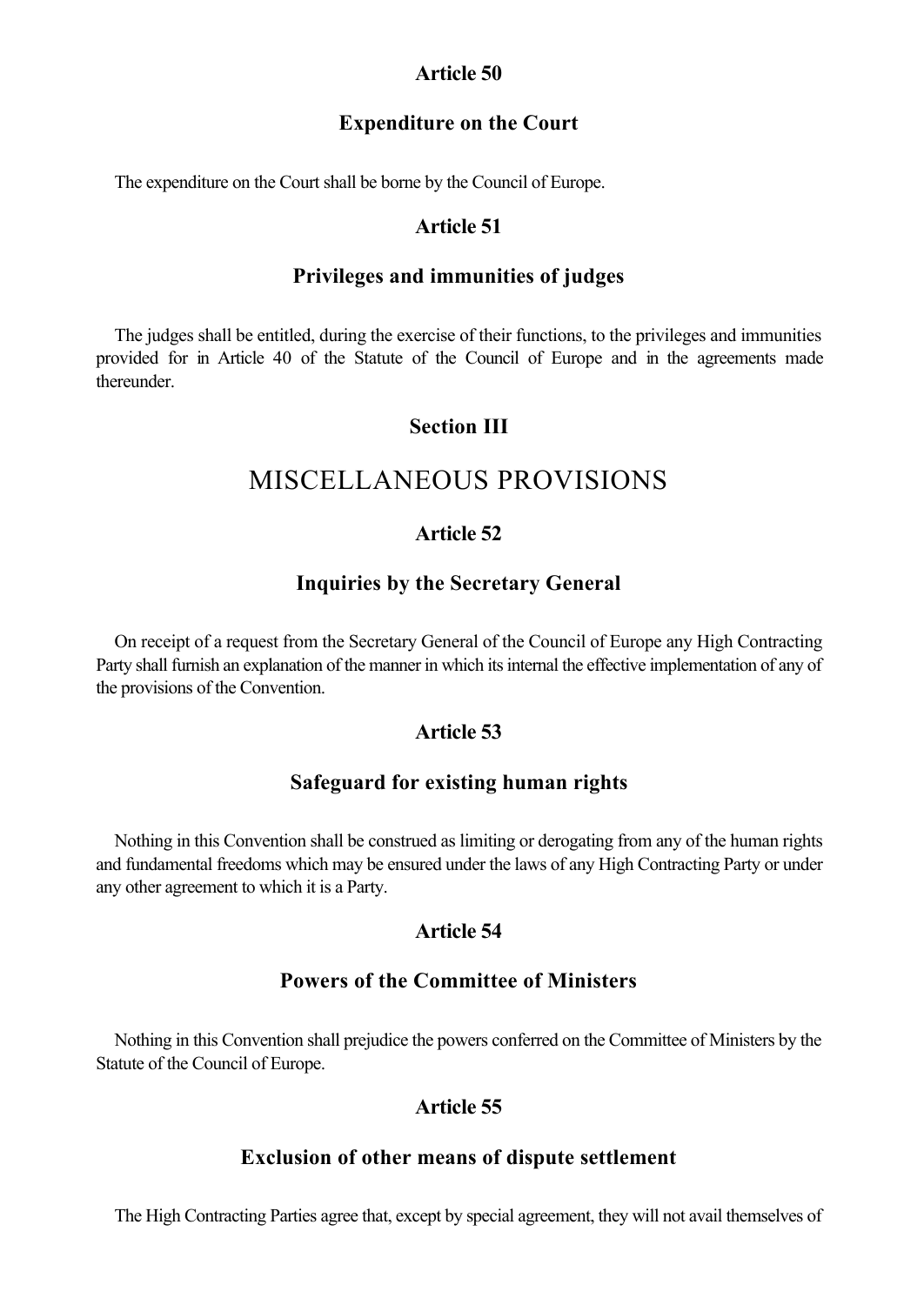### Article 50

### Expenditure on the Court

The expenditure on the Court shall be borne by the Council of Europe.

### Article 51

### Privileges and immunities of judges

The judges shall be entitled, during the exercise of their functions, to the privileges and immunities provided for in Article 40 of the Statute of the Council of Europe and in the agreements made thereunder.

## Section III

# MISCELLANEOUS PROVISIONS

### Article 52

### Inquiries by the Secretary General

On receipt of a request from the Secretary General of the Council of Europe any High Contracting Party shall furnish an explanation of the manner in which its internal the effective implementation of any of the provisions of the Convention.

### Article 53

### Safeguard for existing human rights

Nothing in this Convention shall be construed as limiting or derogating from any of the human rights and fundamental freedoms which may be ensured under the laws of any High Contracting Party or under any other agreement to which it is a Party.

### Article 54

### Powers of the Committee of Ministers

Nothing in this Convention shall prejudice the powers conferred on the Committee of Ministers by the Statute of the Council of Europe.

### Article 55

### Exclusion of other means of dispute settlement

The High Contracting Parties agree that, except by special agreement, they will not avail themselves of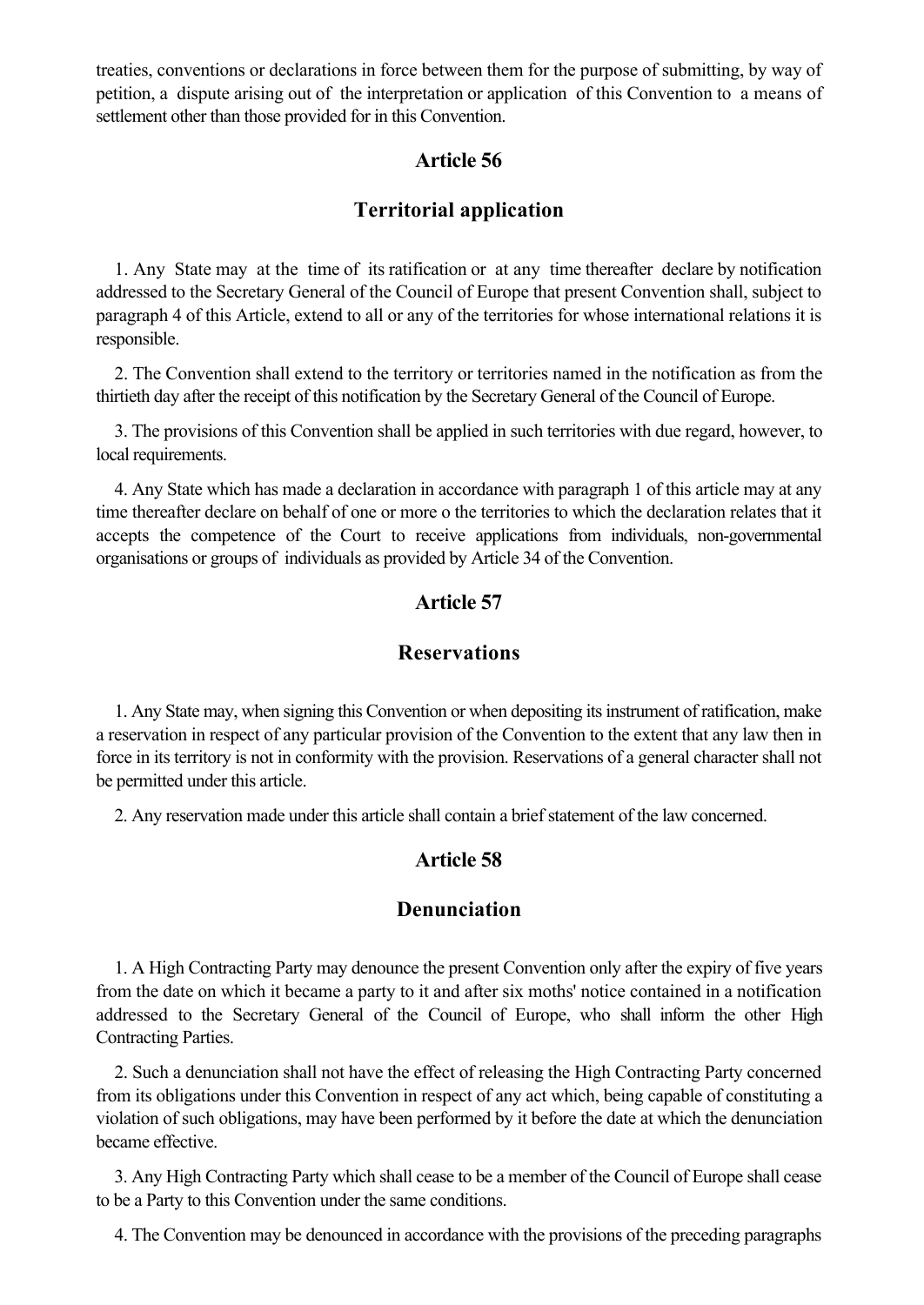treaties, conventions or declarations in force between them for the purpose of submitting, by way of petition, a dispute arising out of the interpretation or application of this Convention to a means of settlement other than those provided for in this Convention.

## Article 56

## Territorial application

1. Any State may at the time of its ratification or at any time thereafter declare by notification addressed to the Secretary General of the Council of Europe that present Convention shall, subject to paragraph 4 of this Article, extend to all or any of the territories for whose international relations it is responsible.

2. The Convention shall extend to the territory or territories named in the notification as from the thirtieth day after the receipt of this notification by the Secretary General of the Council of Europe.

3. The provisions of this Convention shall be applied in such territories with due regard, however, to local requirements.

4. Any State which has made a declaration in accordance with paragraph 1 of this article may at any time thereafter declare on behalf of one or more o the territories to which the declaration relates that it accepts the competence of the Court to receive applications from individuals, non-governmental organisations or groups of individuals as provided by Article 34 of the Convention.

## Article 57

## Reservations

1. Any State may, when signing this Convention or when depositing its instrument of ratification, make a reservation in respect of any particular provision of the Convention to the extent that any law then in force in its territory is not in conformity with the provision. Reservations of a general character shall not be permitted under this article.

2. Any reservation made under this article shall contain a brief statement of the law concerned.

## Article 58

## Denunciation

1. A High Contracting Party may denounce the present Convention only after the expiry of five years from the date on which it became a party to it and after six moths' notice contained in a notification addressed to the Secretary General of the Council of Europe, who shall inform the other High Contracting Parties.

2. Such a denunciation shall not have the effect of releasing the High Contracting Party concerned from its obligations under this Convention in respect of any act which, being capable of constituting a violation of such obligations, may have been performed by it before the date at which the denunciation became effective.

3. Any High Contracting Party which shall cease to be a member of the Council of Europe shall cease to be a Party to this Convention under the same conditions.

4. The Convention may be denounced in accordance with the provisions of the preceding paragraphs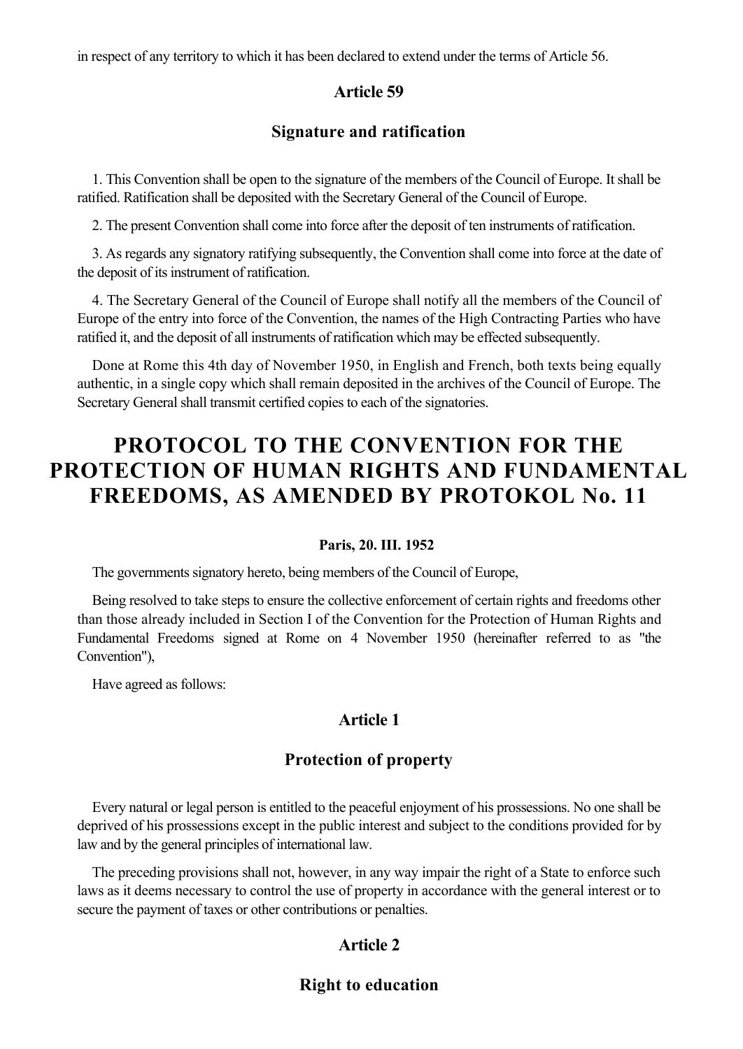in respect of any territory to which it has been declared to extend under the terms of Article 56.

### Article 59

### Signature and ratification

1. This Convention shall be open to the signature of the members of the Council of Europe. It shall be ratified. Ratification shall be deposited with the Secretary General of the Council of Europe.

2. The present Convention shall come into force after the deposit of ten instruments of ratification.

3. As regards any signatory ratifying subsequently, the Convention shall come into force at the date of the deposit of its instrument of ratification.

4. The Secretary General of the Council of Europe shall notify all the members of the Council of Europe of the entry into force of the Convention, the names of the High Contracting Parties who have ratified it, and the deposit of all instruments of ratification which may be effected subsequently.

Done at Rome this 4th day of November 1950, in English and French, both texts being equally authentic, in a single copy which shall remain deposited in the archives of the Council of Europe. The Secretary General shall transmit certified copies to each of the signatories.

# PROTOCOL TO THE CONVENTION FOR THE PROTECTION OF HUMAN RIGHTS AND FUNDAMENTAL FREEDOMS, AS AMENDED BY PROTOKOL No. 11

**Paris, 20. III. 1952**

The governments signatory hereto, being members of the Council of Europe,

Being resolved to take steps to ensure the collective enforcement of certain rights and freedoms other than those already included in Section I of the Convention for the Protection of Human Rights and Fundamental Freedoms signed at Rome on 4 November 1950 (hereinafter referred to as "the Convention"),

Have agreed as follows:

### Article 1

### Protection of property

Every natural or legal person is entitled to the peaceful enjoyment of his prossessions. No one shall be deprived of his prossessions except in the public interest and subject to the conditions provided for by law and by the general principles of international law.

The preceding provisions shall not, however, in any way impair the right of a State to enforce such laws as it deems necessary to control the use of property in accordance with the general interest or to secure the payment of taxes or other contributions or penalties.

### Article 2

### Right to education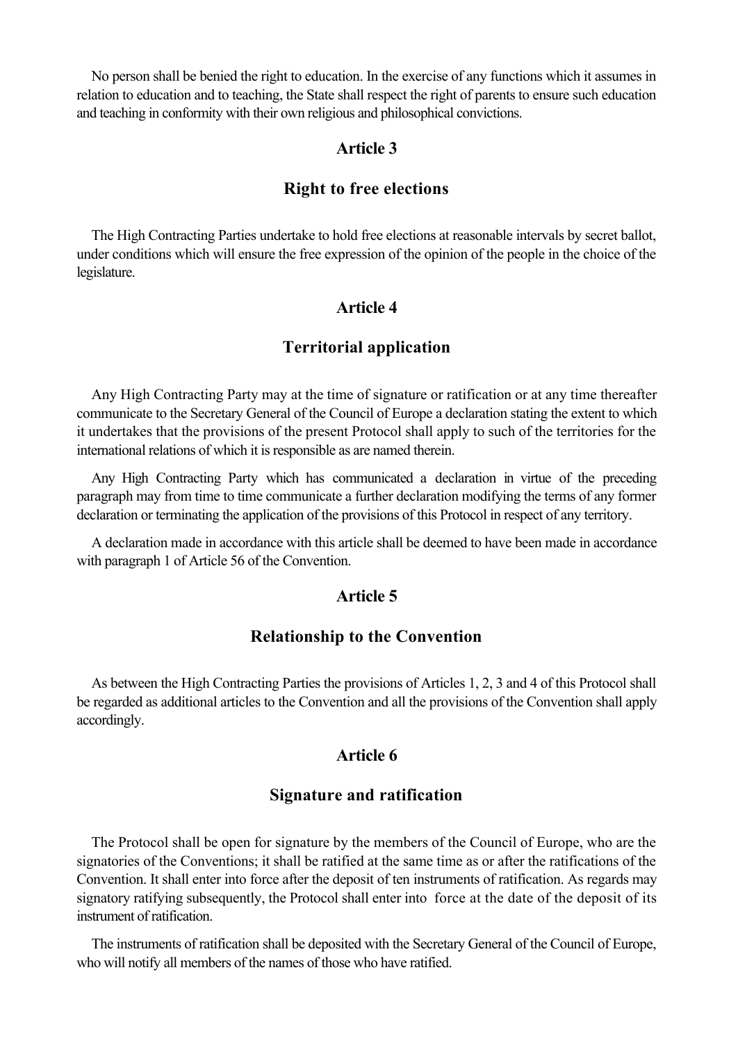No person shall be benied the right to education. In the exercise of any functions which it assumes in relation to education and to teaching, the State shall respect the right of parents to ensure such education and teaching in conformity with their own religious and philosophical convictions.

### Article 3

### Right to free elections

The High Contracting Parties undertake to hold free elections at reasonable intervals by secret ballot, under conditions which will ensure the free expression of the opinion of the people in the choice of the legislature.

### Article 4

### Territorial application

Any High Contracting Party may at the time of signature or ratification or at any time thereafter communicate to the Secretary General of the Council of Europe a declaration stating the extent to which it undertakes that the provisions of the present Protocol shall apply to such of the territories for the international relations of which it is responsible as are named therein.

Any High Contracting Party which has communicated a declaration in virtue of the preceding paragraph may from time to time communicate a further declaration modifying the terms of any former declaration or terminating the application of the provisions of this Protocol in respect of any territory.

A declaration made in accordance with this article shall be deemed to have been made in accordance with paragraph 1 of Article 56 of the Convention.

### Article 5

### Relationship to the Convention

As between the High Contracting Parties the provisions of Articles 1, 2, 3 and 4 of this Protocol shall be regarded as additional articles to the Convention and all the provisions of the Convention shall apply accordingly.

### Article 6

### Signature and ratification

The Protocol shall be open for signature by the members of the Council of Europe, who are the signatories of the Conventions; it shall be ratified at the same time as or after the ratifications of the Convention. It shall enter into force after the deposit of ten instruments of ratification. As regards may signatory ratifying subsequently, the Protocol shall enter into force at the date of the deposit of its instrument of ratification.

The instruments of ratification shall be deposited with the Secretary General of the Council of Europe, who will notify all members of the names of those who have ratified.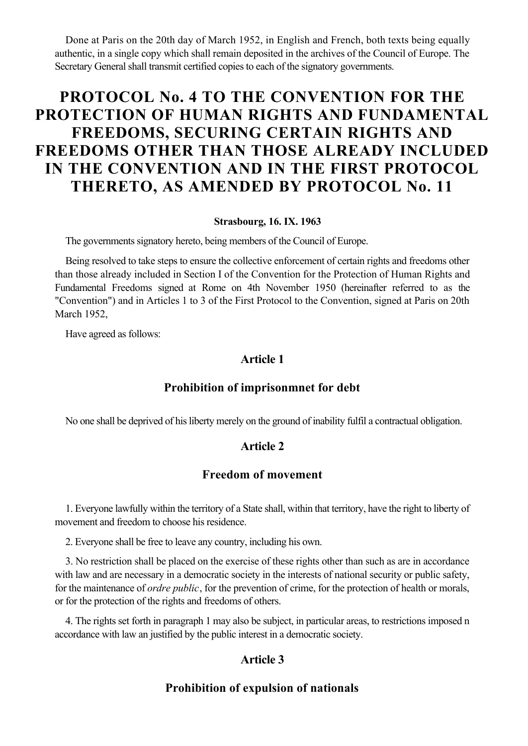Done at Paris on the 20th day of March 1952, in English and French, both texts being equally authentic, in a single copy which shall remain deposited in the archives of the Council of Europe. The Secretary General shall transmit certified copies to each of the signatory governments.

# PROTOCOL No. 4 TO THE CONVENTION FOR THE PROTECTION OF HUMAN RIGHTS AND FUNDAMENTAL FREEDOMS, SECURING CERTAIN RIGHTS AND FREEDOMS OTHER THAN THOSE ALREADY INCLUDED IN THE CONVENTION AND IN THE FIRST PROTOCOL THERETO, AS AMENDED BY PROTOCOL No. 11

**Strasbourg, 16. IX. 1963**

The governments signatory hereto, being members of the Council of Europe.

Being resolved to take steps to ensure the collective enforcement of certain rights and freedoms other than those already included in Section I of the Convention for the Protection of Human Rights and Fundamental Freedoms signed at Rome on 4th November 1950 (hereinafter referred to as the "Convention") and in Articles 1 to 3 of the First Protocol to the Convention, signed at Paris on 20th March 1952,

Have agreed as follows:

### Article 1

### Prohibition of imprisonmnet for debt

No one shall be deprived of his liberty merely on the ground of inability fulfil a contractual obligation.

### Article 2

### Freedom of movement

1. Everyone lawfully within the territory of a State shall, within that territory, have the right to liberty of movement and freedom to choose his residence.

2. Everyone shall be free to leave any country, including his own.

3. No restriction shall be placed on the exercise of these rights other than such as are in accordance with law and are necessary in a democratic society in the interests of national security or public safety, for the maintenance of *ordre public*, for the prevention of crime, for the protection of health or morals, or for the protection of the rights and freedoms of others.

4. The rights set forth in paragraph 1 may also be subject, in particular areas, to restrictions imposed n accordance with law an justified by the public interest in a democratic society.

### Article 3

### Prohibition of expulsion of nationals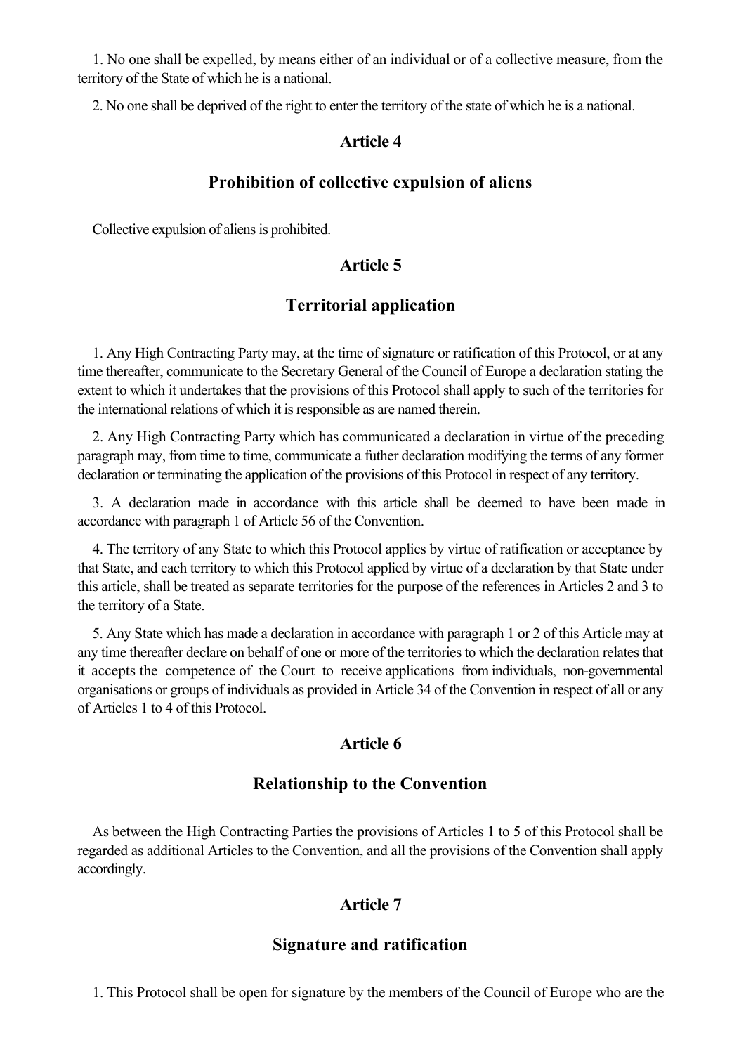1. No one shall be expelled, by means either of an individual or of a collective measure, from the territory of the State of which he is a national.

2. No one shall be deprived of the right to enter the territory of the state of which he is a national.

### Article 4

### Prohibition of collective expulsion of aliens

Collective expulsion of aliens is prohibited.

### Article 5

### Territorial application

1. Any High Contracting Party may, at the time of signature or ratification of this Protocol, or at any time thereafter, communicate to the Secretary General of the Council of Europe a declaration stating the extent to which it undertakes that the provisions of this Protocol shall apply to such of the territories for the international relations of which it is responsible as are named therein.

2. Any High Contracting Party which has communicated a declaration in virtue of the preceding paragraph may, from time to time, communicate a futher declaration modifying the terms of any former declaration or terminating the application of the provisions of this Protocol in respect of any territory.

3. A declaration made in accordance with this article shall be deemed to have been made in accordance with paragraph 1 of Article 56 of the Convention.

4. The territory of any State to which this Protocol applies by virtue of ratification or acceptance by that State, and each territory to which this Protocol applied by virtue of a declaration by that State under this article, shall be treated as separate territories for the purpose of the references in Articles 2 and 3 to the territory of a State.

5. Any State which has made a declaration in accordance with paragraph 1 or 2 of this Article may at any time thereafter declare on behalf of one or more of the territories to which the declaration relates that it accepts the competence of the Court to receive applications from individuals, non-governmental organisations or groups of individuals as provided in Article 34 of the Convention in respect of all or any of Articles 1 to 4 of this Protocol.

### Article 6

### Relationship to the Convention

As between the High Contracting Parties the provisions of Articles 1 to 5 of this Protocol shall be regarded as additional Articles to the Convention, and all the provisions of the Convention shall apply accordingly.

### Article 7

### Signature and ratification

1. This Protocol shall be open for signature by the members of the Council of Europe who are the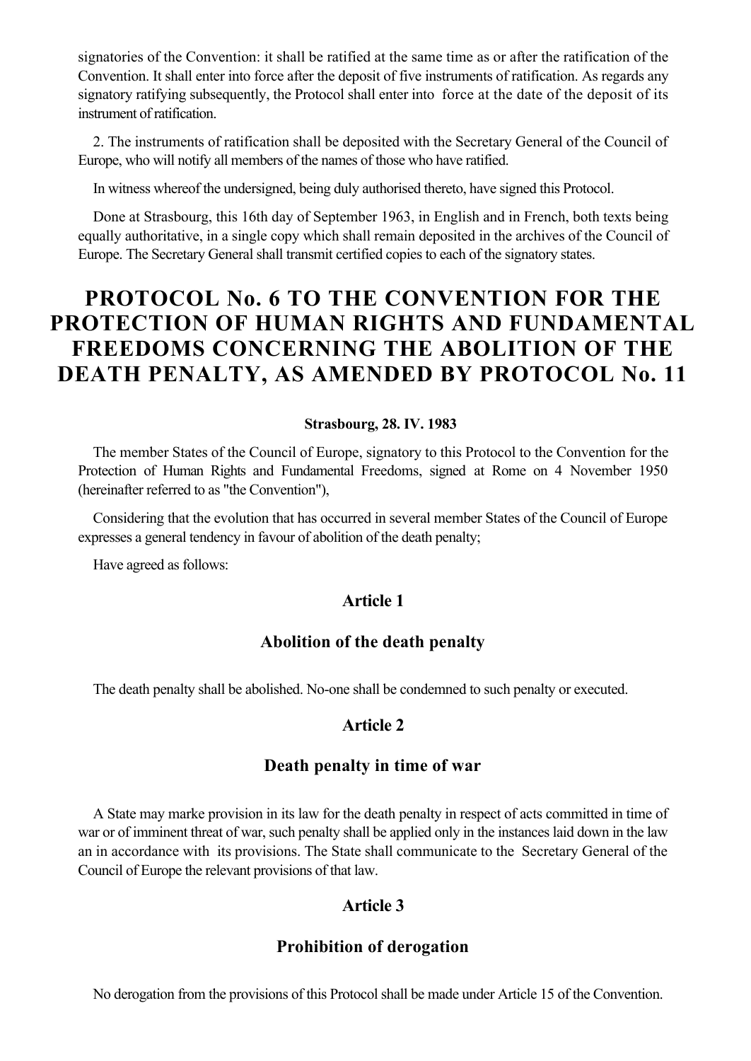signatories of the Convention: it shall be ratified at the same time as or after the ratification of the Convention. It shall enter into force after the deposit of five instruments of ratification. As regards any signatory ratifying subsequently, the Protocol shall enter into force at the date of the deposit of its instrument of ratification.

2. The instruments of ratification shall be deposited with the Secretary General of the Council of Europe, who will notify all members of the names of those who have ratified.

In witness whereof the undersigned, being duly authorised thereto, have signed this Protocol.

Done at Strasbourg, this 16th day of September 1963, in English and in French, both texts being equally authoritative, in a single copy which shall remain deposited in the archives of the Council of Europe. The Secretary General shall transmit certified copies to each of the signatory states.

# PROTOCOL No. 6 TO THE CONVENTION FOR THE PROTECTION OF HUMAN RIGHTS AND FUNDAMENTAL FREEDOMS CONCERNING THE ABOLITION OF THE DEATH PENALTY, AS AMENDED BY PROTOCOL No. 11

**Strasbourg, 28. IV. 1983**

The member States of the Council of Europe, signatory to this Protocol to the Convention for the Protection of Human Rights and Fundamental Freedoms, signed at Rome on 4 November 1950 (hereinafter referred to as "the Convention"),

Considering that the evolution that has occurred in several member States of the Council of Europe expresses a general tendency in favour of abolition of the death penalty;

Have agreed as follows:

### Article 1

### Abolition of the death penalty

The death penalty shall be abolished. No-one shall be condemned to such penalty or executed.

### Article 2

### Death penalty in time of war

A State may marke provision in its law for the death penalty in respect of acts committed in time of war or of imminent threat of war, such penalty shall be applied only in the instances laid down in the law an in accordance with its provisions. The State shall communicate to the Secretary General of the Council of Europe the relevant provisions of that law.

### Article 3

### Prohibition of derogation

No derogation from the provisions of this Protocol shall be made under Article 15 of the Convention.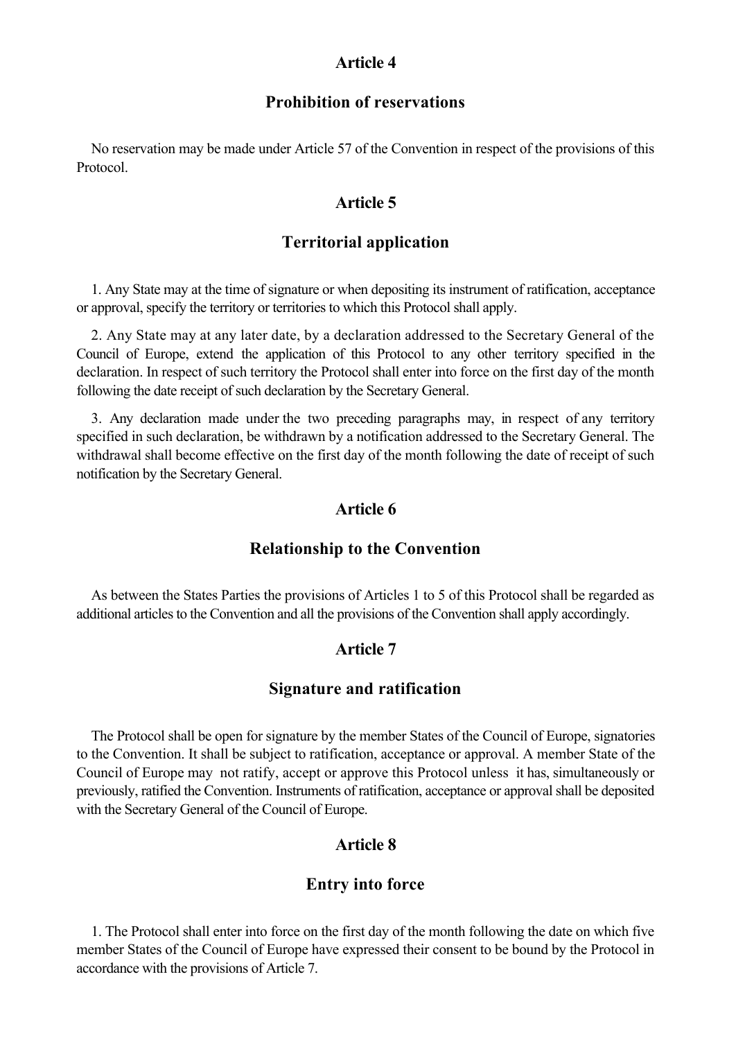## Article 4

## Prohibition of reservations

No reservation may be made under Article 57 of the Convention in respect of the provisions of this Protocol.

## Article 5

## Territorial application

1. Any State may at the time of signature or when depositing its instrument of ratification, acceptance or approval, specify the territory or territories to which this Protocol shall apply.

2. Any State may at any later date, by a declaration addressed to the Secretary General of the Council of Europe, extend the application of this Protocol to any other territory specified in the declaration. In respect of such territory the Protocol shall enter into force on the first day of the month following the date receipt of such declaration by the Secretary General.

3. Any declaration made under the two preceding paragraphs may, in respect of any territory specified in such declaration, be withdrawn by a notification addressed to the Secretary General. The withdrawal shall become effective on the first day of the month following the date of receipt of such notification by the Secretary General.

## Article 6

## Relationship to the Convention

As between the States Parties the provisions of Articles 1 to 5 of this Protocol shall be regarded as additional articles to the Convention and all the provisions of the Convention shall apply accordingly.

## Article 7

## Signature and ratification

The Protocol shall be open for signature by the member States of the Council of Europe, signatories to the Convention. It shall be subject to ratification, acceptance or approval. A member State of the Council of Europe may not ratify, accept or approve this Protocol unless it has, simultaneously or previously, ratified the Convention. Instruments of ratification, acceptance or approval shall be deposited with the Secretary General of the Council of Europe.

## Article 8

## Entry into force

1. The Protocol shall enter into force on the first day of the month following the date on which five member States of the Council of Europe have expressed their consent to be bound by the Protocol in accordance with the provisions of Article 7.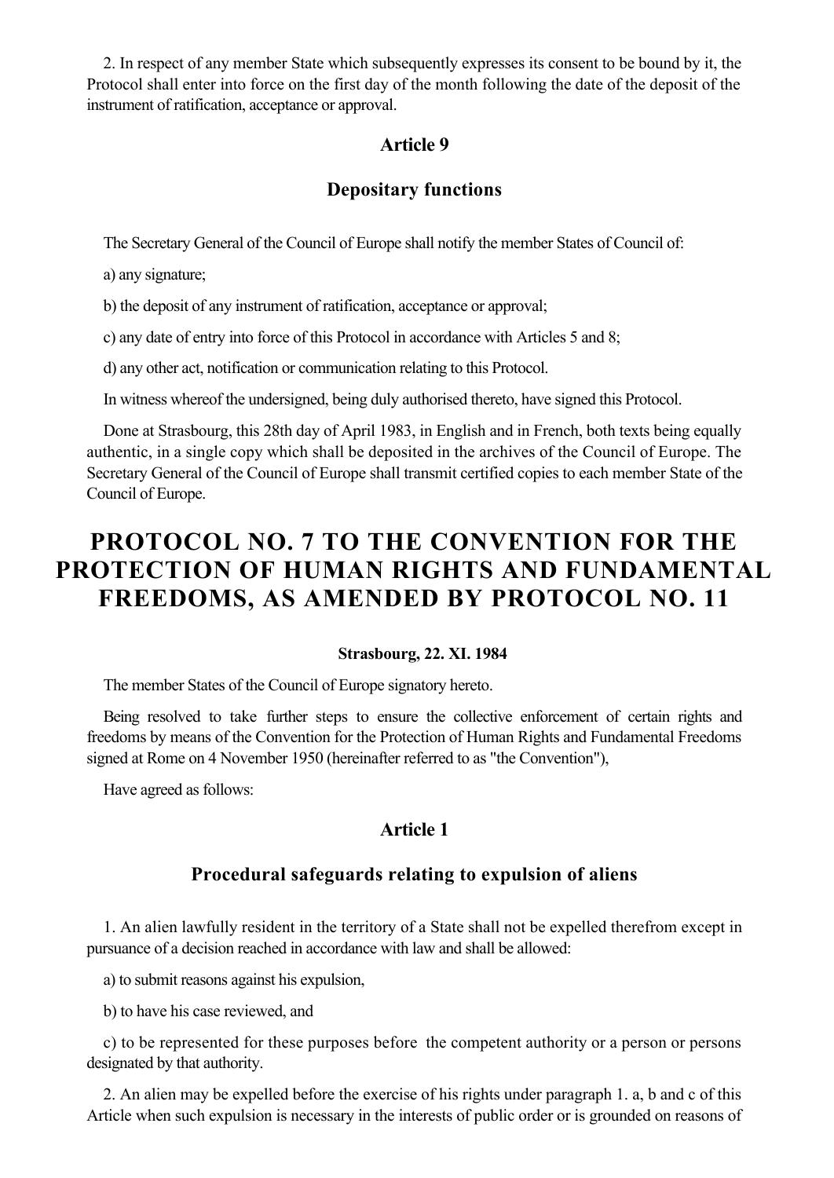2. In respect of any member State which subsequently expresses its consent to be bound by it, the Protocol shall enter into force on the first day of the month following the date of the deposit of the instrument of ratification, acceptance or approval.

### Article 9

### Depositary functions

The Secretary General of the Council of Europe shall notify the member States of Council of:

a) any signature;

b) the deposit of any instrument of ratification, acceptance or approval;

c) any date of entry into force of this Protocol in accordance with Articles 5 and 8;

d) any other act, notification or communication relating to this Protocol.

In witness whereof the undersigned, being duly authorised thereto, have signed this Protocol.

Done at Strasbourg, this 28th day of April 1983, in English and in French, both texts being equally authentic, in a single copy which shall be deposited in the archives of the Council of Europe. The Secretary General of the Council of Europe shall transmit certified copies to each member State of the Council of Europe.

# PROTOCOL NO. 7 TO THE CONVENTION FOR THE PROTECTION OF HUMAN RIGHTS AND FUNDAMENTAL FREEDOMS, AS AMENDED BY PROTOCOL NO. 11

**Strasbourg, 22. XI. 1984**

The member States of the Council of Europe signatory hereto.

Being resolved to take further steps to ensure the collective enforcement of certain rights and freedoms by means of the Convention for the Protection of Human Rights and Fundamental Freedoms signed at Rome on 4 November 1950 (hereinafter referred to as "the Convention"),

Have agreed as follows:

### Article 1

### Procedural safeguards relating to expulsion of aliens

1. An alien lawfully resident in the territory of a State shall not be expelled therefrom except in pursuance of a decision reached in accordance with law and shall be allowed:

a) to submit reasons against his expulsion,

b) to have his case reviewed, and

c) to be represented for these purposes before the competent authority or a person or persons designated by that authority.

2. An alien may be expelled before the exercise of his rights under paragraph 1. a, b and c of this Article when such expulsion is necessary in the interests of public order or is grounded on reasons of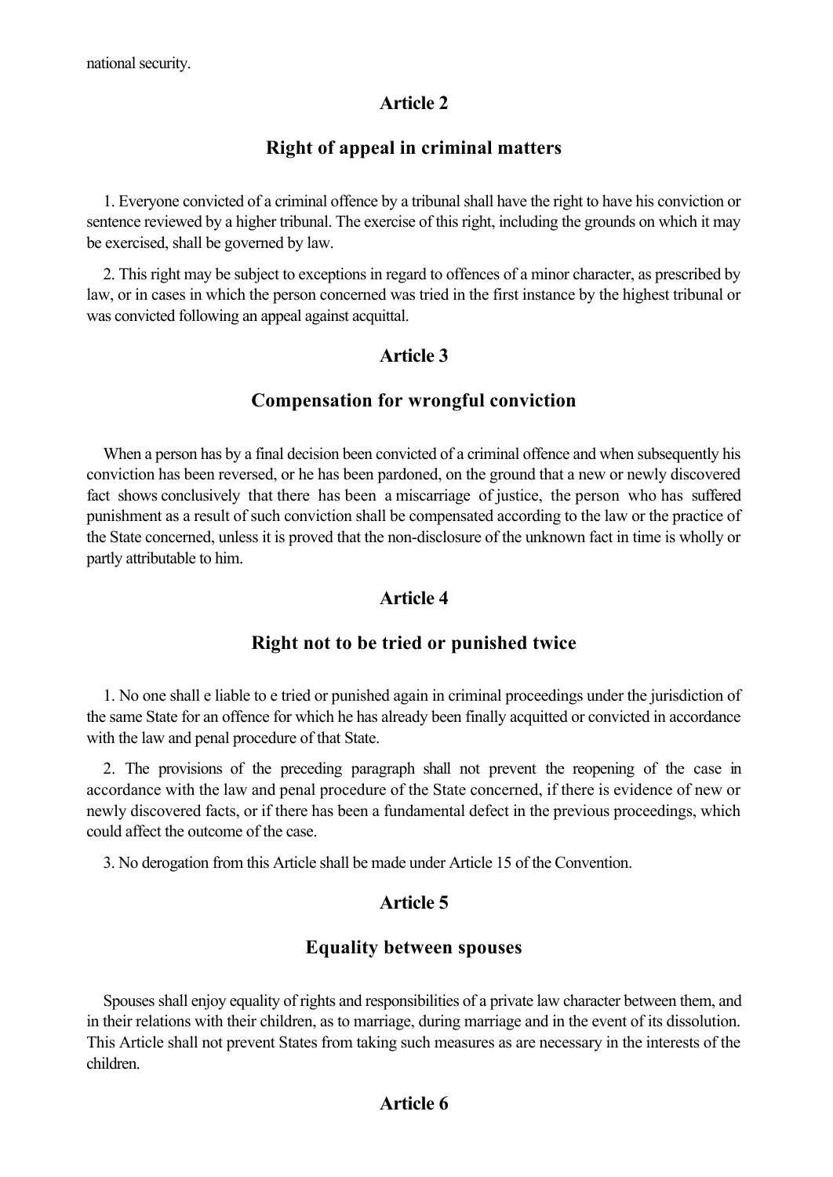national security.

## Article 2

## Right of appeal in criminal matters

1. Everyone convicted of a criminal offence by a tribunal shall have the right to have his conviction or sentence reviewed by a higher tribunal. The exercise of this right, including the grounds on which it may be exercised, shall be governed by law.

2. This right may be subject to exceptions in regard to offences of a minor character, as prescribed by law, or in cases in which the person concerned was tried in the first instance by the highest tribunal or was convicted following an appeal against acquittal.

## Article 3

## Compensation for wrongful conviction

When a person has by a final decision been convicted of a criminal offence and when subsequently his conviction has been reversed, or he has been pardoned, on the ground that a new or newly discovered fact shows conclusively that there has been a miscarriage of justice, the person who has suffered punishment as a result of such conviction shall be compensated according to the law or the practice of the State concerned, unless it is proved that the non-disclosure of the unknown fact in time is wholly or partly attributable to him.

## Article 4

## Right not to be tried or punished twice

1. No one shall e liable to e tried or punished again in criminal proceedings under the jurisdiction of the same State for an offence for which he has already been finally acquitted or convicted in accordance with the law and penal procedure of that State.

2. The provisions of the preceding paragraph shall not prevent the reopening of the case in accordance with the law and penal procedure of the State concerned, if there is evidence of new or newly discovered facts, or if there has been a fundamental defect in the previous proceedings, which could affect the outcome of the case.

3. No derogation from this Article shall be made under Article 15 of the Convention.

## Article 5

## Equality between spouses

Spouses shall enjoy equality of rights and responsibilities of a private law character between them, and in their relations with their children, as to marriage, during marriage and in the event of its dissolution. This Article shall not prevent States from taking such measures as are necessary in the interests of the children.

## Article 6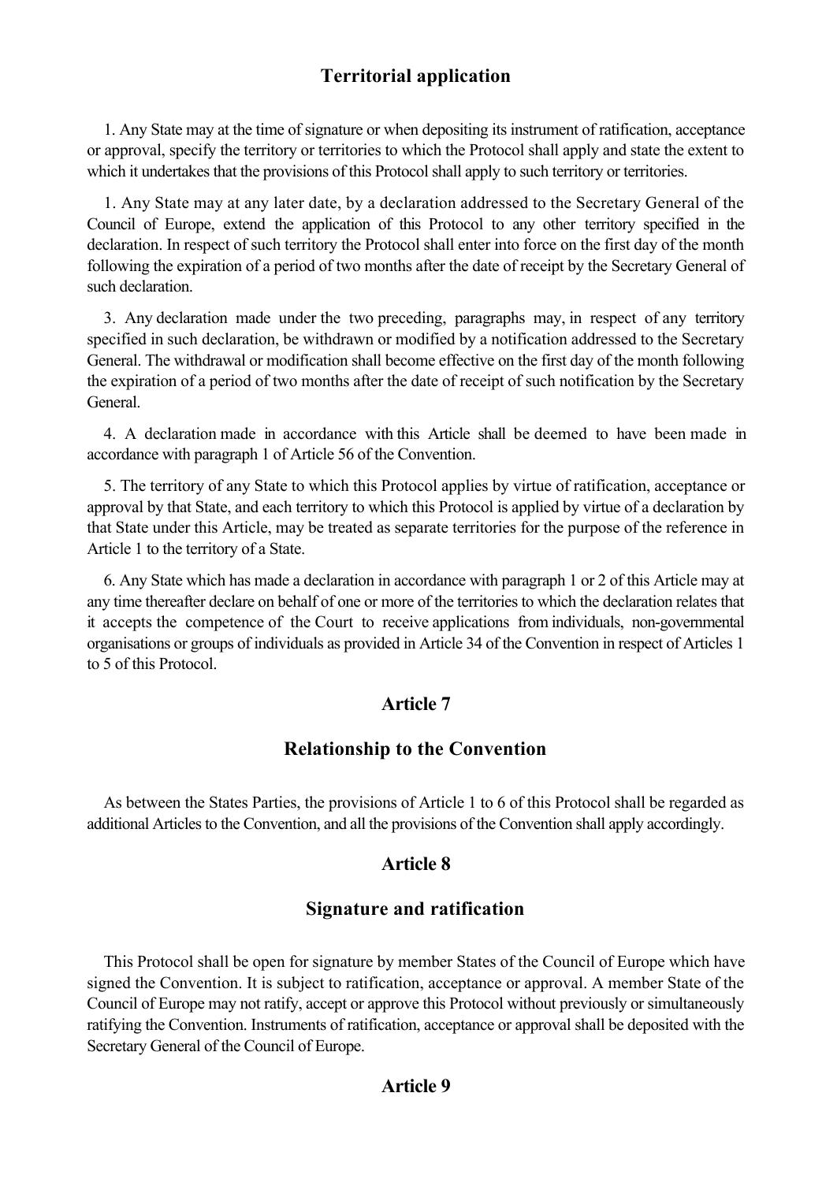## Territorial application

1. Any State may at the time of signature or when depositing its instrument of ratification, acceptance or approval, specify the territory or territories to which the Protocol shall apply and state the extent to which it undertakes that the provisions of this Protocol shall apply to such territory or territories.

1. Any State may at any later date, by a declaration addressed to the Secretary General of the Council of Europe, extend the application of this Protocol to any other territory specified in the declaration. In respect of such territory the Protocol shall enter into force on the first day of the month following the expiration of a period of two months after the date of receipt by the Secretary General of such declaration.

3. Any declaration made under the two preceding, paragraphs may, in respect of any territory specified in such declaration, be withdrawn or modified by a notification addressed to the Secretary General. The withdrawal or modification shall become effective on the first day of the month following the expiration of a period of two months after the date of receipt of such notification by the Secretary General.

4. A declaration made in accordance with this Article shall be deemed to have been made in accordance with paragraph 1 of Article 56 of the Convention.

5. The territory of any State to which this Protocol applies by virtue of ratification, acceptance or approval by that State, and each territory to which this Protocol is applied by virtue of a declaration by that State under this Article, may be treated as separate territories for the purpose of the reference in Article 1 to the territory of a State.

6. Any State which has made a declaration in accordance with paragraph 1 or 2 of this Article may at any time thereafter declare on behalf of one or more of the territories to which the declaration relates that it accepts the competence of the Court to receive applications from individuals, non-governmental organisations or groups of individuals as provided in Article 34 of the Convention in respect of Articles 1 to 5 of this Protocol.

## Article 7

## Relationship to the Convention

As between the States Parties, the provisions of Article 1 to 6 of this Protocol shall be regarded as additional Articles to the Convention, and all the provisions of the Convention shall apply accordingly.

## Article 8

## Signature and ratification

This Protocol shall be open for signature by member States of the Council of Europe which have signed the Convention. It is subject to ratification, acceptance or approval. A member State of the Council of Europe may not ratify, accept or approve this Protocol without previously or simultaneously ratifying the Convention. Instruments of ratification, acceptance or approval shall be deposited with the Secretary General of the Council of Europe.

## Article 9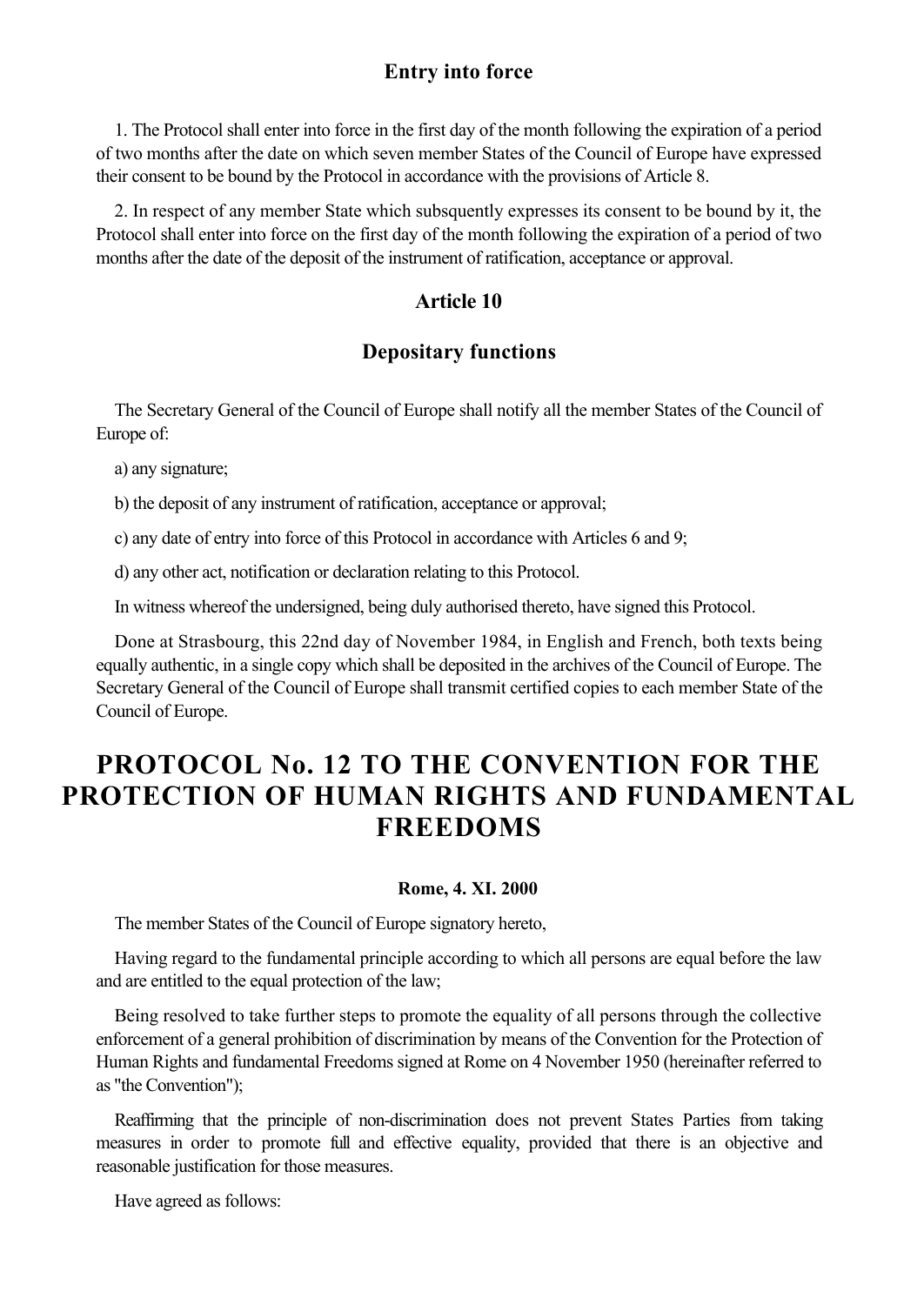### Entry into force

1. The Protocol shall enter into force in the first day of the month following the expiration of a period of two months after the date on which seven member States of the Council of Europe have expressed their consent to be bound by the Protocol in accordance with the provisions of Article 8.

2. In respect of any member State which subsquently expresses its consent to be bound by it, the Protocol shall enter into force on the first day of the month following the expiration of a period of two months after the date of the deposit of the instrument of ratification, acceptance or approval.

### Article 10

### Depositary functions

The Secretary General of the Council of Europe shall notify all the member States of the Council of Europe of:

a) any signature;

b) the deposit of any instrument of ratification, acceptance or approval;

c) any date of entry into force of this Protocol in accordance with Articles 6 and 9;

d) any other act, notification or declaration relating to this Protocol.

In witness whereof the undersigned, being duly authorised thereto, have signed this Protocol.

Done at Strasbourg, this 22nd day of November 1984, in English and French, both texts being equally authentic, in a single copy which shall be deposited in the archives of the Council of Europe. The Secretary General of the Council of Europe shall transmit certified copies to each member State of the Council of Europe.

# PROTOCOL No. 12 TO THE CONVENTION FOR THE PROTECTION OF HUMAN RIGHTS AND FUNDAMENTAL FREEDOMS

**Rome, 4. XI. 2000**

The member States of the Council of Europe signatory hereto,

Having regard to the fundamental principle according to which all persons are equal before the law and are entitled to the equal protection of the law;

Being resolved to take further steps to promote the equality of all persons through the collective enforcement of a general prohibition of discrimination by means of the Convention for the Protection of Human Rights and fundamental Freedoms signed at Rome on 4 November 1950 (hereinafter referred to as "the Convention");

Reaffirming that the principle of non-discrimination does not prevent States Parties from taking measures in order to promote full and effective equality, provided that there is an objective and reasonable justification for those measures.

Have agreed as follows: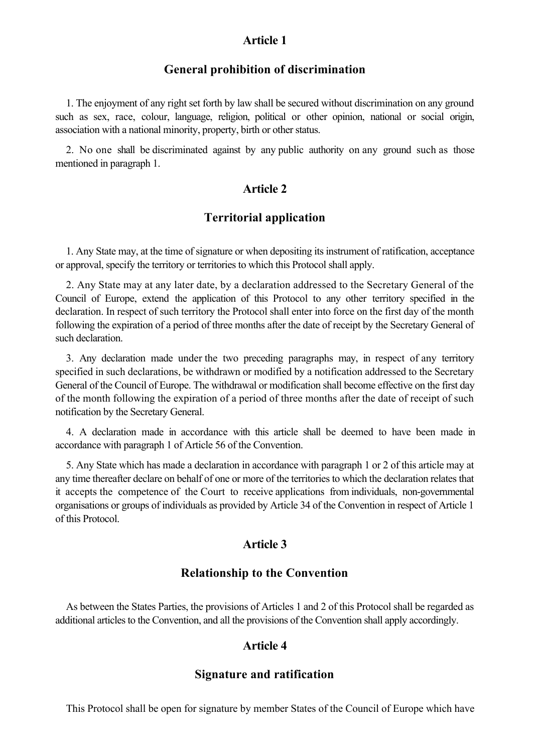## Article 1

### General prohibition of discrimination

1. The enjoyment of any right set forth by law shall be secured without discrimination on any ground such as sex, race, colour, language, religion, political or other opinion, national or social origin, association with a national minority, property, birth or other status.

2. No one shall be discriminated against by any public authority on any ground such as those mentioned in paragraph 1.

## Article 2

### Territorial application

1. Any State may, at the time of signature or when depositing its instrument of ratification, acceptance or approval, specify the territory or territories to which this Protocol shall apply.

2. Any State may at any later date, by a declaration addressed to the Secretary General of the Council of Europe, extend the application of this Protocol to any other territory specified in the declaration. In respect of such territory the Protocol shall enter into force on the first day of the month following the expiration of a period of three months after the date of receipt by the Secretary General of such declaration.

3. Any declaration made under the two preceding paragraphs may, in respect of any territory specified in such declarations, be withdrawn or modified by a notification addressed to the Secretary General of the Council of Europe. The withdrawal or modification shall become effective on the first day of the month following the expiration of a period of three months after the date of receipt of such notification by the Secretary General.

4. A declaration made in accordance with this article shall be deemed to have been made in accordance with paragraph 1 of Article 56 of the Convention.

5. Any State which has made a declaration in accordance with paragraph 1 or 2 of this article may at any time thereafter declare on behalf of one or more of the territories to which the declaration relates that it accepts the competence of the Court to receive applications from individuals, non-governmental organisations or groups of individuals as provided by Article 34 of the Convention in respect of Article 1 of this Protocol.

## Article 3

### Relationship to the Convention

As between the States Parties, the provisions of Articles 1 and 2 of this Protocol shall be regarded as additional articles to the Convention, and all the provisions of the Convention shall apply accordingly.

## Article 4

### Signature and ratification

This Protocol shall be open for signature by member States of the Council of Europe which have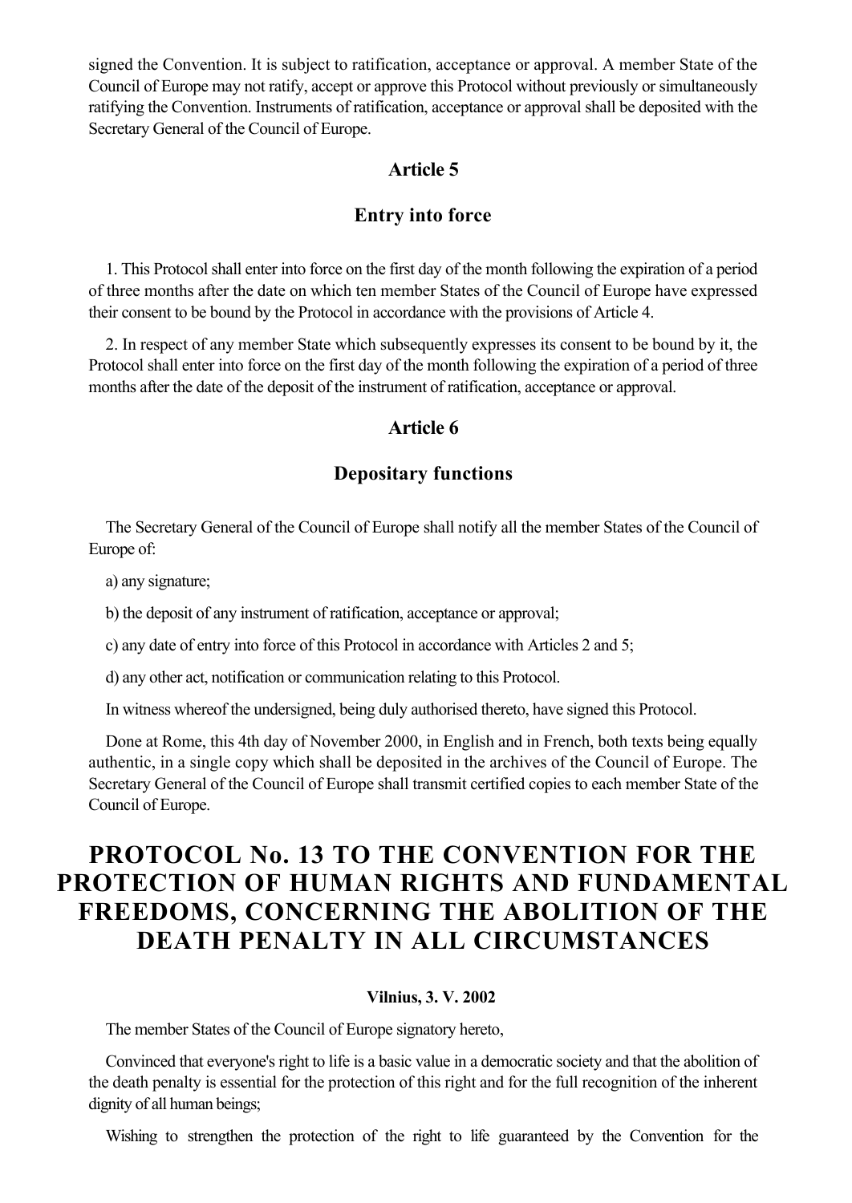signed the Convention. It is subject to ratification, acceptance or approval. A member State of the Council of Europe may not ratify, accept or approve this Protocol without previously or simultaneously ratifying the Convention. Instruments of ratification, acceptance or approval shall be deposited with the Secretary General of the Council of Europe.

### Article 5

### Entry into force

1. This Protocol shall enter into force on the first day of the month following the expiration of a period of three months after the date on which ten member States of the Council of Europe have expressed their consent to be bound by the Protocol in accordance with the provisions of Article 4.

2. In respect of any member State which subsequently expresses its consent to be bound by it, the Protocol shall enter into force on the first day of the month following the expiration of a period of three months after the date of the deposit of the instrument of ratification, acceptance or approval.

### Article 6

### Depositary functions

The Secretary General of the Council of Europe shall notify all the member States of the Council of Europe of:

a) any signature;

b) the deposit of any instrument of ratification, acceptance or approval;

c) any date of entry into force of this Protocol in accordance with Articles 2 and 5;

d) any other act, notification or communication relating to this Protocol.

In witness whereof the undersigned, being duly authorised thereto, have signed this Protocol.

Done at Rome, this 4th day of November 2000, in English and in French, both texts being equally authentic, in a single copy which shall be deposited in the archives of the Council of Europe. The Secretary General of the Council of Europe shall transmit certified copies to each member State of the Council of Europe.

# PROTOCOL No. 13 TO THE CONVENTION FOR THE PROTECTION OF HUMAN RIGHTS AND FUNDAMENTAL FREEDOMS, CONCERNING THE ABOLITION OF THE DEATH PENALTY IN ALL CIRCUMSTANCES

**Vilnius, 3. V. 2002**

The member States of the Council of Europe signatory hereto,

Convinced that everyone's right to life is a basic value in a democratic society and that the abolition of the death penalty is essential for the protection of this right and for the full recognition of the inherent dignity of all human beings;

Wishing to strengthen the protection of the right to life guaranteed by the Convention for the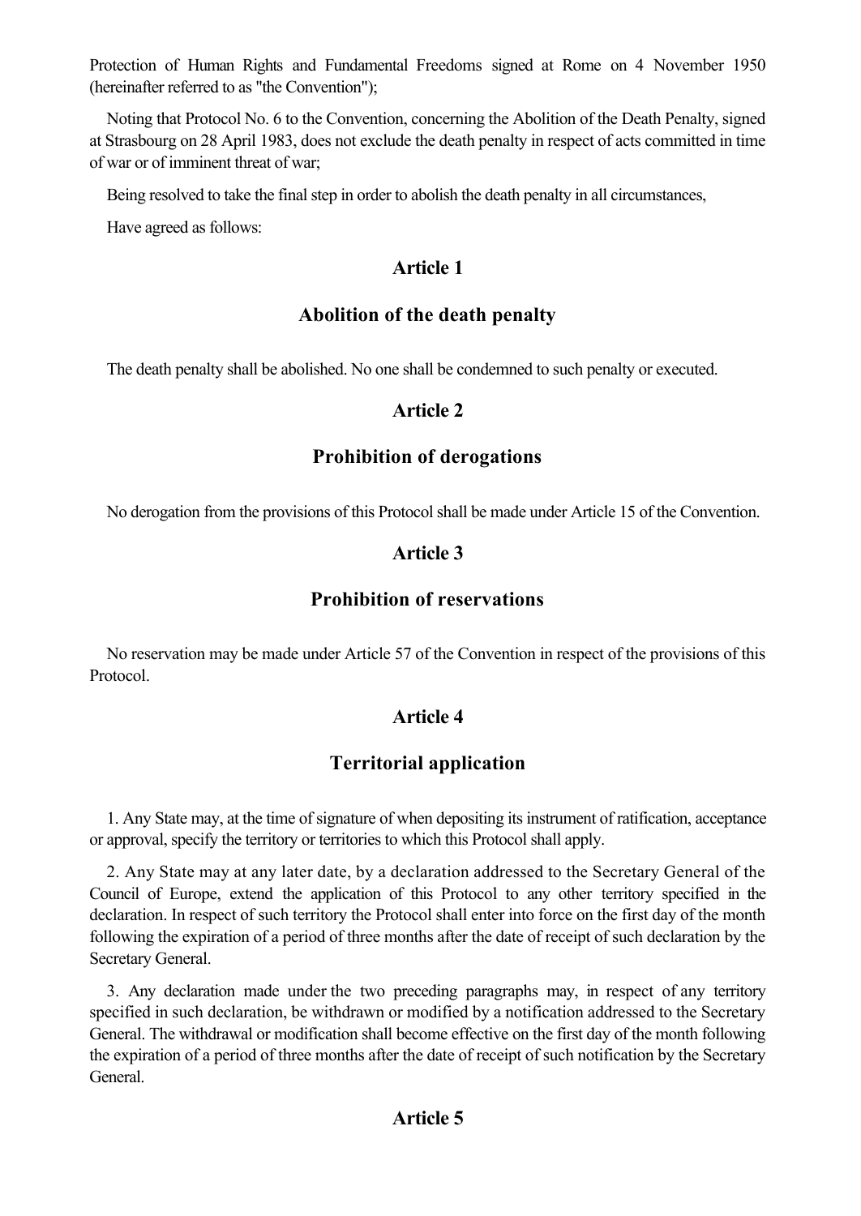Protection of Human Rights and Fundamental Freedoms signed at Rome on 4 November 1950 (hereinafter referred to as "the Convention");

Noting that Protocol No. 6 to the Convention, concerning the Abolition of the Death Penalty, signed at Strasbourg on 28 April 1983, does not exclude the death penalty in respect of acts committed in time of war or of imminent threat of war;

Being resolved to take the final step in order to abolish the death penalty in all circumstances,

Have agreed as follows:

### Article 1

### Abolition of the death penalty

The death penalty shall be abolished. No one shall be condemned to such penalty or executed.

### Article 2

### Prohibition of derogations

No derogation from the provisions of this Protocol shall be made under Article 15 of the Convention.

### Article 3

### Prohibition of reservations

No reservation may be made under Article 57 of the Convention in respect of the provisions of this Protocol.

### Article 4

### Territorial application

1. Any State may, at the time of signature of when depositing its instrument of ratification, acceptance or approval, specify the territory or territories to which this Protocol shall apply.

2. Any State may at any later date, by a declaration addressed to the Secretary General of the Council of Europe, extend the application of this Protocol to any other territory specified in the declaration. In respect of such territory the Protocol shall enter into force on the first day of the month following the expiration of a period of three months after the date of receipt of such declaration by the Secretary General.

3. Any declaration made under the two preceding paragraphs may, in respect of any territory specified in such declaration, be withdrawn or modified by a notification addressed to the Secretary General. The withdrawal or modification shall become effective on the first day of the month following the expiration of a period of three months after the date of receipt of such notification by the Secretary General.

### Article 5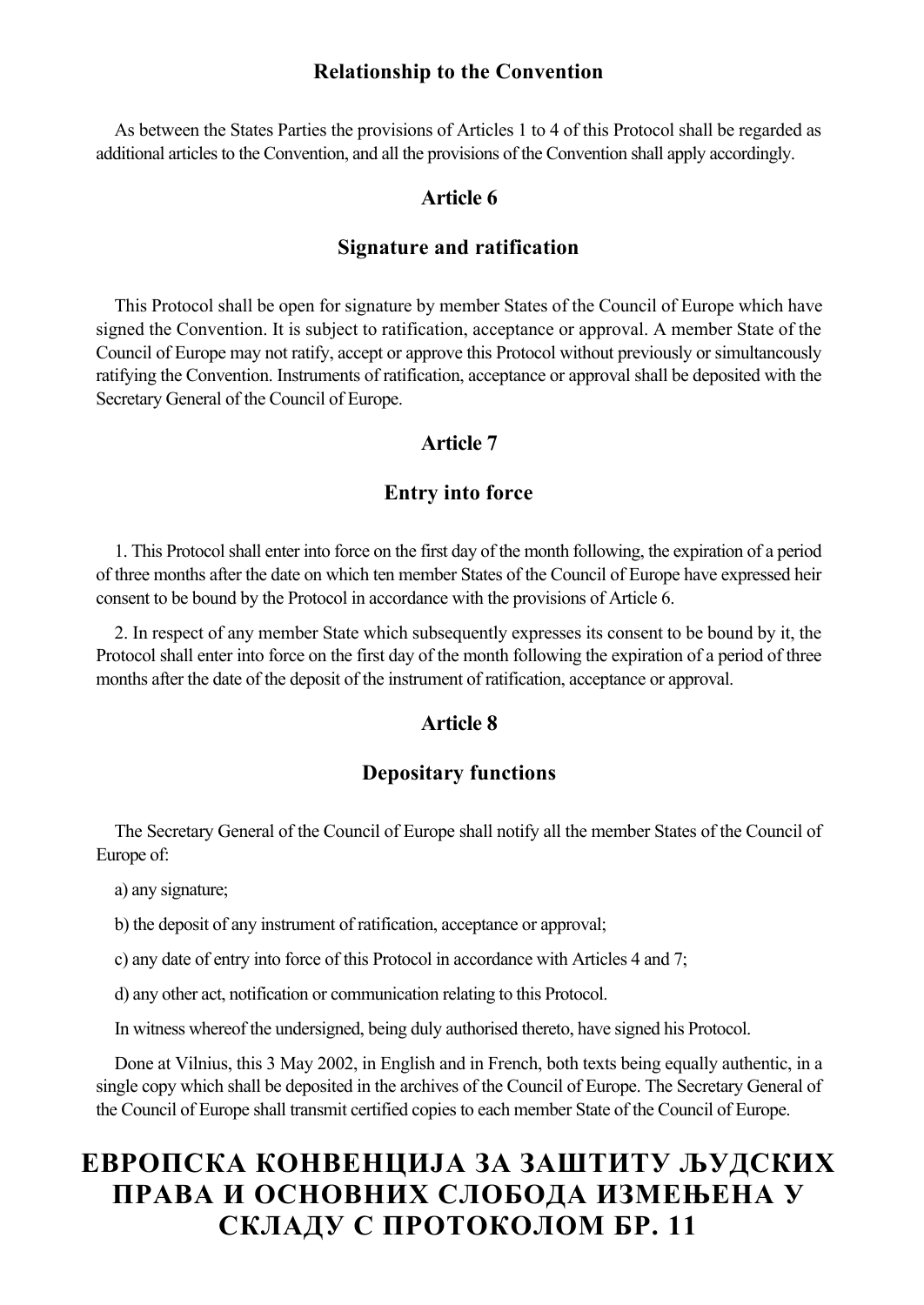### Relationship to the Convention

As between the States Parties the provisions of Articles 1 to 4 of this Protocol shall be regarded as additional articles to the Convention, and all the provisions of the Convention shall apply accordingly.

### Article 6

### Signature and ratification

This Protocol shall be open for signature by member States of the Council of Europe which have signed the Convention. It is subject to ratification, acceptance or approval. A member State of the Council of Europe may not ratify, accept or approve this Protocol without previously or simultancously ratifying the Convention. Instruments of ratification, acceptance or approval shall be deposited with the Secretary General of the Council of Europe.

### Article 7

### Entry into force

1. This Protocol shall enter into force on the first day of the month following, the expiration of a period of three months after the date on which ten member States of the Council of Europe have expressed heir consent to be bound by the Protocol in accordance with the provisions of Article 6.

2. In respect of any member State which subsequently expresses its consent to be bound by it, the Protocol shall enter into force on the first day of the month following the expiration of a period of three months after the date of the deposit of the instrument of ratification, acceptance or approval.

### Article 8

### Depositary functions

The Secretary General of the Council of Europe shall notify all the member States of the Council of Europe of:

a) any signature;

b) the deposit of any instrument of ratification, acceptance or approval;

c) any date of entry into force of this Protocol in accordance with Articles 4 and 7;

d) any other act, notification or communication relating to this Protocol.

In witness whereof the undersigned, being duly authorised thereto, have signed his Protocol.

Done at Vilnius, this 3 May 2002, in English and in French, both texts being equally authentic, in a single copy which shall be deposited in the archives of the Council of Europe. The Secretary General of the Council of Europe shall transmit certified copies to each member State of the Council of Europe.

# ЕВРОПСКА КОНВЕНЦИЈА ЗА ЗАШТИТУ ЉУДСКИХ ПРАВА И ОСНОВНИХ СЛОБОДА ИЗМЕЊЕНА У СКЛАДУ С ПРОТОКОЛОМ БР. 11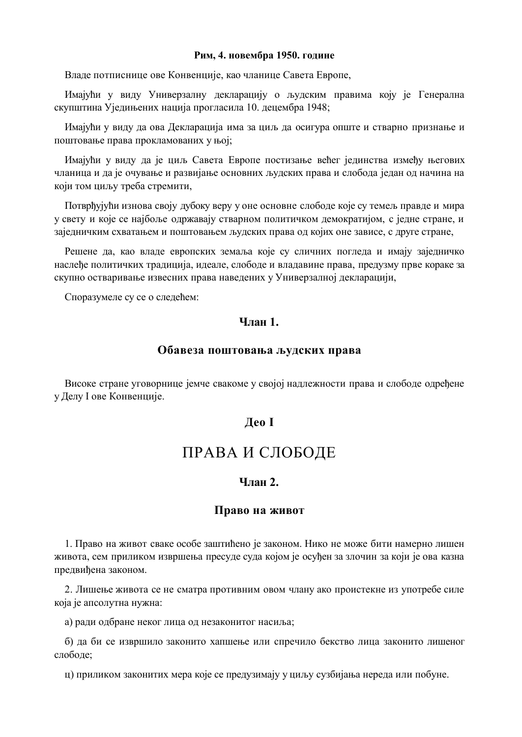**Рим, 4. новембра 1950. године**

Владе потписнице ове Конвенције, као чланице Савета Европе,

Имајући у виду Универзалну декларацију о људским правима коју је Генерална скупштина Уједињених нација прогласила 10. децембра 1948;

Имајући у виду да ова Декларација има за циљ да осигура опште и стварно признање и поштовање права прокламованих у њој;

Имајући у виду да је циљ Савета Европе постизање већег јединства између његових чланица и да је очување и развијање основних људских права и слобода један од начина на који том циљу треба стремити,

Потврђујући изнова своју дубоку веру у оне основне слободе које су темељ правде и мира у свету и које се најбоље одржавају стварном политичком демократијом, с једне стране, и заједничким схватањем и поштовањем људских права од којих оне зависе, с друге стране,

Решене да, као владе европских земаља које су сличних погледа и имају заједничко наслеђе политичких традиција, идеале, слободе и владавине права, предузму прве кораке за скупно остваривање извесних права наведених у Универзалној декларацији,

Споразумеле су се о следећем:

### Члан 1.

### Обавеза поштовања људских права

Високе стране уговорнице јемче свакоме у својој надлежности права и слободе одређене у Делу I ове Конвенције.

## Део I

# ПРАВА И СЛОБОДЕ

### Члан 2.

### Право на живот

1. Право на живот сваке особе заштићено је законом. Нико не може бити намерно лишен живота, сем приликом извршења пресуде суда којом је осуђен за злочин за који је ова казна предвиђена законом.

2. Лишење живота се не сматра противним овом члану ако проистекне из употребе силе која је апсолутна нужна:

а) ради одбране неког лица од незаконитог насиља;

б) да би се извршило законито хапшење или спречило бекство лица законито лишеног слободе;

ц) приликом законитих мера које се предузимају у циљу сузбијања нереда или побуне.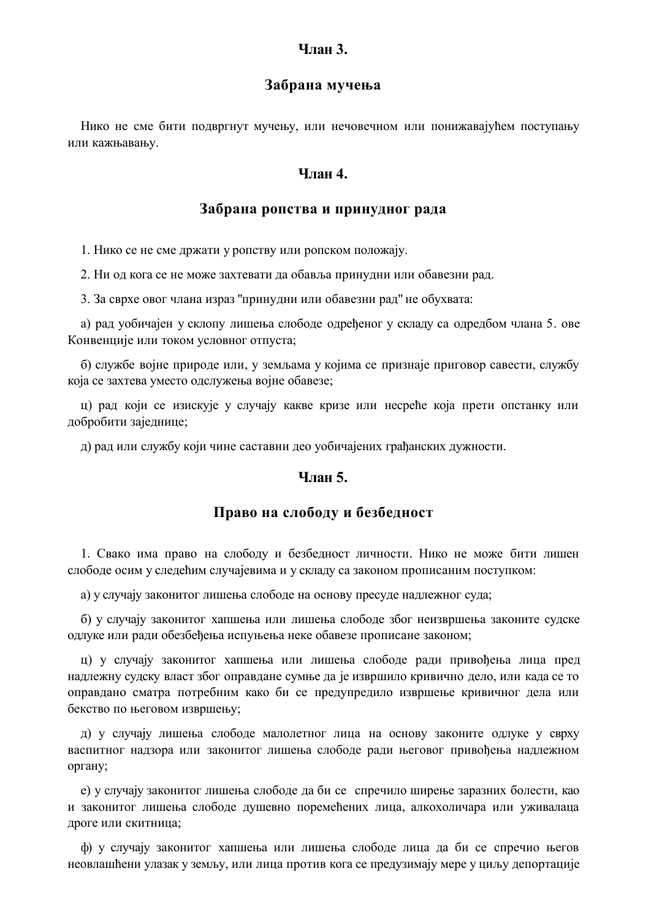## Члан 3.

### Забрана мучења

Нико не сме бити подвргнут мучењу, или нечовечном или понижавајућем поступању или кажњавању.

## Члан 4.

### Забрана ропства и принудног рада

1. Нико се не сме држати у ропству или ропском положају.

2. Ни од кога се не може захтевати да обавља принудни или обавезни рад.

3. За сврхе овог члана израз "принудни или обавезни рад" не обухвата:

а) рад уобичајен у склопу лишења слободе одређеног у складу са одредбом члана 5. ове Конвенције или током условног отпуста;

б) службе војне природе или, у земљама у којима се признаје приговор савести, службу која се захтева уместо одслужења војне обавезе;

ц) рад који се изискује у случају какве кризе или несреће која прети опстанку или добробити заједнице;

д) рад или службу који чине саставни део уобичајених грађанских дужности.

## Члан 5.

### Право на слободу и безбедност

1. Свако има право на слободу и безбедност личности. Нико не може бити лишен слободе осим у следећим случајевима и у складу са законом прописаним поступком:

а) у случају законитог лишења слободе на основу пресуде надлежног суда;

б) у случају законитог хапшења или лишења слободе због неизвршења законите судске одлуке или ради обезбеђења испуњења неке обавезе прописане законом;

ц) у случају законитог хапшења или лишења слободе ради привођења лица пред надлежну судску власт због оправдане сумње да је извршило кривично дело, или када се то оправдано сматра потребним како би се предупредило извршење кривичног дела или бекство по његовом извршењу;

д) у случају лишења слободе малолетног лица на основу законите одлуке у сврху васпитног надзора или законитог лишења слободе ради његовог привођења надлежном органу;

е) у случају законитог лишења слободе да би се спречило ширење заразних болести, као и законитог лишења слободе душевно поремећених лица, алкохоличара или уживалаца дроге или скитница;

ф) у случају законитог хапшења или лишења слободе лица да би се спречио његов неовлашћени улазак у земљу, или лица против кога се предузимају мере у циљу депортације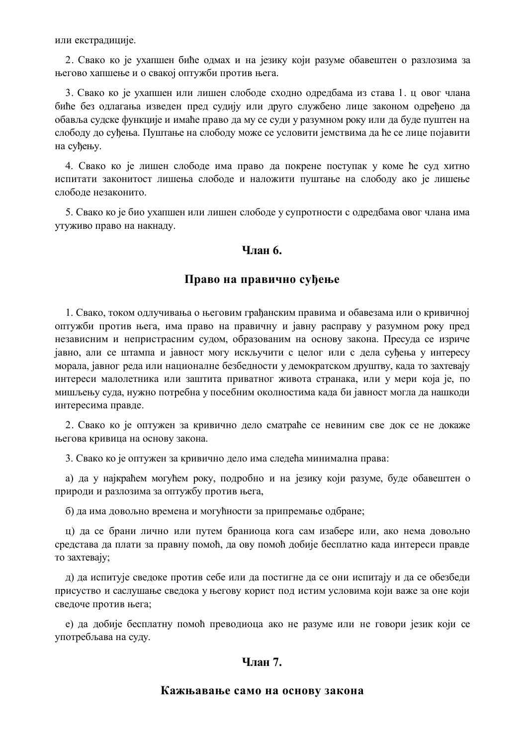или екстрадиције.

2. Свако ко је ухапшен биће одмах и на језику који разуме обавештен о разлозима за његово хапшење и о свакој оптужби против њега.

3. Свако ко је ухапшен или лишен слободе сходно одредбама из става 1. ц овог члана биће без одлагања изведен пред судију или друго службено лице законом одређено да обавља судске функције и имаће право да му се суди у разумном року или да буде пуштен на слободу до суђења. Пуштање на слободу може се условити јемствима да ће се лице појавити на суђењу.

4. Свако ко је лишен слободе има право да покрене поступак у коме ће суд хитно испитати законитост лишења слободе и наложити пуштање на слободу ако је лишење слободе незаконито.

5. Свако ко је био ухапшен или лишен слободе у супротности с одредбама овог члана има утуживо право на накнаду.

### Члан 6.

### Право на правично суђење

1. Свако, током одлучивања о његовим грађанским правима и обавезама или о кривичној оптужби против њега, има право на правичну и јавну расправу у разумном року пред независним и непристрасним судом, образованим на основу закона. Пресуда се изриче јавно, али се штампа и јавност могу искључити с целог или с дела суђења у интересу морала, јавног реда или националне безбедности у демократском друштву, када то захтевају интереси малолетника или заштита приватног живота странака, или у мери која је, по мишљењу суда, нужно потребна у посебним околностима када би јавност могла да нашкоди интересима правде.

2. Свако ко је оптужен за кривично дело сматраће се невиним све док се не докаже његова кривица на основу закона.

3. Свако ко је оптужен за кривично дело има следећа минимална права:

а) да у најкраћем могућем року, подробно и на језику који разуме, буде обавештен о природи и разлозима за оптужбу против њега,

б) да има довољно времена и могућности за припремање одбране;

ц) да се брани лично или путем браниоца кога сам изабере или, ако нема довољно средстава да плати за правну помоћ, да ову помоћ добије бесплатно када интереси правде то захтевају;

д) да испитује сведоке против себе или да постигне да се они испитају и да се обезбеди присуство и саслушање сведока у његову корист под истим условима који важе за оне који сведоче против њега;

е) да добије бесплатну помоћ преводиоца ако не разуме или не говори језик који се употребљава на суду.

### Члан 7.

### Кажњавање само на основу закона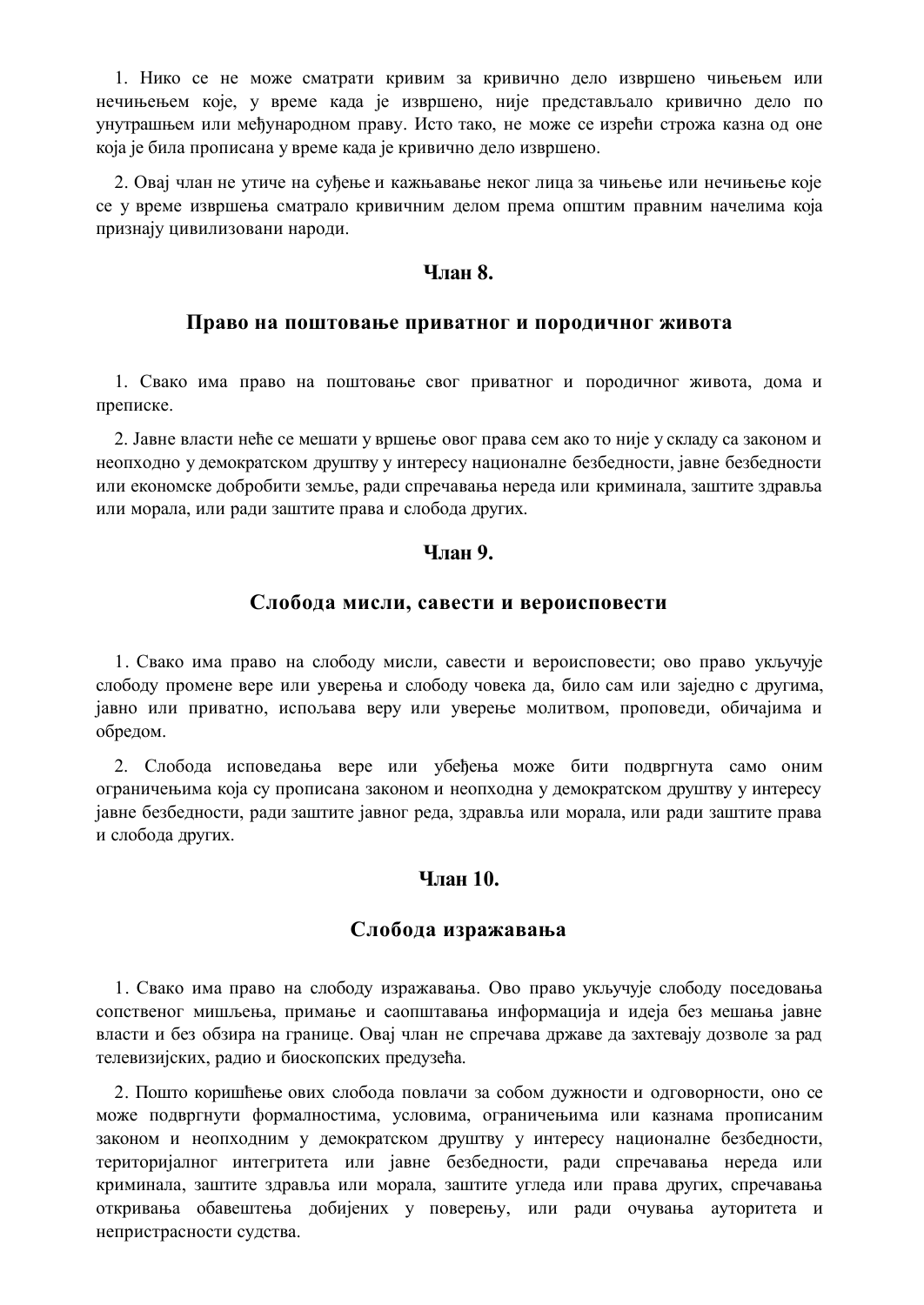1. Нико се не може сматрати кривим за кривично дело извршено чињењем или нечињењем које, у време када је извршено, није представљало кривично дело по унутрашњем или међународном праву. Исто тако, не може се изрећи строжа казна од оне која је била прописана у време када је кривично дело извршено.

2. Овај члан не утиче на суђење и кажњавање неког лица за чињење или нечињење које се у време извршења сматрало кривичним делом према општим правним начелима која признају цивилизовани народи.

### Члан 8.

### Право на поштовање приватног и породичног живота

1. Свако има право на поштовање свог приватног и породичног живота, дома и преписке.

2. Јавне власти неће се мешати у вршење овог права сем ако то није у складу са законом и неопходно у демократском друштву у интересу националне безбедности, јавне безбедности или економске добробити земље, ради спречавања нереда или криминала, заштите здравља или морала, или ради заштите права и слобода других.

### Члан 9.

### Слобода мисли, савести и вероисповести

1. Свако има право на слободу мисли, савести и вероисповести; ово право укључује слободу промене вере или уверења и слободу човека да, било сам или заједно с другима, јавно или приватно, испољава веру или уверење молитвом, проповеди, обичајима и обредом.

2. Слобода исповедања вере или убеђења може бити подвргнута само оним ограничењима која су прописана законом и неопходна у демократском друштву у интересу јавне безбедности, ради заштите јавног реда, здравља или морала, или ради заштите права и слобода других.

### Члан 10.

### Слобода изражавања

1. Свако има право на слободу изражавања. Ово право укључује слободу поседовања сопственог мишљења, примање и саопштавања информација и идеја без мешања јавне власти и без обзира на границе. Овај члан не спречава државе да захтевају дозволе за рад телевизијских, радио и биоскопских предузећа.

2. Пошто коришћење ових слобода повлачи за собом дужности и одговорности, оно се може подвргнути формалностима, условима, ограничењима или казнама прописаним законом и неопходним у демократском друштву у интересу националне безбедности, територијалног интегритета или јавне безбедности, ради спречавања нереда или криминала, заштите здравља или морала, заштите угледа или права других, спречавања откривања обавештења добијених у поверењу, или ради очувања ауторитета и непристрасности судства.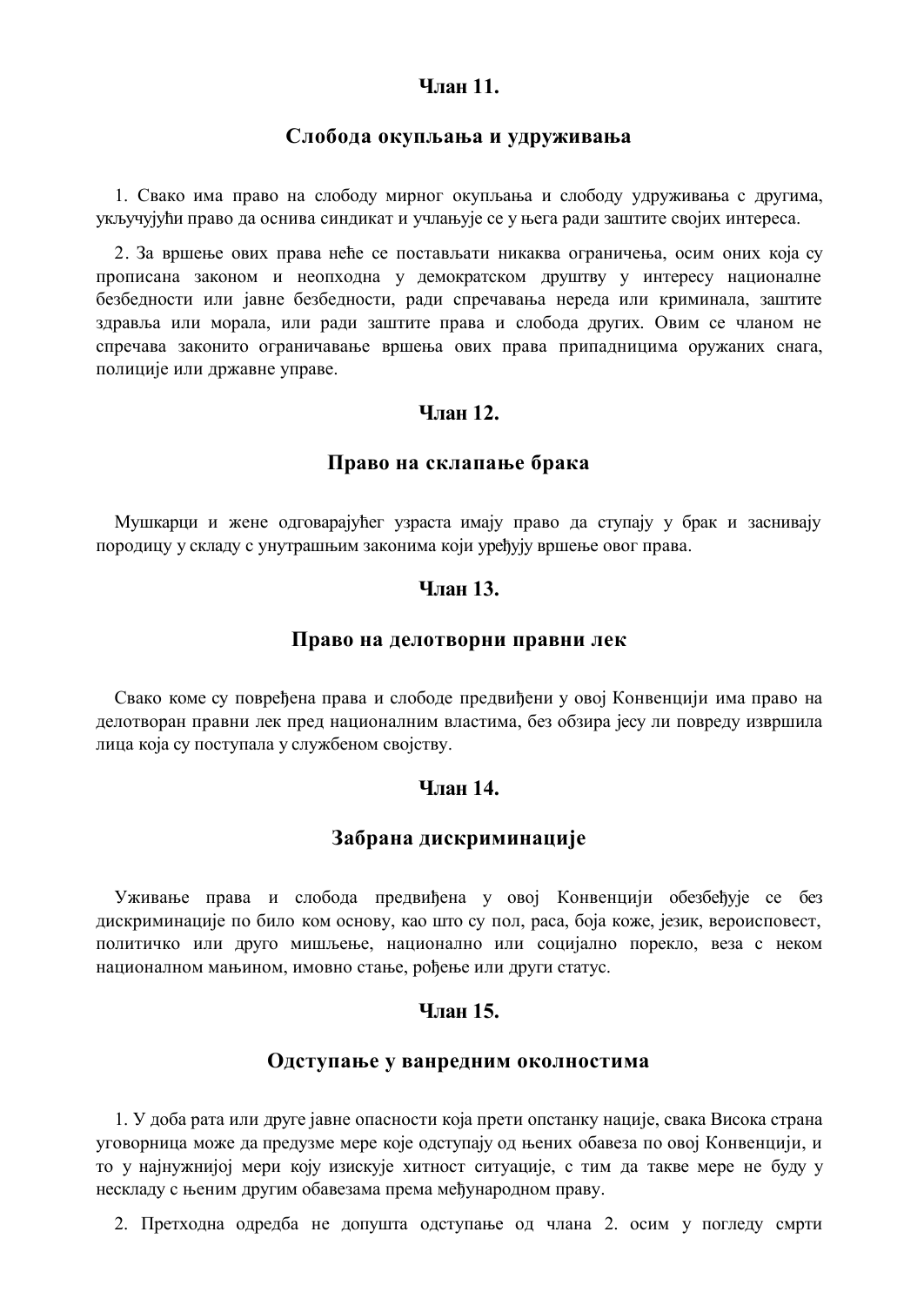### Члан 11.

### Слобода окупљања и удруживања

1. Свако има право на слободу мирног окупљања и слободу удруживања с другима, укључујући право да оснива синдикат и учлањује се у њега ради заштите својих интереса.

2. За вршење ових права неће се постављати никаква ограничења, осим оних која су прописана законом и неопходна у демократском друштву у интересу националне безбедности или јавне безбедности, ради спречавања нереда или криминала, заштите здравља или морала, или ради заштите права и слобода других. Овим се чланом не спречава законито ограничавање вршења ових права припадницима оружаних снага, полиције или државне управе.

### Члан 12.

### Право на склапање брака

Мушкарци и жене одговарајућег узраста имају право да ступају у брак и заснивају породицу у складу с унутрашњим законима који уређују вршење овог права.

### Члан 13.

### Право на делотворни правни лек

Свако коме су повређена права и слободе предвиђени у овој Конвенцији има право на делотворан правни лек пред националним властима, без обзира јесу ли повреду извршила лица која су поступала у службеном својству.

### Члан 14.

### Забрана дискриминације

Уживање права и слобода предвиђена у овој Конвенцији обезбеђује се без дискриминације по било ком основу, као што су пол, раса, боја коже, језик, вероисповест, политичко или друго мишљење, национално или социјално порекло, веза с неком националном мањином, имовно стање, рођење или други статус.

### Члан 15.

### Одступање у ванредним околностима

1. У доба рата или друге јавне опасности која прети опстанку нације, свака Висока страна уговорница може да предузме мере које одступају од њених обавеза по овој Конвенцији, и то у најнужнијој мери коју изискује хитност ситуације, с тим да такве мере не буду у нескладу с њеним другим обавезама према међународном праву.

2. Претходна одредба не допушта одступање од члана 2. осим у погледу смрти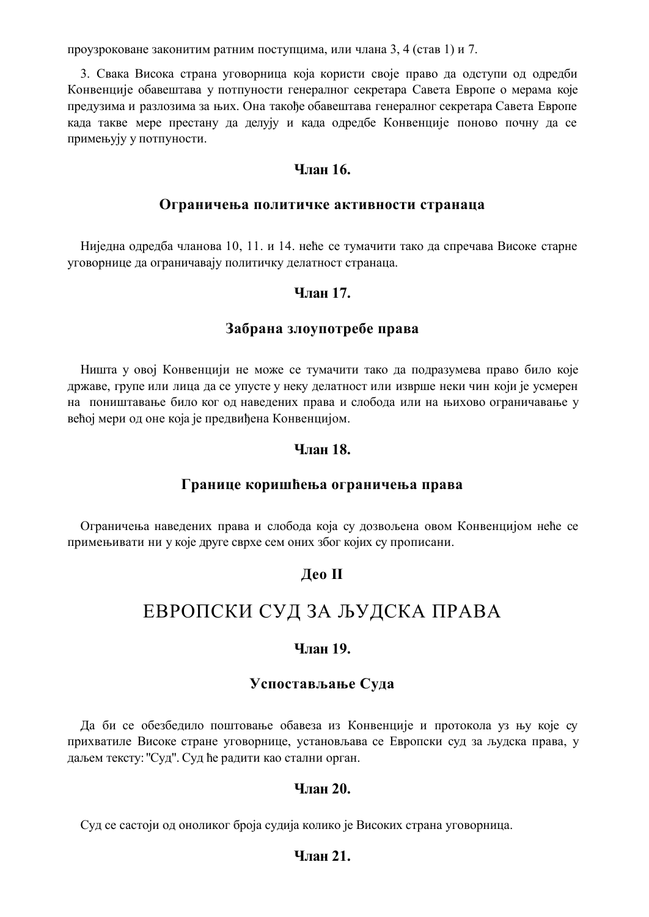проузроковане законитим ратним поступцима, или члана 3, 4 (став 1) и 7.

3. Свака Висока страна уговорница која користи своје право да одступи од одредби Конвенције обавештава у потпуности генералног секретара Савета Европе о мерама које предузима и разлозима за њих. Она такође обавештава генералног секретара Савета Европе када такве мере престану да делују и када одредбе Конвенције поново почну да се примењују у потпуности.

### Члан 16.

### Ограничења политичке активности странаца

Ниједна одредба чланова 10, 11. и 14. неће се тумачити тако да спречава Високе старне уговорнице да ограничавају политичку делатност странаца.

### Члан 17.

### Забрана злоупотребе права

Ништа у овој Конвенцији не може се тумачити тако да подразумева право било које државе, групе или лица да се упусте у неку делатност или изврше неки чин који је усмерен на поништавање било ког од наведених права и слобода или на њихово ограничавање у већој мери од оне која је предвиђена Конвенцијом.

### Члан 18.

### Границе коришћења ограничења права

Ограничења наведених права и слобода која су дозвољена овом Конвенцијом неће се примењивати ни у које друге сврхе сем оних због којих су прописани.

## Део II

# ЕВРОПСКИ СУД ЗА ЉУДСКА ПРАВА

### Члан 19.

### Успостављање Суда

Да би се обезбедило поштовање обавеза из Конвенције и протокола уз њу које су прихватиле Високе стране уговорнице, установљава се Европски суд за људска права, у даљем тексту: "Суд". Суд ће радити као стални орган.

### Члан 20.

Суд се састоји од оноликог броја судија колико је Високих страна уговорница.

### Члан 21.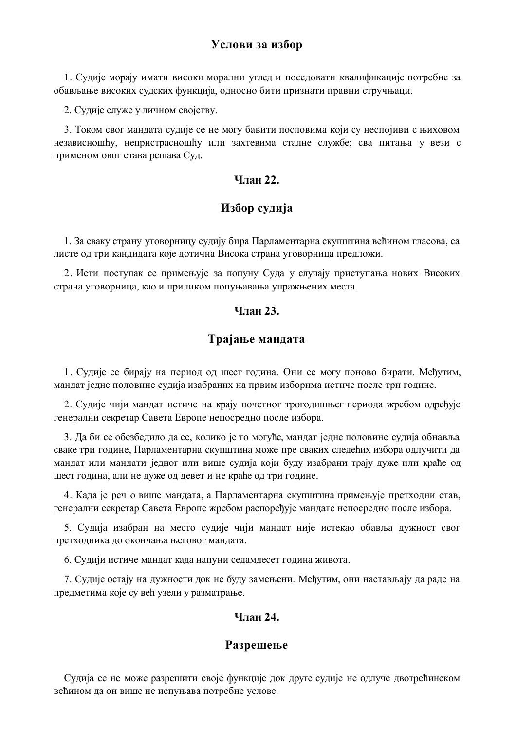## Услови за избор

1. Судије морају имати високи морални углед и поседовати квалификације потребне за обављање високих судских функција, односно бити признати правни стручњаци.

2. Судије служе у личном својству.

3. Током свог мандата судије се не могу бавити пословима који су неспојиви с њиховом независношћу, непристрасношћу или захтевима сталне службе; сва питања у вези с применом овог става решава Суд.

## Члан 22.

## Избор судија

1. За сваку страну уговорницу судију бира Парламентарна скупштина већином гласова, са листе од три кандидата које дотична Висока страна уговорница предложи.

2. Исти поступак се примењује за попуну Суда у случају приступања нових Високих страна уговорница, као и приликом попуњавања упражњених места.

## Члан 23.

## Трајање мандата

1. Судије се бирају на период од шест година. Они се могу поново бирати. Међутим, мандат једне половине судија изабраних на првим изборима истиче после три године.

2. Судије чији мандат истиче на крају почетног трогодишњег периода жребом одређује генерални секретар Савета Европе непосредно после избора.

3. Да би се обезбедило да се, колико је то могуће, мандат једне половине судија обнавља сваке три године, Парламентарна скупштина може пре сваких следећих избора одлучити да мандат или мандати једног или више судија који буду изабрани трају дуже или краће од шест година, али не дуже од девет и не краће од три године.

4. Када је реч о више мандата, а Парламентарна скупштина примењује претходни став, генерални секретар Савета Европе жребом распоређује мандате непосредно после избора.

5. Судија изабран на место судије чији мандат није истекао обавља дужност свог претходника до окончања његовог мандата.

6. Судији истиче мандат када напуни седамдесет година живота.

7. Судије остају на дужности док не буду замењени. Међутим, они настављају да раде на предметима које су већ узели у разматрање.

## Члан 24.

## Разрешење

Судија се не може разрешити своје функције док друге судије не одлуче двотрећинском већином да он више не испуњава потребне услове.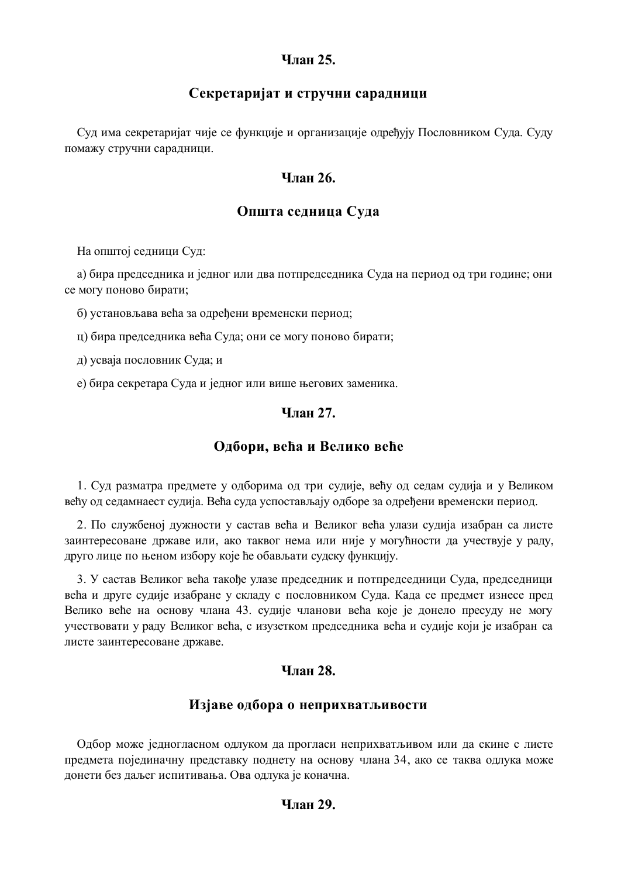**Члан 25.**

**Секретаријат и стручни сарадници**

Суд има секретаријат чије се функције и организације одређују Пословником Суда. Суду помажу стручни сарадници.

**Члан 26.**

**Општа седница Суда**

На општој седници Суд:

а) бира председника и једног или два потпредседника Суда на период од три године; они се могу поново бирати;

б) установљава већа за одређени временски период;

ц) бира председника већа Суда; они се могу поново бирати;

д) усваја пословник Суда; и

е) бира секретара Суда и једног или више његових заменика.

**Члан 27.**

**Одбори, већа и Велико веће**

1. Суд разматра предмете у одборима од три судије, већу од седам судија и у Великом већу од седамнаест судија. Већа суда успостављају одборе за одређени временски период.

2. По службеној дужности у састав већа и Великог већа улази судија изабран са листе заинтересоване државе или, ако таквог нема или није у могућности да учествује у раду, друго лице по њеном избору које ће обављати судску функцију.

3. У састав Великог већа такође улазе председник и потпредседници Суда, председници већа и друге судије изабране у складу с пословником Суда. Када се предмет изнесе пред Велико веће на основу члана 43. судије чланови већа које је донело пресуду не могу учествовати у раду Великог већа, с изузетком председника већа и судије који је изабран са листе заинтересоване државе.

**Члан 28.**

**Изјаве одбора о неприхватљивости**

Одбор може једногласном одлуком да прогласи неприхватљивом или да скине с листе предмета појединачну представку поднету на основу члана 34, ако се таква одлука може донети без даљег испитивања. Ова одлука је коначна.

**Члан 29.**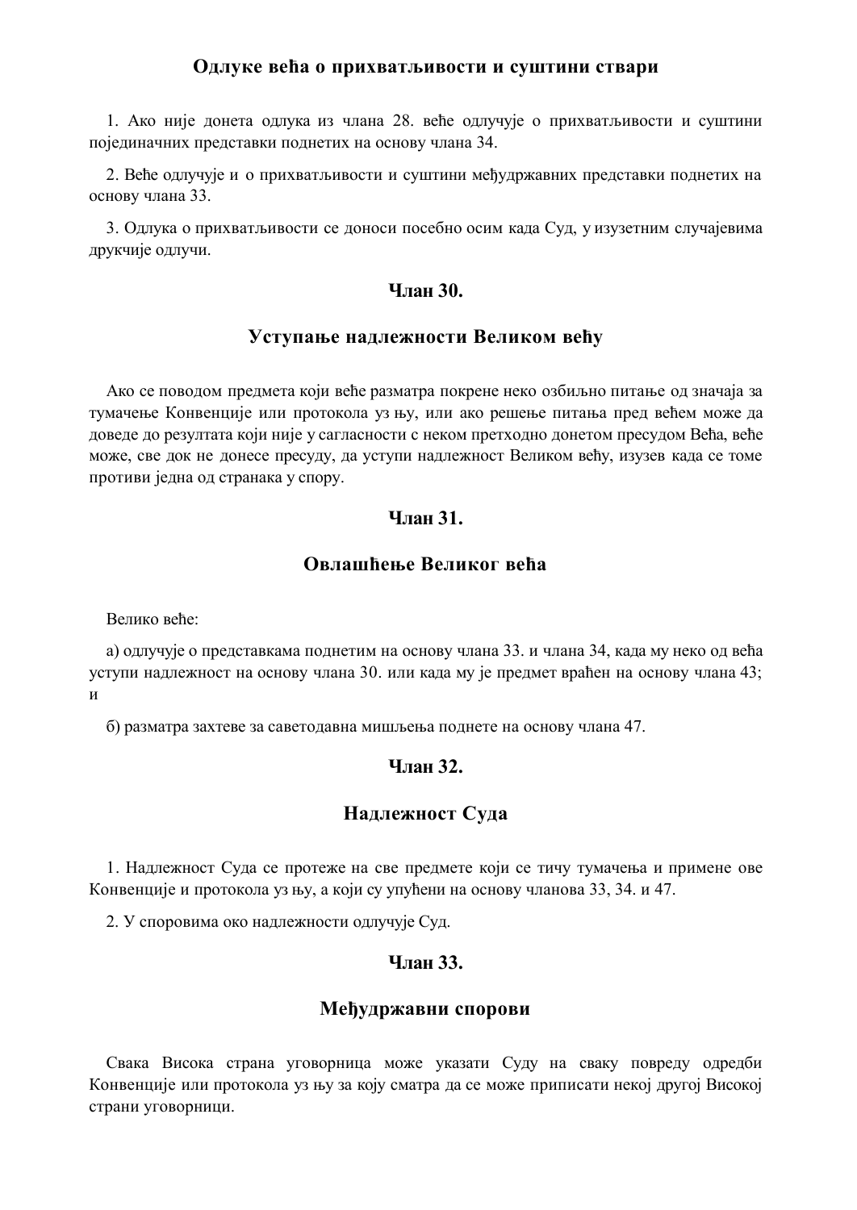### Одлуке већа о прихватљивости и суштини ствари

1. Ако није донета одлука из члана 28. веће одлучује о прихватљивости и суштини појединачних представки поднетих на основу члана 34.

2. Веће одлучује и о прихватљивости и суштини међудржавних представки поднетих на основу члана 33.

3. Одлука о прихватљивости се доноси посебно осим када Суд, у изузетним случајевима друкчије одлучи.

### Члан 30.

### Уступање надлежности Великом већу

Ако се поводом предмета који веће разматра покрене неко озбиљно питање од значаја за тумачење Конвенције или протокола уз њу, или ако решење питања пред већем може да доведе до резултата који није у сагласности с неком претходно донетом пресудом Већа, веће може, све док не донесе пресуду, да уступи надлежност Великом већу, изузев када се томе противи једна од странака у спору.

### Члан 31.

### Овлашћење Великог већа

Велико веће:

а) одлучује о представкама поднетим на основу члана 33. и члана 34, када му неко од већа уступи надлежност на основу члана 30. или када му је предмет враћен на основу члана 43; и

б) разматра захтеве за саветодавна мишљења поднете на основу члана 47.

### Члан 32.

### Надлежност Суда

1. Надлежност Суда се протеже на све предмете који се тичу тумачења и примене ове Конвенције и протокола уз њу, а који су упућени на основу чланова 33, 34. и 47.

2. У споровима око надлежности одлучује Суд.

### Члан 33.

### Међудржавни спорови

Свака Висока страна уговорница може указати Суду на сваку повреду одредби Конвенције или протокола уз њу за коју сматра да се може приписати некој другој Високој страни уговорници.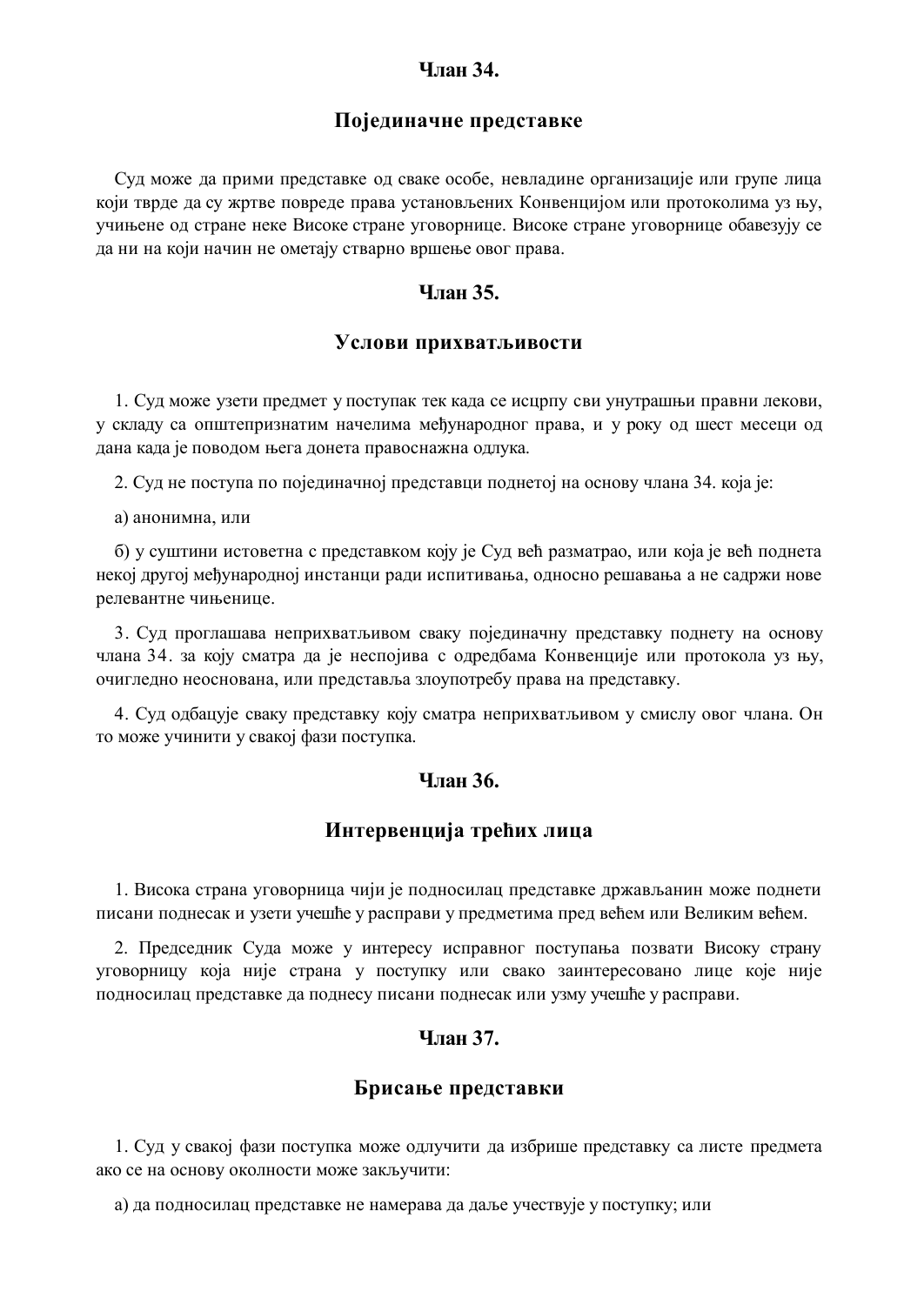## Члан 34.

### Појединачне представке

Суд може да прими представке од сваке особе, невладине организације или групе лица који тврде да су жртве повреде права установљених Конвенцијом или протоколима уз њу, учињене од стране неке Високе стране уговорнице. Високе стране уговорнице обавезују се да ни на који начин не ометају стварно вршење овог права.

## Члан 35.

### Услови прихватљивости

1. Суд може узети предмет у поступак тек када се исцрпу сви унутрашњи правни лекови, у складу са општепризнатим начелима међународног права, и у року од шест месеци од дана када је поводом њега донета правоснажна одлука.

2. Суд не поступа по појединачној представци поднетој на основу члана 34. која је:

а) анонимна, или

б) у суштини истоветна с представком коју је Суд већ разматрао, или која је већ поднета некој другој међународној инстанци ради испитивања, односно решавања а не садржи нове релевантне чињенице.

3. Суд проглашава неприхватљивом сваку појединачну представку поднету на основу члана 34. за коју сматра да је неспојива с одредбама Конвенције или протокола уз њу, очигледно неоснована, или представља злоупотребу права на представку.

4. Суд одбацује сваку представку коју сматра неприхватљивом у смислу овог члана. Он то може учинити у свакој фази поступка.

## Члан 36.

### Интервенција трећих лица

1. Висока страна уговорница чији је подносилац представке држављанин може поднети писани поднесак и узети учешће у расправи у предметима пред већем или Великим већем.

2. Председник Суда може у интересу исправног поступања позвати Високу страну уговорницу која није страна у поступку или свако заинтересовано лице које није подносилац представке да поднесу писани поднесак или узму учешће у расправи.

## Члан 37.

### Брисање представки

1. Суд у свакој фази поступка може одлучити да избрише представку са листе предмета ако се на основу околности може закључити:

а) да подносилац представке не намерава да даље учествује у поступку; или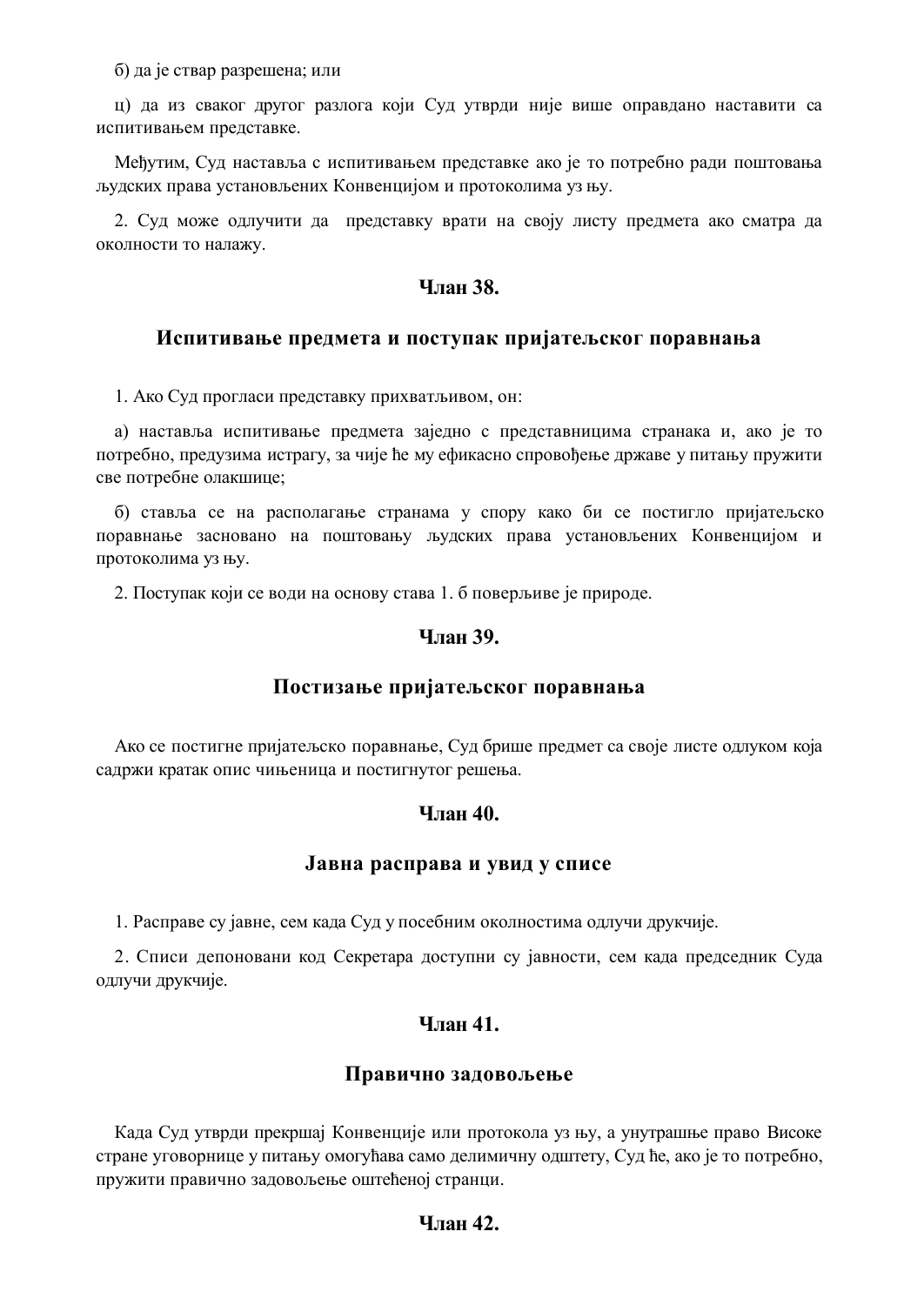б) да је ствар разрешена; или

ц) да из сваког другог разлога који Суд утврди није више оправдано наставити са испитивањем представке.

Међутим, Суд наставља с испитивањем представке ако је то потребно ради поштовања људских права установљених Конвенцијом и протоколима уз њу.

2. Суд може одлучити да представку врати на своју листу предмета ако сматра да околности то налажу.

### Члан 38.

### Испитивање предмета и поступак пријатељског поравнања

1. Ако Суд прогласи представку прихватљивом, он:

а) наставља испитивање предмета заједно с представницима странака и, ако је то потребно, предузима истрагу, за чије ће му ефикасно спровођење државе у питању пружити све потребне олакшице;

б) ставља се на располагање странама у спору како би се постигло пријатељско поравнање засновано на поштовању људских права установљених Конвенцијом и протоколима уз њу.

2. Поступак који се води на основу става 1. б поверљиве је природе.

### Члан 39.

### Постизање пријатељског поравнања

Ако се постигне пријатељско поравнање, Суд брише предмет са своје листе одлуком која садржи кратак опис чињеница и постигнутог решења.

### Члан 40.

### Јавна расправа и увид у списе

1. Расправе су јавне, сем када Суд у посебним околностима одлучи друкчије.

2. Списи депоновани код Секретара доступни су јавности, сем када председник Суда одлучи друкчије.

### Члан 41.

### Правично задовољење

Када Суд утврди прекршај Конвенције или протокола уз њу, а унутрашње право Високе стране уговорнице у питању омогућава само делимичну одштету, Суд ће, ако је то потребно, пружити правично задовољење оштећеној странци.

### Члан 42.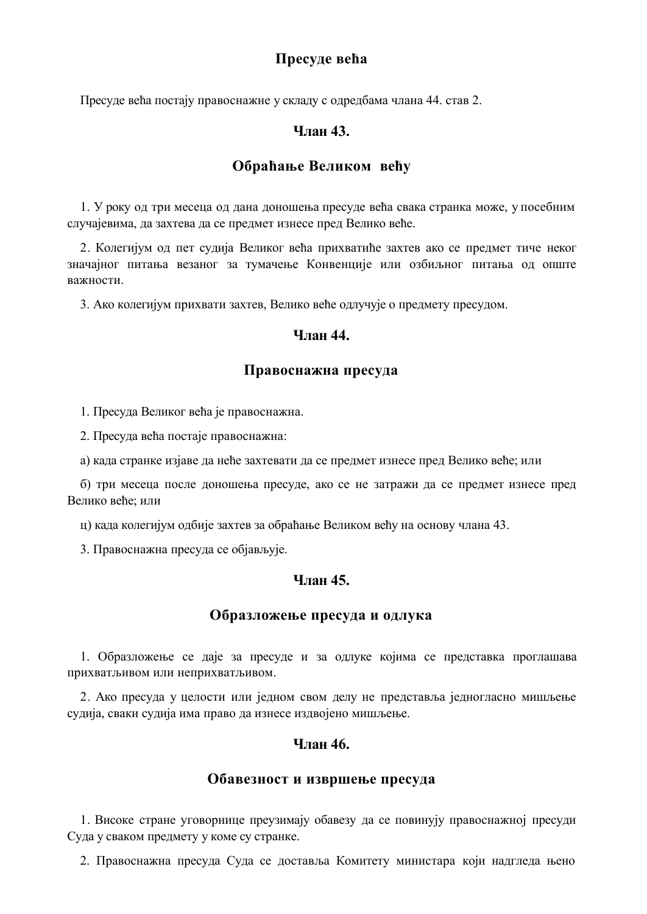### Пресуде већа

Пресуде већа постају правоснажне у складу с одредбама члана 44. став 2.

### Члан 43.

### Обраћање Великом већу

1. У року од три месеца од дана доношења пресуде већа свака странка може, у посебним случајевима, да захтева да се предмет изнесе пред Велико веће.

2. Колегијум од пет судија Великог већа прихватиће захтев ако се предмет тиче неког значајног питања везаног за тумачење Конвенције или озбиљног питања од опште важности.

3. Ако колегијум прихвати захтев, Велико веће одлучује о предмету пресудом.

### Члан 44.

### Правоснажна пресуда

1. Пресуда Великог већа је правоснажна.

2. Пресуда већа постаје правоснажна:

а) када странке изјаве да неће захтевати да се предмет изнесе пред Велико веће; или

б) три месеца после доношења пресуде, ако се не затражи да се предмет изнесе пред Велико веће; или

ц) када колегијум одбије захтев за обраћање Великом већу на основу члана 43.

3. Правоснажна пресуда се објављује.

### Члан 45.

### Образложење пресуда и одлука

1. Образложење се даје за пресуде и за одлуке којима се представка проглашава прихватљивом или неприхватљивом.

2. Ако пресуда у целости или једном свом делу не представља једногласно мишљење судија, сваки судија има право да изнесе издвојено мишљење.

### Члан 46.

### Обавезност и извршење пресуда

1. Високе стране уговорнице преузимају обавезу да се повинују правоснажној пресуди Суда у сваком предмету у коме су странке.

2. Правоснажна пресуда Суда се доставља Комитету министара који надгледа њено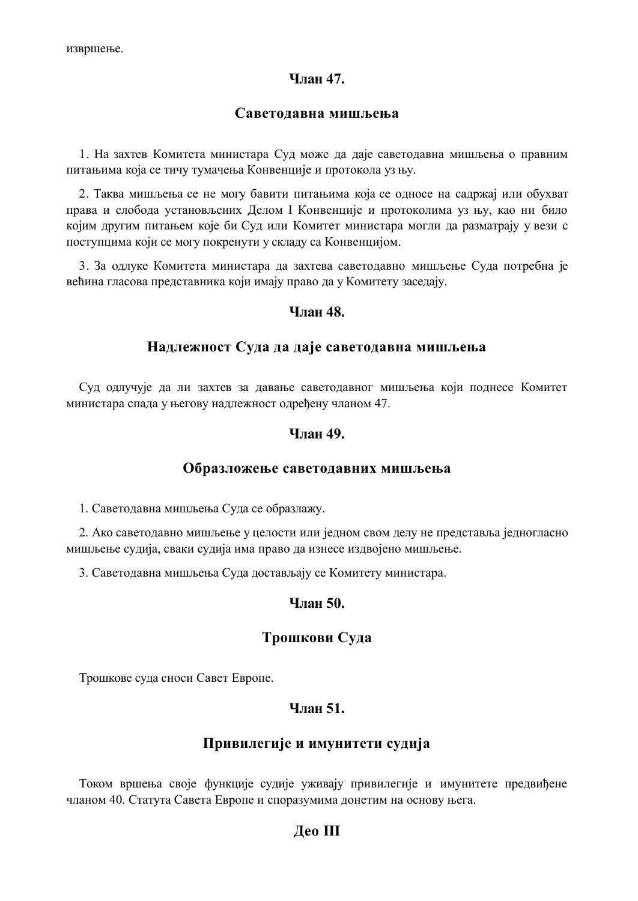извршење.

## Члан 47.

### Саветодавна мишљења

1. На захтев Комитета министара Суд може да даје саветодавна мишљења о правним питањима која се тичу тумачења Конвенције и протокола уз њу.

2. Таква мишљења се не могу бавити питањима која се односе на садржај или обухват права и слобода установљених Делом I Конвенције и протоколима уз њу, као ни било којим другим питањем које би Суд или Комитет министара могли да разматрају у вези с поступцима који се могу покренути у складу са Конвенцијом.

3. За одлуке Комитета министара да захтева саветодавно мишљење Суда потребна је већина гласова представника који имају право да у Комитету заседају.

## Члан 48.

### Надлежност Суда да даје саветодавна мишљења

Суд одлучује да ли захтев за давање саветодавног мишљења који поднесе Комитет министара спада у његову надлежност одређену чланом 47.

## Члан 49.

### Образложење саветодавних мишљења

1. Саветодавна мишљења Суда се образлажу.

2. Ако саветодавно мишљење у целости или једном свом делу не представља једногласно мишљење судија, сваки судија има право да изнесе издвојено мишљење.

3. Саветодавна мишљења Суда достављају се Комитету министара.

## Члан 50.

### Трошкови Суда

Трошкове суда сноси Савет Европе.

## Члан 51.

### Привилегије и имунитети судија

Током вршења своје функције судије уживају привилегије и имунитете предвиђене чланом 40. Статута Савета Европе и споразумима донетим на основу њега.

## Део III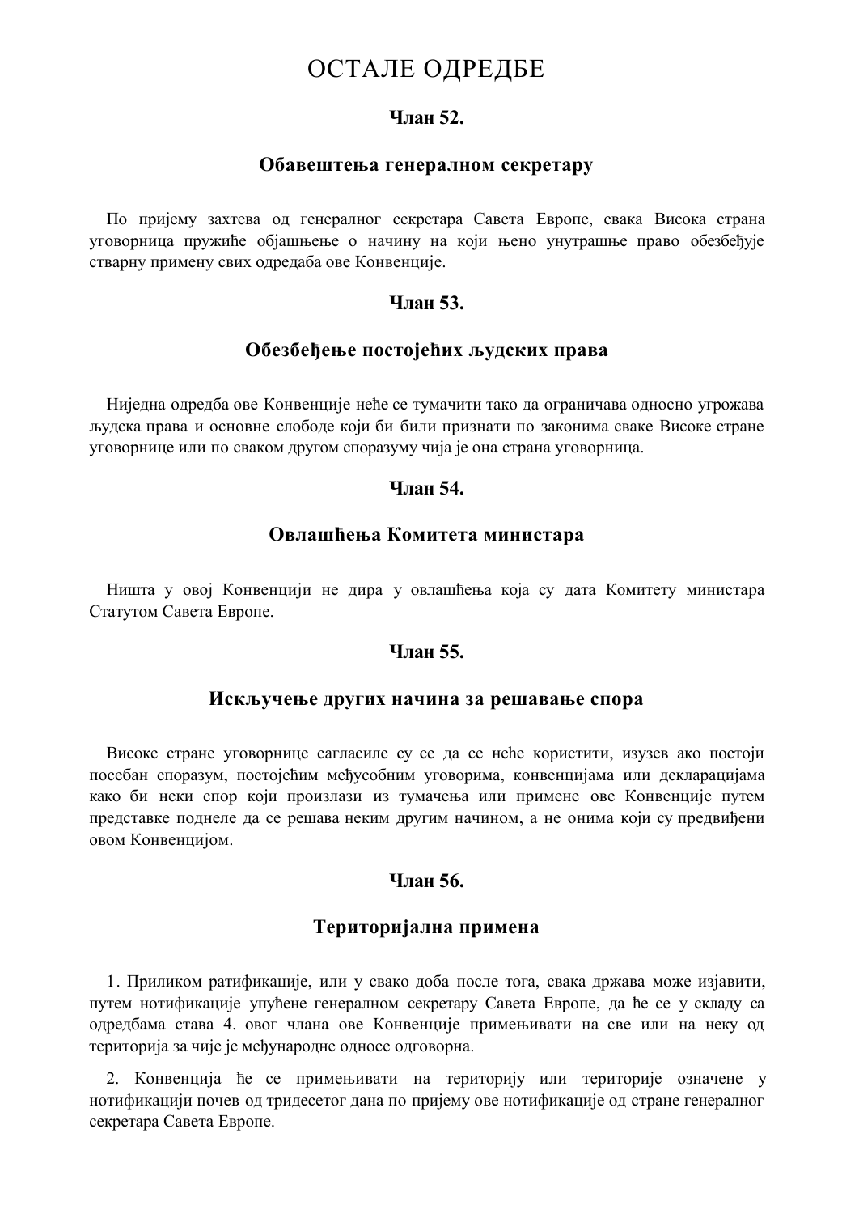# ОСТАЛЕ ОДРЕДБЕ

### Члан 52.

### Обавештења генералном секретару

По пријему захтева од генералног секретара Савета Европе, свака Висока страна уговорница пружиће објашњење о начину на који њено унутрашње право обезбеђује стварну примену свих одредаба ове Конвенције.

### Члан 53.

### Обезбеђење постојећих људских права

Ниједна одредба ове Конвенције неће се тумачити тако да ограничава односно угрожава људска права и основне слободе који би били признати по законима сваке Високе стране уговорнице или по сваком другом споразуму чија је она страна уговорница.

### Члан 54.

### Овлашћења Комитета министара

Ништа у овој Конвенцији не дира у овлашћења која су дата Комитету министара Статутом Савета Европе.

### Члан 55.

### Искључење других начина за решавање спора

Високе стране уговорнице сагласиле су се да се неће користити, изузев ако постоји посебан споразум, постојећим међусобним уговорима, конвенцијама или декларацијама како би неки спор који произлази из тумачења или примене ове Конвенције путем представке поднеле да се решава неким другим начином, а не онима који су предвиђени овом Конвенцијом.

### Члан 56.

### Територијална примена

1. Приликом ратификације, или у свако доба после тога, свака држава може изјавити, путем нотификације упућене генералном секретару Савета Европе, да ће се у складу са одредбама става 4. овог члана ове Конвенције примењивати на све или на неку од територија за чије је међународне односе одговорна.

2. Конвенција ће се примењивати на територију или територије означене у нотификацији почев од тридесетог дана по пријему ове нотификације од стране генералног секретара Савета Европе.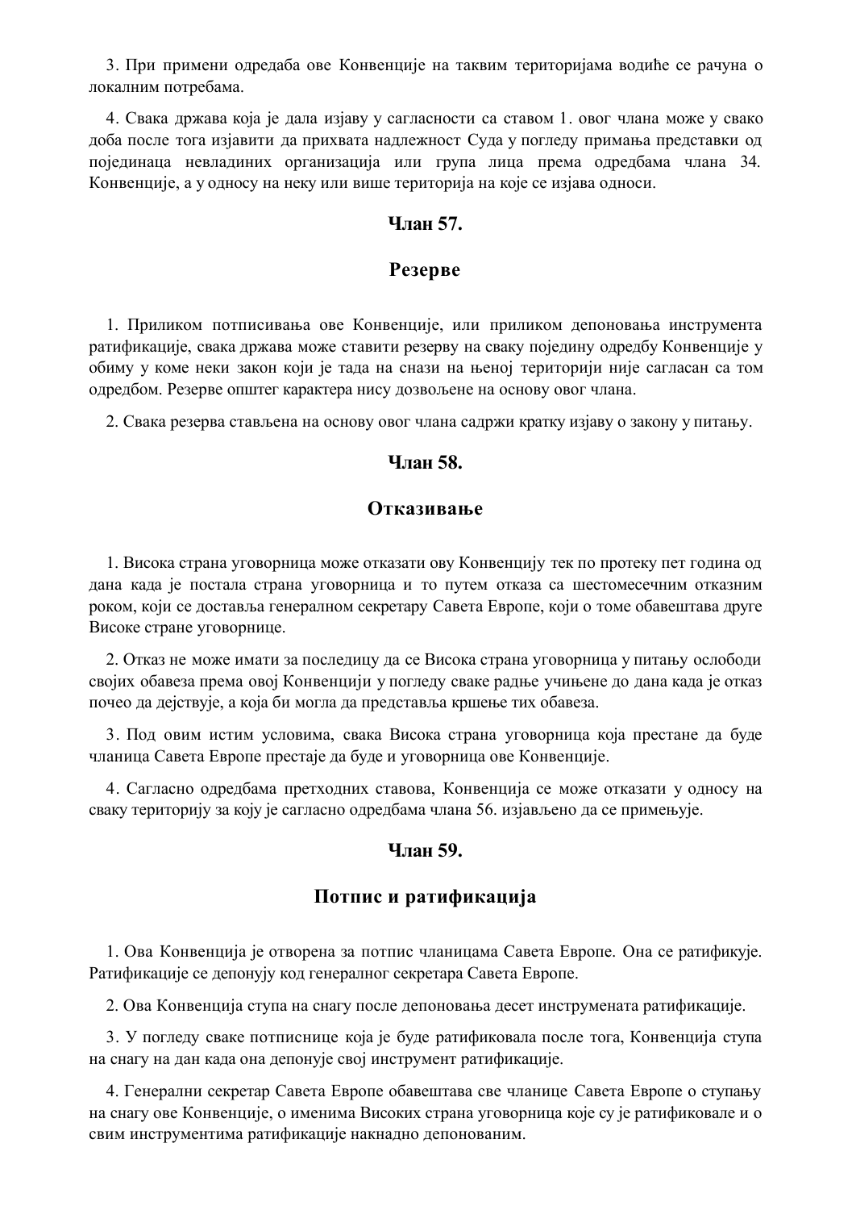3. При примени одредаба ове Конвенције на таквим територијама водиће се рачуна о локалним потребама.

4. Свака држава која је дала изјаву у сагласности са ставом 1. овог члана може у свако доба после тога изјавити да прихвата надлежност Суда у погледу примања представки од појединаца невладиних организација или група лица према одредбама члана 34. Конвенције, а у односу на неку или више територија на које се изјава односи.

### Члан 57.

### Резерве

1. Приликом потписивања ове Конвенције, или приликом депоновања инструмента ратификације, свака држава може ставити резерву на сваку појединачну одредбу Конвенције у обиму у коме неки закон који је тада на снази на њеној територији није сагласан са том одредбом. Резерве општег карактера нису дозвољене на основу овог члана.

2. Свака резерва стављена на основу овог члана садржи кратку изјаву о закону у питању.

### Члан 58.

### Отказивање

1. Висока страна уговорница може отказати ову Конвенцију тек по протеку пет година од дана када је постала страна уговорница и то путем отказа са шестомесечним отказним роком, који се доставља генералном секретару Савета Европе, који о томе обавештава друге Високе стране уговорнице.

2. Отказ не може имати за последицу да се Висока страна уговорница у питању ослободи својих обавеза према овој Конвенцији у погледу сваке радње учињене до дана када је отказ почео да дејствује, а која би могла да представља кршење тих обавеза.

3. Под овим истим условима, свака Висока страна уговорница која престане да буде чланица Савета Европе престаје да буде и уговорница ове Конвенције.

4. Сагласно одредбама претходних ставова, Конвенција се може отказати у односу на сваку територију за коју је сагласно одредбама члана 56. изјављено да се примењује.

### Члан 59.

### Потпис и ратификација

1. Ова Конвенција је отворена за потпис чланицама Савета Европе. Она се ратификује. Ратификације се депонују код генералног секретара Савета Европе.

2. Ова Конвенција ступа на снагу после депоновања десет инструмената ратификације.

3. У погледу сваке потписнице која је буде ратификовала после тога, Конвенција ступа на снагу на дан када она депонује свој инструмент ратификације.

4. Генерални секретар Савета Европе обавештава све чланице Савета Европе о ступању на снагу ове Конвенције, о именима Високих страна уговорница које су је ратификовале и о свим инструментима ратификације накнадно депонованим.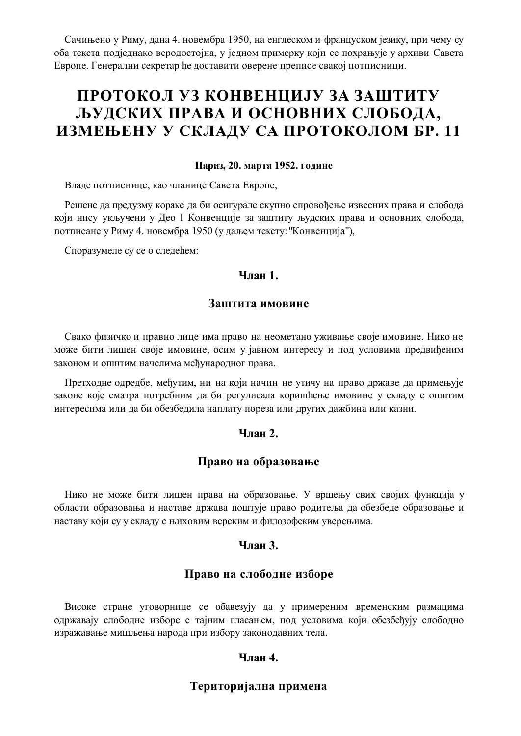Сачињено у Риму, дана 4. новембра 1950, на енглеском и француском језику, при чему су оба текста подједнако веродостојна, у једном примерку који се похрањује у архиви Савета Европе. Генерални секретар ће доставити оверене преписе свакој потписници.

# ПРОТОКОЛ УЗ КОНВЕНЦИЈУ ЗА ЗАШТИТУ ЉУДСКИХ ПРАВА И ОСНОВНИХ СЛОБОДА, ИЗМЕЊЕНУ У СКЛАДУ СА ПРОТОКОЛОМ БР. 11

**Париз, 20. марта 1952. године**

Владе потписнице, као чланице Савета Европе,

Решене да предузму кораке да би осигурале скупно спровођење извесних права и слобода који нису укључени у Део I Конвенције за заштиту људских права и основних слобода, потписане у Риму 4. новембра 1950 (у даљем тексту: "Конвенција"),

Споразумеле су се о следећем:

### Члан 1.

### Заштита имовине

Свако физичко и правно лице има право на неометано уживање своје имовине. Нико не може бити лишен своје имовине, осим у јавном интересу и под условима предвиђеним законом и општим начелима међународног права.

Претходне одредбе, међутим, ни на који начин не утичу на право државе да примењује законе које сматра потребним да би регулисала коришћење имовине у складу с општим интересима или да би обезбедила наплату пореза или других дажбина или казни.

### Члан 2.

### Право на образовање

Нико не може бити лишен права на образовање. У вршењу свих својих функција у области образовања и наставе држава поштује право родитеља да обезбеде образовање и наставу који су у складу с њиховим верским и филозофским уверењима.

### Члан 3.

### Право на слободне изборе

Високе стране уговорнице се обавезују да у примереним временским размацима одржавају слободне изборе с тајним гласањем, под условима који обезбеђују слободно изражавање мишљења народа при избору законодавних тела.

### Члан 4.

### Територијална примена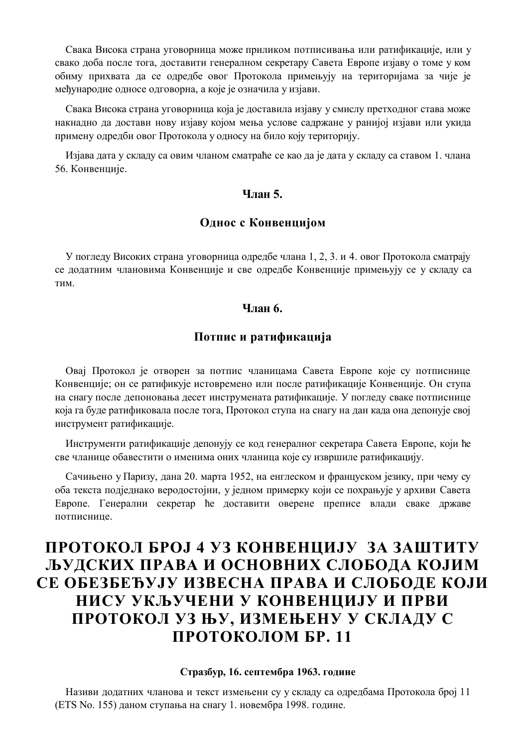Свака Висока страна уговорница може приликом потписивања или ратификације, или у свако доба после тога, доставити генералном секретару Савета Европе изјаву о томе у ком обиму прихвата да се одредбе овог Протокола примењују на територијама за чије је међународне односе одговорна, а које је означила у изјави.

Свака Висока страна уговорница која је доставила изјаву у смислу претходног става може накнадно да достави нову изјаву којом мења услове садржане у ранијој изјави или укида примену одредби овог Протокола у односу на било коју територију.

Изјава дата у складу са овим чланом сматраће се као да је дата у складу са ставом 1. члана 56. Конвенције.

### Члан 5.

### Однос с Конвенцијом

У погледу Високих страна уговорница одредбе члана 1, 2, 3. и 4. овог Протокола сматрају се додатним члановима Конвенције и све одредбе Конвенције примењују се у складу са тим.

### Члан 6.

### Потпис и ратификација

Овај Протокол је отворен за потпис чланицама Савета Европе које су потписнице Конвенције; он се ратификује истовремено или после ратификације Конвенције. Он ступа на снагу после депоновања десет инструмената ратификације. У погледу сваке потписнице која га буде ратификовала после тога, Протокол ступа на снагу на дан када она депонује свој инструмент ратификације.

Инструменти ратификације депонују се код генералног секретара Савета Европе, који ће све чланице обавестити о именима оних чланица које су извршиле ратификацију.

Сачињено у Паризу, дана 20. марта 1952, на енглеском и француском језику, при чему су оба текста подједнако веродостојни, у једном примерку који се похрањује у архиви Савета Европе. Генерални секретар ће доставити оверене преписе влади сваке државе потписнице.

# ПРОТОКОЛ БРОЈ 4 УЗ КОНВЕНЦИЈУ ЗА ЗАШТИТУ ЉУДСКИХ ПРАВА И ОСНОВНИХ СЛОБОДА КОЈИМ СЕ ОБЕЗБЕЂУЈУ ИЗВЕСНА ПРАВА И СЛОБОДЕ КОЈИ НИСУ УКЉУЧЕНИ У КОНВЕНЦИЈУ И ПРВИ ПРОТОКОЛ УЗ ЊУ, ИЗМЕЊЕНУ У СКЛАДУ С ПРОТОКОЛОМ БР. 11

**Стразбур, 16. септембра 1963. године**

Називи додатних чланова и текст измењени су у складу са одредбама Протокола број 11 (ETS No. 155) даном ступања на снагу 1. новембра 1998. године.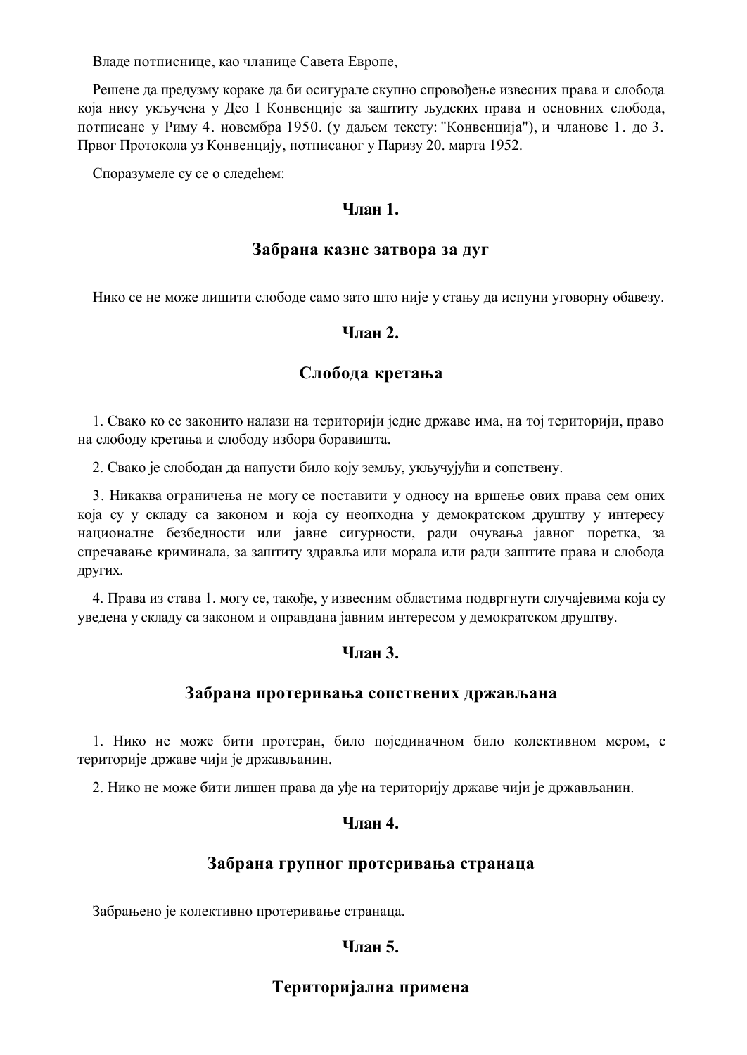Владе потписнице, као чланице Савета Европе,

Решене да предузму кораке да би осигурале скупно спровођење извесних права и слобода која нису укључена у Део I Конвенције за заштиту људских права и основних слобода, потписане у Риму 4. новембра 1950. (у даљем тексту: "Конвенција"), и чланове 1. до 3. Првог Протокола уз Конвенцију, потписаног у Паризу 20. марта 1952.

Споразумеле су се о следећем:

### Члан 1.

### Забрана казне затвора за дуг

Нико се не може лишити слободе само зато што није у стању да испуни уговорну обавезу.

### Члан 2.

### Слобода кретања

1. Свако ко се законито налази на територији једне државе има, на тој територији, право на слободу кретања и слободу избора боравишта.

2. Свако је слободан да напусти било коју земљу, укључујући и сопствену.

3. Никаква ограничења не могу се поставити у односу на вршење ових права сем оних која су у складу са законом и која су неопходна у демократском друштву у интересу националне безбедности или јавне сигурности, ради очувања јавног поретка, за спречавање криминала, за заштиту здравља или морала или ради заштите права и слобода других.

4. Права из става 1. могу се, такође, у извесним областима подвргнути случајевима која су уведена у складу са законом и оправдана јавним интересом у демократском друштву.

### Члан 3.

### Забрана протеривања сопствених држављана

1. Нико не може бити протеран, било појединачном било колективном мером, с територије државе чији је држављанин.

2. Нико не може бити лишен права да уђе на територију државе чији је држављанин.

### Члан 4.

### Забрана групног протеривања странаца

Забрањено је колективно протеривање странаца.

### Члан 5.

### Територијална примена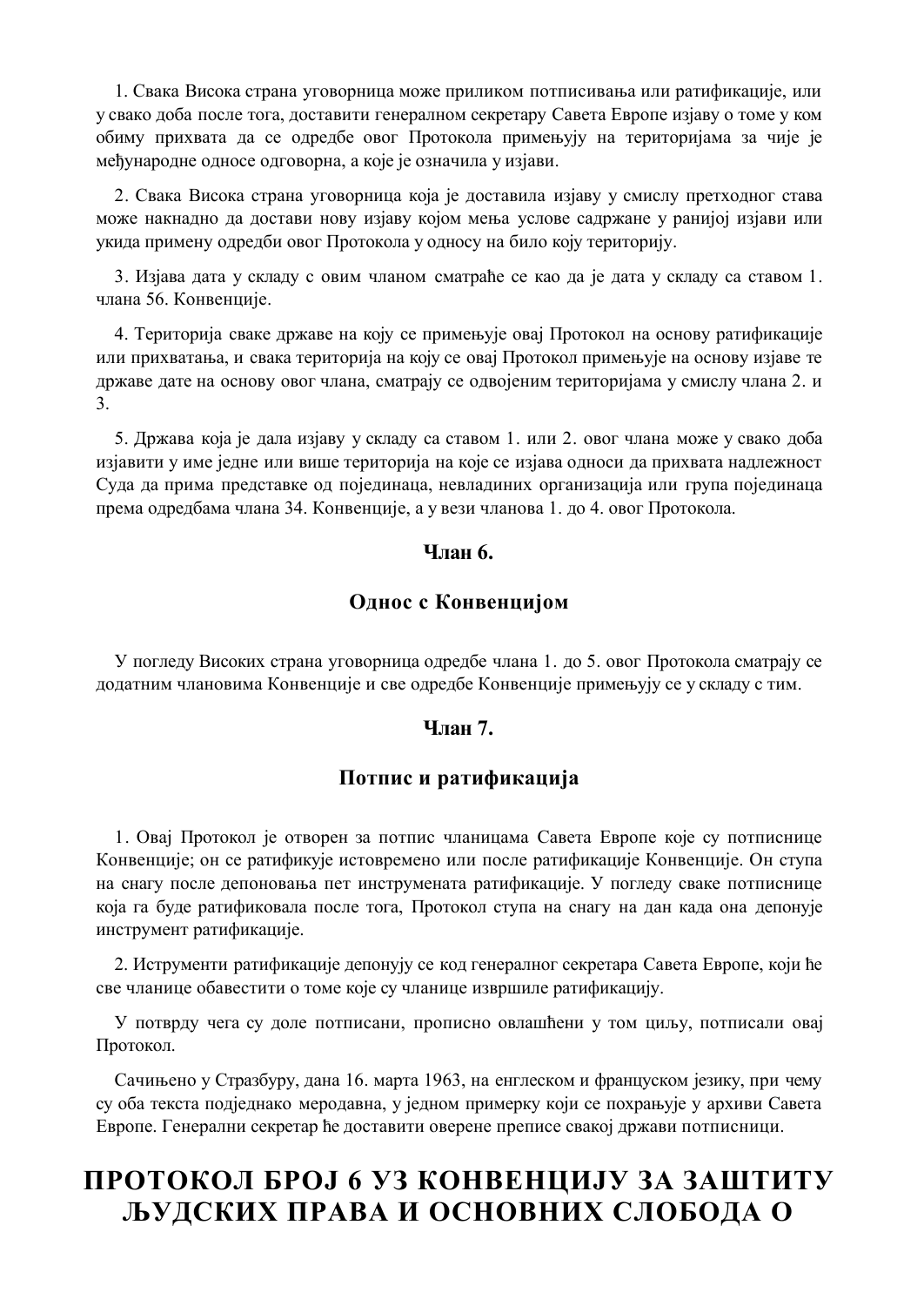1. Свака Висока страна уговорница може приликом потписивања или ратификације, или у свако доба после тога, доставити генералном секретару Савета Европе изјаву о томе у ком обиму прихвата да се одредбе овог Протокола примењују на територијама за чије је међународне односе одговорна, а које је означила у изјави.

2. Свака Висока страна уговорница која је доставила изјаву у смислу претходног става може накнадно да достави нову изјаву којом мења услове садржане у ранијој изјави или укида примену одредби овог Протокола у односу на било коју територију.

3. Изјава дата у складу с овим чланом сматраће се као да је дата у складу са ставом 1. члана 56. Конвенције.

4. Територија сваке државе на коју се примењује овај Протокол на основу ратификације или прихватања, и свака територија на коју се овај Протокол примењује на основу изјаве те државе дате на основу овог члана, сматрају се одвојеним територијама у смислу члана 2. и 3.

5. Држава која је дала изјаву у складу са ставом 1. или 2. овог члана може у свако доба изјавити у име једне или више територија на које се изјава односи да прихвата надлежност Суда да прима представке од појединаца, невладиних организација или група појединаца према одредбама члана 34. Конвенције, а у вези чланова 1. до 4. овог Протокола.

### Члан 6.

### Однос с Конвенцијом

У погледу Високих страна уговорница одредбе члана 1. до 5. овог Протокола сматрају се додатним члановима Конвенције и све одредбе Конвенције примењују се у складу с тим.

### Члан 7.

### Потпис и ратификација

1. Овај Протокол је отворен за потпис чланицама Савета Европе које су потписнице Конвенције; он се ратификује истовремено или после ратификације Конвенције. Он ступа на снагу после депоновања пет инструмената ратификације. У погледу сваке потписнице која га буде ратификовала после тога, Протокол ступа на снагу на дан када она депонује инструмент ратификације.

2. Иструменти ратификације депонују се код генералног секретара Савета Европе, који ће све чланице обавестити о томе које су чланице извршиле ратификацију.

У потврду чега су доле потписани, прописно овлашћени у том циљу, потписали овај Протокол.

Сачињено у Стразбуру, дана 16. марта 1963, на енглеском и француском језику, при чему су оба текста подједнако меродавна, у једном примерку који се похрањује у архиви Савета Европе. Генерални секретар ће доставити оверене преписе свакој држави потписници.

# ПРОТОКОЛ БРОЈ 6 УЗ КОНВЕНЦИЈУ ЗА ЗАШТИТУ ЉУДСКИХ ПРАВА И ОСНОВНИХ СЛОБОДА О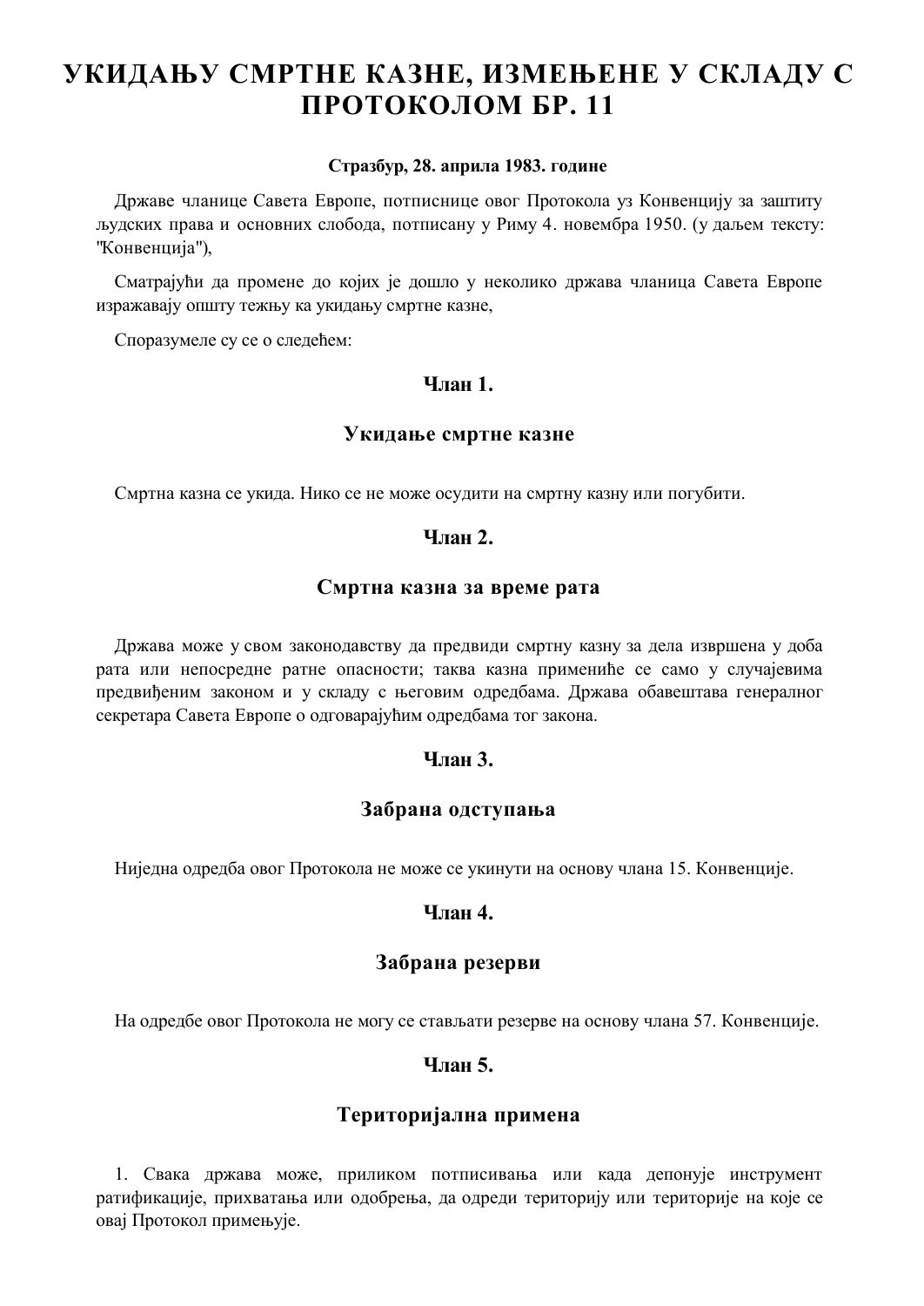# УКИДАЊУ СМРТНЕ КАЗНЕ, ИЗМЕЊЕНЕ У СКЛАДУ С ПРОТОКОЛОМ БР. 11

**Стразбур, 28. априла 1983. године**

Државе чланице Савета Европе, потписнице овог Протокола уз Конвенцију за заштиту људских права и основних слобода, потписану у Риму 4. новембра 1950. (у даљем тексту: "Конвенција"),

Сматрајући да промене до којих је дошло у неколико држава чланица Савета Европе изражавају општу тежњу ка укидању смртне казне,

Споразумеле су се о следећем:

### Члан 1.

### Укидање смртне казне

Смртна казна се укида. Нико се не може осудити на смртну казну или погубити.

### Члан 2.

### Смртна казна за време рата

Држава може у свом законодавству да предвиди смртну казну за дела извршена у доба рата или непосредне ратне опасности; таква казна примениће се само у случајевима предвиђеним законом и у складу с његовим одредбама. Држава обавештава генералног секретара Савета Европе о одговарајућим одредбама тог закона.

### Члан 3.

### Забрана одступања

Ниједна одредба овог Протокола не може се укинути на основу члана 15. Конвенције.

### Члан 4.

### Забрана резерви

На одредбе овог Протокола не могу се стављати резерве на основу члана 57. Конвенције.

### Члан 5.

### Територијална примена

1. Свака држава може, приликом потписивања или када депонује инструмент ратификације, прихватања или одобрења, да одреди територију или територије на које се овај Протокол примењује.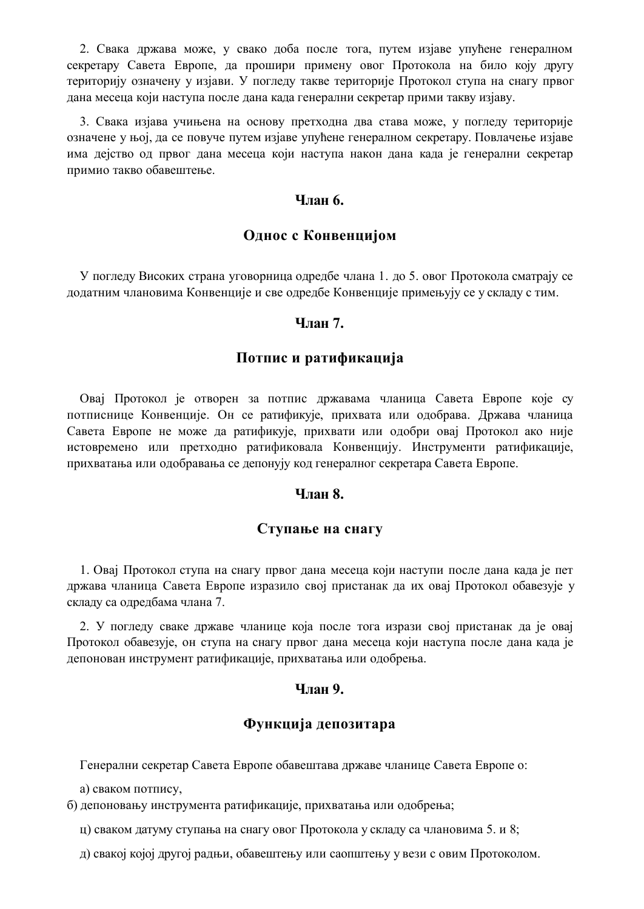2. Свака држава може, у свако доба после тога, путем изјаве упућене генералном секретару Савета Европе, да прошири примену овог Протокола на било коју другу територију означену у изјави. У погледу такве територије Протокол ступа на снагу првог дана месеца који наступа после дана када генерални секретар прими такву изјаву.

3. Свака изјава учињена на основу претходна два става може, у погледу територије означене у њој, да се повуче путем изјаве упућене генералном секретару. Повлачење изјаве има дејство од првог дана месеца који наступа након дана када је генерални секретар примио такво обавештење.

### Члан 6.

### Однос с Конвенцијом

У погледу Високих страна уговорница одредбе члана 1. до 5. овог Протокола сматрају се додатним члановима Конвенције и све одредбе Конвенције примењују се у складу с тим.

### Члан 7.

### Потпис и ратификација

Овај Протокол је отворен за потпис државама чланица Савета Европе које су потписнице Конвенције. Он се ратификује, прихвата или одобрава. Држава чланица Савета Европе не може да ратификује, прихвати или одобри овај Протокол ако није истовремено или претходно ратификовала Конвенцију. Инструменти ратификације, прихватања или одобравања се депонују код генералног секретара Савета Европе.

### Члан 8.

### Ступање на снагу

1. Овај Протокол ступа на снагу првог дана месеца који наступи после дана када је пет држава чланица Савета Европе изразило свој пристанак да их овај Протокол обавезује у складу са одредбама члана 7.

2. У погледу сваке државе чланице која после тога изрази свој пристанак да је овај Протокол обавезује, он ступа на снагу првог дана месеца који наступа после дана када је депонован инструмент ратификације, прихватања или одобрења.

### Члан 9.

### Функција депозитара

Генерални секретар Савета Европе обавештава државе чланице Савета Европе о:

а) сваком потпису,

б) депоновању инструмента ратификације, прихватања или одобрења;

ц) сваком датуму ступања на снагу овог Протокола у складу са члановима 5. и 8;

д) свакој којој другој радњи, обавештењу или саопштењу у вези с овим Протоколом.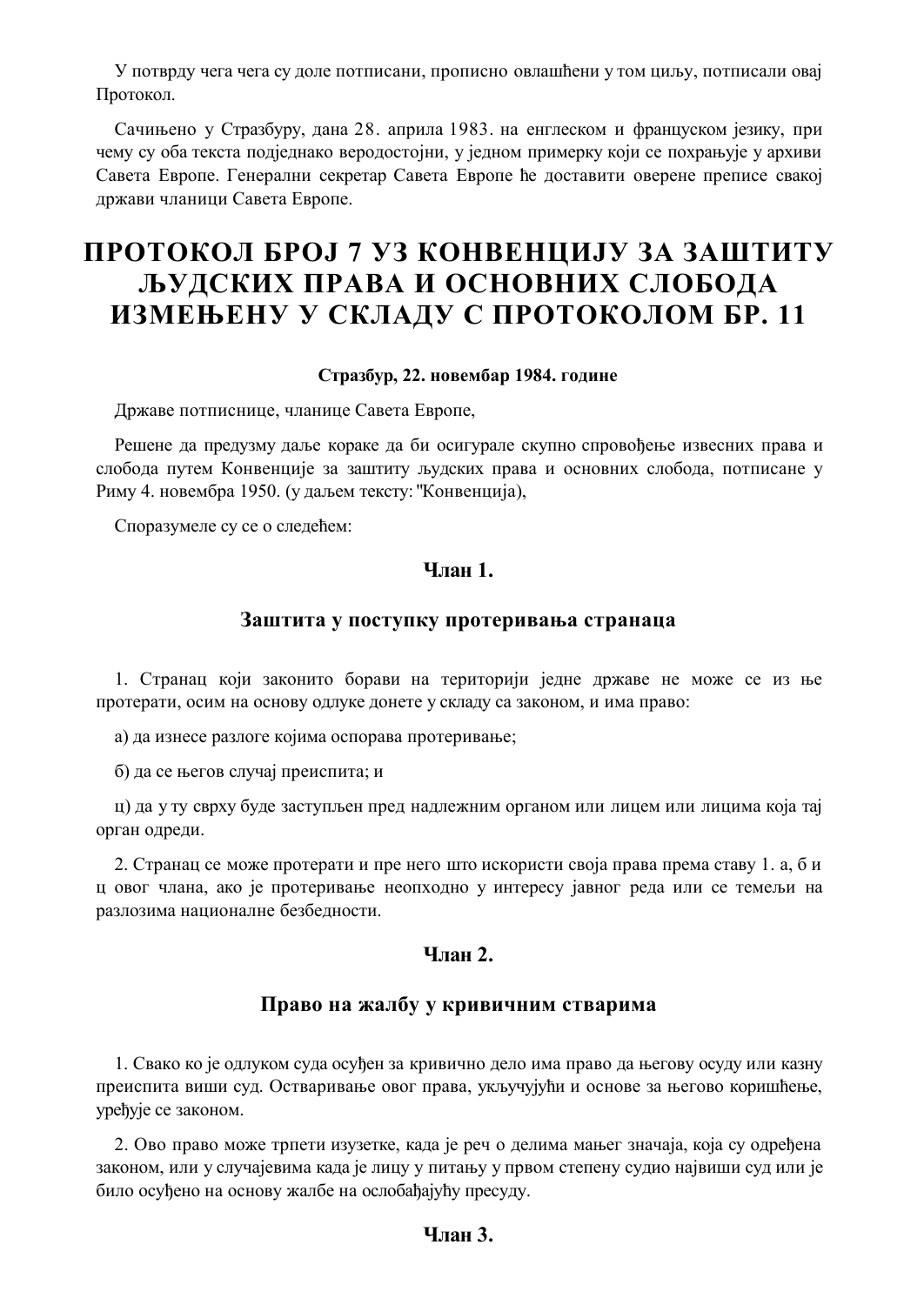У потврду чега чега су доле потписани, прописно овлашћени у том циљу, потписали овај Протокол.

Сачињено у Стразбуру, дана 28. априла 1983. на енглеском и француском језику, при чему су оба текста подједнако веродостојни, у једном примерку који се похрањује у архиви Савета Европе. Генерални секретар Савета Европе ће доставити оверене преписе свакој држави чланици Савета Европе.

# ПРОТОКОЛ БРОЈ 7 УЗ КОНВЕНЦИЈУ ЗА ЗАШТИТУ ЉУДСКИХ ПРАВА И ОСНОВНИХ СЛОБОДА ИЗМЕЊЕНУ У СКЛАДУ С ПРОТОКОЛОМ БР. 11

**Стразбур, 22. новембар 1984. године**

Државе потписнице, чланице Савета Европе,

Решене да предузму даље кораке да би осигурале скупно спровођење извесних права и слобода путем Конвенције за заштиту људских права и основних слобода, потписане у Риму 4. новембра 1950. (у даљем тексту: "Конвенција),

Споразумеле су се о следећем:

### Члан 1.

### Заштита у поступку протеривања странаца

1. Странац који законито борави на територији једне државе не може се из ње протерати, осим на основу одлуке донете у складу са законом, и има право:

а) да изнесе разлоге којима оспорава протеривање;

б) да се његов случај преиспита; и

ц) да у ту сврху буде заступљен пред надлежним органом или лицем или лицима која тај орган одреди.

2. Странац се може протерати и пре него што искористи своја права према ставу 1. а, б и ц овог члана, ако је протеривање неопходно у интересу јавног реда или се темељи на разлозима националне безбедности.

### Члан 2.

### Право на жалбу у кривичним стварима

1. Свако ко је одлуком суда осуђен за кривично дело има право да његову осуду или казну преиспита виши суд. Остваривање овог права, укључујући и основе за његово коришћење, уређује се законом.

2. Ово право може трпети изузетке, када је реч о делима мањег значаја, која су одређена законом, или у случајевима када је лицу у питању у првом степену судио највиши суд или је било осуђено на основу жалбе на ослобађајућу пресуду.

### Члан 3.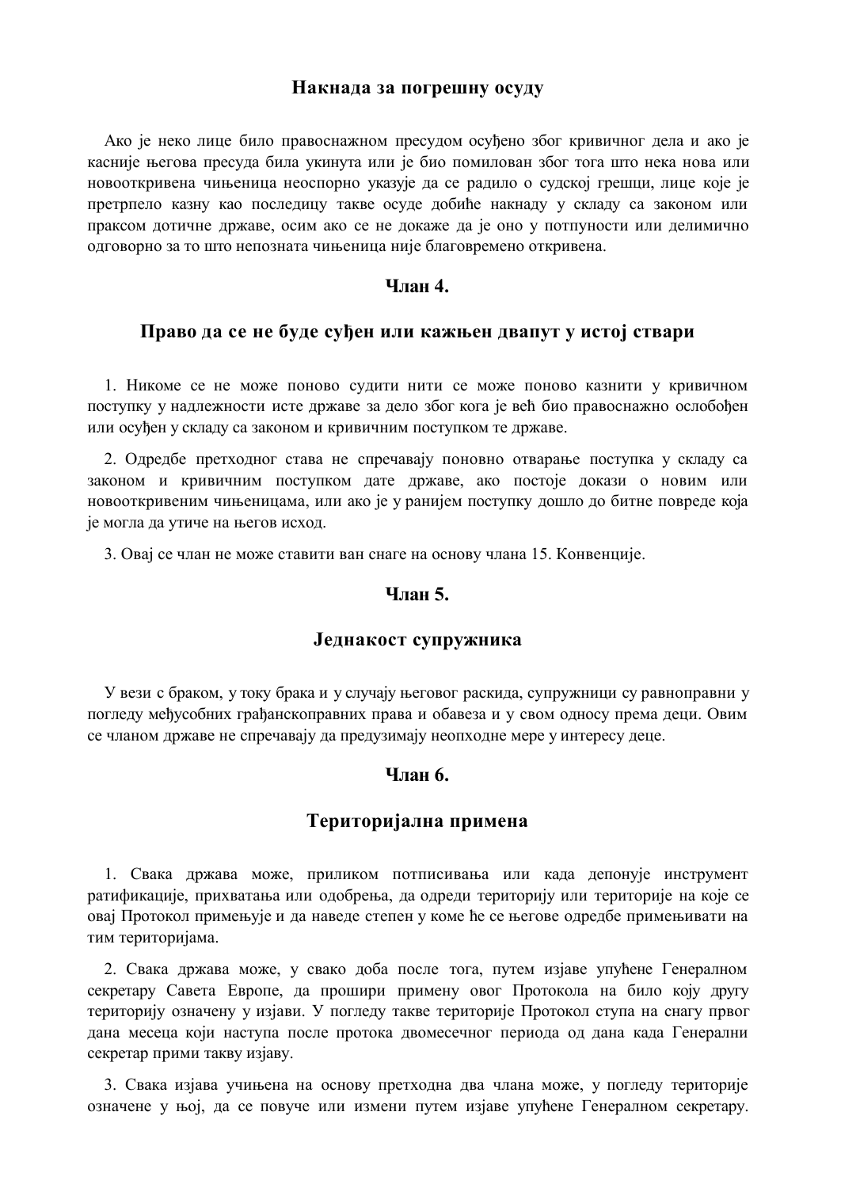### Накнада за погрешну осуду

Ако је неко лице било правоснажном пресудом осуђено због кривичног дела и ако је касније његова пресуда била укинута или је био помилован због тога што нека нова или новооткривена чињеница неоспорно указује да се радило о судској грешци, лице које је претрпело казну као последицу такве осуде добиће накнаду у складу са законом или праксом дотичне државе, осим ако се не докаже да је оно у потпуности или делимично одговорно за то што непозната чињеница није благовремено откривена.

### Члан 4.

### Право да се не буде суђен или кажњен двапут у истој ствари

1. Никоме се не може поново судити нити се може поново казнити у кривичном поступку у надлежности исте државе за дело због кога је већ био правоснажно ослобођен или осуђен у складу са законом и кривичним поступком те државе.

2. Одредбе претходног става не спречавају поновно отварање поступка у складу са законом и кривичним поступком дате државе, ако постоје докази о новим или новооткривеним чињеницама, или ако је у ранијем поступку дошло до битне повреде која је могла да утиче на његов исход.

3. Овај се члан не може ставити ван снаге на основу члана 15. Конвенције.

### Члан 5.

### Једнакост супружника

У вези с браком, у току брака и у случају његовог раскида, супружници су равноправни у погледу међусобних грађанскоправних права и обавеза и у свом односу према деци. Овим се чланом државе не спречавају да предузимају неопходне мере у интересу деце.

### Члан 6.

### Територијална примена

1. Свака држава може, приликом потписивања или када депонује инструмент ратификације, прихватања или одобрења, да одреди територију или територије на које се овај Протокол примењује и да наведе степен у коме ће се његове одредбе примењивати на тим територијама.

2. Свака држава може, у свако доба после тога, путем изјаве упућене Генералном секретару Савета Европе, да прошири примену овог Протокола на било коју другу територију означену у изјави. У погледу такве територије Протокол ступа на снагу првог дана месеца који наступа после протока двомесечног периода од дана када Генерални секретар прими такву изјаву.

3. Свака изјава учињена на основу претходна два члана може, у погледу територије означене у њој, да се повуче или измени путем изјаве упућене Генералном секретару.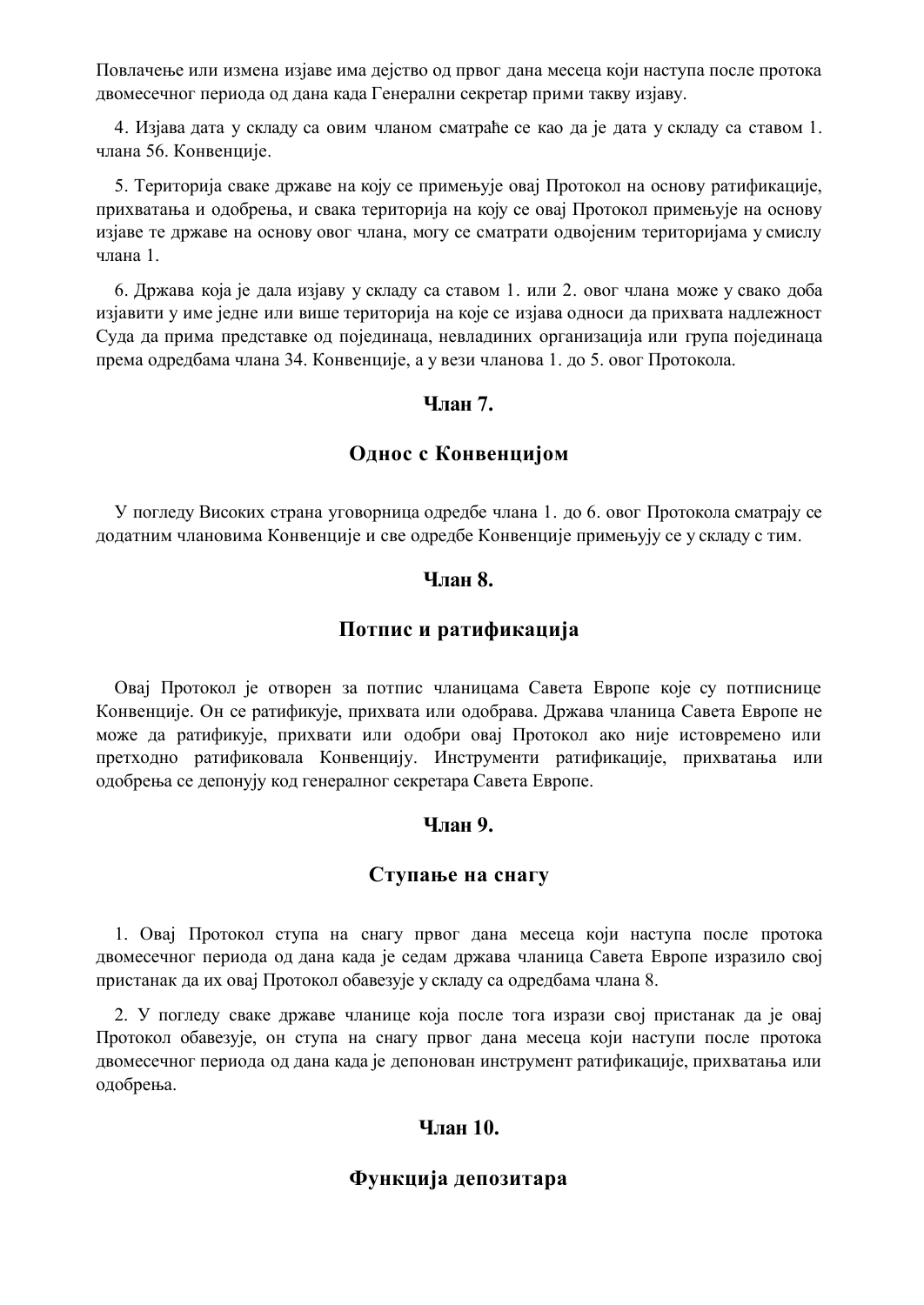Повлачење или измена изјаве има дејство од првог дана месеца који наступа после протока двомесечног периода од дана када Генерални секретар прими такву изјаву.

4. Изјава дата у складу са овим чланом сматраће се као да је дата у складу са ставом 1. члана 56. Конвенције.

5. Територија сваке државе на коју се примењује овај Протокол на основу ратификације, прихватања и одобрења, и свака територија на коју се овај Протокол примењује на основу изјаве те државе на основу овог члана, могу се сматрати одвојеним територијама у смислу члана 1.

6. Држава која је дала изјаву у складу са ставом 1. или 2. овог члана може у свако доба изјавити у име једне или више територија на које се изјава односи да прихвата надлежност Суда да прима представке од појединаца, невладиних организација или група појединаца према одредбама члана 34. Конвенције, а у вези чланова 1. до 5. овог Протокола.

### Члан 7.

### Однос с Конвенцијом

У погледу Високих страна уговорница одредбе члана 1. до 6. овог Протокола сматрају се додатним члановима Конвенције и све одредбе Конвенције примењују се у складу с тим.

### Члан 8.

### Потпис и ратификација

Овај Протокол је отворен за потпис чланицама Савета Европе које су потписнице Конвенције. Он се ратификује, прихвата или одобрава. Држава чланица Савета Европе не може да ратификује, прихвати или одобри овај Протокол ако није истовремено или претходно ратификовала Конвенцију. Инструменти ратификације, прихватања или одобрења се депонују код генералног секретара Савета Европе.

### Члан 9.

### Ступање на снагу

1. Овај Протокол ступа на снагу првог дана месеца који наступа после протока двомесечног периода од дана када је седам држава чланица Савета Европе изразило свој пристанак да их овај Протокол обавезује у складу са одредбама члана 8.

2. У погледу сваке државе чланице која после тога изрази свој пристанак да је овај Протокол обавезује, он ступа на снагу првог дана месеца који наступи после протока двомесечног периода од дана када је депонован инструмент ратификације, прихватања или одобрења.

### Члан 10.

### Функција депозитара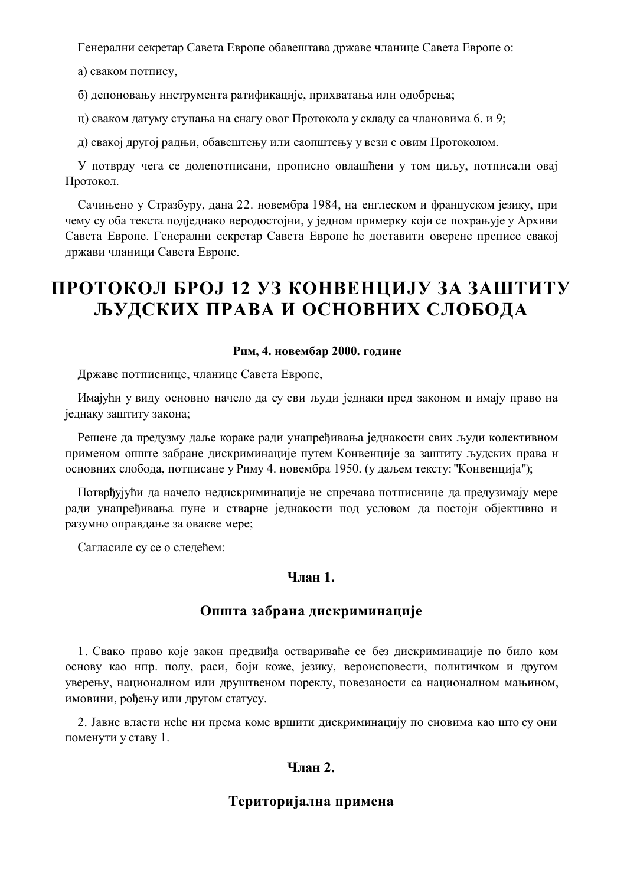Генерални секретар Савета Европе обавештава државе чланице Савета Европе о:

а) сваком потпису,

б) депоновању инструмента ратификације, прихватања или одобрења;

ц) сваком датуму ступања на снагу овог Протокола у складу са члановима 6. и 9;

д) свакој другој радњи, обавештењу или саопштењу у вези с овим Протоколом.

У потврду чега се долепотписани, прописно овлашћени у том циљу, потписали овај Протокол.

Сачињено у Стразбуру, дана 22. новембра 1984, на енглеском и француском језику, при чему су оба текста подједнако веродостојни, у једном примерку који се похрањује у Архиви Савета Европе. Генерални секретар Савета Европе ће доставити оверене преписе свакој држави чланици Савета Европе.

# ПРОТОКОЛ БРОЈ 12 УЗ КОНВЕНЦИЈУ ЗА ЗАШТИТУ ЉУДСКИХ ПРАВА И ОСНОВНИХ СЛОБОДА

**Рим, 4. новембар 2000. године**

Државе потписнице, чланице Савета Европе,

Имајући у виду основно начело да су сви људи једнаки пред законом и имају право на једнаку заштиту закона;

Решене да предузму даље кораке ради унапређивања једнакости свих људи колективном применом опште забране дискриминације путем Конвенције за заштиту људских права и основних слобода, потписане у Риму 4. новембра 1950. (у даљем тексту: "Конвенција");

Потврђујући да начело недискриминације не спречава потписнице да предузимају мере ради унапређивања пуне и стварне једнакости под условом да постоји објективно и разумно оправдање за овакве мере;

Сагласиле су се о следећем:

### Члан 1.

### Општа забрана дискриминације

1. Свако право које закон предвиђа оствариваће се без дискриминације по било ком основу као нпр. полу, раси, боји коже, језику, вероисповести, политичком и другом уверењу, националном или друштвеном пореклу, повезаности са националном мањином, имовини, рођењу или другом статусу.

2. Јавне власти неће ни према коме вршити дискриминацију по сновима као што су они поменути у ставу 1.

### Члан 2.

### Територијална примена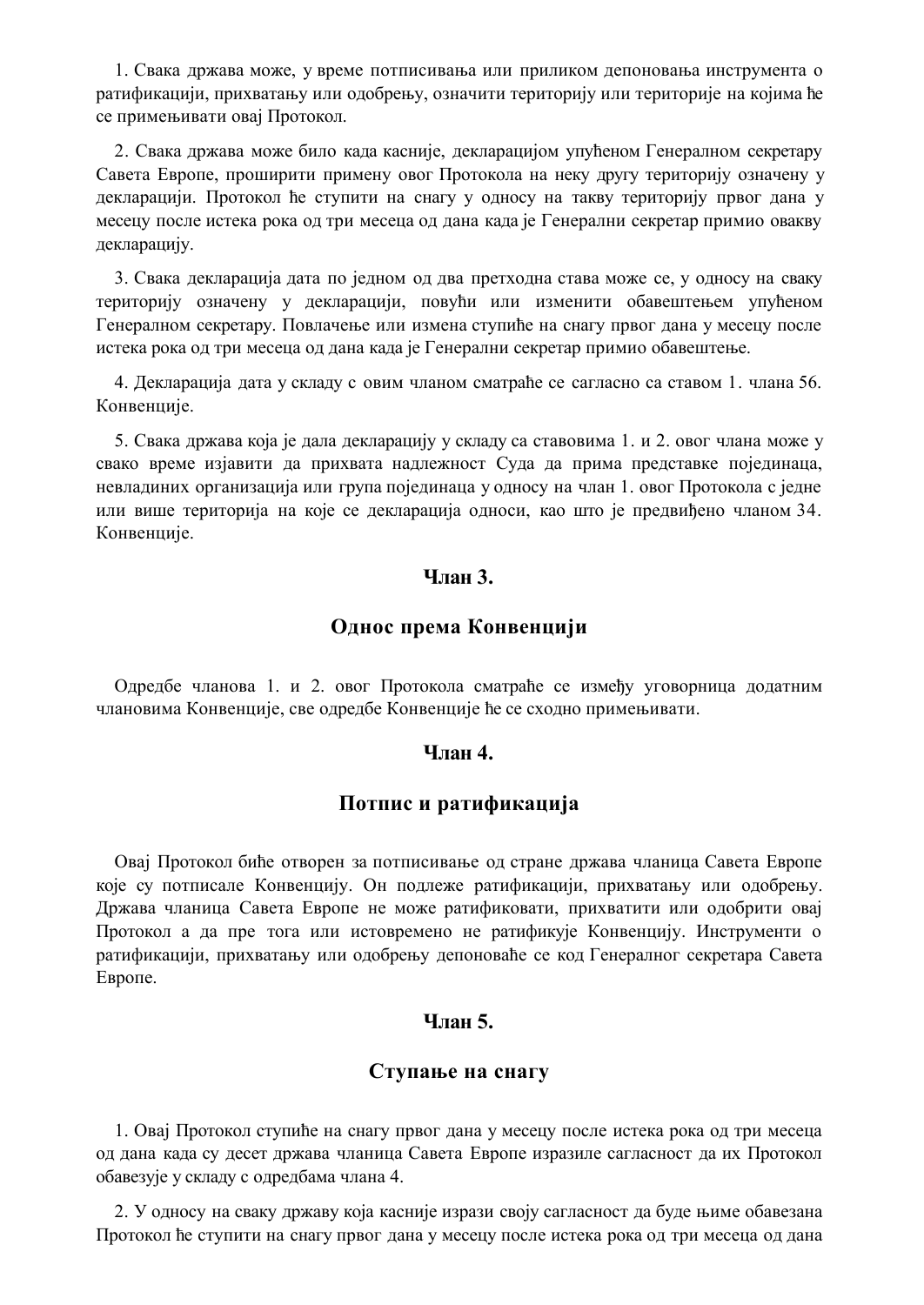1. Свака држава може, у време потписивања или приликом депоновања инструмента о ратификацији, прихватању или одобрењу, означити територију или територије на којима ће се примењивати овај Протокол.

2. Свака држава може било када касније, декларацијом упућеном Генералном секретару Савета Европе, проширити примену овог Протокола на неку другу територију означену у декларацији. Протокол ће ступити на снагу у односу на такву територију првог дана у месецу после истека рока од три месеца од дана када је Генерални секретар примио овакву декларацију.

3. Свака декларација дата по једном од два претходна става може се, у односу на сваку територију означену у декларацији, повући или изменити обавештењем упућеном Генералном секретару. Повлачење или измена ступиће на снагу првог дана у месецу после истека рока од три месеца од дана када је Генерални секретар примио обавештење.

4. Декларација дата у складу с овим чланом сматраће се сагласно са ставом 1. члана 56. Конвенције.

5. Свака држава која је дала декларацију у складу са ставовима 1. и 2. овог члана може у свако време изјавити да прихвата надлежност Суда да прима представке појединаца, невладиних организација или група појединаца у односу на члан 1. овог Протокола с једне или више територија на које се декларација односи, као што је предвиђено чланом 34. Конвенције.

## Члан 3.

## Однос према Конвенцији

Одредбе чланова 1. и 2. овог Протокола сматраће се између уговорница додатним члановима Конвенције, све одредбе Конвенције ће се сходно примењивати.

## Члан 4.

## Потпис и ратификација

Овај Протокол биће отворен за потписивање од стране држава чланица Савета Европе које су потписале Конвенцију. Он подлеже ратификацији, прихватању или одобрењу. Држава чланица Савета Европе не може ратификовати, прихватити или одобрити овај Протокол а да пре тога или истовремено не ратификује Конвенцију. Инструменти о ратификацији, прихватању или одобрењу депоноваће се код Генералног секретара Савета Европе.

## Члан 5.

## Ступање на снагу

1. Овај Протокол ступиће на снагу првог дана у месецу после истека рока од три месеца од дана када су десет држава чланица Савета Европе изразиле сагласност да их Протокол обавезује у складу с одредбама члана 4.

2. У односу на сваку државу која касније изрази своју сагласност да буде њиме обавезана Протокол ће ступити на снагу првог дана у месецу после истека рока од три месеца од дана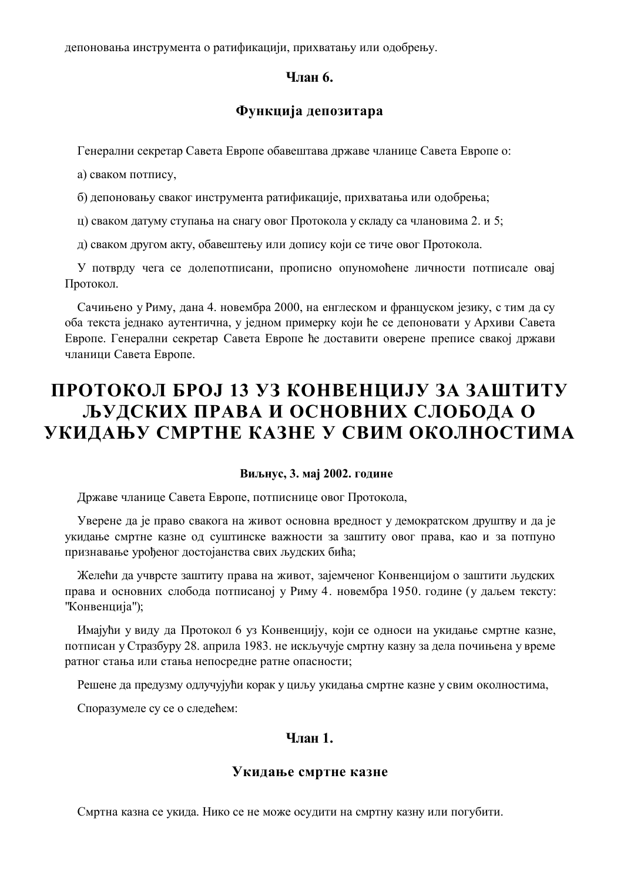депоновања инструмента о ратификацији, прихватању или одобрењу.

### Члан 6.

### Функција депозитара

Генерални секретар Савета Европе обавештава државе чланице Савета Европе о:

а) сваком потпису,

б) депоновању сваког инструмента ратификације, прихватања или одобрења;

ц) сваком датуму ступања на снагу овог Протокола у складу са члановима 2. и 5;

д) сваком другом акту, обавештењу или допису који се тиче овог Протокола.

У потврду чега се долепотписани, прописно опуномоћене личности потписале овај Протокол.

Сачињено у Риму, дана 4. новембра 2000, на енглеском и француском језику, с тим да су оба текста једнако аутентична, у једном примерку који ће се депоновати у Архиви Савета Европе. Генерални секретар Савета Европе ће доставити оверене преписе свакој држави чланици Савета Европе.

# ПРОТОКОЛ БРОЈ 13 УЗ КОНВЕНЦИЈУ ЗА ЗАШТИТУ ЉУДСКИХ ПРАВА И ОСНОВНИХ СЛОБОДА О УКИДАЊУ СМРТНЕ КАЗНЕ У СВИМ ОКОЛНОСТИМА

**Виљнус, 3. мај 2002. године**

Државе чланице Савета Европе, потписнице овог Протокола,

Уверене да је право свакога на живот основна вредност у демократском друштву и да је укидање смртне казне од суштинске важности за заштиту овог права, као и за потпуно признавање урођеног достојанства свих људских бића;

Желећи да учврсте заштиту права на живот, зајемченог Конвенцијом о заштити људских права и основних слобода потписаној у Риму 4. новембра 1950. године (у даљем тексту: "Конвенција");

Имајући у виду да Протокол 6 уз Конвенцију, који се односи на укидање смртне казне, потписан у Стразбуру 28. априла 1983. не искључује смртну казну за дела почињена у време ратног стања или стања непосредне ратне опасности;

Решене да предузму одлучујући корак у циљу укидања смртне казне у свим околностима,

Споразумеле су се о следећем:

### Члан 1.

### Укидање смртне казне

Смртна казна се укида. Нико се не може осудити на смртну казну или погубити.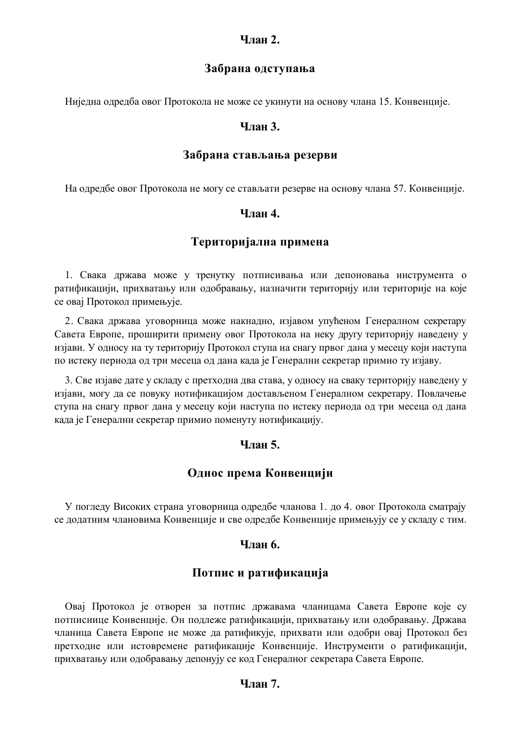**Члан 2.**

**Забрана одступања**

Ниједна одредба овог Протокола не може се укинути на основу члана 15. Конвенције.

**Члан 3.**

**Забрана стављања резерви**

На одредбе овог Протокола не могу се стављати резерве на основу члана 57. Конвенције.

**Члан 4.**

**Територијална примена**

1. Свака држава може у тренутку потписивања или депоновања инструмента о ратификацији, прихватању или одобравању, назначити територију или територије на које се овај Протокол примењује.

2. Свака држава уговорница може накнадно, изјавом упућеном Генералном секретару Савета Европе, проширити примену овог Протокола на неку другу територију наведену у изјави. У односу на ту територију Протокол ступа на снагу првог дана у месецу који наступа по истеку периода од три месеца од дана када је Генерални секретар примио ту изјаву.

3. Све изјаве дате у складу с претходна два става, у односу на сваку територију наведену у изјави, могу да се повуку нотификацијом достављеном Генералном секретару. Повлачење ступа на снагу првог дана у месецу који наступа по истеку периода од три месеца од дана када је Генерални секретар примио поменуту нотификацију.

**Члан 5.**

**Однос према Конвенцији**

У погледу Високих страна уговорница одредбе чланова 1. до 4. овог Протокола сматрају се додатним члановима Конвенције и све одредбе Конвенције примењују се у складу с тим.

**Члан 6.**

**Потпис и ратификација**

Овај Протокол је отворен за потпис државама чланицама Савета Европе које су потписнице Конвенције. Он подлеже ратификацији, прихватању или одобравању. Држава чланица Савета Европе не може да ратификује, прихвати или одобри овај Протокол без претходне или истовремене ратификације Конвенције. Инструменти о ратификацији, прихватању или одобравању депонују се код Генералног секретара Савета Европе.

**Члан 7.**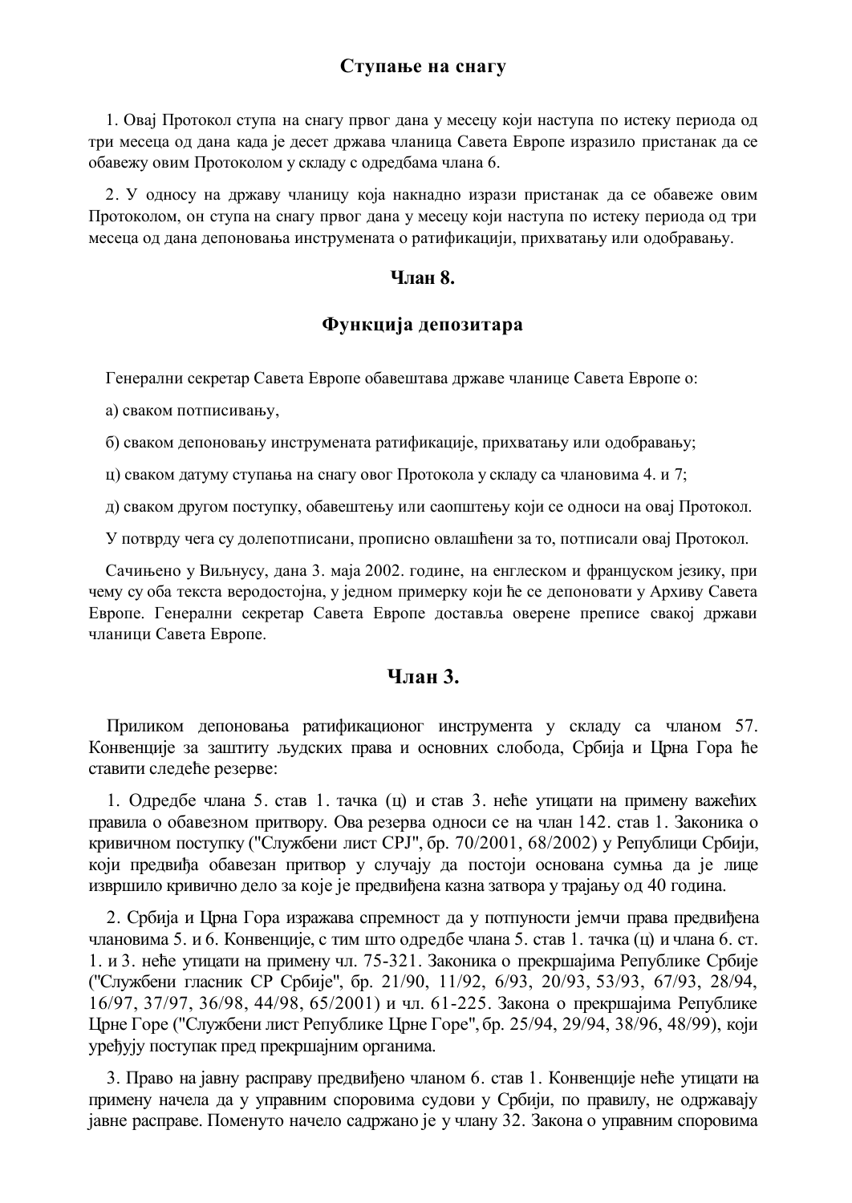### Ступање на снагу

1. Овај Протокол ступа на снагу првог дана у месецу који наступа по истеку периода од три месеца од дана када је десет држава чланица Савета Европе изразило пристанак да се обавежу овим Протоколом у складу с одредбама члана 6.

2. У односу на државу чланицу која накнадно изрази пристанак да се обавеже овим Протоколом, он ступа на снагу првог дана у месецу који наступа по истеку периода од три месеца од дана депоновања инструмената о ратификацији, прихватању или одобравању.

### Члан 8.

### Функција депозитара

Генерални секретар Савета Европе обавештава државе чланице Савета Европе о:

а) сваком потписивању,

б) сваком депоновању инструмената ратификације, прихватању или одобравању;

ц) сваком датуму ступања на снагу овог Протокола у складу са члановима 4. и 7;

д) сваком другом поступку, обавештењу или саопштењу који се односи на овај Протокол.

У потврду чега су долепотписани, прописно овлашћени за то, потписали овај Протокол.

Сачињено у Виљнусу, дана 3. маја 2002. године, на енглеском и француском језику, при чему су оба текста веродостојна, у једном примерку који ће се депоновати у Архиву Савета Европе. Генерални секретар Савета Европе доставља оверене преписе свакој држави чланици Савета Европе.

## Члан 3.

Приликом депоновања ратификационог инструмента у складу са чланом 57. Конвенције за заштиту људских права и основних слобода, Србија и Црна Гора ће ставити следеће резерве:

1. Одредбе члана 5. став 1. тачка (ц) и став 3. неће утицати на примену важећих правила о обавезном притвору. Ова резерва односи се на члан 142. став 1. Законика о кривичном поступку ("Службени лист СРЈ", бр. 70/2001, 68/2002) у Републици Србији, који предвиђа обавезан притвор у случају да постоји основана сумња да је лице извршило кривично дело за које је предвиђена казна затвора у трајању од 40 година.

2. Србија и Црна Гора изражава спремност да у потпуности јемчи права предвиђена члановима 5. и 6. Конвенције, с тим што одредбе члана 5. став 1. тачка (ц) и члана 6. ст. 1. и 3. неће утицати на примену чл. 75-321. Законика о прекршајима Републике Србије ("Службени гласник СР Србије", бр. 21/90, 11/92, 6/93, 20/93, 53/93, 67/93, 28/94, 16/97, 37/97, 36/98, 44/98, 65/2001) и чл. 61-225. Закона о прекршајима Републике Црне Горе ("Службени лист Републике Црне Горе", бр. 25/94, 29/94, 38/96, 48/99), који уређују поступак пред прекршајним органима.

3. Право на јавну расправу предвиђено чланом 6. став 1. Конвенције неће утицати на примену начела да у управним споровима судови у Србији, по правилу, не одржавају јавне расправе. Поменуто начело садржано је у члану 32. Закона о управним споровима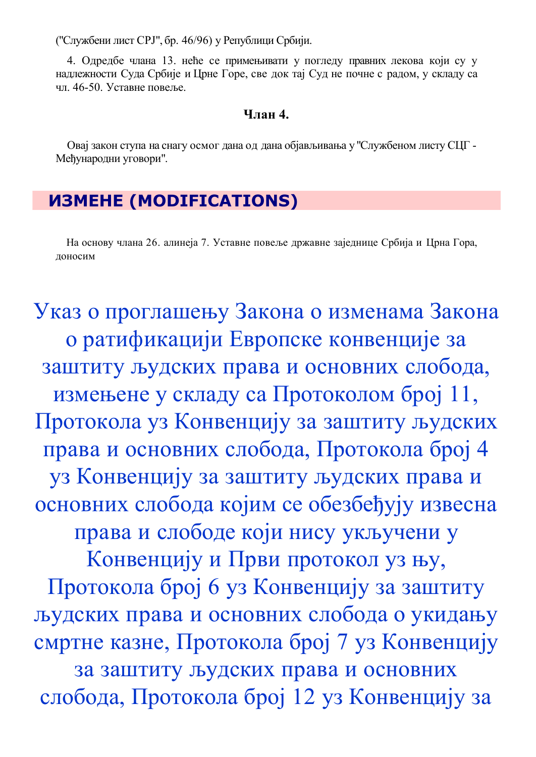("Службени лист СРЈ", бр. 46/96) у Републици Србији.

4. Одредбе члана 13. неће се примењивати у погледу правних лекова који су у надлежности Суда Србије и Црне Горе, све док тај Суд не почне с радом, у складу са чл. 46-50. Уставне повеље.

**Члан 4.**

Овај закон ступа на снагу осмог дана од дана објављивања у "Службеном листу СЦГ - Међународни уговори".

## ИЗМЕНЕ (MODIFICATIONS)

На основу члана 26. алинеја 7. Уставне повеље државне заједнице Србија и Црна Гора, доносим

# Указ о проглашењу Закона о изменама Закона о ратификацији Европске конвенције за заштиту људских права и основних слобода, измењене у складу са Протоколом број 11, Протокола уз Конвенцију за заштиту људских права и основних слобода, Протокола број 4 уз Конвенцију за заштиту људских права и основних слобода којим се обезбеђују извесна права и слободе који нису укључени у Конвенцију и Први протокол уз њу, Протокола број 6 уз Конвенцију за заштиту људских права и основних слобода о укидању смртне казне, Протокола број 7 уз Конвенцију за заштиту људских права и основних слобода, Протокола број 12 уз Конвенцију за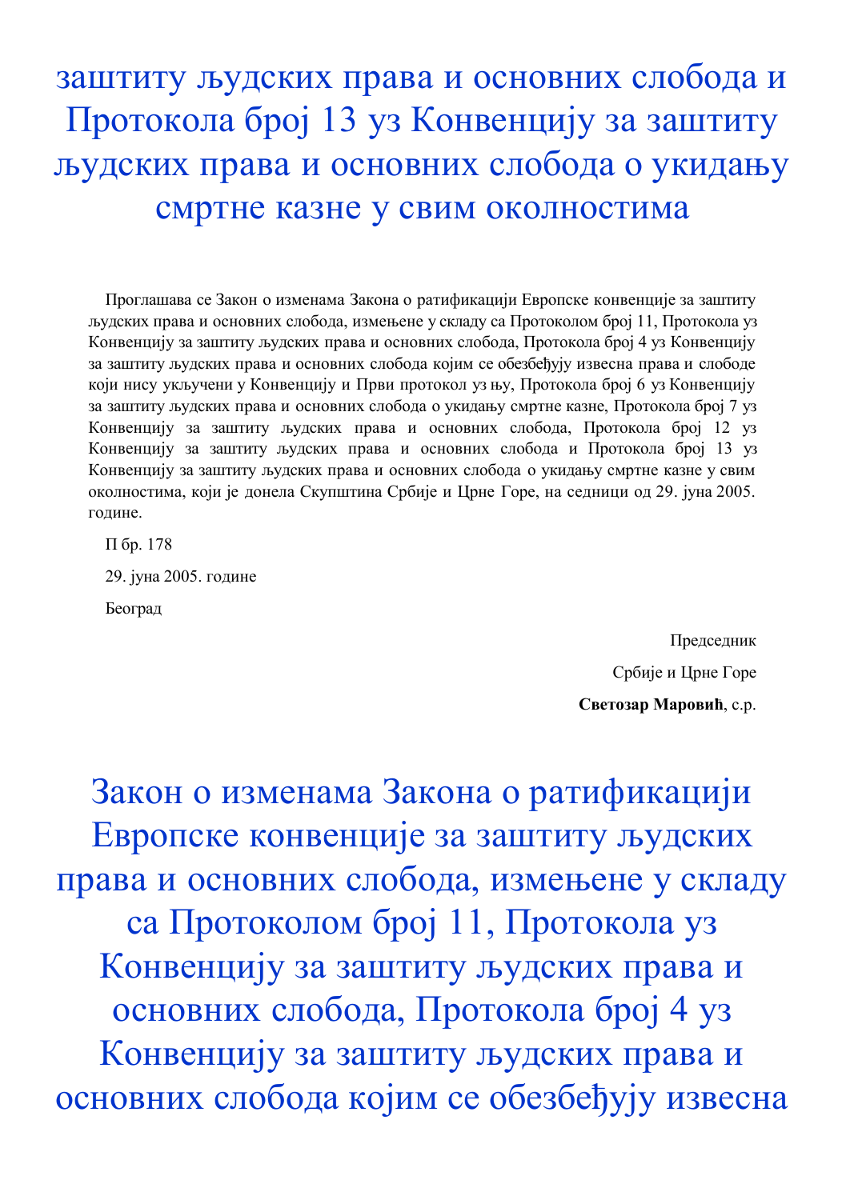# заштиту људских права и основних слобода и Протокола број 13 уз Конвенцију за заштиту људских права и основних слобода о укидању смртне казне у свим околностима

Проглашава се Закон о изменама Закона о ратификацији Европске конвенције за заштиту људских права и основних слобода, измењене у складу са Протоколом број 11, Протокола уз Конвенцију за заштиту људских права и основних слобода, Протокола број 4 уз Конвенцију за заштиту људских права и основних слобода којим се обезбеђују извесна права и слободе који нису укључени у Конвенцију и Први протокол уз њу, Протокола број 6 уз Конвенцију за заштиту људских права и основних слобода о укидању смртне казне, Протокола број 7 уз Конвенцију за заштиту људских права и основних слобода, Протокола број 12 уз Конвенцију за заштиту људских права и основних слобода и Протокола број 13 уз Конвенцију за заштиту људских права и основних слобода о укидању смртне казне у свим околностима, који је донела Скупштина Србије и Црне Горе, на седници од 29. јуна 2005. године.

П бр. 178

29. јуна 2005. године

Београд

Председник

Србије и Црне Горе

**Светозар Маровић**, с.р.

# Закон о изменама Закона о ратификацији Европске конвенције за заштиту људских права и основних слобода, измењене у складу са Протоколом број 11, Протокола уз Конвенцију за заштиту људских права и основних слобода, Протокола број 4 уз Конвенцију за заштиту људских права и основних слобода којим се обезбеђују извесна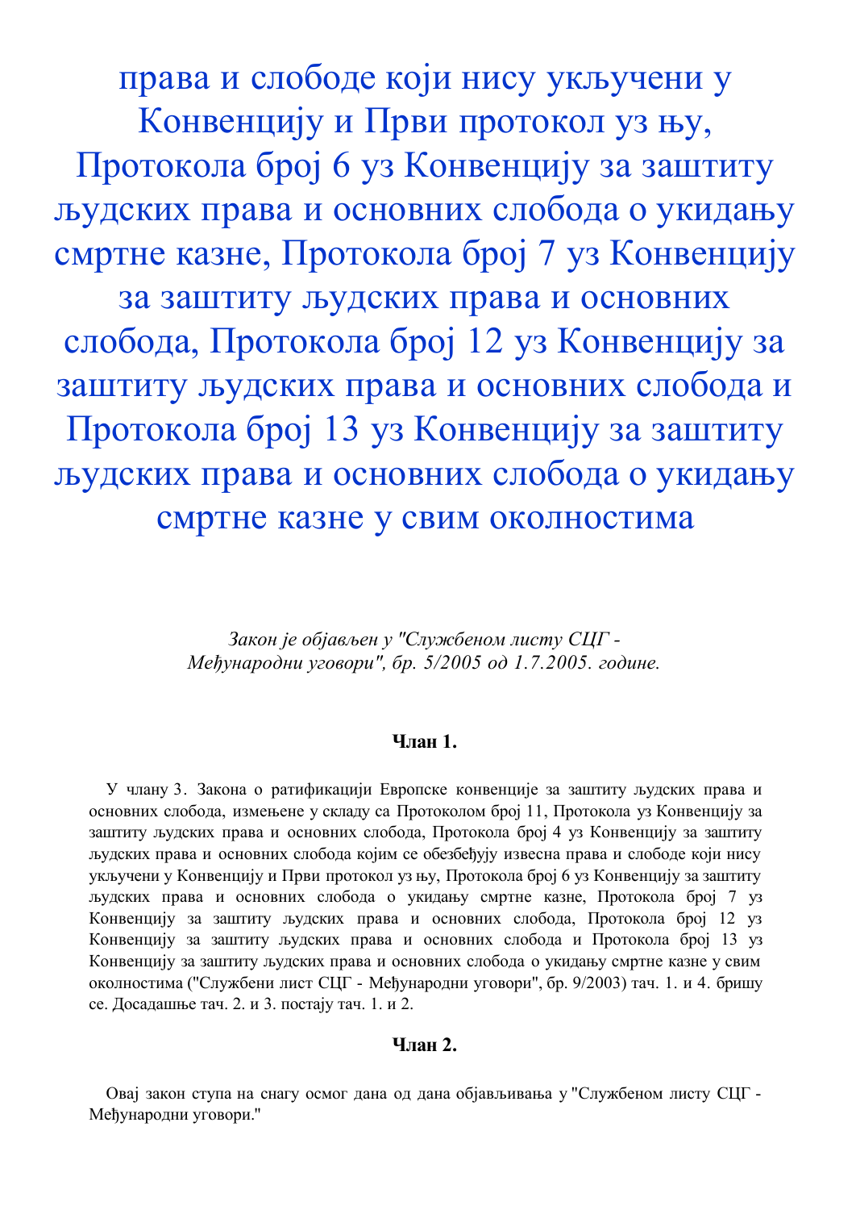# права и слободе који нису укључени у Конвенцију и Први протокол уз њу, Протокола број 6 уз Конвенцију за заштиту људских права и основних слобода о укидању смртне казне, Протокола број 7 уз Конвенцију за заштиту људских права и основних слобода, Протокола број 12 уз Конвенцију за заштиту људских права и основних слобода и Протокола број 13 уз Конвенцију за заштиту људских права и основних слобода о укидању смртне казне у свим околностима

*Закон је објављен у "Службеном листу СЦГ - Међународни уговори", бр. 5/2005 од 1.7.2005. године.*

**Члан 1.**

У члану 3. Закона о ратификацији Европске конвенције за заштиту људских права и основних слобода, измењене у складу са Протоколом број 11, Протокола уз Конвенцију за заштиту људских права и основних слобода, Протокола број 4 уз Конвенцију за заштиту људских права и основних слобода којим се обезбеђују извесна права и слободе који нису укључени у Конвенцију и Први протокол уз њу, Протокола број 6 уз Конвенцију за заштиту људских права и основних слобода о укидању смртне казне, Протокола број 7 уз Конвенцију за заштиту људских права и основних слобода, Протокола број 12 уз Конвенцију за заштиту људских права и основних слобода и Протокола број 13 уз Конвенцију за заштиту људских права и основних слобода о укидању смртне казне у свим околностима ("Службени лист СЦГ - Међународни уговори", бр. 9/2003) тач. 1. и 4. бришу се. Досадашње тач. 2. и 3. постају тач. 1. и 2.

**Члан 2.**

Овај закон ступа на снагу осмог дана од дана објављивања у "Службеном листу СЦГ - Међународни уговори."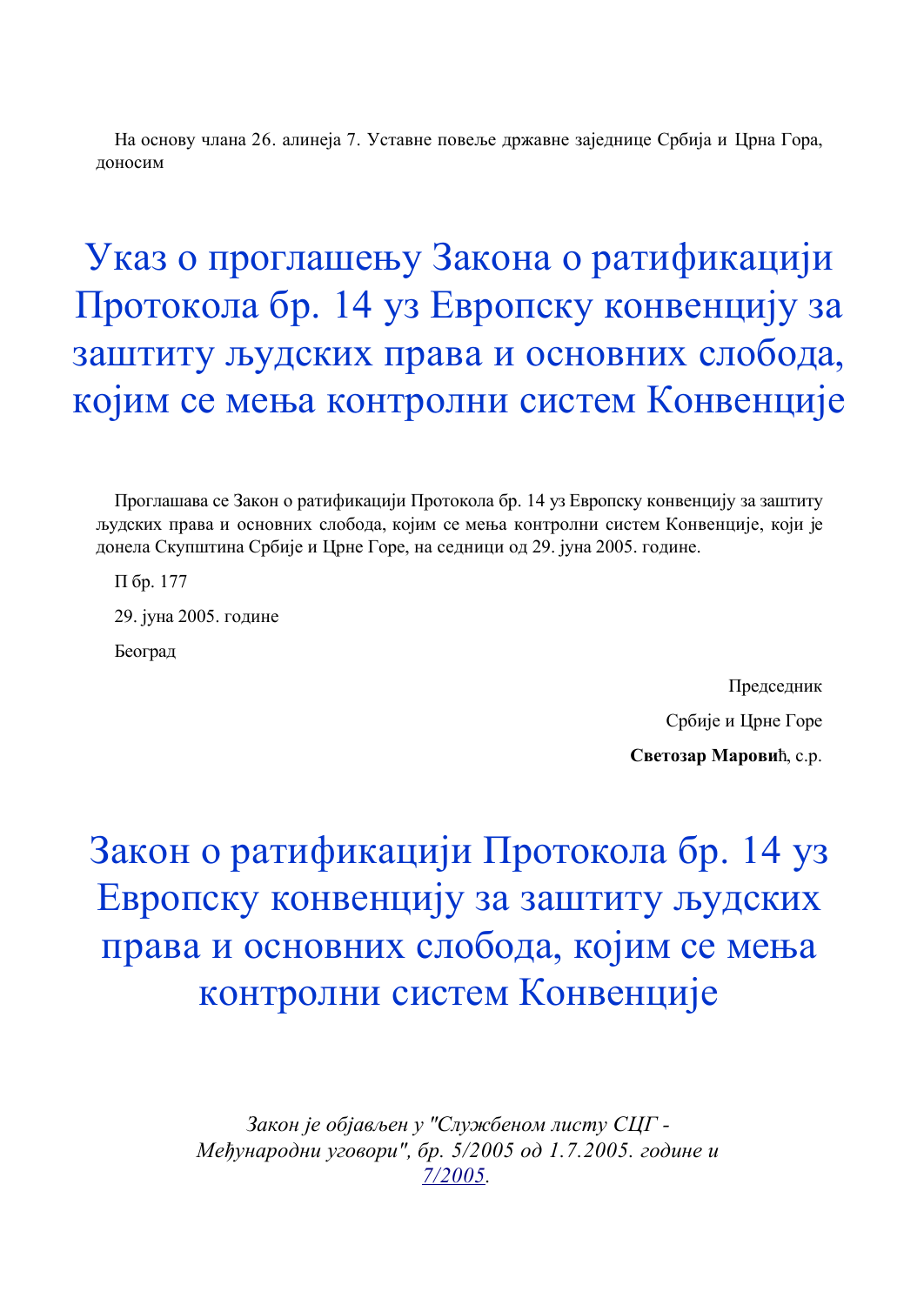На основу члана 26. алинеја 7. Уставне повеље државне заједнице Србија и Црна Гора, доносим

# Указ о проглашењу Закона о ратификацији Протокола бр. 14 уз Европску конвенцију за заштиту људских права и основних слобода, којим се мења контролни систем Конвенције

Проглашава се Закон о ратификацији Протокола бр. 14 уз Европску конвенцију за заштиту људских права и основних слобода, којим се мења контролни систем Конвенције, који је донела Скупштина Србије и Црне Горе, на седници од 29. јуна 2005. године.

П бр. 177

29. јуна 2005. године

Београд

Председник

Србије и Црне Горе

**Светозар Маровић**, с.р.

# Закон о ратификацији Протокола бр. 14 уз Европску конвенцију за заштиту људских права и основних слобода, којим се мења контролни систем Конвенције

*Закон је објављен у "Службеном листу СЦГ - Међународни уговори", бр. 5/2005 од 1.7.2005. године и 7/2005.*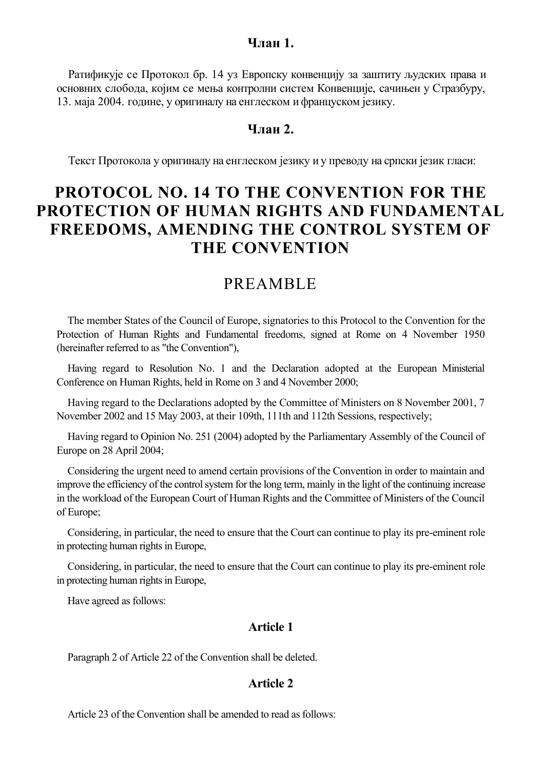### Члан 1.

Ратификује се Протокол бр. 14 уз Европску конвенцију за заштиту људских права и основних слобода, којим се мења контролни систем Конвенције, сачињен у Стразбуру, 13. маја 2004. године, у оригиналу на енглеском и француском језику.

### Члан 2.

Текст Протокола у оригиналу на енглеском језику и у преводу на српски језик гласи:

# PROTOCOL NO. 14 TO THE CONVENTION FOR THE PROTECTION OF HUMAN RIGHTS AND FUNDAMENTAL FREEDOMS, AMENDING THE CONTROL SYSTEM OF THE CONVENTION

## PREAMBLE

The member States of the Council of Europe, signatories to this Protocol to the Convention for the Protection of Human Rights and Fundamental freedoms, signed at Rome on 4 November 1950 (hereinafter referred to as "the Convention"),

Having regard to Resolution No. 1 and the Declaration adopted at the European Ministerial Conference on Human Rights, held in Rome on 3 and 4 November 2000;

Having regard to the Declarations adopted by the Committee of Ministers on 8 November 2001, 7 November 2002 and 15 May 2003, at their 109th, 111th and 112th Sessions, respectively;

Having regard to Opinion No. 251 (2004) adopted by the Parliamentary Assembly of the Council of Europe on 28 April 2004;

Considering the urgent need to amend certain provisions of the Convention in order to maintain and improve the efficiency of the control system for the long term, mainly in the light of the continuing increase in the workload of the European Court of Human Rights and the Committee of Ministers of the Council of Europe;

Considering, in particular, the need to ensure that the Court can continue to play its pre-eminent role in protecting human rights in Europe,

Considering, in particular, the need to ensure that the Court can continue to play its pre-eminent role in protecting human rights in Europe,

Have agreed as follows:

### Article 1

Paragraph 2 of Article 22 of the Convention shall be deleted.

### Article 2

Article 23 of the Convention shall be amended to read as follows: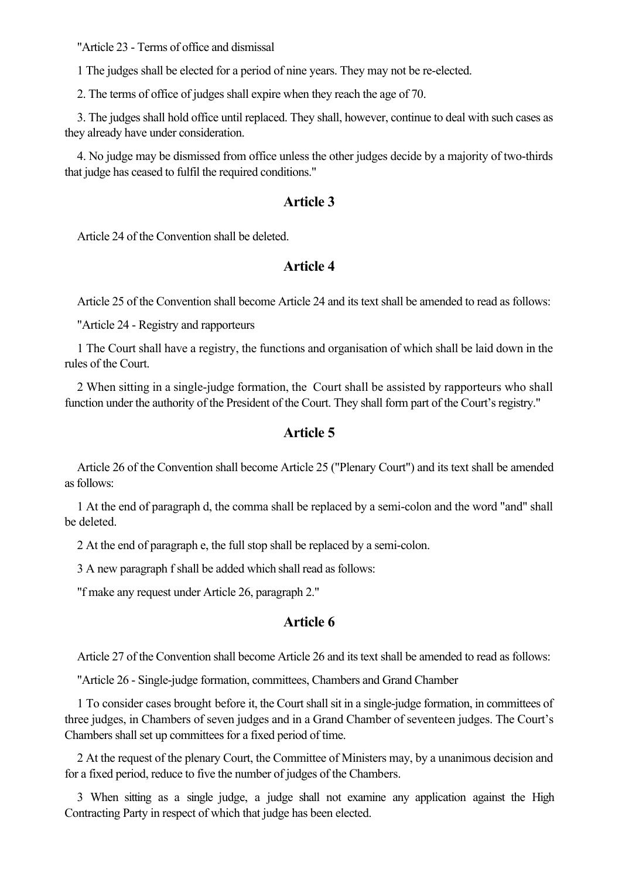"Article 23 - Terms of office and dismissal

1 The judges shall be elected for a period of nine years. They may not be re-elected.

2. The terms of office of judges shall expire when they reach the age of 70.

3. The judges shall hold office until replaced. They shall, however, continue to deal with such cases as they already have under consideration.

4. No judge may be dismissed from office unless the other judges decide by a majority of two-thirds that judge has ceased to fulfil the required conditions."

## Article 3

Article 24 of the Convention shall be deleted.

## Article 4

Article 25 of the Convention shall become Article 24 and its text shall be amended to read as follows:

"Article 24 - Registry and rapporteurs

1 The Court shall have a registry, the functions and organisation of which shall be laid down in the rules of the Court.

2 When sitting in a single-judge formation, the Court shall be assisted by rapporteurs who shall function under the authority of the President of the Court. They shall form part of the Court's registry."

## Article 5

Article 26 of the Convention shall become Article 25 ("Plenary Court") and its text shall be amended as follows:

1 At the end of paragraph d, the comma shall be replaced by a semi-colon and the word "and" shall be deleted.

2 At the end of paragraph e, the full stop shall be replaced by a semi-colon.

3 A new paragraph f shall be added which shall read as follows:

"f make any request under Article 26, paragraph 2."

## Article 6

Article 27 of the Convention shall become Article 26 and its text shall be amended to read as follows:

"Article 26 - Single-judge formation, committees, Chambers and Grand Chamber

1 To consider cases brought before it, the Court shall sit in a single-judge formation, in committees of three judges, in Chambers of seven judges and in a Grand Chamber of seventeen judges. The Court's Chambers shall set up committees for a fixed period of time.

2 At the request of the plenary Court, the Committee of Ministers may, by a unanimous decision and for a fixed period, reduce to five the number of judges of the Chambers.

3 When sitting as a single judge, a judge shall not examine any application against the High Contracting Party in respect of which that judge has been elected.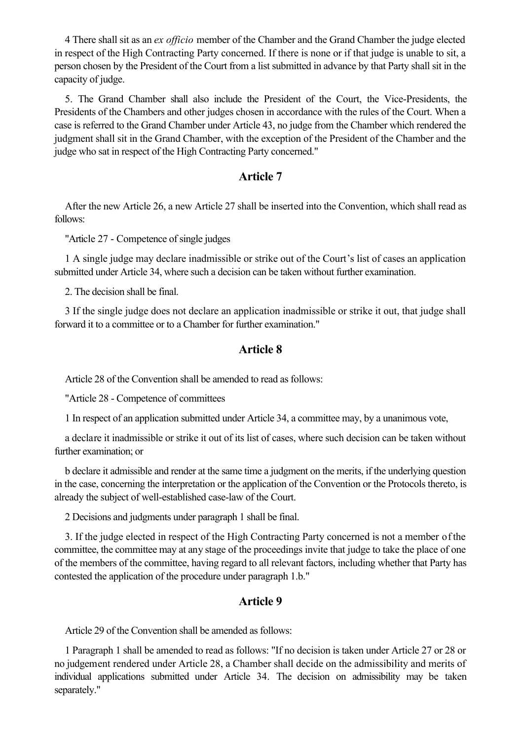4 There shall sit as an *ex officio* member of the Chamber and the Grand Chamber the judge elected in respect of the High Contracting Party concerned. If there is none or if that judge is unable to sit, a person chosen by the President of the Court from a list submitted in advance by that Party shall sit in the capacity of judge.

5. The Grand Chamber shall also include the President of the Court, the Vice-Presidents, the Presidents of the Chambers and other judges chosen in accordance with the rules of the Court. When a case is referred to the Grand Chamber under Article 43, no judge from the Chamber which rendered the judgment shall sit in the Grand Chamber, with the exception of the President of the Chamber and the judge who sat in respect of the High Contracting Party concerned."

## Article 7

After the new Article 26, a new Article 27 shall be inserted into the Convention, which shall read as follows:

"Article 27 - Competence of single judges

1 A single judge may declare inadmissible or strike out of the Court's list of cases an application submitted under Article 34, where such a decision can be taken without further examination.

2. The decision shall be final.

3 If the single judge does not declare an application inadmissible or strike it out, that judge shall forward it to a committee or to a Chamber for further examination."

## Article 8

Article 28 of the Convention shall be amended to read as follows:

"Article 28 - Competence of committees

1 In respect of an application submitted under Article 34, a committee may, by a unanimous vote,

a declare it inadmissible or strike it out of its list of cases, where such decision can be taken without further examination; or

b declare it admissible and render at the same time a judgment on the merits, if the underlying question in the case, concerning the interpretation or the application of the Convention or the Protocols thereto, is already the subject of well-established case-law of the Court.

2 Decisions and judgments under paragraph 1 shall be final.

3. If the judge elected in respect of the High Contracting Party concerned is not a member of the committee, the committee may at any stage of the proceedings invite that judge to take the place of one of the members of the committee, having regard to all relevant factors, including whether that Party has contested the application of the procedure under paragraph 1.b."

## Article 9

Article 29 of the Convention shall be amended as follows:

1 Paragraph 1 shall be amended to read as follows: "If no decision is taken under Article 27 or 28 or no judgement rendered under Article 28, a Chamber shall decide on the admissibility and merits of individual applications submitted under Article 34. The decision on admissibility may be taken separately."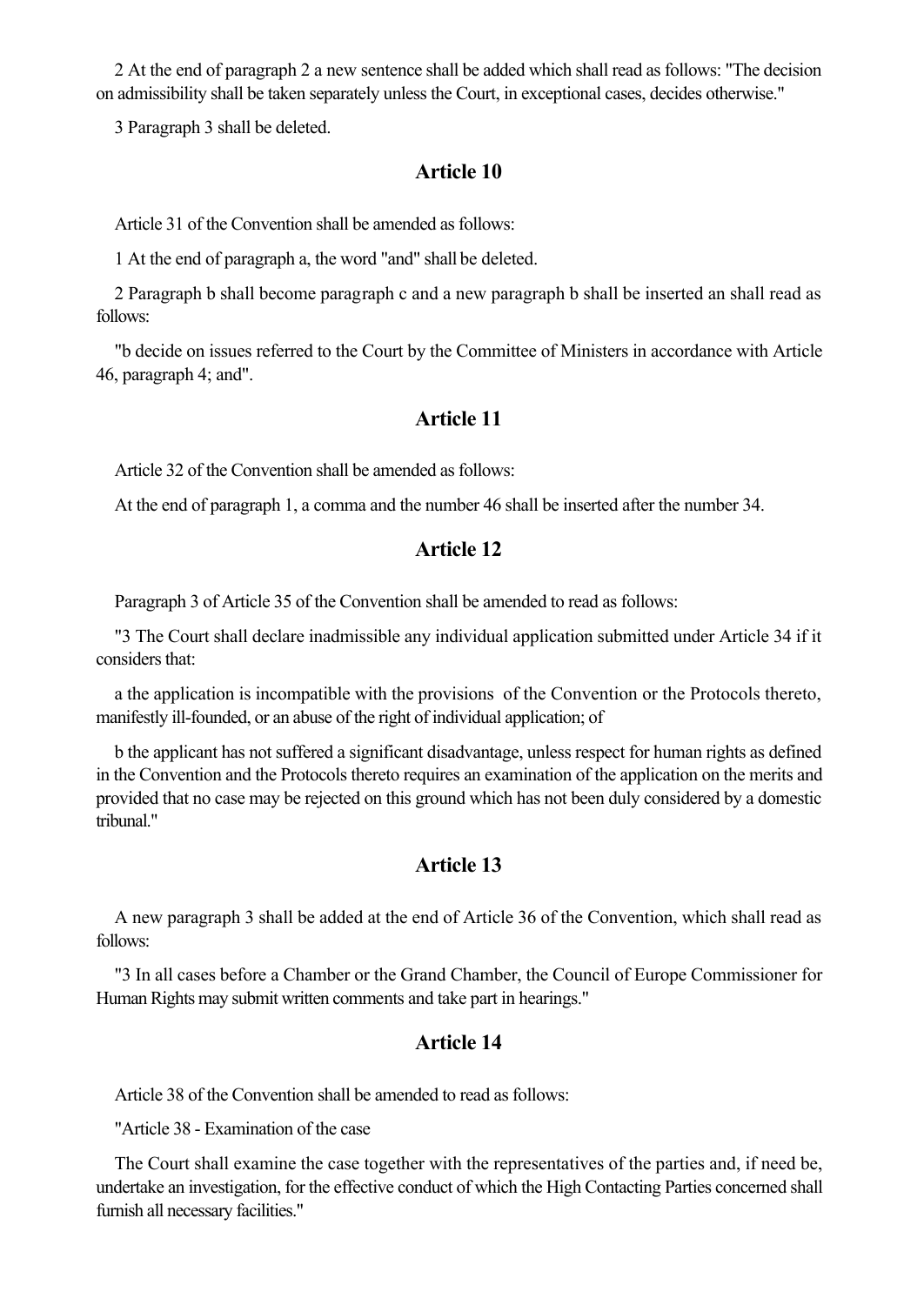2 At the end of paragraph 2 a new sentence shall be added which shall read as follows: "The decision on admissibility shall be taken separately unless the Court, in exceptional cases, decides otherwise."

3 Paragraph 3 shall be deleted.

## Article 10

Article 31 of the Convention shall be amended as follows:

1 At the end of paragraph a, the word "and" shall be deleted.

2 Paragraph b shall become paragraph c and a new paragraph b shall be inserted an shall read as follows:

"b decide on issues referred to the Court by the Committee of Ministers in accordance with Article 46, paragraph 4; and".

## Article 11

Article 32 of the Convention shall be amended as follows:

At the end of paragraph 1, a comma and the number 46 shall be inserted after the number 34.

## Article 12

Paragraph 3 of Article 35 of the Convention shall be amended to read as follows:

"3 The Court shall declare inadmissible any individual application submitted under Article 34 if it considers that:

a the application is incompatible with the provisions of the Convention or the Protocols thereto, manifestly ill-founded, or an abuse of the right of individual application; of

b the applicant has not suffered a significant disadvantage, unless respect for human rights as defined in the Convention and the Protocols thereto requires an examination of the application on the merits and provided that no case may be rejected on this ground which has not been duly considered by a domestic tribunal."

## Article 13

A new paragraph 3 shall be added at the end of Article 36 of the Convention, which shall read as follows:

"3 In all cases before a Chamber or the Grand Chamber, the Council of Europe Commissioner for Human Rights may submit written comments and take part in hearings."

## Article 14

Article 38 of the Convention shall be amended to read as follows:

"Article 38 - Examination of the case

The Court shall examine the case together with the representatives of the parties and, if need be, undertake an investigation, for the effective conduct of which the High Contacting Parties concerned shall furnish all necessary facilities."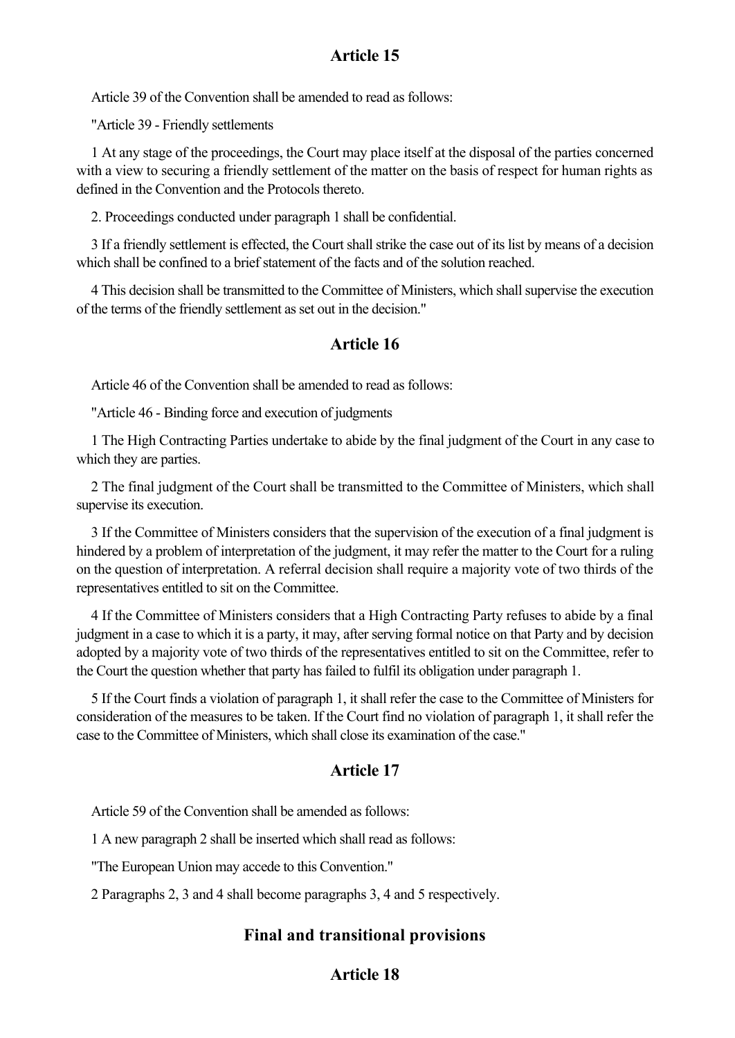## Article 15

Article 39 of the Convention shall be amended to read as follows:

"Article 39 - Friendly settlements

1 At any stage of the proceedings, the Court may place itself at the disposal of the parties concerned with a view to securing a friendly settlement of the matter on the basis of respect for human rights as defined in the Convention and the Protocols thereto.

2. Proceedings conducted under paragraph 1 shall be confidential.

3 If a friendly settlement is effected, the Court shall strike the case out of its list by means of a decision which shall be confined to a brief statement of the facts and of the solution reached.

4 This decision shall be transmitted to the Committee of Ministers, which shall supervise the execution of the terms of the friendly settlement as set out in the decision."

## Article 16

Article 46 of the Convention shall be amended to read as follows:

"Article 46 - Binding force and execution of judgments

1 The High Contracting Parties undertake to abide by the final judgment of the Court in any case to which they are parties.

2 The final judgment of the Court shall be transmitted to the Committee of Ministers, which shall supervise its execution.

3 If the Committee of Ministers considers that the supervision of the execution of a final judgment is hindered by a problem of interpretation of the judgment, it may refer the matter to the Court for a ruling on the question of interpretation. A referral decision shall require a majority vote of two thirds of the representatives entitled to sit on the Committee.

4 If the Committee of Ministers considers that a High Contracting Party refuses to abide by a final judgment in a case to which it is a party, it may, after serving formal notice on that Party and by decision adopted by a majority vote of two thirds of the representatives entitled to sit on the Committee, refer to the Court the question whether that party has failed to fulfil its obligation under paragraph 1.

5 If the Court finds a violation of paragraph 1, it shall refer the case to the Committee of Ministers for consideration of the measures to be taken. If the Court find no violation of paragraph 1, it shall refer the case to the Committee of Ministers, which shall close its examination of the case."

## Article 17

Article 59 of the Convention shall be amended as follows:

1 A new paragraph 2 shall be inserted which shall read as follows:

"The European Union may accede to this Convention."

2 Paragraphs 2, 3 and 4 shall become paragraphs 3, 4 and 5 respectively.

## Final and transitional provisions

## Article 18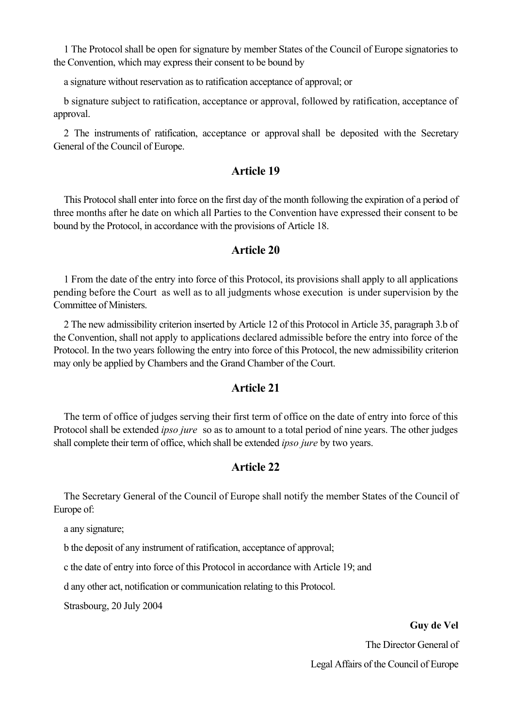1 The Protocol shall be open for signature by member States of the Council of Europe signatories to the Convention, which may express their consent to be bound by

a signature without reservation as to ratification acceptance of approval; or

b signature subject to ratification, acceptance or approval, followed by ratification, acceptance of approval.

2 The instruments of ratification, acceptance or approval shall be deposited with the Secretary General of the Council of Europe.

### Article 19

This Protocol shall enter into force on the first day of the month following the expiration of a period of three months after he date on which all Parties to the Convention have expressed their consent to be bound by the Protocol, in accordance with the provisions of Article 18.

### Article 20

1 From the date of the entry into force of this Protocol, its provisions shall apply to all applications pending before the Court as well as to all judgments whose execution is under supervision by the Committee of Ministers.

2 The new admissibility criterion inserted by Article 12 of this Protocol in Article 35, paragraph 3.b of the Convention, shall not apply to applications declared admissible before the entry into force of the Protocol. In the two years following the entry into force of this Protocol, the new admissibility criterion may only be applied by Chambers and the Grand Chamber of the Court.

### Article 21

The term of office of judges serving their first term of office on the date of entry into force of this Protocol shall be extended *ipso jure* so as to amount to a total period of nine years. The other judges shall complete their term of office, which shall be extended *ipso jure* by two years.

### Article 22

The Secretary General of the Council of Europe shall notify the member States of the Council of Europe of:

a any signature;

b the deposit of any instrument of ratification, acceptance of approval;

c the date of entry into force of this Protocol in accordance with Article 19; and

d any other act, notification or communication relating to this Protocol.

Strasbourg, 20 July 2004

**Guy de Vel**

The Director General of

Legal Affairs of the Council of Europe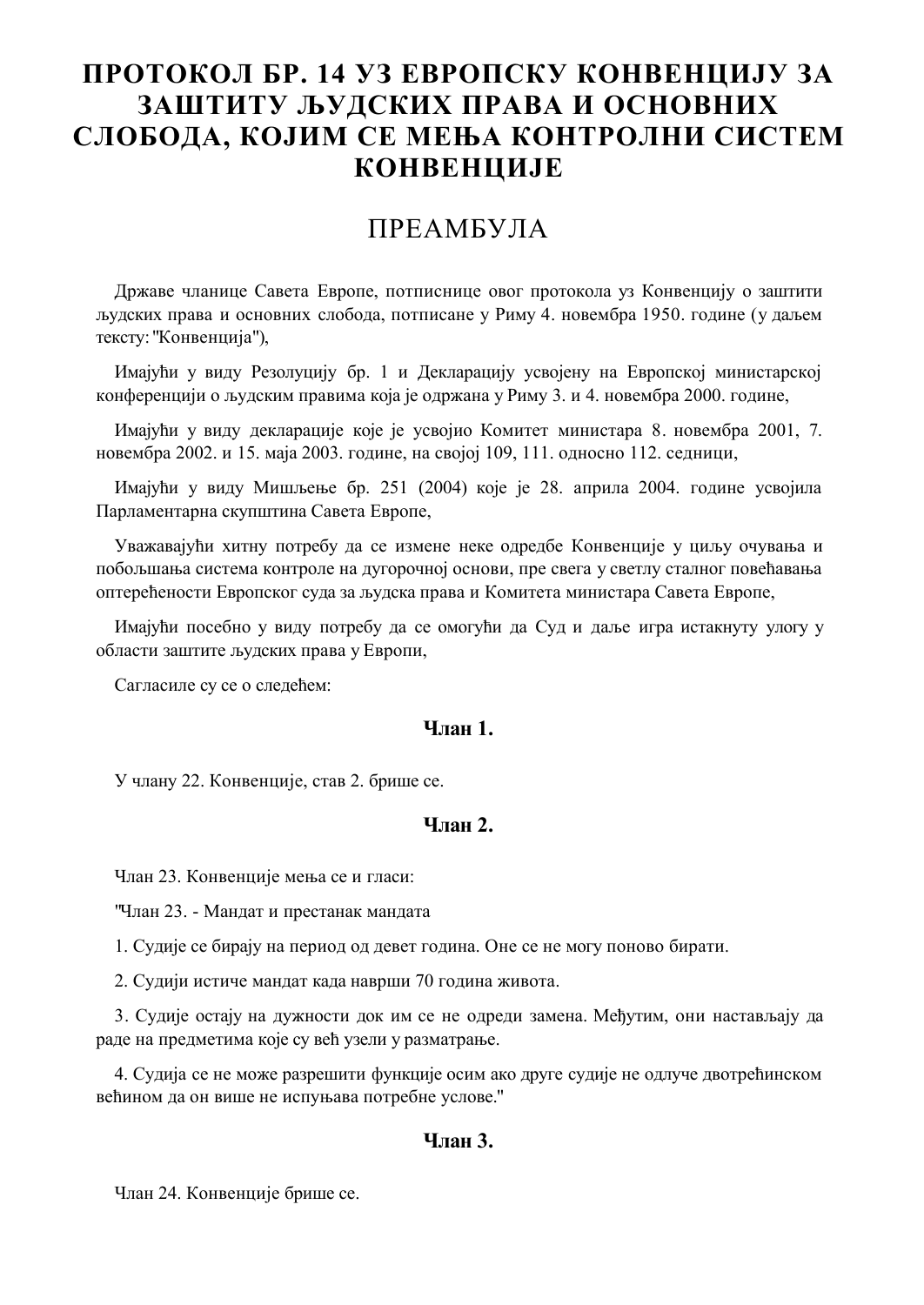# ПРОТОКОЛ БР. 14 УЗ ЕВРОПСКУ КОНВЕНЦИЈУ ЗА ЗАШТИТУ ЉУДСКИХ ПРАВА И ОСНОВНИХ СЛОБОДА, КОЈИМ СЕ МЕЊА КОНТРОЛНИ СИСТЕМ КОНВЕНЦИЈЕ

## ПРЕАМБУЛА

Државе чланице Савета Европе, потписнице овог протокола уз Конвенцију о заштити људских права и основних слобода, потписане у Риму 4. новембра 1950. године (у даљем тексту: "Конвенција"),

Имајући у виду Резолуцију бр. 1 и Декларацију усвојену на Европској министарској конференцији о људским правима која је одржана у Риму 3. и 4. новембра 2000. године,

Имајући у виду декларације које је усвојио Комитет министара 8. новембра 2001, 7. новембра 2002. и 15. маја 2003. године, на својој 109, 111. односно 112. седници,

Имајући у виду Мишљење бр. 251 (2004) које је 28. априла 2004. године усвојила Парламентарна скупштина Савета Европе,

Уважавајући хитну потребу да се измене неке одредбе Конвенције у циљу очувања и побољшања система контроле на дугорочној основи, пре свега у светлу сталног повећавања оптерећености Европског суда за људска права и Комитета министара Савета Европе,

Имајући посебно у виду потребу да се омогући да Суд и даље игра истакнуту улогу у области заштите људских права у Европи,

Сагласиле су се о следећем:

### Члан 1.

У члану 22. Конвенције, став 2. брише се.

### Члан 2.

Члан 23. Конвенције мења се и гласи:

"Члан 23. - Мандат и престанак мандата

1. Судије се бирају на период од девет година. Оне се не могу поново бирати.

2. Судији истиче мандат када наврши 70 година живота.

3. Судије остају на дужности док им се не одреди замена. Међутим, они настављају да раде на предметима које су већ узели у разматрање.

4. Судија се не може разрешити функције осим ако друге судије не одлуче двотрећинском већином да он више не испуњава потребне услове."

### Члан 3.

Члан 24. Конвенције брише се.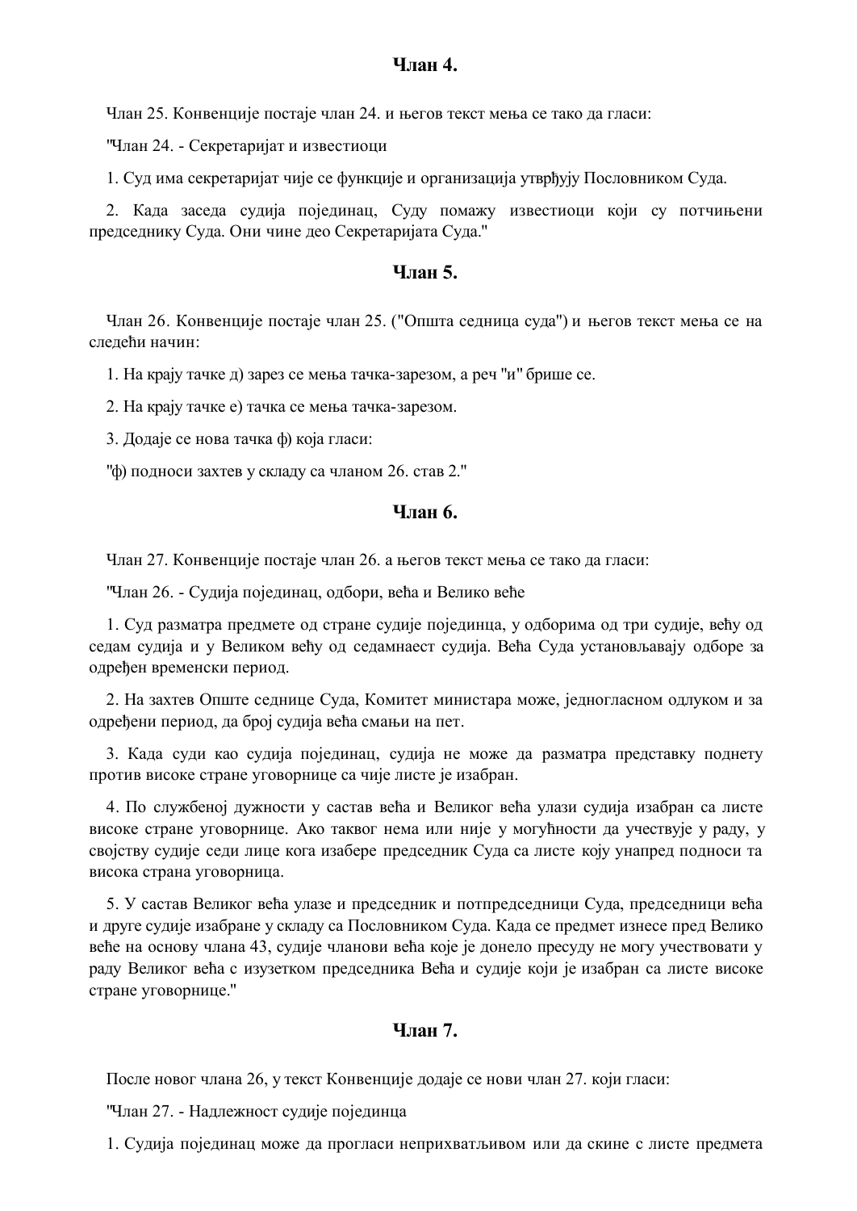## Члан 4.

Члан 25. Конвенције постаје члан 24. и његов текст мења се тако да гласи:

"Члан 24. - Секретаријат и известиоци

1. Суд има секретаријат чије се функције и организација утврђују Пословником Суда.

2. Када заседа судија појединац, Суду помажу известиоци који су потчињени председнику Суда. Они чине део Секретаријата Суда."

## Члан 5.

Члан 26. Конвенције постаје члан 25. ("Општа седница суда") и његов текст мења се на следећи начин:

1. На крају тачке д) зарез се мења тачка-зарезом, а реч "и" брише се.

2. На крају тачке е) тачка се мења тачка-зарезом.

3. Додаје се нова тачка ф) која гласи:

"ф) подноси захтев у складу са чланом 26. став 2."

## Члан 6.

Члан 27. Конвенције постаје члан 26. а његов текст мења се тако да гласи:

"Члан 26. - Судија појединац, одбори, већа и Велико веће

1. Суд разматра предмете од стране судије појединца, у одборима од три судије, већу од седам судија и у Великом већу од седамнаест судија. Већа Суда установљавају одборе за одређен временски период.

2. На захтев Опште седнице Суда, Комитет министара може, једногласном одлуком и за одређени период, да број судија већа смањи на пет.

3. Када суди као судија појединац, судија не може да разматра представку поднету против високе стране уговорнице са чије листе је изабран.

4. По службеној дужности у састав већа и Великог већа улази судија изабран са листе високе стране уговорнице. Ако таквог нема или није у могућности да учествује у раду, у својству судије седи лице кога изабере председник Суда са листе коју унапред подноси та висока страна уговорница.

5. У састав Великог већа улазе и председник и потпредседници Суда, председници већа и друге судије изабране у складу са Пословником Суда. Када се предмет изнесе пред Велико веће на основу члана 43, судије чланови већа које је донело пресуду не могу учествовати у раду Великог већа с изузетком председника Већа и судије који је изабран са листе високе стране уговорнице."

## Члан 7.

После новог члана 26, у текст Конвенције додаје се нови члан 27. који гласи:

"Члан 27. - Надлежност судије појединца

1. Судија појединац може да прогласи неприхватљивом или да скине с листе предмета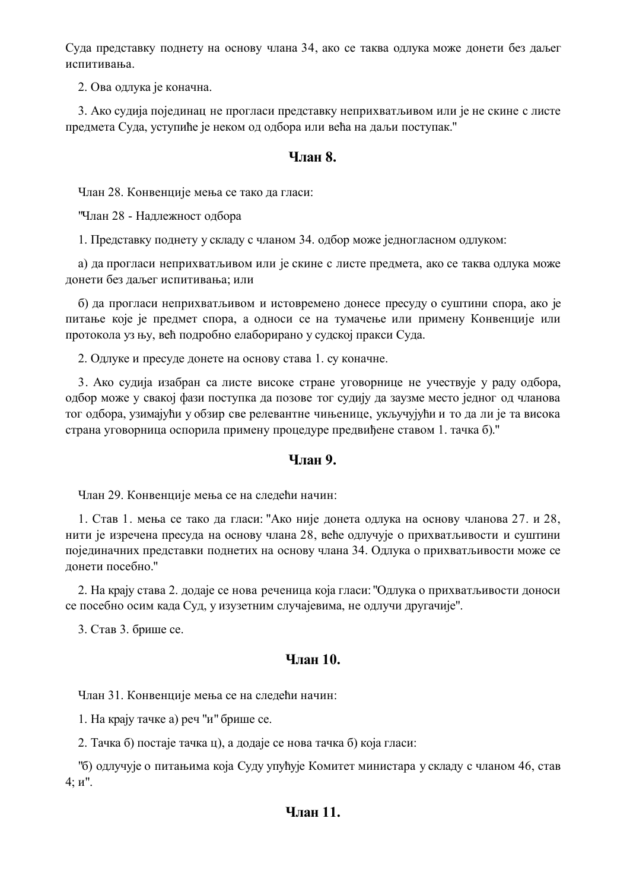Суда представку поднету на основу члана 34, ако се таква одлука може донети без даљег испитивања.

2. Ова одлука је коначна.

3. Ако судија појединац не прогласи представку неприхватљивом или је не скине с листе предмета Суда, уступиће је неком од одбора или већа на даљи поступак."

### Члан 8.

Члан 28. Конвенције мења се тако да гласи:

"Члан 28 - Надлежност одбора

1. Представку поднету у складу с чланом 34. одбор може једногласном одлуком:

а) да прогласи неприхватљивом или је скине с листе предмета, ако се таква одлука може донети без даљег испитивања; или

б) да прогласи неприхватљивом и истовремено донесе пресуду о суштини спора, ако је питање које је предмет спора, а односи се на тумачење или примену Конвенције или протокола уз њу, већ подробно елаборирано у судској пракси Суда.

2. Одлуке и пресуде донете на основу става 1. су коначне.

3. Ако судија изабран са листе високе стране уговорнице не учествује у раду одбора, одбор може у свакој фази поступка да позове тог судију да заузме место једног од чланова тог одбора, узимајући у обзир све релевантне чињенице, укључујући и то да ли је та висока страна уговорница оспорила примену процедуре предвиђене ставом 1. тачка б)."

### Члан 9.

Члан 29. Конвенције мења се на следећи начин:

1. Став 1. мења се тако да гласи: "Ако није донета одлука на основу чланова 27. и 28, нити је изречена пресуда на основу члана 28, веће одлучује о прихватљивости и суштини појединачних представки поднетих на основу члана 34. Одлука о прихватљивости може се донети посебно."

2. На крају става 2. додаје се нова реченица која гласи: "Одлука о прихватљивости доноси се посебно осим када Суд, у изузетним случајевима, не одлучи другачије".

3. Став 3. брише се.

### Члан 10.

Члан 31. Конвенције мења се на следећи начин:

1. На крају тачке а) реч "и" брише се.

2. Тачка б) постаје тачка ц), а додаје се нова тачка б) која гласи:

"б) одлучује о питањима која Суду упућује Комитет министара у складу с чланом 46, став 4; и".

### Члан 11.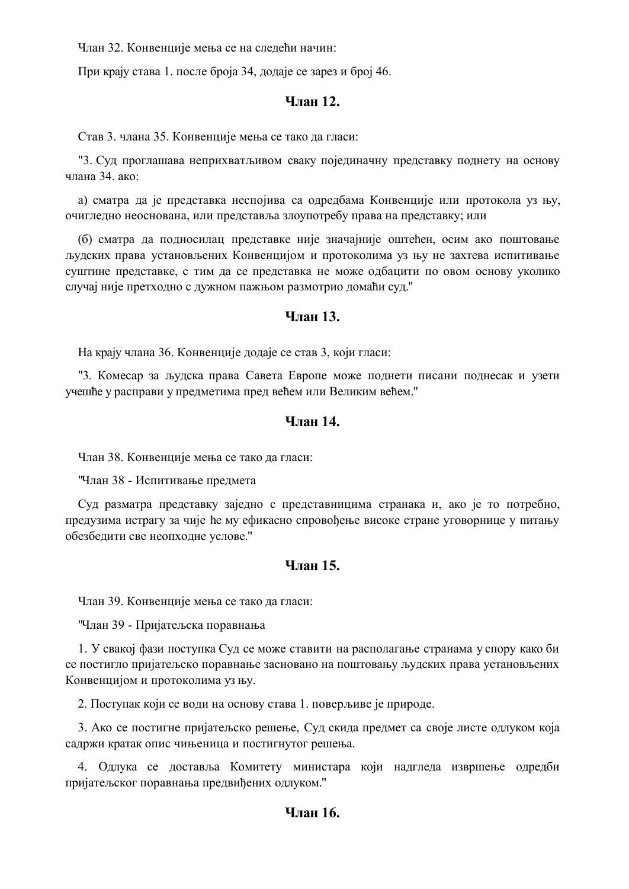Члан 32. Конвенције мења се на следећи начин:

При крају става 1. после броја 34, додаје се зарез и број 46.

### Члан 12.

Став 3. члана 35. Конвенције мења се тако да гласи:

"3. Суд проглашава неприхватљивом сваку појединачну представку поднету на основу члана 34. ако:

а) сматра да је представка неспојива са одредбама Конвенције или протокола уз њу, очигледно неоснована, или представља злоупотребу права на представку; или

(б) сматра да подносилац представке није значајније оштећен, осим ако поштовање људских права установљених Конвенцијом и протоколима уз њу не захтева испитивање суштине представке, с тим да се представка не може одбацити по овом основу уколико случај није претходно с дужном пажњом размотрио домаћи суд."

### Члан 13.

На крају члана 36. Конвенције додаје се став 3, који гласи:

"3. Комесар за људска права Савета Европе може поднети писани поднесак и узети учешће у расправи у предметима пред већем или Великим већем."

### Члан 14.

Члан 38. Конвенције мења се тако да гласи:

"Члан 38 - Испитивање предмета

Суд разматра представку заједно с представницима странака и, ако је то потребно, предузима истрагу за чије ће му ефикасно спровођење високе стране уговорнице у питању обезбедити све неопходне услове."

### Члан 15.

Члан 39. Конвенције мења се тако да гласи:

"Члан 39 - Пријатељска поравнања

1. У свакој фази поступка Суд се може ставити на располагање странама у спору како би се постигло пријатељско поравнање засновано на поштовању људских права установљених Конвенцијом и протоколима уз њу.

2. Поступак који се води на основу става 1. поверљиве је природе.

3. Ако се постигне пријатељско решење, Суд скида предмет са своје листе одлуком која садржи кратак опис чињеница и постигнутог решења.

4. Одлука се доставља Комитету министара који надгледа извршење одредби пријатељског поравнања предвиђених одлуком."

### Члан 16.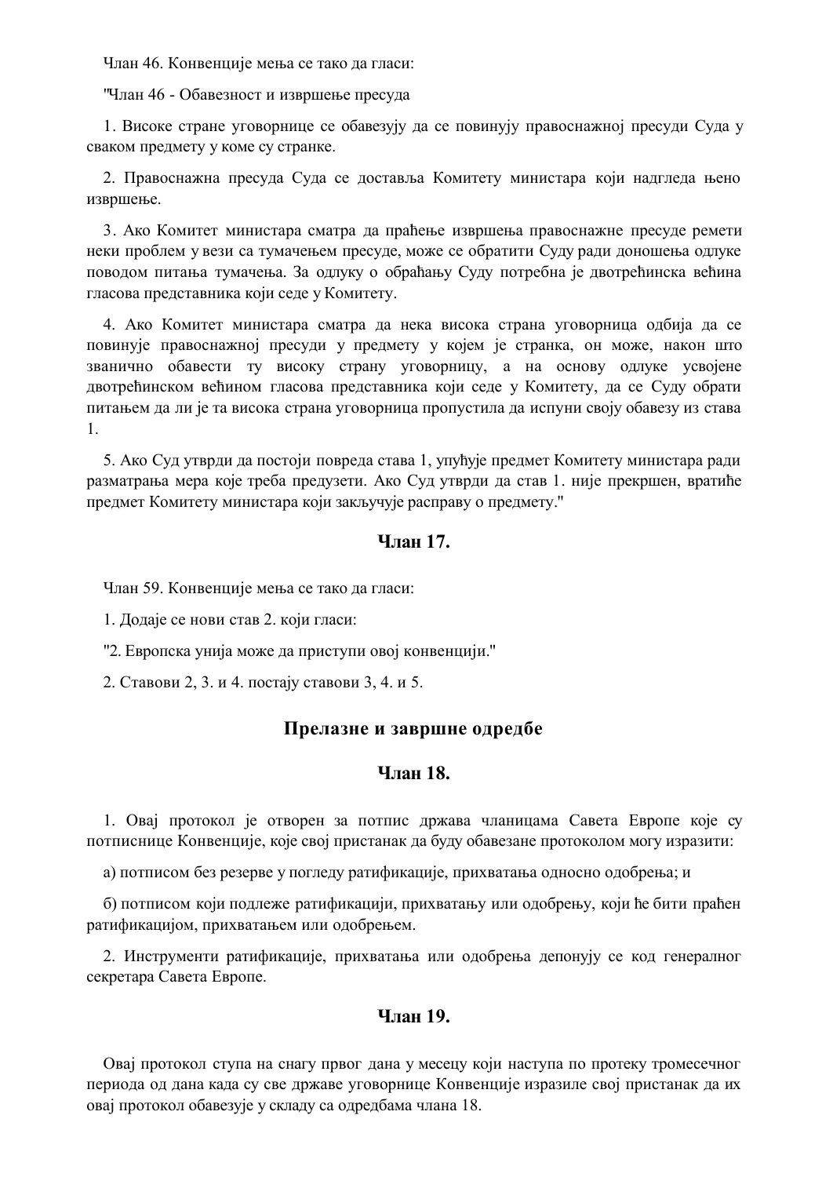Члан 46. Конвенције мења се тако да гласи:

"Члан 46 - Обавезност и извршење пресуда

1. Високе стране уговорнице се обавезују да се повинују правоснажној пресуди Суда у сваком предмету у коме су странке.

2. Правоснажна пресуда Суда се доставља Комитету министара који надгледа њено извршење.

3. Ако Комитет министара сматра да праћење извршења правоснажне пресуде ремети неки проблем у вези са тумачењем пресуде, може се обратити Суду ради доношења одлуке поводом питања тумачења. За одлуку о обраћању Суду потребна је двотрећинска већина гласова представника који седе у Комитету.

4. Ако Комитет министара сматра да нека висока страна уговорница одбија да се повинује правоснажној пресуди у предмету у којем је странка, он може, након што званично обавести ту високу страну уговорницу, а на основу одлуке усвојене двотрећинском већином гласова представника који седе у Комитету, да се Суду обрати питањем да ли је та висока страна уговорница пропустила да испуни своју обавезу из става 1.

5. Ако Суд утврди да постоји повреда става 1, упућује предмет Комитету министара ради разматрања мера које треба предузети. Ако Суд утврди да став 1. није прекршен, вратиће предмет Комитету министара који закључује расправу о предмету."

### Члан 17.

Члан 59. Конвенције мења се тако да гласи:

1. Додаје се нови став 2. који гласи:

"2. Европска унија може да приступи овој конвенцији."

2. Ставови 2, 3. и 4. постају ставови 3, 4. и 5.

## Прелазне и завршне одредбе

### Члан 18.

1. Овај протокол је отворен за потпис држава чланицама Савета Европе које су потписнице Конвенције, које свој пристанак да буду обавезане протоколом могу изразити:

а) потписом без резерве у погледу ратификације, прихватања односно одобрења; и

б) потписом који подлеже ратификацији, прихватању или одобрењу, који ће бити праћен ратификацијом, прихватањем или одобрењем.

2. Инструменти ратификације, прихватања или одобрења депонују се код генералног секретара Савета Европе.

### Члан 19.

Овај протокол ступа на снагу првог дана у месецу који наступа по протеку тромесечног периода од дана када су све државе уговорнице Конвенције изразиле свој пристанак да их овај протокол обавезује у складу са одредбама члана 18.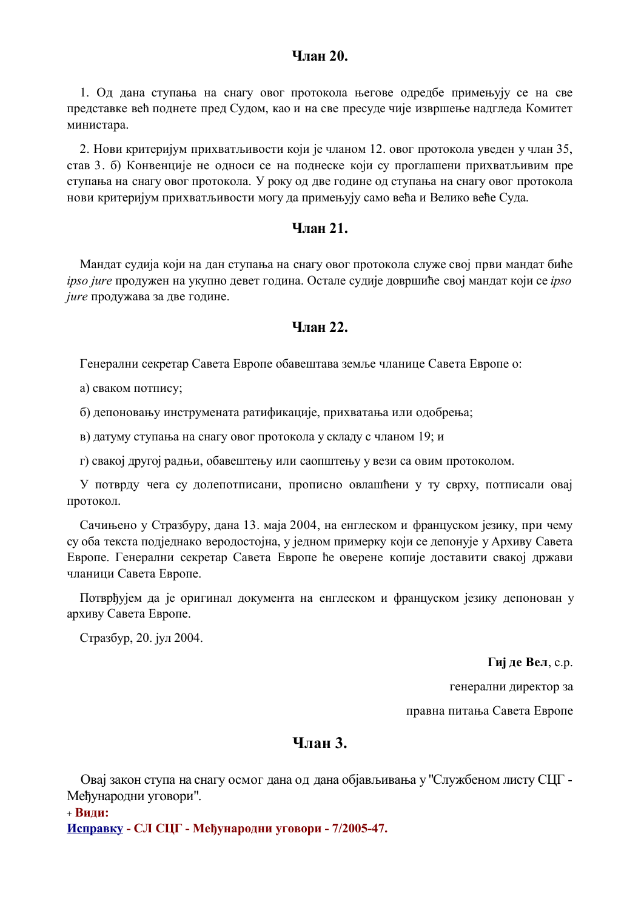## Члан 20.

1. Од дана ступања на снагу овог протокола његове одредбе примењују се на све представке већ поднете пред Судом, као и на све пресуде чије извршење надгледа Комитет министара.

2. Нови критеријум прихватљивости који је чланом 12. овог протокола уведен у члан 35, став 3. б) Конвенције не односи се на поднеске који су проглашени прихватљивим пре ступања на снагу овог протокола. У року од две године од ступања на снагу овог протокола нови критеријум прихватљивости могу да примењују само већа и Велико веће Суда.

## Члан 21.

Мандат судија који на дан ступања на снагу овог протокола служе свој први мандат биће *ipso jure* продужен на укупно девет година. Остале судије довршиће свој мандат који се *ipso jure* продужава за две године.

## Члан 22.

Генерални секретар Савета Европе обавештава земље чланице Савета Европе о:

а) сваком потпису;

б) депоновању инструмената ратификације, прихватања или одобрења;

в) датуму ступања на снагу овог протокола у складу с чланом 19; и

г) свакој другој радњи, обавештењу или саопштењу у вези са овим протоколом.

У потврду чега су долепотписани, прописно овлашћени у ту сврху, потписали овај протокол.

Сачињено у Стразбуру, дана 13. маја 2004, на енглеском и француском језику, при чему су оба текста подједнако веродостојна, у једном примерку који се депонује у Архиву Савета Европе. Генерални секретар Савета Европе ће оверене копије доставити свакој држави чланици Савета Европе.

Потврђујем да је оригинал документа на енглеском и француском језику депонован у архиву Савета Европе.

Стразбур, 20. јул 2004.

**Гиј де Вел**, с.р.

генерални директор за

правна питања Савета Европе

## Члан 3.

Овај закон ступа на снагу осмог дана од дана објављивања у "Службеном листу СЦГ - Међународни уговори".

+ **Види:**

**Исправку - СЛ СЦГ - Међународни уговори - 7/2005-47.**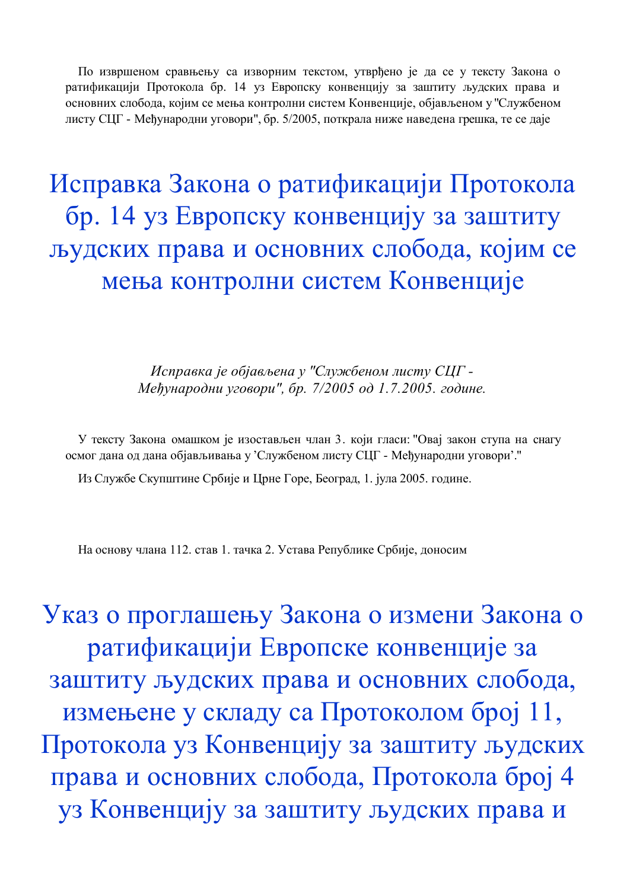По извршеном сравњењу са изворним текстом, утврђено је да се у тексту Закона о ратификацији Протокола бр. 14 уз Европску конвенцију за заштиту људских права и основних слобода, којим се мења контролни систем Конвенције, објављеном у "Службеном листу СЦГ - Међународни уговори", бр. 5/2005, поткрала ниже наведена грешка, те се даје

# Исправка Закона о ратификацији Протокола бр. 14 уз Европску конвенцију за заштиту људских права и основних слобода, којим се мења контролни систем Конвенције

*Исправка је објављена у "Службеном листу СЦГ - Међународни уговори", бр. 7/2005 од 1.7.2005. године.*

У тексту Закона омашком је изостављен члан 3. који гласи: "Овај закон ступа на снагу осмог дана од дана објављивања у 'Службеном листу СЦГ - Међународни уговори'."

Из Службе Скупштине Србије и Црне Горе, Београд, 1. јула 2005. године.

На основу члана 112. став 1. тачка 2. Устава Републике Србије, доносим

# Указ о проглашењу Закона о измени Закона о ратификацији Европске конвенције за заштиту људских права и основних слобода, измењене у складу са Протоколом број 11, Протокола уз Конвенцију за заштиту људских права и основних слобода, Протокола број 4 уз Конвенцију за заштиту људских права и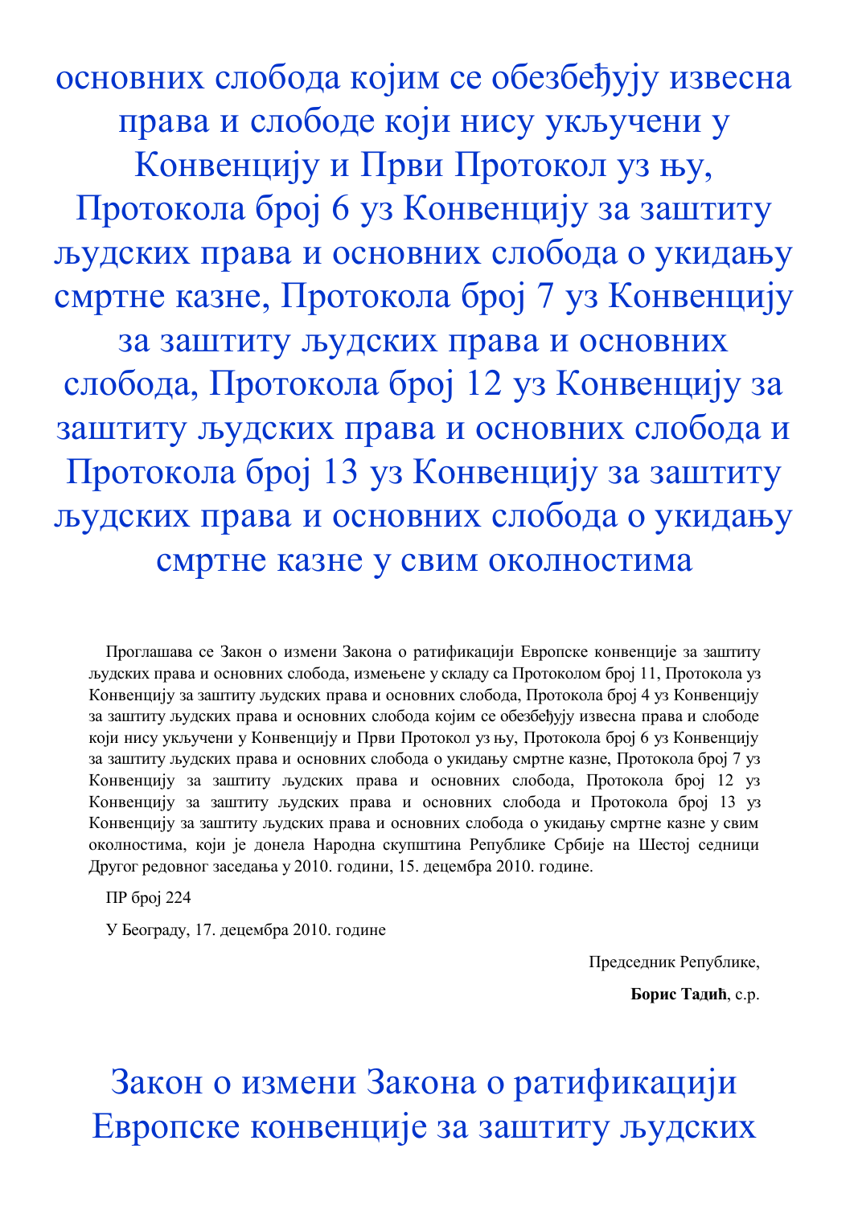# основних слобода којим се обезбеђују извесна права и слободе који нису укључени у Конвенцију и Први Протокол уз њу, Протокола број 6 уз Конвенцију за заштиту људских права и основних слобода о укидању смртне казне, Протокола број 7 уз Конвенцију за заштиту људских права и основних слобода, Протокола број 12 уз Конвенцију за заштиту људских права и основних слобода и Протокола број 13 уз Конвенцију за заштиту људских права и основних слобода о укидању смртне казне у свим околностима

Проглашава се Закон о измени Закона о ратификацији Европске конвенције за заштиту људских права и основних слобода, измењене у складу са Протоколом број 11, Протокола уз Конвенцију за заштиту људских права и основних слобода, Протокола број 4 уз Конвенцију за заштиту људских права и основних слобода којим се обезбеђују извесна права и слободе који нису укључени у Конвенцију и Први Протокол уз њу, Протокола број 6 уз Конвенцију за заштиту људских права и основних слобода о укидању смртне казне, Протокола број 7 уз Конвенцију за заштиту људских права и основних слобода, Протокола број 12 уз Конвенцију за заштиту људских права и основних слобода и Протокола број 13 уз Конвенцију за заштиту људских права и основних слобода о укидању смртне казне у свим околностима, који је донела Народна скупштина Републике Србије на Шестој седници Другог редовног заседања у 2010. години, 15. децембра 2010. године.

ПР број 224

У Београду, 17. децембра 2010. године

Председник Републике,

**Борис Тадић**, с.р.

# Закон о измени Закона о ратификацији Европске конвенције за заштиту људских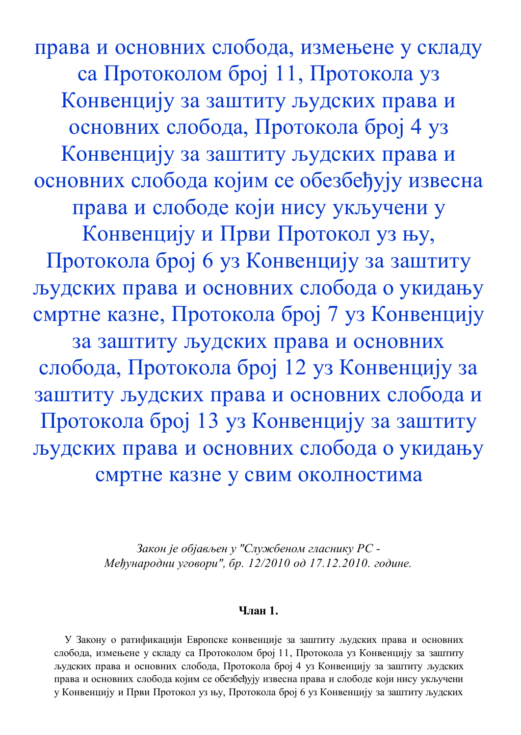# права и основних слобода, измењене у складу са Протоколом број 11, Протокола уз Конвенцију за заштиту људских права и основних слобода, Протокола број 4 уз Конвенцију за заштиту људских права и основних слобода којим се обезбеђују извесна права и слободе који нису укључени у Конвенцију и Први Протокол уз њу, Протокола број 6 уз Конвенцију за заштиту људских права и основних слобода о укидању смртне казне, Протокола број 7 уз Конвенцију за заштиту људских права и основних слобода, Протокола број 12 уз Конвенцију за заштиту људских права и основних слобода и Протокола број 13 уз Конвенцију за заштиту људских права и основних слобода о укидању смртне казне у свим околностима

*Закон је објављен у "Службеном гласнику РС - Међународни уговори", бр. 12/2010 од 17.12.2010. године.*

**Члан 1.**

У Закону о ратификацији Европске конвенције за заштиту људских права и основних слобода, измењене у складу са Протоколом број 11, Протокола уз Конвенцију за заштиту људских права и основних слобода, Протокола број 4 уз Конвенцију за заштиту људских права и основних слобода којим се обезбеђују извесна права и слободе који нису укључени у Конвенцију и Први Протокол уз њу, Протокола број 6 уз Конвенцију за заштиту људских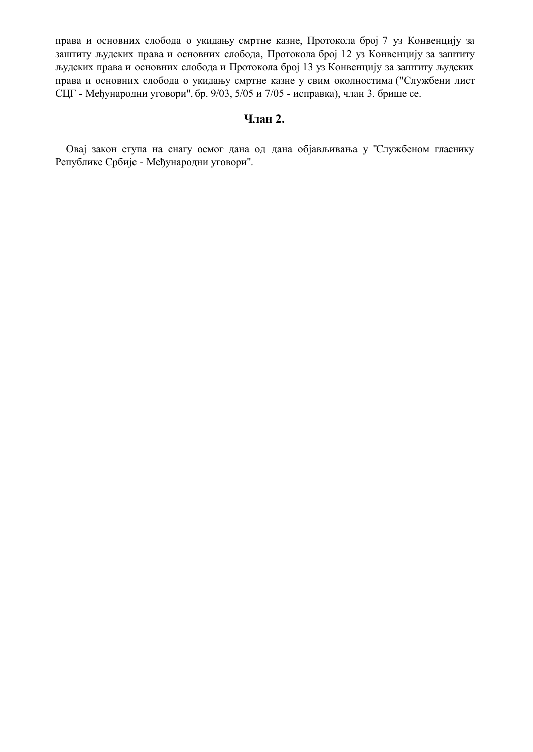права и основних слобода о укидању смртне казне, Протокола број 7 уз Конвенцију за заштиту људских права и основних слобода, Протокола број 12 уз Конвенцију за заштиту људских права и основних слобода и Протокола број 13 уз Конвенцију за заштиту људских права и основних слобода о укидању смртне казне у свим околностима ("Службени лист СЦГ - Међународни уговори", бр. 9/03, 5/05 и 7/05 - исправка), члан 3. брише се.

## Члан 2.

Овај закон ступа на снагу осмог дана од дана објављивања у "Службеном гласнику Републике Србије - Међународни уговори".